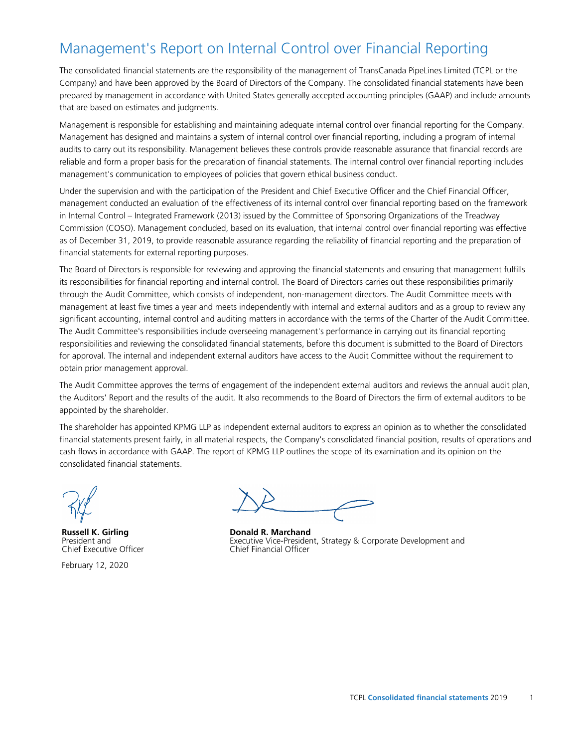# Management's Report on Internal Control over Financial Reporting

The consolidated financial statements are the responsibility of the management of TransCanada PipeLines Limited (TCPL or the Company) and have been approved by the Board of Directors of the Company. The consolidated financial statements have been prepared by management in accordance with United States generally accepted accounting principles (GAAP) and include amounts that are based on estimates and judgments.

Management is responsible for establishing and maintaining adequate internal control over financial reporting for the Company. Management has designed and maintains a system of internal control over financial reporting, including a program of internal audits to carry out its responsibility. Management believes these controls provide reasonable assurance that financial records are reliable and form a proper basis for the preparation of financial statements. The internal control over financial reporting includes management's communication to employees of policies that govern ethical business conduct.

Under the supervision and with the participation of the President and Chief Executive Officer and the Chief Financial Officer, management conducted an evaluation of the effectiveness of its internal control over financial reporting based on the framework in Internal Control – Integrated Framework (2013) issued by the Committee of Sponsoring Organizations of the Treadway Commission (COSO). Management concluded, based on its evaluation, that internal control over financial reporting was effective as of December 31, 2019, to provide reasonable assurance regarding the reliability of financial reporting and the preparation of financial statements for external reporting purposes.

The Board of Directors is responsible for reviewing and approving the financial statements and ensuring that management fulfills its responsibilities for financial reporting and internal control. The Board of Directors carries out these responsibilities primarily through the Audit Committee, which consists of independent, non-management directors. The Audit Committee meets with management at least five times a year and meets independently with internal and external auditors and as a group to review any significant accounting, internal control and auditing matters in accordance with the terms of the Charter of the Audit Committee. The Audit Committee's responsibilities include overseeing management's performance in carrying out its financial reporting responsibilities and reviewing the consolidated financial statements, before this document is submitted to the Board of Directors for approval. The internal and independent external auditors have access to the Audit Committee without the requirement to obtain prior management approval.

The Audit Committee approves the terms of engagement of the independent external auditors and reviews the annual audit plan, the Auditors' Report and the results of the audit. It also recommends to the Board of Directors the firm of external auditors to be appointed by the shareholder.

The shareholder has appointed KPMG LLP as independent external auditors to express an opinion as to whether the consolidated financial statements present fairly, in all material respects, the Company's consolidated financial position, results of operations and cash flows in accordance with GAAP. The report of KPMG LLP outlines the scope of its examination and its opinion on the consolidated financial statements.

**Russell K. Girling**
President and
Chief Executive Officer

February 12, 2020

**Donald R. Marchand**
Executive Vice-President, Strategy & Corporate Development and
Chief Financial Officer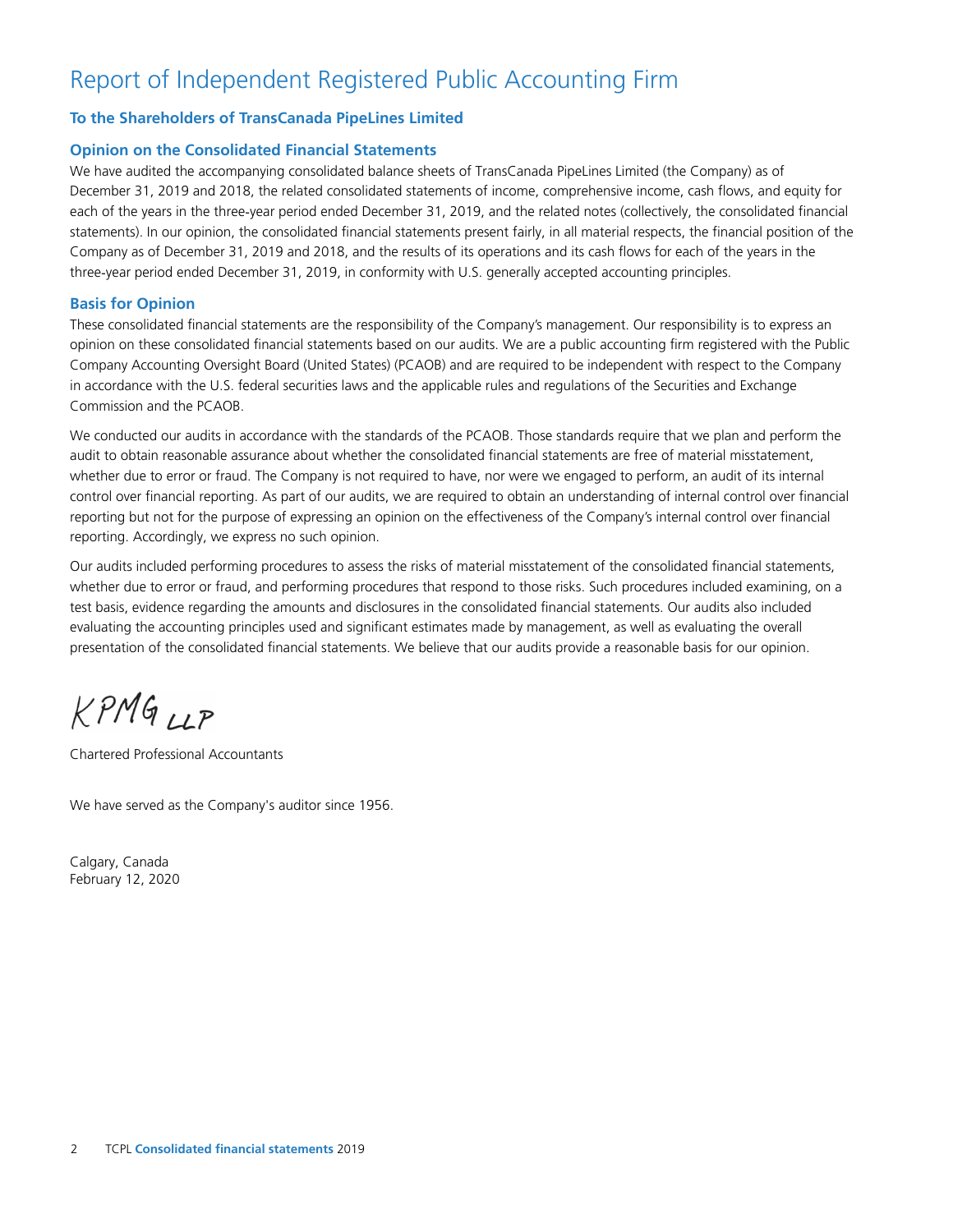# Report of Independent Registered Public Accounting Firm

### To the Shareholders of TransCanada PipeLines Limited

### Opinion on the Consolidated Financial Statements

We have audited the accompanying consolidated balance sheets of TransCanada PipeLines Limited (the Company) as of December 31, 2019 and 2018, the related consolidated statements of income, comprehensive income, cash flows, and equity for each of the years in the three-year period ended December 31, 2019, and the related notes (collectively, the consolidated financial statements). In our opinion, the consolidated financial statements present fairly, in all material respects, the financial position of the Company as of December 31, 2019 and 2018, and the results of its operations and its cash flows for each of the years in the three-year period ended December 31, 2019, in conformity with U.S. generally accepted accounting principles.

### Basis for Opinion

These consolidated financial statements are the responsibility of the Company's management. Our responsibility is to express an opinion on these consolidated financial statements based on our audits. We are a public accounting firm registered with the Public Company Accounting Oversight Board (United States) (PCAOB) and are required to be independent with respect to the Company in accordance with the U.S. federal securities laws and the applicable rules and regulations of the Securities and Exchange Commission and the PCAOB.

We conducted our audits in accordance with the standards of the PCAOB. Those standards require that we plan and perform the audit to obtain reasonable assurance about whether the consolidated financial statements are free of material misstatement, whether due to error or fraud. The Company is not required to have, nor were we engaged to perform, an audit of its internal control over financial reporting. As part of our audits, we are required to obtain an understanding of internal control over financial reporting but not for the purpose of expressing an opinion on the effectiveness of the Company's internal control over financial reporting. Accordingly, we express no such opinion.

Our audits included performing procedures to assess the risks of material misstatement of the consolidated financial statements, whether due to error or fraud, and performing procedures that respond to those risks. Such procedures included examining, on a test basis, evidence regarding the amounts and disclosures in the consolidated financial statements. Our audits also included evaluating the accounting principles used and significant estimates made by management, as well as evaluating the overall presentation of the consolidated financial statements. We believe that our audits provide a reasonable basis for our opinion.

KPMG LLP

Chartered Professional Accountants

We have served as the Company's auditor since 1956.

Calgary, Canada
February 12, 2020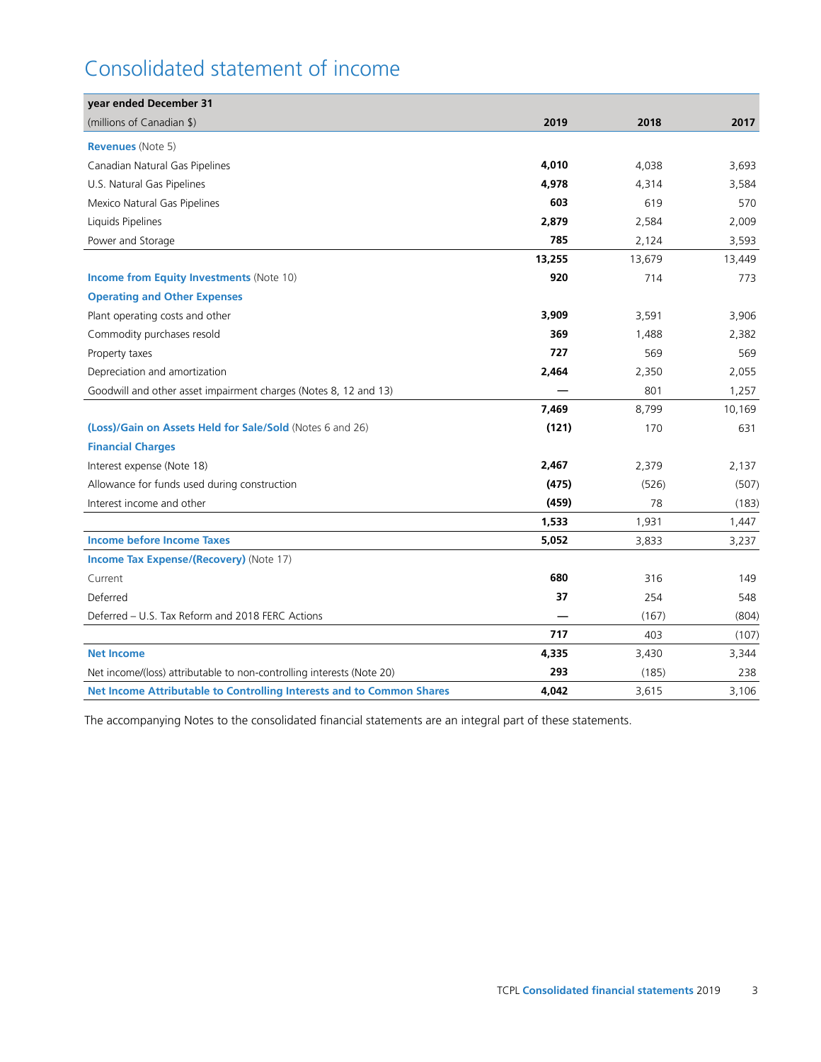# Consolidated statement of income

| year ended December 31<br>(millions of Canadian $) | 2019 | 2018 | 2017 |
|---|---|---|---|
| **Revenues** (Note 5) | | | |
| Canadian Natural Gas Pipelines | **4,010** | 4,038 | 3,693 |
| U.S. Natural Gas Pipelines | **4,978** | 4,314 | 3,584 |
| Mexico Natural Gas Pipelines | **603** | 619 | 570 |
| Liquids Pipelines | **2,879** | 2,584 | 2,009 |
| Power and Storage | **785** | 2,124 | 3,593 |
| | **13,255** | 13,679 | 13,449 |
| **Income from Equity Investments** (Note 10) | **920** | 714 | 773 |
| **Operating and Other Expenses** | | | |
| Plant operating costs and other | **3,909** | 3,591 | 3,906 |
| Commodity purchases resold | **369** | 1,488 | 2,382 |
| Property taxes | **727** | 569 | 569 |
| Depreciation and amortization | **2,464** | 2,350 | 2,055 |
| Goodwill and other asset impairment charges (Notes 8, 12 and 13) | **—** | 801 | 1,257 |
| | **7,469** | 8,799 | 10,169 |
| **(Loss)/Gain on Assets Held for Sale/Sold** (Notes 6 and 26) | **(121)** | 170 | 631 |
| **Financial Charges** | | | |
| Interest expense (Note 18) | **2,467** | 2,379 | 2,137 |
| Allowance for funds used during construction | **(475)** | (526) | (507) |
| Interest income and other | **(459)** | 78 | (183) |
| | **1,533** | 1,931 | 1,447 |
| **Income before Income Taxes** | **5,052** | 3,833 | 3,237 |
| **Income Tax Expense/(Recovery)** (Note 17) | | | |
| Current | **680** | 316 | 149 |
| Deferred | **37** | 254 | 548 |
| Deferred – U.S. Tax Reform and 2018 FERC Actions | **—** | (167) | (804) |
| | **717** | 403 | (107) |
| **Net Income** | **4,335** | 3,430 | 3,344 |
| Net income/(loss) attributable to non-controlling interests (Note 20) | **293** | (185) | 238 |
| **Net Income Attributable to Controlling Interests and to Common Shares** | **4,042** | 3,615 | 3,106 |

The accompanying Notes to the consolidated financial statements are an integral part of these statements.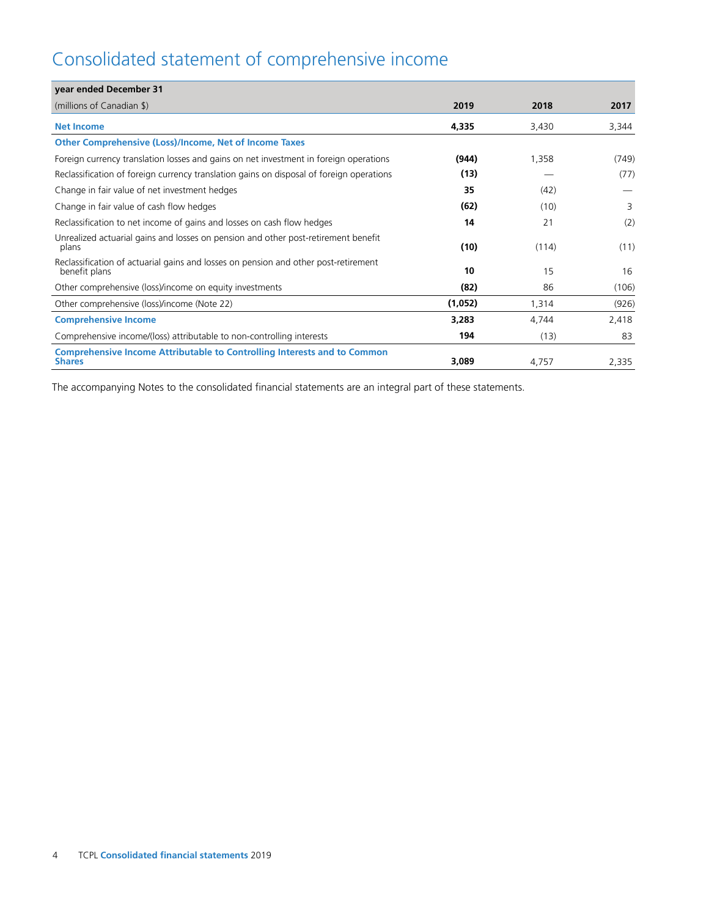# Consolidated statement of comprehensive income

| year ended December 31 | | | |
|---|---|---|---|
| (millions of Canadian $) | **2019** | 2018 | 2017 |
| **Net Income** | **4,335** | 3,430 | 3,344 |
| **Other Comprehensive (Loss)/Income, Net of Income Taxes** | | | |
| Foreign currency translation losses and gains on net investment in foreign operations | **(944)** | 1,358 | (749) |
| Reclassification of foreign currency translation gains on disposal of foreign operations | **(13)** | — | (77) |
| Change in fair value of net investment hedges | **35** | (42) | — |
| Change in fair value of cash flow hedges | **(62)** | (10) | 3 |
| Reclassification to net income of gains and losses on cash flow hedges | **14** | 21 | (2) |
| Unrealized actuarial gains and losses on pension and other post-retirement benefit plans | **(10)** | (114) | (11) |
| Reclassification of actuarial gains and losses on pension and other post-retirement benefit plans | **10** | 15 | 16 |
| Other comprehensive (loss)/income on equity investments | **(82)** | 86 | (106) |
| Other comprehensive (loss)/income (Note 22) | **(1,052)** | 1,314 | (926) |
| **Comprehensive Income** | **3,283** | 4,744 | 2,418 |
| Comprehensive income/(loss) attributable to non-controlling interests | **194** | (13) | 83 |
| **Comprehensive Income Attributable to Controlling Interests and to Common Shares** | **3,089** | 4,757 | 2,335 |

The accompanying Notes to the consolidated financial statements are an integral part of these statements.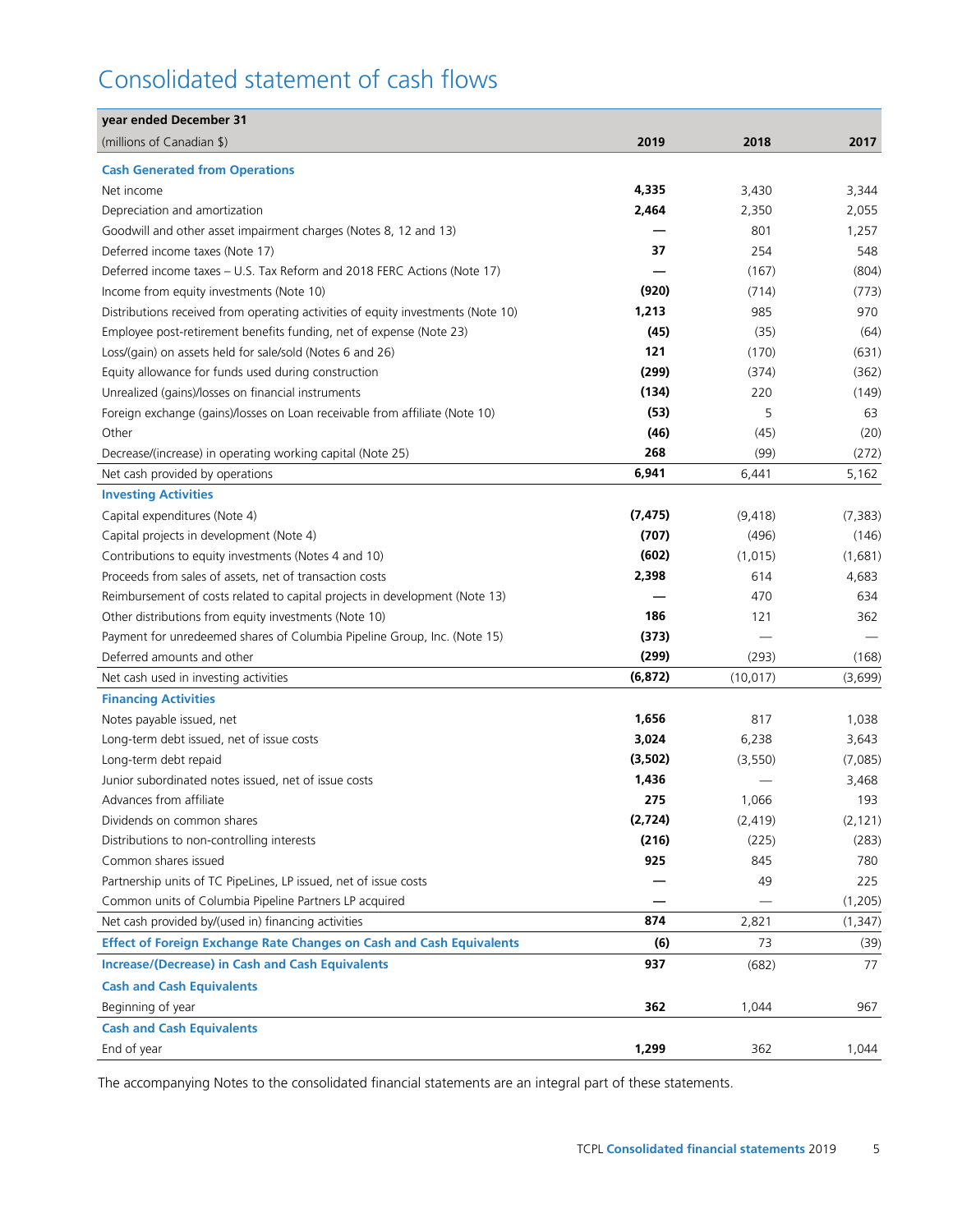# Consolidated statement of cash flows

| year ended December 31<br>(millions of Canadian $) | 2019 | 2018 | 2017 |
|---|---|---|---|
| **Cash Generated from Operations** | | | |
| Net income | **4,335** | 3,430 | 3,344 |
| Depreciation and amortization | **2,464** | 2,350 | 2,055 |
| Goodwill and other asset impairment charges (Notes 8, 12 and 13) | **—** | 801 | 1,257 |
| Deferred income taxes (Note 17) | **37** | 254 | 548 |
| Deferred income taxes – U.S. Tax Reform and 2018 FERC Actions (Note 17) | **—** | (167) | (804) |
| Income from equity investments (Note 10) | **(920)** | (714) | (773) |
| Distributions received from operating activities of equity investments (Note 10) | **1,213** | 985 | 970 |
| Employee post-retirement benefits funding, net of expense (Note 23) | **(45)** | (35) | (64) |
| Loss/(gain) on assets held for sale/sold (Notes 6 and 26) | **121** | (170) | (631) |
| Equity allowance for funds used during construction | **(299)** | (374) | (362) |
| Unrealized (gains)/losses on financial instruments | **(134)** | 220 | (149) |
| Foreign exchange (gains)/losses on Loan receivable from affiliate (Note 10) | **(53)** | 5 | 63 |
| Other | **(46)** | (45) | (20) |
| Decrease/(increase) in operating working capital (Note 25) | **268** | (99) | (272) |
| Net cash provided by operations | **6,941** | 6,441 | 5,162 |
| **Investing Activities** | | | |
| Capital expenditures (Note 4) | **(7,475)** | (9,418) | (7,383) |
| Capital projects in development (Note 4) | **(707)** | (496) | (146) |
| Contributions to equity investments (Notes 4 and 10) | **(602)** | (1,015) | (1,681) |
| Proceeds from sales of assets, net of transaction costs | **2,398** | 614 | 4,683 |
| Reimbursement of costs related to capital projects in development (Note 13) | **—** | 470 | 634 |
| Other distributions from equity investments (Note 10) | **186** | 121 | 362 |
| Payment for unredeemed shares of Columbia Pipeline Group, Inc. (Note 15) | **(373)** | — | — |
| Deferred amounts and other | **(299)** | (293) | (168) |
| Net cash used in investing activities | **(6,872)** | (10,017) | (3,699) |
| **Financing Activities** | | | |
| Notes payable issued, net | **1,656** | 817 | 1,038 |
| Long-term debt issued, net of issue costs | **3,024** | 6,238 | 3,643 |
| Long-term debt repaid | **(3,502)** | (3,550) | (7,085) |
| Junior subordinated notes issued, net of issue costs | **1,436** | — | 3,468 |
| Advances from affiliate | **275** | 1,066 | 193 |
| Dividends on common shares | **(2,724)** | (2,419) | (2,121) |
| Distributions to non-controlling interests | **(216)** | (225) | (283) |
| Common shares issued | **925** | 845 | 780 |
| Partnership units of TC PipeLines, LP issued, net of issue costs | **—** | 49 | 225 |
| Common units of Columbia Pipeline Partners LP acquired | **—** | — | (1,205) |
| Net cash provided by/(used in) financing activities | **874** | 2,821 | (1,347) |
| **Effect of Foreign Exchange Rate Changes on Cash and Cash Equivalents** | **(6)** | 73 | (39) |
| **Increase/(Decrease) in Cash and Cash Equivalents** | **937** | (682) | 77 |
| **Cash and Cash Equivalents** | | | |
| Beginning of year | **362** | 1,044 | 967 |
| **Cash and Cash Equivalents** | | | |
| End of year | **1,299** | 362 | 1,044 |

The accompanying Notes to the consolidated financial statements are an integral part of these statements.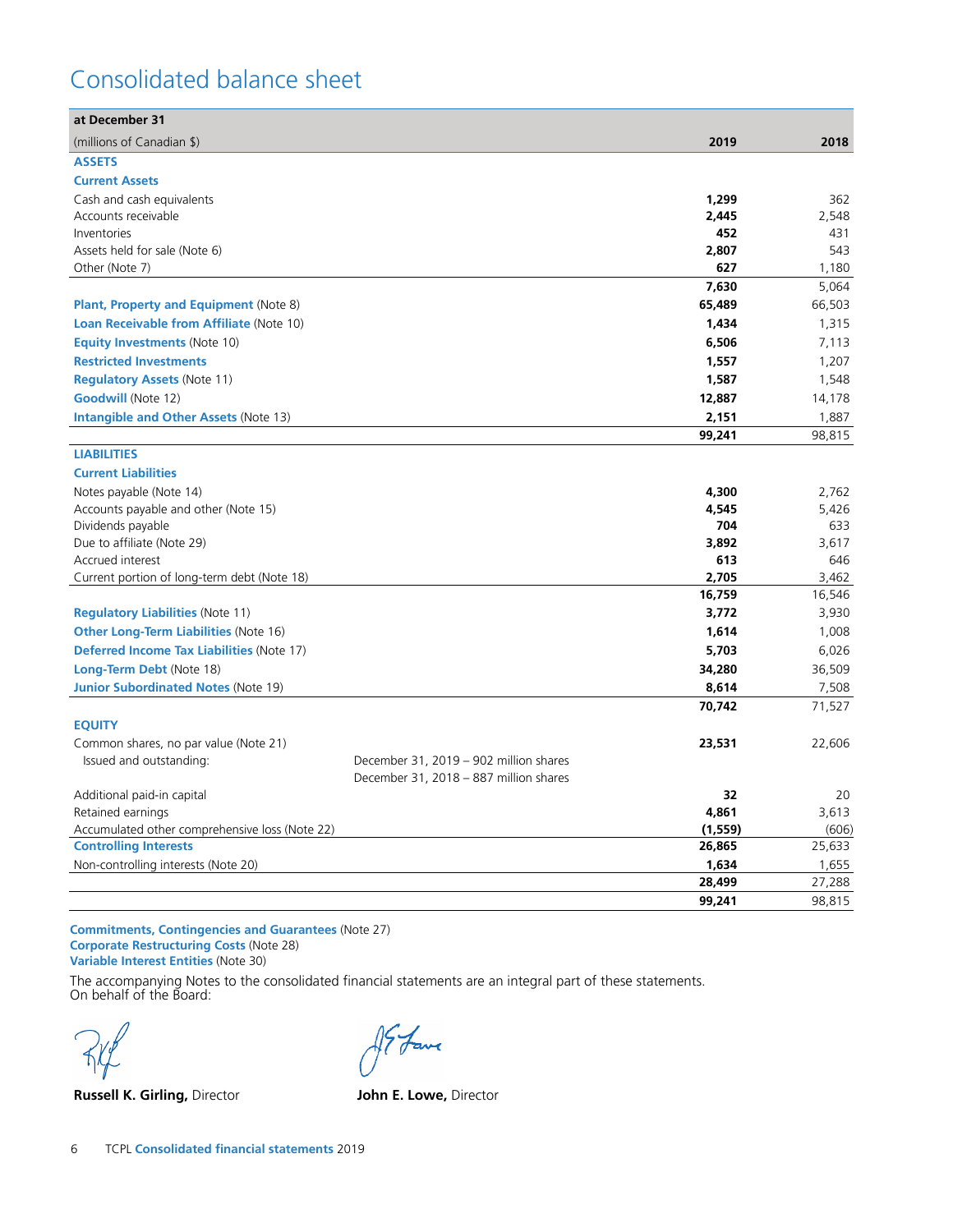# Consolidated balance sheet

| at December 31 | | | |
|---|---|---|---|
| (millions of Canadian $) | | 2019 | 2018 |
| **ASSETS** | | | |
| **Current Assets** | | | |
| Cash and cash equivalents | | **1,299** | 362 |
| Accounts receivable | | **2,445** | 2,548 |
| Inventories | | **452** | 431 |
| Assets held for sale (Note 6) | | **2,807** | 543 |
| Other (Note 7) | | **627** | 1,180 |
| | | **7,630** | 5,064 |
| **Plant, Property and Equipment** (Note 8) | | **65,489** | 66,503 |
| **Loan Receivable from Affiliate** (Note 10) | | **1,434** | 1,315 |
| **Equity Investments** (Note 10) | | **6,506** | 7,113 |
| **Restricted Investments** | | **1,557** | 1,207 |
| **Regulatory Assets** (Note 11) | | **1,587** | 1,548 |
| **Goodwill** (Note 12) | | **12,887** | 14,178 |
| **Intangible and Other Assets** (Note 13) | | **2,151** | 1,887 |
| | | **99,241** | 98,815 |
| **LIABILITIES** | | | |
| **Current Liabilities** | | | |
| Notes payable (Note 14) | | **4,300** | 2,762 |
| Accounts payable and other (Note 15) | | **4,545** | 5,426 |
| Dividends payable | | **704** | 633 |
| Due to affiliate (Note 29) | | **3,892** | 3,617 |
| Accrued interest | | **613** | 646 |
| Current portion of long-term debt (Note 18) | | **2,705** | 3,462 |
| | | **16,759** | 16,546 |
| **Regulatory Liabilities** (Note 11) | | **3,772** | 3,930 |
| **Other Long-Term Liabilities** (Note 16) | | **1,614** | 1,008 |
| **Deferred Income Tax Liabilities** (Note 17) | | **5,703** | 6,026 |
| **Long-Term Debt** (Note 18) | | **34,280** | 36,509 |
| **Junior Subordinated Notes** (Note 19) | | **8,614** | 7,508 |
| | | **70,742** | 71,527 |
| **EQUITY** | | | |
| Common shares, no par value (Note 21) | | **23,531** | 22,606 |
| Issued and outstanding: | December 31, 2019 – 902 million shares | | |
| | December 31, 2018 – 887 million shares | | |
| Additional paid-in capital | | **32** | 20 |
| Retained earnings | | **4,861** | 3,613 |
| Accumulated other comprehensive loss (Note 22) | | **(1,559)** | (606) |
| **Controlling Interests** | | **26,865** | 25,633 |
| Non-controlling interests (Note 20) | | **1,634** | 1,655 |
| | | **28,499** | 27,288 |
| | | **99,241** | 98,815 |

**Commitments, Contingencies and Guarantees** (Note 27)
**Corporate Restructuring Costs** (Note 28)
**Variable Interest Entities** (Note 30)

The accompanying Notes to the consolidated financial statements are an integral part of these statements.
On behalf of the Board:

**Russell K. Girling,** Director

**John E. Lowe,** Director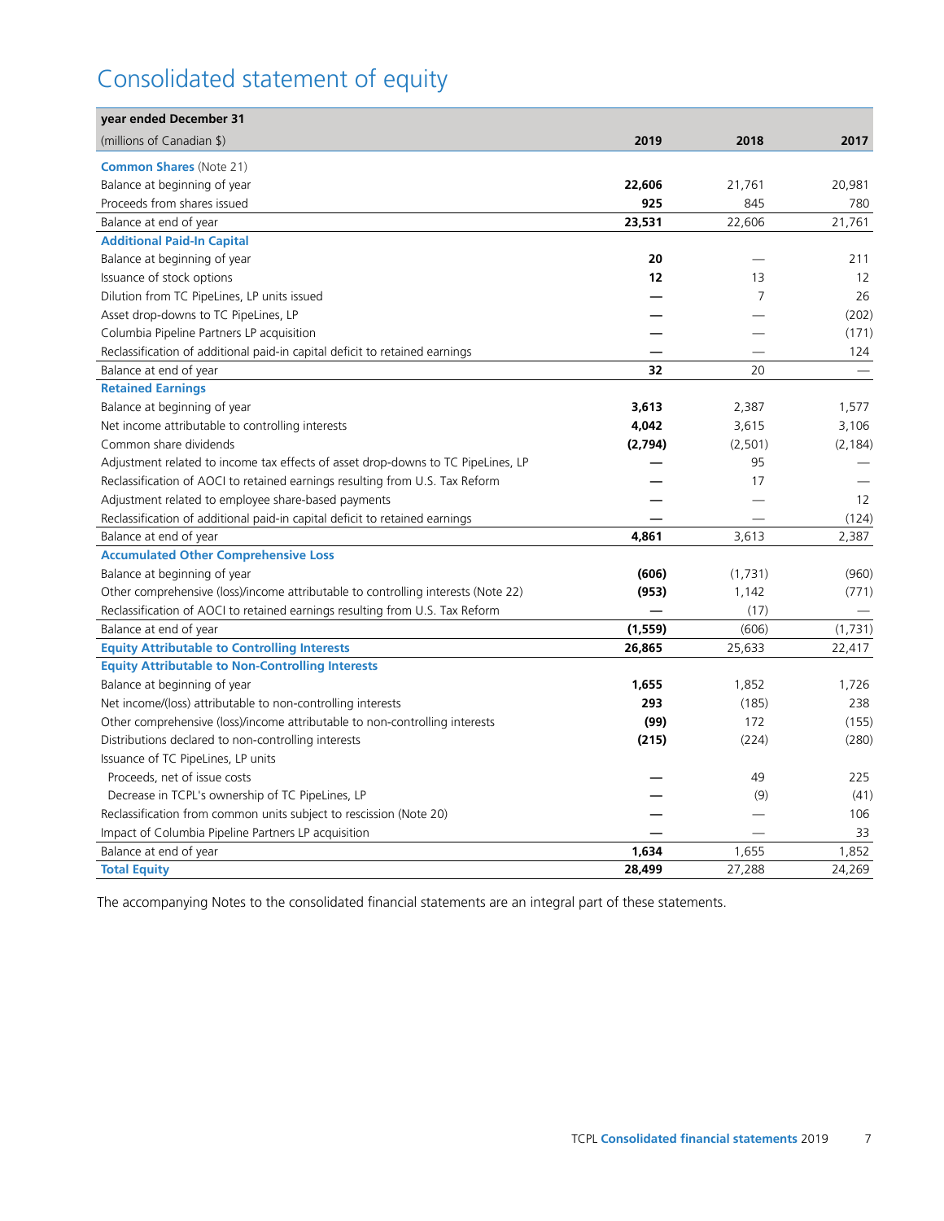# Consolidated statement of equity

| year ended December 31 | | | |
|---|---|---|---|
| (millions of Canadian $) | **2019** | 2018 | 2017 |
| **Common Shares** (Note 21) | | | |
| Balance at beginning of year | **22,606** | 21,761 | 20,981 |
| Proceeds from shares issued | **925** | 845 | 780 |
| Balance at end of year | **23,531** | 22,606 | 21,761 |
| **Additional Paid-In Capital** | | | |
| Balance at beginning of year | **20** | — | 211 |
| Issuance of stock options | **12** | 13 | 12 |
| Dilution from TC PipeLines, LP units issued | **—** | 7 | 26 |
| Asset drop-downs to TC PipeLines, LP | **—** | — | (202) |
| Columbia Pipeline Partners LP acquisition | **—** | — | (171) |
| Reclassification of additional paid-in capital deficit to retained earnings | **—** | — | 124 |
| Balance at end of year | **32** | 20 | — |
| **Retained Earnings** | | | |
| Balance at beginning of year | **3,613** | 2,387 | 1,577 |
| Net income attributable to controlling interests | **4,042** | 3,615 | 3,106 |
| Common share dividends | **(2,794)** | (2,501) | (2,184) |
| Adjustment related to income tax effects of asset drop-downs to TC PipeLines, LP | **—** | 95 | — |
| Reclassification of AOCI to retained earnings resulting from U.S. Tax Reform | **—** | 17 | — |
| Adjustment related to employee share-based payments | **—** | — | 12 |
| Reclassification of additional paid-in capital deficit to retained earnings | **—** | — | (124) |
| Balance at end of year | **4,861** | 3,613 | 2,387 |
| **Accumulated Other Comprehensive Loss** | | | |
| Balance at beginning of year | **(606)** | (1,731) | (960) |
| Other comprehensive (loss)/income attributable to controlling interests (Note 22) | **(953)** | 1,142 | (771) |
| Reclassification of AOCI to retained earnings resulting from U.S. Tax Reform | **—** | (17) | — |
| Balance at end of year | **(1,559)** | (606) | (1,731) |
| **Equity Attributable to Controlling Interests** | **26,865** | 25,633 | 22,417 |
| **Equity Attributable to Non-Controlling Interests** | | | |
| Balance at beginning of year | **1,655** | 1,852 | 1,726 |
| Net income/(loss) attributable to non-controlling interests | **293** | (185) | 238 |
| Other comprehensive (loss)/income attributable to non-controlling interests | **(99)** | 172 | (155) |
| Distributions declared to non-controlling interests | **(215)** | (224) | (280) |
| Issuance of TC PipeLines, LP units | | | |
| Proceeds, net of issue costs | **—** | 49 | 225 |
| Decrease in TCPL's ownership of TC PipeLines, LP | **—** | (9) | (41) |
| Reclassification from common units subject to rescission (Note 20) | **—** | — | 106 |
| Impact of Columbia Pipeline Partners LP acquisition | **—** | — | 33 |
| Balance at end of year | **1,634** | 1,655 | 1,852 |
| **Total Equity** | **28,499** | 27,288 | 24,269 |

The accompanying Notes to the consolidated financial statements are an integral part of these statements.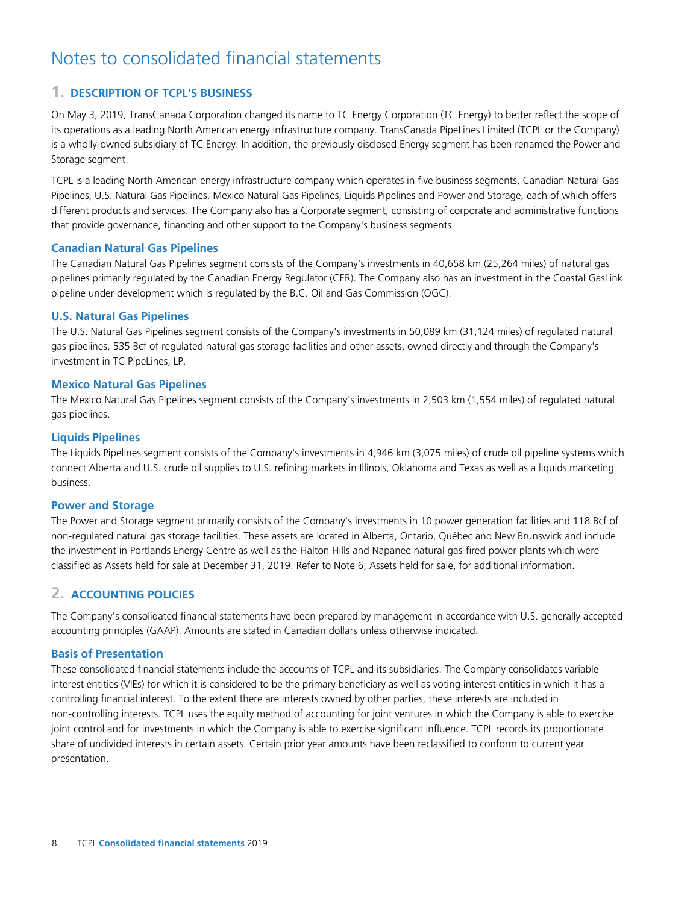# Notes to consolidated financial statements

## 1. DESCRIPTION OF TCPL'S BUSINESS

On May 3, 2019, TransCanada Corporation changed its name to TC Energy Corporation (TC Energy) to better reflect the scope of its operations as a leading North American energy infrastructure company. TransCanada PipeLines Limited (TCPL or the Company) is a wholly-owned subsidiary of TC Energy. In addition, the previously disclosed Energy segment has been renamed the Power and Storage segment.

TCPL is a leading North American energy infrastructure company which operates in five business segments, Canadian Natural Gas Pipelines, U.S. Natural Gas Pipelines, Mexico Natural Gas Pipelines, Liquids Pipelines and Power and Storage, each of which offers different products and services. The Company also has a Corporate segment, consisting of corporate and administrative functions that provide governance, financing and other support to the Company's business segments.

### Canadian Natural Gas Pipelines

The Canadian Natural Gas Pipelines segment consists of the Company's investments in 40,658 km (25,264 miles) of natural gas pipelines primarily regulated by the Canadian Energy Regulator (CER). The Company also has an investment in the Coastal GasLink pipeline under development which is regulated by the B.C. Oil and Gas Commission (OGC).

### U.S. Natural Gas Pipelines

The U.S. Natural Gas Pipelines segment consists of the Company's investments in 50,089 km (31,124 miles) of regulated natural gas pipelines, 535 Bcf of regulated natural gas storage facilities and other assets, owned directly and through the Company's investment in TC PipeLines, LP.

### Mexico Natural Gas Pipelines

The Mexico Natural Gas Pipelines segment consists of the Company's investments in 2,503 km (1,554 miles) of regulated natural gas pipelines.

### Liquids Pipelines

The Liquids Pipelines segment consists of the Company's investments in 4,946 km (3,075 miles) of crude oil pipeline systems which connect Alberta and U.S. crude oil supplies to U.S. refining markets in Illinois, Oklahoma and Texas as well as a liquids marketing business.

### Power and Storage

The Power and Storage segment primarily consists of the Company's investments in 10 power generation facilities and 118 Bcf of non-regulated natural gas storage facilities. These assets are located in Alberta, Ontario, Québec and New Brunswick and include the investment in Portlands Energy Centre as well as the Halton Hills and Napanee natural gas-fired power plants which were classified as Assets held for sale at December 31, 2019. Refer to Note 6, Assets held for sale, for additional information.

## 2. ACCOUNTING POLICIES

The Company's consolidated financial statements have been prepared by management in accordance with U.S. generally accepted accounting principles (GAAP). Amounts are stated in Canadian dollars unless otherwise indicated.

### Basis of Presentation

These consolidated financial statements include the accounts of TCPL and its subsidiaries. The Company consolidates variable interest entities (VIEs) for which it is considered to be the primary beneficiary as well as voting interest entities in which it has a controlling financial interest. To the extent there are interests owned by other parties, these interests are included in non-controlling interests. TCPL uses the equity method of accounting for joint ventures in which the Company is able to exercise joint control and for investments in which the Company is able to exercise significant influence. TCPL records its proportionate share of undivided interests in certain assets. Certain prior year amounts have been reclassified to conform to current year presentation.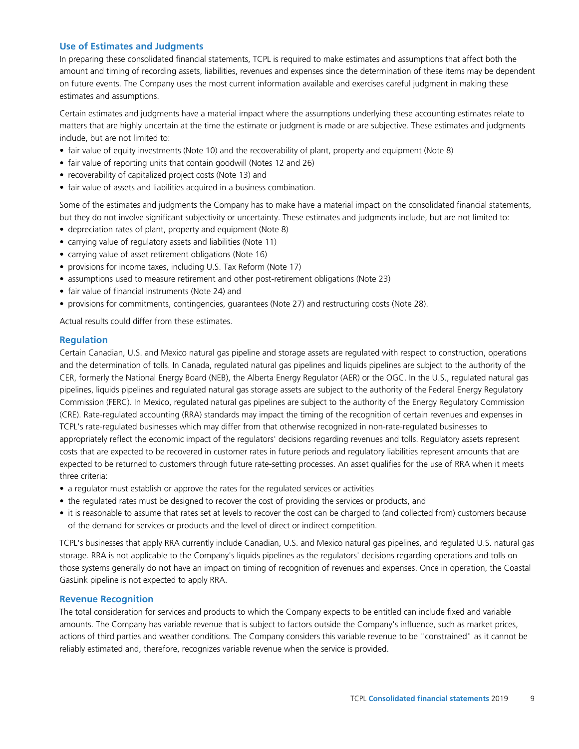## Use of Estimates and Judgments

In preparing these consolidated financial statements, TCPL is required to make estimates and assumptions that affect both the amount and timing of recording assets, liabilities, revenues and expenses since the determination of these items may be dependent on future events. The Company uses the most current information available and exercises careful judgment in making these estimates and assumptions.

Certain estimates and judgments have a material impact where the assumptions underlying these accounting estimates relate to matters that are highly uncertain at the time the estimate or judgment is made or are subjective. These estimates and judgments include, but are not limited to:

- fair value of equity investments (Note 10) and the recoverability of plant, property and equipment (Note 8)
- fair value of reporting units that contain goodwill (Notes 12 and 26)
- recoverability of capitalized project costs (Note 13) and
- fair value of assets and liabilities acquired in a business combination.

Some of the estimates and judgments the Company has to make have a material impact on the consolidated financial statements, but they do not involve significant subjectivity or uncertainty. These estimates and judgments include, but are not limited to:

- depreciation rates of plant, property and equipment (Note 8)
- carrying value of regulatory assets and liabilities (Note 11)
- carrying value of asset retirement obligations (Note 16)
- provisions for income taxes, including U.S. Tax Reform (Note 17)
- assumptions used to measure retirement and other post-retirement obligations (Note 23)
- fair value of financial instruments (Note 24) and
- provisions for commitments, contingencies, guarantees (Note 27) and restructuring costs (Note 28).

Actual results could differ from these estimates.

## Regulation

Certain Canadian, U.S. and Mexico natural gas pipeline and storage assets are regulated with respect to construction, operations and the determination of tolls. In Canada, regulated natural gas pipelines and liquids pipelines are subject to the authority of the CER, formerly the National Energy Board (NEB), the Alberta Energy Regulator (AER) or the OGC. In the U.S., regulated natural gas pipelines, liquids pipelines and regulated natural gas storage assets are subject to the authority of the Federal Energy Regulatory Commission (FERC). In Mexico, regulated natural gas pipelines are subject to the authority of the Energy Regulatory Commission (CRE). Rate-regulated accounting (RRA) standards may impact the timing of the recognition of certain revenues and expenses in TCPL's rate-regulated businesses which may differ from that otherwise recognized in non-rate-regulated businesses to appropriately reflect the economic impact of the regulators' decisions regarding revenues and tolls. Regulatory assets represent costs that are expected to be recovered in customer rates in future periods and regulatory liabilities represent amounts that are expected to be returned to customers through future rate-setting processes. An asset qualifies for the use of RRA when it meets three criteria:

- a regulator must establish or approve the rates for the regulated services or activities
- the regulated rates must be designed to recover the cost of providing the services or products, and
- it is reasonable to assume that rates set at levels to recover the cost can be charged to (and collected from) customers because of the demand for services or products and the level of direct or indirect competition.

TCPL's businesses that apply RRA currently include Canadian, U.S. and Mexico natural gas pipelines, and regulated U.S. natural gas storage. RRA is not applicable to the Company's liquids pipelines as the regulators' decisions regarding operations and tolls on those systems generally do not have an impact on timing of recognition of revenues and expenses. Once in operation, the Coastal GasLink pipeline is not expected to apply RRA.

## Revenue Recognition

The total consideration for services and products to which the Company expects to be entitled can include fixed and variable amounts. The Company has variable revenue that is subject to factors outside the Company's influence, such as market prices, actions of third parties and weather conditions. The Company considers this variable revenue to be "constrained" as it cannot be reliably estimated and, therefore, recognizes variable revenue when the service is provided.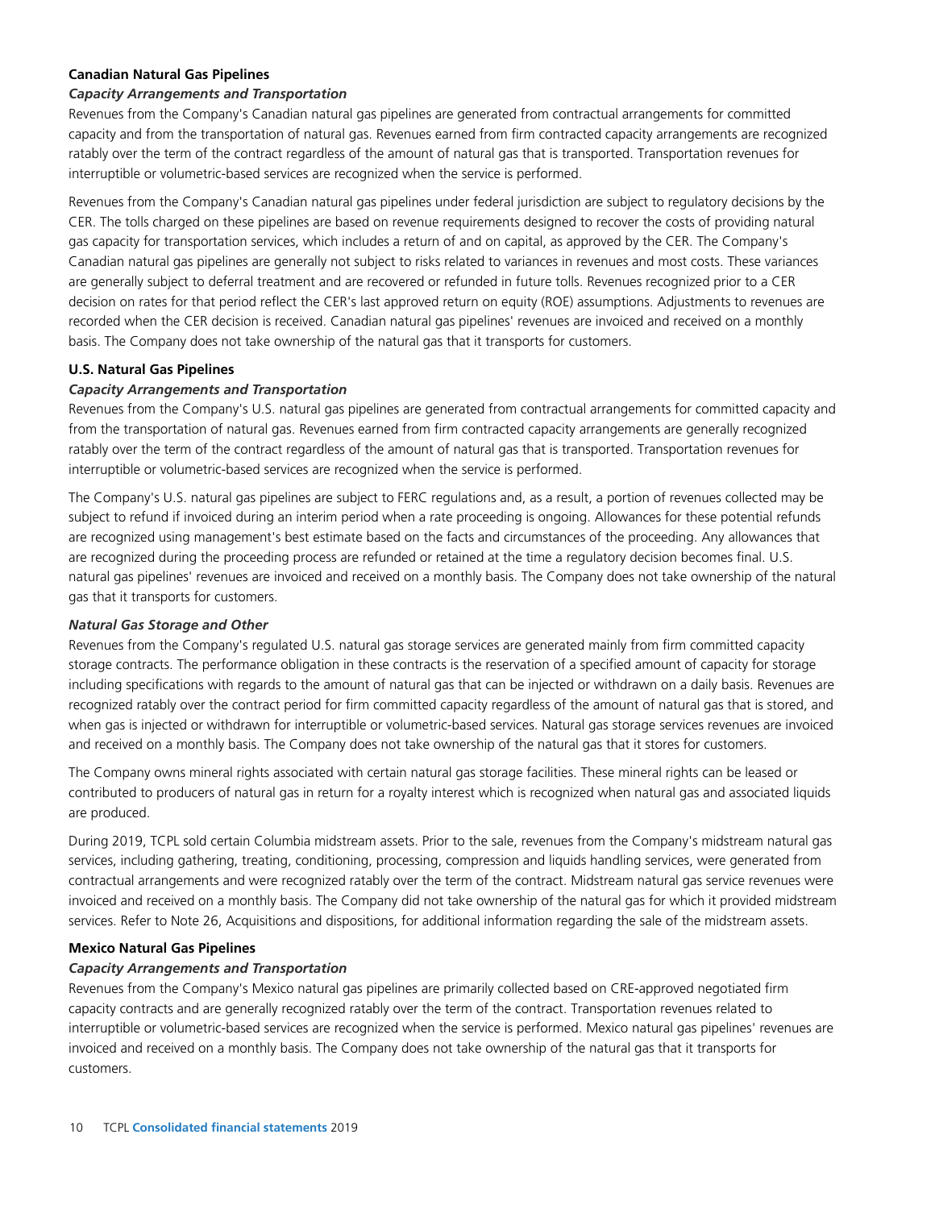**Canadian Natural Gas Pipelines**

***Capacity Arrangements and Transportation***

Revenues from the Company's Canadian natural gas pipelines are generated from contractual arrangements for committed capacity and from the transportation of natural gas. Revenues earned from firm contracted capacity arrangements are recognized ratably over the term of the contract regardless of the amount of natural gas that is transported. Transportation revenues for interruptible or volumetric-based services are recognized when the service is performed.

Revenues from the Company's Canadian natural gas pipelines under federal jurisdiction are subject to regulatory decisions by the CER. The tolls charged on these pipelines are based on revenue requirements designed to recover the costs of providing natural gas capacity for transportation services, which includes a return of and on capital, as approved by the CER. The Company's Canadian natural gas pipelines are generally not subject to risks related to variances in revenues and most costs. These variances are generally subject to deferral treatment and are recovered or refunded in future tolls. Revenues recognized prior to a CER decision on rates for that period reflect the CER's last approved return on equity (ROE) assumptions. Adjustments to revenues are recorded when the CER decision is received. Canadian natural gas pipelines' revenues are invoiced and received on a monthly basis. The Company does not take ownership of the natural gas that it transports for customers.

**U.S. Natural Gas Pipelines**

***Capacity Arrangements and Transportation***

Revenues from the Company's U.S. natural gas pipelines are generated from contractual arrangements for committed capacity and from the transportation of natural gas. Revenues earned from firm contracted capacity arrangements are generally recognized ratably over the term of the contract regardless of the amount of natural gas that is transported. Transportation revenues for interruptible or volumetric-based services are recognized when the service is performed.

The Company's U.S. natural gas pipelines are subject to FERC regulations and, as a result, a portion of revenues collected may be subject to refund if invoiced during an interim period when a rate proceeding is ongoing. Allowances for these potential refunds are recognized using management's best estimate based on the facts and circumstances of the proceeding. Any allowances that are recognized during the proceeding process are refunded or retained at the time a regulatory decision becomes final. U.S. natural gas pipelines' revenues are invoiced and received on a monthly basis. The Company does not take ownership of the natural gas that it transports for customers.

***Natural Gas Storage and Other***

Revenues from the Company's regulated U.S. natural gas storage services are generated mainly from firm committed capacity storage contracts. The performance obligation in these contracts is the reservation of a specified amount of capacity for storage including specifications with regards to the amount of natural gas that can be injected or withdrawn on a daily basis. Revenues are recognized ratably over the contract period for firm committed capacity regardless of the amount of natural gas that is stored, and when gas is injected or withdrawn for interruptible or volumetric-based services. Natural gas storage services revenues are invoiced and received on a monthly basis. The Company does not take ownership of the natural gas that it stores for customers.

The Company owns mineral rights associated with certain natural gas storage facilities. These mineral rights can be leased or contributed to producers of natural gas in return for a royalty interest which is recognized when natural gas and associated liquids are produced.

During 2019, TCPL sold certain Columbia midstream assets. Prior to the sale, revenues from the Company's midstream natural gas services, including gathering, treating, conditioning, processing, compression and liquids handling services, were generated from contractual arrangements and were recognized ratably over the term of the contract. Midstream natural gas service revenues were invoiced and received on a monthly basis. The Company did not take ownership of the natural gas for which it provided midstream services. Refer to Note 26, Acquisitions and dispositions, for additional information regarding the sale of the midstream assets.

**Mexico Natural Gas Pipelines**

***Capacity Arrangements and Transportation***

Revenues from the Company's Mexico natural gas pipelines are primarily collected based on CRE-approved negotiated firm capacity contracts and are generally recognized ratably over the term of the contract. Transportation revenues related to interruptible or volumetric-based services are recognized when the service is performed. Mexico natural gas pipelines' revenues are invoiced and received on a monthly basis. The Company does not take ownership of the natural gas that it transports for customers.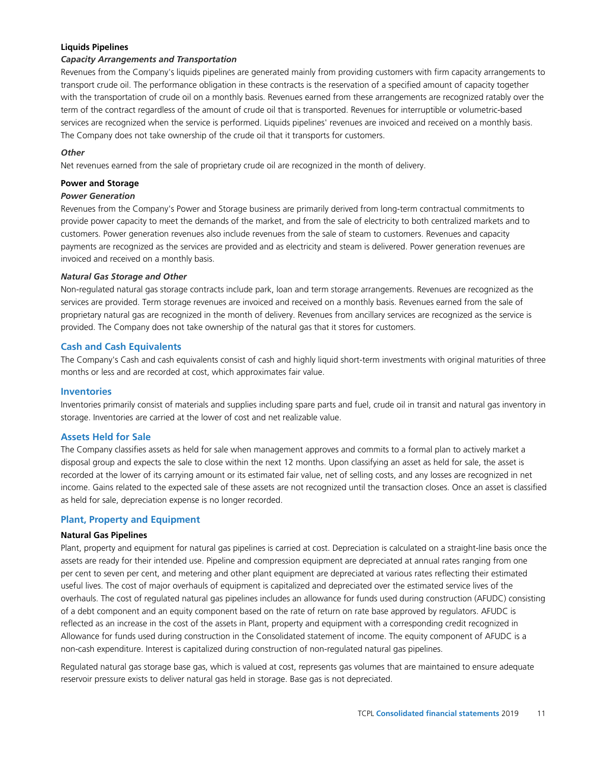**Liquids Pipelines**

***Capacity Arrangements and Transportation***

Revenues from the Company's liquids pipelines are generated mainly from providing customers with firm capacity arrangements to transport crude oil. The performance obligation in these contracts is the reservation of a specified amount of capacity together with the transportation of crude oil on a monthly basis. Revenues earned from these arrangements are recognized ratably over the term of the contract regardless of the amount of crude oil that is transported. Revenues for interruptible or volumetric-based services are recognized when the service is performed. Liquids pipelines' revenues are invoiced and received on a monthly basis. The Company does not take ownership of the crude oil that it transports for customers.

***Other***

Net revenues earned from the sale of proprietary crude oil are recognized in the month of delivery.

**Power and Storage**

***Power Generation***

Revenues from the Company's Power and Storage business are primarily derived from long-term contractual commitments to provide power capacity to meet the demands of the market, and from the sale of electricity to both centralized markets and to customers. Power generation revenues also include revenues from the sale of steam to customers. Revenues and capacity payments are recognized as the services are provided and as electricity and steam is delivered. Power generation revenues are invoiced and received on a monthly basis.

***Natural Gas Storage and Other***

Non-regulated natural gas storage contracts include park, loan and term storage arrangements. Revenues are recognized as the services are provided. Term storage revenues are invoiced and received on a monthly basis. Revenues earned from the sale of proprietary natural gas are recognized in the month of delivery. Revenues from ancillary services are recognized as the service is provided. The Company does not take ownership of the natural gas that it stores for customers.

## Cash and Cash Equivalents

The Company's Cash and cash equivalents consist of cash and highly liquid short-term investments with original maturities of three months or less and are recorded at cost, which approximates fair value.

## Inventories

Inventories primarily consist of materials and supplies including spare parts and fuel, crude oil in transit and natural gas inventory in storage. Inventories are carried at the lower of cost and net realizable value.

## Assets Held for Sale

The Company classifies assets as held for sale when management approves and commits to a formal plan to actively market a disposal group and expects the sale to close within the next 12 months. Upon classifying an asset as held for sale, the asset is recorded at the lower of its carrying amount or its estimated fair value, net of selling costs, and any losses are recognized in net income. Gains related to the expected sale of these assets are not recognized until the transaction closes. Once an asset is classified as held for sale, depreciation expense is no longer recorded.

## Plant, Property and Equipment

**Natural Gas Pipelines**

Plant, property and equipment for natural gas pipelines is carried at cost. Depreciation is calculated on a straight-line basis once the assets are ready for their intended use. Pipeline and compression equipment are depreciated at annual rates ranging from one per cent to seven per cent, and metering and other plant equipment are depreciated at various rates reflecting their estimated useful lives. The cost of major overhauls of equipment is capitalized and depreciated over the estimated service lives of the overhauls. The cost of regulated natural gas pipelines includes an allowance for funds used during construction (AFUDC) consisting of a debt component and an equity component based on the rate of return on rate base approved by regulators. AFUDC is reflected as an increase in the cost of the assets in Plant, property and equipment with a corresponding credit recognized in Allowance for funds used during construction in the Consolidated statement of income. The equity component of AFUDC is a non-cash expenditure. Interest is capitalized during construction of non-regulated natural gas pipelines.

Regulated natural gas storage base gas, which is valued at cost, represents gas volumes that are maintained to ensure adequate reservoir pressure exists to deliver natural gas held in storage. Base gas is not depreciated.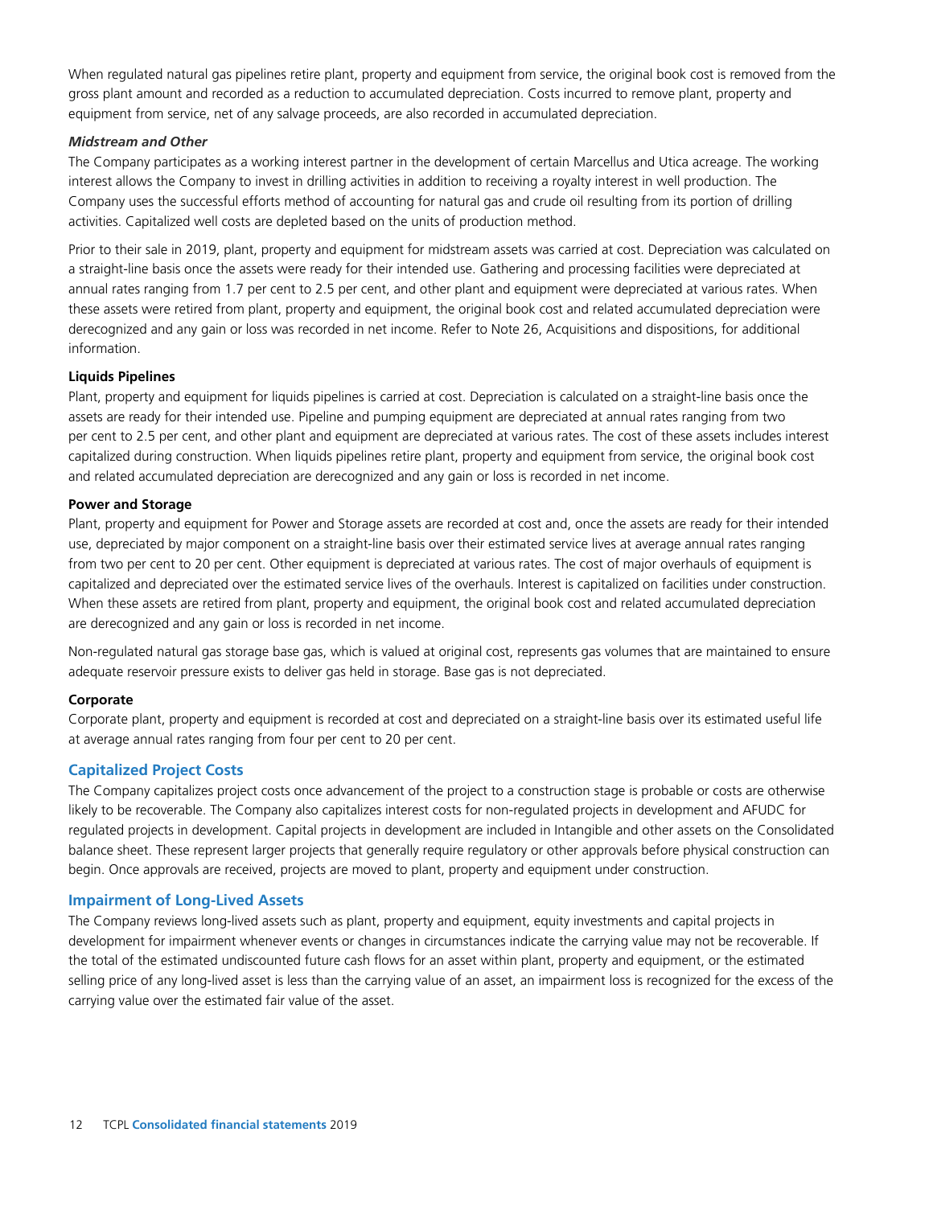When regulated natural gas pipelines retire plant, property and equipment from service, the original book cost is removed from the gross plant amount and recorded as a reduction to accumulated depreciation. Costs incurred to remove plant, property and equipment from service, net of any salvage proceeds, are also recorded in accumulated depreciation.

***Midstream and Other***

The Company participates as a working interest partner in the development of certain Marcellus and Utica acreage. The working interest allows the Company to invest in drilling activities in addition to receiving a royalty interest in well production. The Company uses the successful efforts method of accounting for natural gas and crude oil resulting from its portion of drilling activities. Capitalized well costs are depleted based on the units of production method.

Prior to their sale in 2019, plant, property and equipment for midstream assets was carried at cost. Depreciation was calculated on a straight-line basis once the assets were ready for their intended use. Gathering and processing facilities were depreciated at annual rates ranging from 1.7 per cent to 2.5 per cent, and other plant and equipment were depreciated at various rates. When these assets were retired from plant, property and equipment, the original book cost and related accumulated depreciation were derecognized and any gain or loss was recorded in net income. Refer to Note 26, Acquisitions and dispositions, for additional information.

**Liquids Pipelines**

Plant, property and equipment for liquids pipelines is carried at cost. Depreciation is calculated on a straight-line basis once the assets are ready for their intended use. Pipeline and pumping equipment are depreciated at annual rates ranging from two per cent to 2.5 per cent, and other plant and equipment are depreciated at various rates. The cost of these assets includes interest capitalized during construction. When liquids pipelines retire plant, property and equipment from service, the original book cost and related accumulated depreciation are derecognized and any gain or loss is recorded in net income.

**Power and Storage**

Plant, property and equipment for Power and Storage assets are recorded at cost and, once the assets are ready for their intended use, depreciated by major component on a straight-line basis over their estimated service lives at average annual rates ranging from two per cent to 20 per cent. Other equipment is depreciated at various rates. The cost of major overhauls of equipment is capitalized and depreciated over the estimated service lives of the overhauls. Interest is capitalized on facilities under construction. When these assets are retired from plant, property and equipment, the original book cost and related accumulated depreciation are derecognized and any gain or loss is recorded in net income.

Non-regulated natural gas storage base gas, which is valued at original cost, represents gas volumes that are maintained to ensure adequate reservoir pressure exists to deliver gas held in storage. Base gas is not depreciated.

**Corporate**

Corporate plant, property and equipment is recorded at cost and depreciated on a straight-line basis over its estimated useful life at average annual rates ranging from four per cent to 20 per cent.

## Capitalized Project Costs

The Company capitalizes project costs once advancement of the project to a construction stage is probable or costs are otherwise likely to be recoverable. The Company also capitalizes interest costs for non-regulated projects in development and AFUDC for regulated projects in development. Capital projects in development are included in Intangible and other assets on the Consolidated balance sheet. These represent larger projects that generally require regulatory or other approvals before physical construction can begin. Once approvals are received, projects are moved to plant, property and equipment under construction.

## Impairment of Long-Lived Assets

The Company reviews long-lived assets such as plant, property and equipment, equity investments and capital projects in development for impairment whenever events or changes in circumstances indicate the carrying value may not be recoverable. If the total of the estimated undiscounted future cash flows for an asset within plant, property and equipment, or the estimated selling price of any long-lived asset is less than the carrying value of an asset, an impairment loss is recognized for the excess of the carrying value over the estimated fair value of the asset.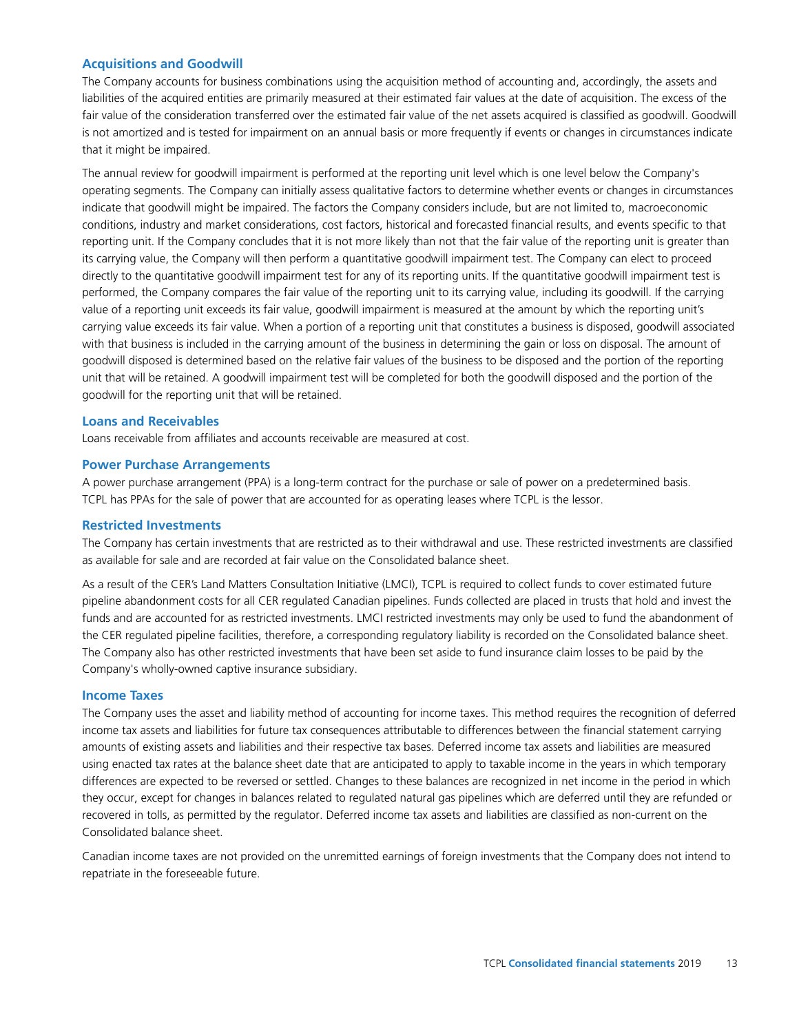### Acquisitions and Goodwill

The Company accounts for business combinations using the acquisition method of accounting and, accordingly, the assets and liabilities of the acquired entities are primarily measured at their estimated fair values at the date of acquisition. The excess of the fair value of the consideration transferred over the estimated fair value of the net assets acquired is classified as goodwill. Goodwill is not amortized and is tested for impairment on an annual basis or more frequently if events or changes in circumstances indicate that it might be impaired.

The annual review for goodwill impairment is performed at the reporting unit level which is one level below the Company's operating segments. The Company can initially assess qualitative factors to determine whether events or changes in circumstances indicate that goodwill might be impaired. The factors the Company considers include, but are not limited to, macroeconomic conditions, industry and market considerations, cost factors, historical and forecasted financial results, and events specific to that reporting unit. If the Company concludes that it is not more likely than not that the fair value of the reporting unit is greater than its carrying value, the Company will then perform a quantitative goodwill impairment test. The Company can elect to proceed directly to the quantitative goodwill impairment test for any of its reporting units. If the quantitative goodwill impairment test is performed, the Company compares the fair value of the reporting unit to its carrying value, including its goodwill. If the carrying value of a reporting unit exceeds its fair value, goodwill impairment is measured at the amount by which the reporting unit's carrying value exceeds its fair value. When a portion of a reporting unit that constitutes a business is disposed, goodwill associated with that business is included in the carrying amount of the business in determining the gain or loss on disposal. The amount of goodwill disposed is determined based on the relative fair values of the business to be disposed and the portion of the reporting unit that will be retained. A goodwill impairment test will be completed for both the goodwill disposed and the portion of the goodwill for the reporting unit that will be retained.

### Loans and Receivables

Loans receivable from affiliates and accounts receivable are measured at cost.

### Power Purchase Arrangements

A power purchase arrangement (PPA) is a long-term contract for the purchase or sale of power on a predetermined basis. TCPL has PPAs for the sale of power that are accounted for as operating leases where TCPL is the lessor.

### Restricted Investments

The Company has certain investments that are restricted as to their withdrawal and use. These restricted investments are classified as available for sale and are recorded at fair value on the Consolidated balance sheet.

As a result of the CER's Land Matters Consultation Initiative (LMCI), TCPL is required to collect funds to cover estimated future pipeline abandonment costs for all CER regulated Canadian pipelines. Funds collected are placed in trusts that hold and invest the funds and are accounted for as restricted investments. LMCI restricted investments may only be used to fund the abandonment of the CER regulated pipeline facilities, therefore, a corresponding regulatory liability is recorded on the Consolidated balance sheet. The Company also has other restricted investments that have been set aside to fund insurance claim losses to be paid by the Company's wholly-owned captive insurance subsidiary.

### Income Taxes

The Company uses the asset and liability method of accounting for income taxes. This method requires the recognition of deferred income tax assets and liabilities for future tax consequences attributable to differences between the financial statement carrying amounts of existing assets and liabilities and their respective tax bases. Deferred income tax assets and liabilities are measured using enacted tax rates at the balance sheet date that are anticipated to apply to taxable income in the years in which temporary differences are expected to be reversed or settled. Changes to these balances are recognized in net income in the period in which they occur, except for changes in balances related to regulated natural gas pipelines which are deferred until they are refunded or recovered in tolls, as permitted by the regulator. Deferred income tax assets and liabilities are classified as non-current on the Consolidated balance sheet.

Canadian income taxes are not provided on the unremitted earnings of foreign investments that the Company does not intend to repatriate in the foreseeable future.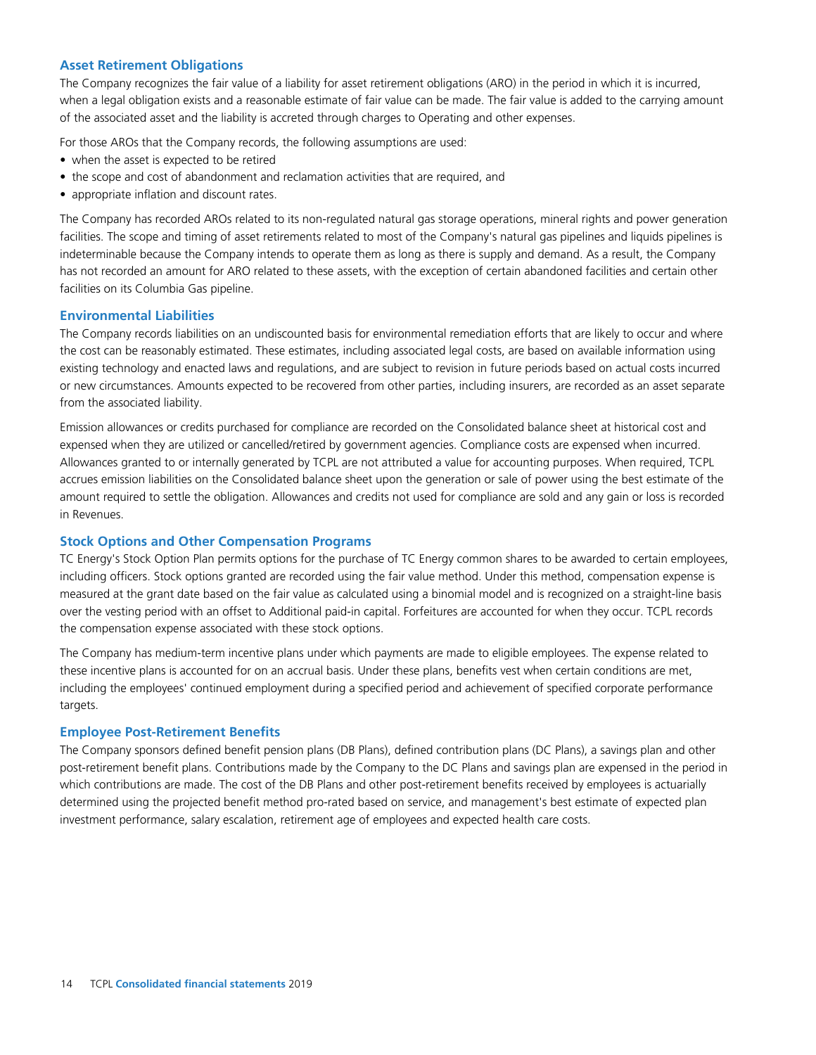### Asset Retirement Obligations

The Company recognizes the fair value of a liability for asset retirement obligations (ARO) in the period in which it is incurred, when a legal obligation exists and a reasonable estimate of fair value can be made. The fair value is added to the carrying amount of the associated asset and the liability is accreted through charges to Operating and other expenses.

For those AROs that the Company records, the following assumptions are used:

- when the asset is expected to be retired
- the scope and cost of abandonment and reclamation activities that are required, and
- appropriate inflation and discount rates.

The Company has recorded AROs related to its non-regulated natural gas storage operations, mineral rights and power generation facilities. The scope and timing of asset retirements related to most of the Company's natural gas pipelines and liquids pipelines is indeterminable because the Company intends to operate them as long as there is supply and demand. As a result, the Company has not recorded an amount for ARO related to these assets, with the exception of certain abandoned facilities and certain other facilities on its Columbia Gas pipeline.

### Environmental Liabilities

The Company records liabilities on an undiscounted basis for environmental remediation efforts that are likely to occur and where the cost can be reasonably estimated. These estimates, including associated legal costs, are based on available information using existing technology and enacted laws and regulations, and are subject to revision in future periods based on actual costs incurred or new circumstances. Amounts expected to be recovered from other parties, including insurers, are recorded as an asset separate from the associated liability.

Emission allowances or credits purchased for compliance are recorded on the Consolidated balance sheet at historical cost and expensed when they are utilized or cancelled/retired by government agencies. Compliance costs are expensed when incurred. Allowances granted to or internally generated by TCPL are not attributed a value for accounting purposes. When required, TCPL accrues emission liabilities on the Consolidated balance sheet upon the generation or sale of power using the best estimate of the amount required to settle the obligation. Allowances and credits not used for compliance are sold and any gain or loss is recorded in Revenues.

### Stock Options and Other Compensation Programs

TC Energy's Stock Option Plan permits options for the purchase of TC Energy common shares to be awarded to certain employees, including officers. Stock options granted are recorded using the fair value method. Under this method, compensation expense is measured at the grant date based on the fair value as calculated using a binomial model and is recognized on a straight-line basis over the vesting period with an offset to Additional paid-in capital. Forfeitures are accounted for when they occur. TCPL records the compensation expense associated with these stock options.

The Company has medium-term incentive plans under which payments are made to eligible employees. The expense related to these incentive plans is accounted for on an accrual basis. Under these plans, benefits vest when certain conditions are met, including the employees' continued employment during a specified period and achievement of specified corporate performance targets.

### Employee Post-Retirement Benefits

The Company sponsors defined benefit pension plans (DB Plans), defined contribution plans (DC Plans), a savings plan and other post-retirement benefit plans. Contributions made by the Company to the DC Plans and savings plan are expensed in the period in which contributions are made. The cost of the DB Plans and other post-retirement benefits received by employees is actuarially determined using the projected benefit method pro-rated based on service, and management's best estimate of expected plan investment performance, salary escalation, retirement age of employees and expected health care costs.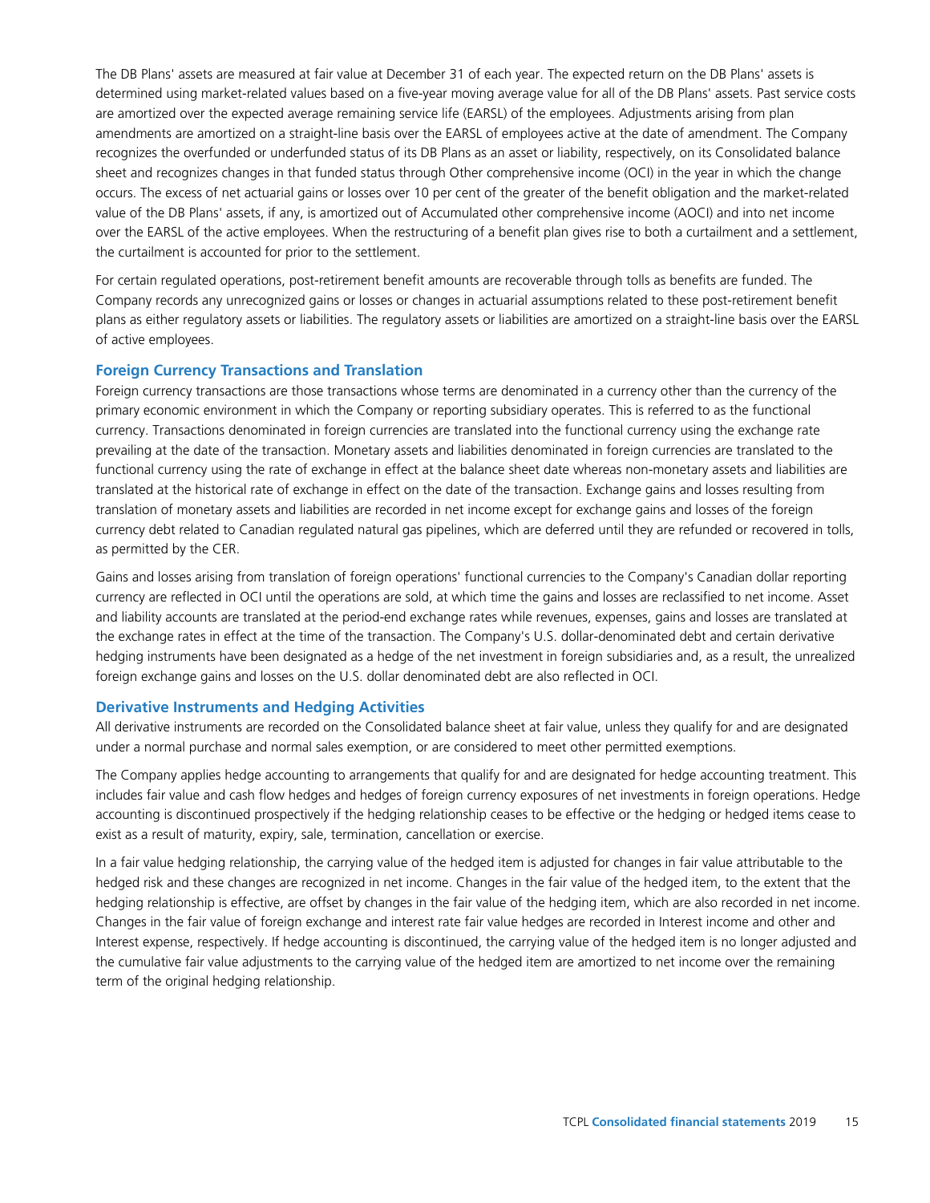The DB Plans' assets are measured at fair value at December 31 of each year. The expected return on the DB Plans' assets is determined using market-related values based on a five-year moving average value for all of the DB Plans' assets. Past service costs are amortized over the expected average remaining service life (EARSL) of the employees. Adjustments arising from plan amendments are amortized on a straight-line basis over the EARSL of employees active at the date of amendment. The Company recognizes the overfunded or underfunded status of its DB Plans as an asset or liability, respectively, on its Consolidated balance sheet and recognizes changes in that funded status through Other comprehensive income (OCI) in the year in which the change occurs. The excess of net actuarial gains or losses over 10 per cent of the greater of the benefit obligation and the market-related value of the DB Plans' assets, if any, is amortized out of Accumulated other comprehensive income (AOCI) and into net income over the EARSL of the active employees. When the restructuring of a benefit plan gives rise to both a curtailment and a settlement, the curtailment is accounted for prior to the settlement.

For certain regulated operations, post-retirement benefit amounts are recoverable through tolls as benefits are funded. The Company records any unrecognized gains or losses or changes in actuarial assumptions related to these post-retirement benefit plans as either regulatory assets or liabilities. The regulatory assets or liabilities are amortized on a straight-line basis over the EARSL of active employees.

### Foreign Currency Transactions and Translation

Foreign currency transactions are those transactions whose terms are denominated in a currency other than the currency of the primary economic environment in which the Company or reporting subsidiary operates. This is referred to as the functional currency. Transactions denominated in foreign currencies are translated into the functional currency using the exchange rate prevailing at the date of the transaction. Monetary assets and liabilities denominated in foreign currencies are translated to the functional currency using the rate of exchange in effect at the balance sheet date whereas non-monetary assets and liabilities are translated at the historical rate of exchange in effect on the date of the transaction. Exchange gains and losses resulting from translation of monetary assets and liabilities are recorded in net income except for exchange gains and losses of the foreign currency debt related to Canadian regulated natural gas pipelines, which are deferred until they are refunded or recovered in tolls, as permitted by the CER.

Gains and losses arising from translation of foreign operations' functional currencies to the Company's Canadian dollar reporting currency are reflected in OCI until the operations are sold, at which time the gains and losses are reclassified to net income. Asset and liability accounts are translated at the period-end exchange rates while revenues, expenses, gains and losses are translated at the exchange rates in effect at the time of the transaction. The Company's U.S. dollar-denominated debt and certain derivative hedging instruments have been designated as a hedge of the net investment in foreign subsidiaries and, as a result, the unrealized foreign exchange gains and losses on the U.S. dollar denominated debt are also reflected in OCI.

### Derivative Instruments and Hedging Activities

All derivative instruments are recorded on the Consolidated balance sheet at fair value, unless they qualify for and are designated under a normal purchase and normal sales exemption, or are considered to meet other permitted exemptions.

The Company applies hedge accounting to arrangements that qualify for and are designated for hedge accounting treatment. This includes fair value and cash flow hedges and hedges of foreign currency exposures of net investments in foreign operations. Hedge accounting is discontinued prospectively if the hedging relationship ceases to be effective or the hedging or hedged items cease to exist as a result of maturity, expiry, sale, termination, cancellation or exercise.

In a fair value hedging relationship, the carrying value of the hedged item is adjusted for changes in fair value attributable to the hedged risk and these changes are recognized in net income. Changes in the fair value of the hedged item, to the extent that the hedging relationship is effective, are offset by changes in the fair value of the hedging item, which are also recorded in net income. Changes in the fair value of foreign exchange and interest rate fair value hedges are recorded in Interest income and other and Interest expense, respectively. If hedge accounting is discontinued, the carrying value of the hedged item is no longer adjusted and the cumulative fair value adjustments to the carrying value of the hedged item are amortized to net income over the remaining term of the original hedging relationship.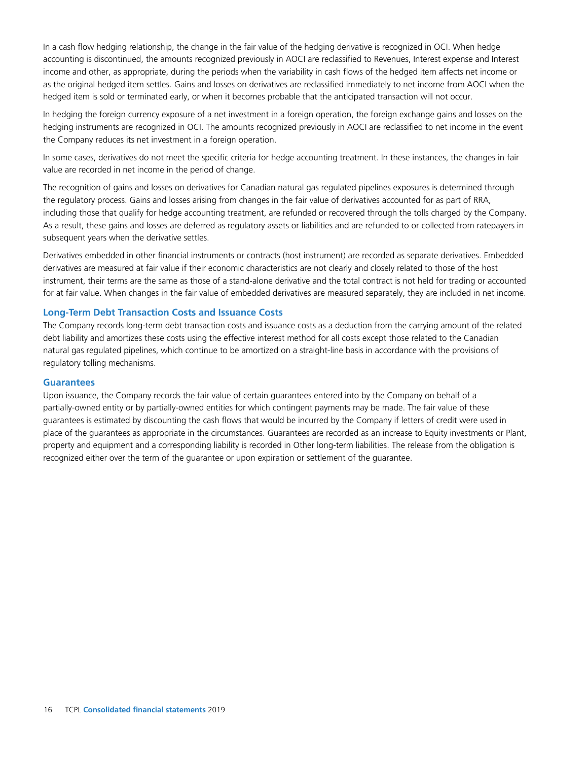In a cash flow hedging relationship, the change in the fair value of the hedging derivative is recognized in OCI. When hedge accounting is discontinued, the amounts recognized previously in AOCI are reclassified to Revenues, Interest expense and Interest income and other, as appropriate, during the periods when the variability in cash flows of the hedged item affects net income or as the original hedged item settles. Gains and losses on derivatives are reclassified immediately to net income from AOCI when the hedged item is sold or terminated early, or when it becomes probable that the anticipated transaction will not occur.

In hedging the foreign currency exposure of a net investment in a foreign operation, the foreign exchange gains and losses on the hedging instruments are recognized in OCI. The amounts recognized previously in AOCI are reclassified to net income in the event the Company reduces its net investment in a foreign operation.

In some cases, derivatives do not meet the specific criteria for hedge accounting treatment. In these instances, the changes in fair value are recorded in net income in the period of change.

The recognition of gains and losses on derivatives for Canadian natural gas regulated pipelines exposures is determined through the regulatory process. Gains and losses arising from changes in the fair value of derivatives accounted for as part of RRA, including those that qualify for hedge accounting treatment, are refunded or recovered through the tolls charged by the Company. As a result, these gains and losses are deferred as regulatory assets or liabilities and are refunded to or collected from ratepayers in subsequent years when the derivative settles.

Derivatives embedded in other financial instruments or contracts (host instrument) are recorded as separate derivatives. Embedded derivatives are measured at fair value if their economic characteristics are not clearly and closely related to those of the host instrument, their terms are the same as those of a stand-alone derivative and the total contract is not held for trading or accounted for at fair value. When changes in the fair value of embedded derivatives are measured separately, they are included in net income.

### Long-Term Debt Transaction Costs and Issuance Costs

The Company records long-term debt transaction costs and issuance costs as a deduction from the carrying amount of the related debt liability and amortizes these costs using the effective interest method for all costs except those related to the Canadian natural gas regulated pipelines, which continue to be amortized on a straight-line basis in accordance with the provisions of regulatory tolling mechanisms.

### Guarantees

Upon issuance, the Company records the fair value of certain guarantees entered into by the Company on behalf of a partially-owned entity or by partially-owned entities for which contingent payments may be made. The fair value of these guarantees is estimated by discounting the cash flows that would be incurred by the Company if letters of credit were used in place of the guarantees as appropriate in the circumstances. Guarantees are recorded as an increase to Equity investments or Plant, property and equipment and a corresponding liability is recorded in Other long-term liabilities. The release from the obligation is recognized either over the term of the guarantee or upon expiration or settlement of the guarantee.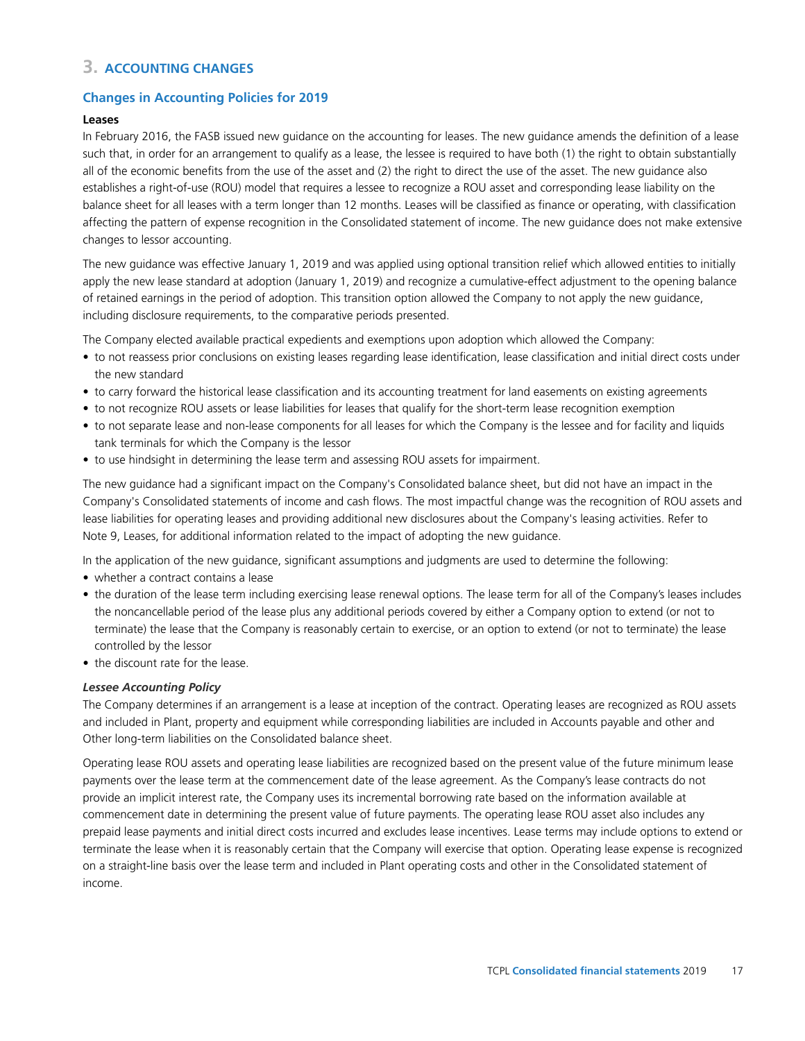## 3. ACCOUNTING CHANGES

### Changes in Accounting Policies for 2019

**Leases**

In February 2016, the FASB issued new guidance on the accounting for leases. The new guidance amends the definition of a lease such that, in order for an arrangement to qualify as a lease, the lessee is required to have both (1) the right to obtain substantially all of the economic benefits from the use of the asset and (2) the right to direct the use of the asset. The new guidance also establishes a right-of-use (ROU) model that requires a lessee to recognize a ROU asset and corresponding lease liability on the balance sheet for all leases with a term longer than 12 months. Leases will be classified as finance or operating, with classification affecting the pattern of expense recognition in the Consolidated statement of income. The new guidance does not make extensive changes to lessor accounting.

The new guidance was effective January 1, 2019 and was applied using optional transition relief which allowed entities to initially apply the new lease standard at adoption (January 1, 2019) and recognize a cumulative-effect adjustment to the opening balance of retained earnings in the period of adoption. This transition option allowed the Company to not apply the new guidance, including disclosure requirements, to the comparative periods presented.

The Company elected available practical expedients and exemptions upon adoption which allowed the Company:

- to not reassess prior conclusions on existing leases regarding lease identification, lease classification and initial direct costs under the new standard
- to carry forward the historical lease classification and its accounting treatment for land easements on existing agreements
- to not recognize ROU assets or lease liabilities for leases that qualify for the short-term lease recognition exemption
- to not separate lease and non-lease components for all leases for which the Company is the lessee and for facility and liquids tank terminals for which the Company is the lessor
- to use hindsight in determining the lease term and assessing ROU assets for impairment.

The new guidance had a significant impact on the Company's Consolidated balance sheet, but did not have an impact in the Company's Consolidated statements of income and cash flows. The most impactful change was the recognition of ROU assets and lease liabilities for operating leases and providing additional new disclosures about the Company's leasing activities. Refer to Note 9, Leases, for additional information related to the impact of adopting the new guidance.

In the application of the new guidance, significant assumptions and judgments are used to determine the following:

- whether a contract contains a lease
- the duration of the lease term including exercising lease renewal options. The lease term for all of the Company's leases includes the noncancellable period of the lease plus any additional periods covered by either a Company option to extend (or not to terminate) the lease that the Company is reasonably certain to exercise, or an option to extend (or not to terminate) the lease controlled by the lessor
- the discount rate for the lease.

***Lessee Accounting Policy***

The Company determines if an arrangement is a lease at inception of the contract. Operating leases are recognized as ROU assets and included in Plant, property and equipment while corresponding liabilities are included in Accounts payable and other and Other long-term liabilities on the Consolidated balance sheet.

Operating lease ROU assets and operating lease liabilities are recognized based on the present value of the future minimum lease payments over the lease term at the commencement date of the lease agreement. As the Company's lease contracts do not provide an implicit interest rate, the Company uses its incremental borrowing rate based on the information available at commencement date in determining the present value of future payments. The operating lease ROU asset also includes any prepaid lease payments and initial direct costs incurred and excludes lease incentives. Lease terms may include options to extend or terminate the lease when it is reasonably certain that the Company will exercise that option. Operating lease expense is recognized on a straight-line basis over the lease term and included in Plant operating costs and other in the Consolidated statement of income.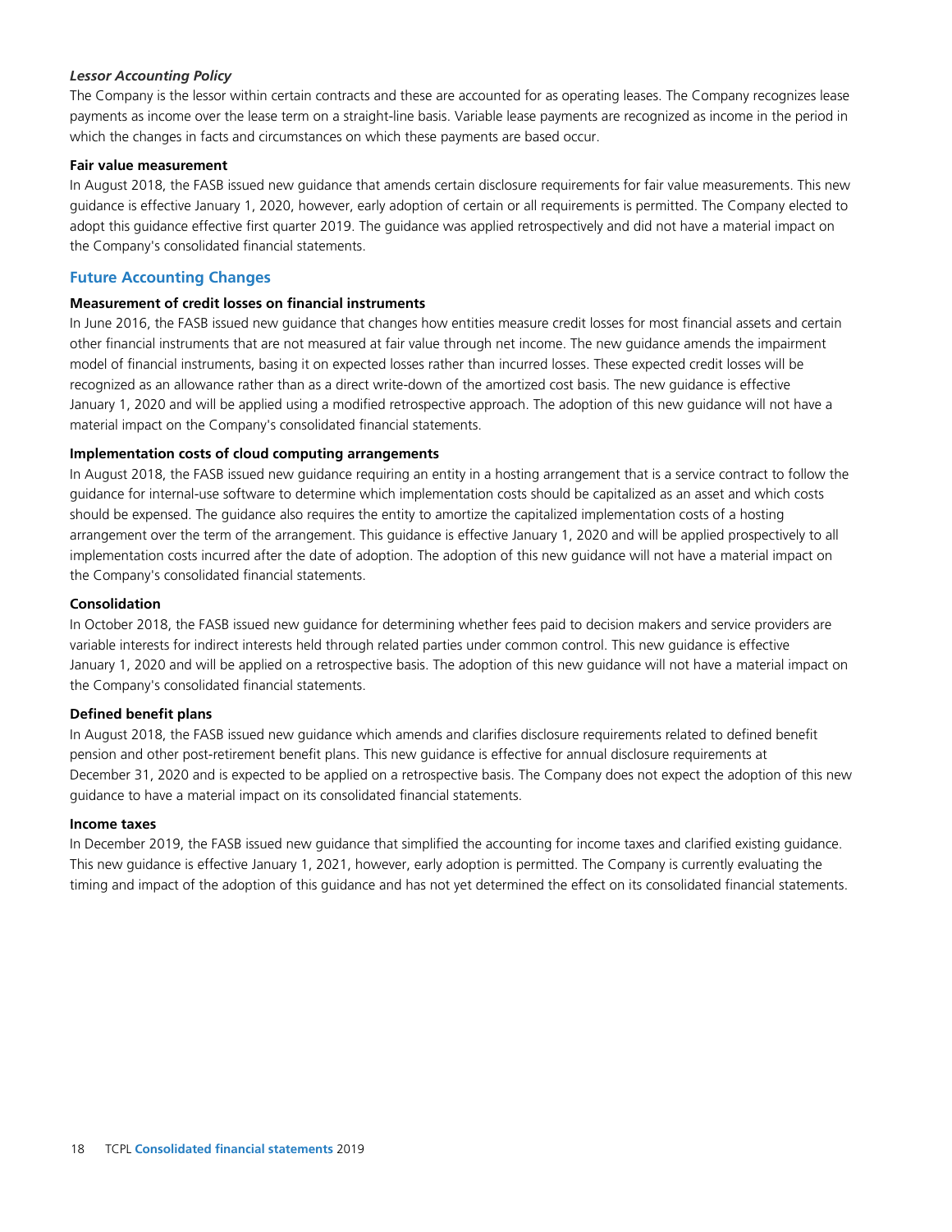***Lessor Accounting Policy***

The Company is the lessor within certain contracts and these are accounted for as operating leases. The Company recognizes lease payments as income over the lease term on a straight-line basis. Variable lease payments are recognized as income in the period in which the changes in facts and circumstances on which these payments are based occur.

**Fair value measurement**

In August 2018, the FASB issued new guidance that amends certain disclosure requirements for fair value measurements. This new guidance is effective January 1, 2020, however, early adoption of certain or all requirements is permitted. The Company elected to adopt this guidance effective first quarter 2019. The guidance was applied retrospectively and did not have a material impact on the Company's consolidated financial statements.

## Future Accounting Changes

**Measurement of credit losses on financial instruments**

In June 2016, the FASB issued new guidance that changes how entities measure credit losses for most financial assets and certain other financial instruments that are not measured at fair value through net income. The new guidance amends the impairment model of financial instruments, basing it on expected losses rather than incurred losses. These expected credit losses will be recognized as an allowance rather than as a direct write-down of the amortized cost basis. The new guidance is effective January 1, 2020 and will be applied using a modified retrospective approach. The adoption of this new guidance will not have a material impact on the Company's consolidated financial statements.

**Implementation costs of cloud computing arrangements**

In August 2018, the FASB issued new guidance requiring an entity in a hosting arrangement that is a service contract to follow the guidance for internal-use software to determine which implementation costs should be capitalized as an asset and which costs should be expensed. The guidance also requires the entity to amortize the capitalized implementation costs of a hosting arrangement over the term of the arrangement. This guidance is effective January 1, 2020 and will be applied prospectively to all implementation costs incurred after the date of adoption. The adoption of this new guidance will not have a material impact on the Company's consolidated financial statements.

**Consolidation**

In October 2018, the FASB issued new guidance for determining whether fees paid to decision makers and service providers are variable interests for indirect interests held through related parties under common control. This new guidance is effective January 1, 2020 and will be applied on a retrospective basis. The adoption of this new guidance will not have a material impact on the Company's consolidated financial statements.

**Defined benefit plans**

In August 2018, the FASB issued new guidance which amends and clarifies disclosure requirements related to defined benefit pension and other post-retirement benefit plans. This new guidance is effective for annual disclosure requirements at December 31, 2020 and is expected to be applied on a retrospective basis. The Company does not expect the adoption of this new guidance to have a material impact on its consolidated financial statements.

**Income taxes**

In December 2019, the FASB issued new guidance that simplified the accounting for income taxes and clarified existing guidance. This new guidance is effective January 1, 2021, however, early adoption is permitted. The Company is currently evaluating the timing and impact of the adoption of this guidance and has not yet determined the effect on its consolidated financial statements.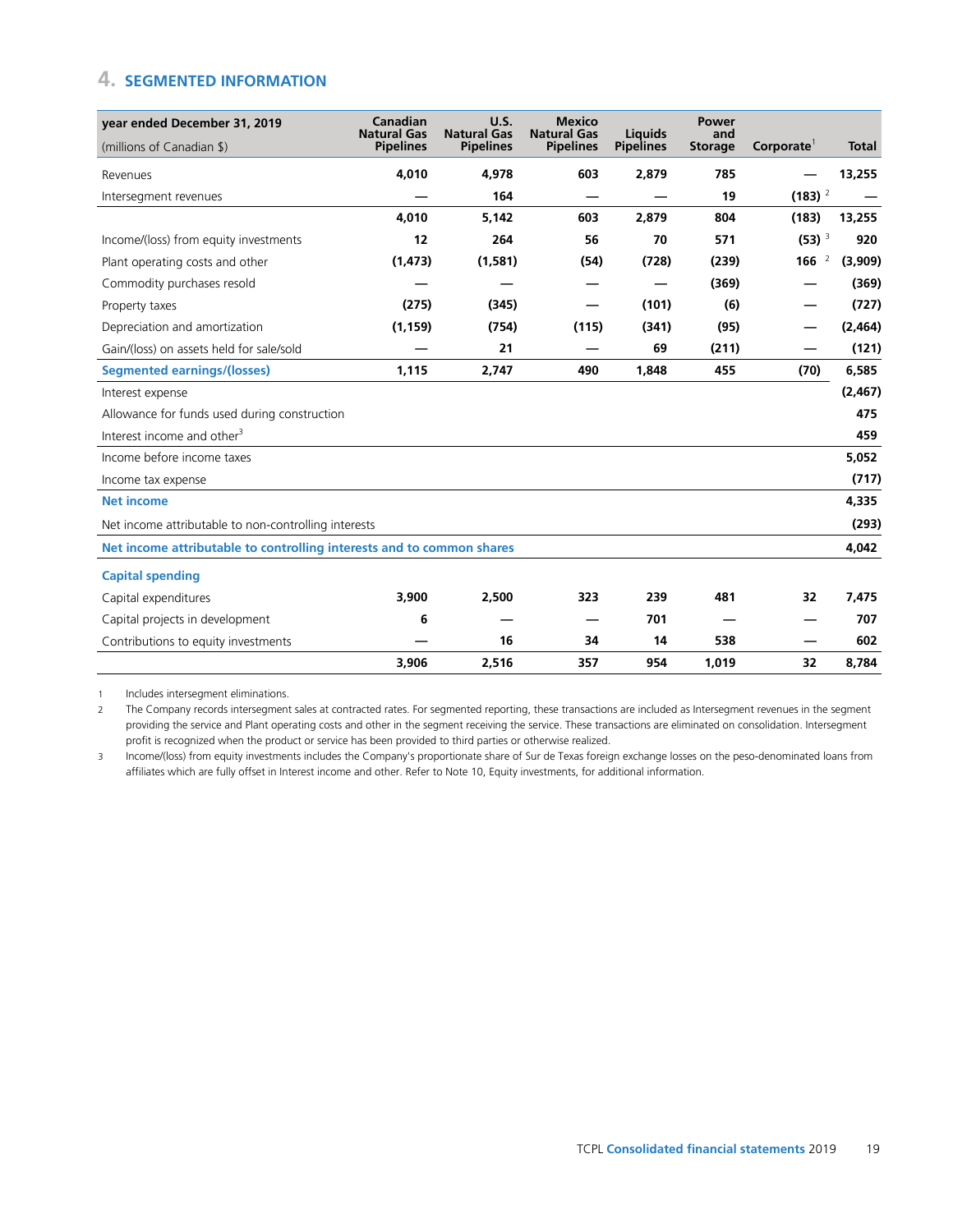## 4. SEGMENTED INFORMATION

| year ended December 31, 2019 (millions of Canadian $) | Canadian Natural Gas Pipelines | U.S. Natural Gas Pipelines | Mexico Natural Gas Pipelines | Liquids Pipelines | Power and Storage | Corporate[1] | Total |
|---|---|---|---|---|---|---|---|
| Revenues | 4,010 | 4,978 | 603 | 2,879 | 785 | — | 13,255 |
| Intersegment revenues | — | 164 | — | — | 19 | (183) [2] | — |
| | 4,010 | 5,142 | 603 | 2,879 | 804 | (183) | 13,255 |
| Income/(loss) from equity investments | 12 | 264 | 56 | 70 | 571 | (53) [3] | 920 |
| Plant operating costs and other | (1,473) | (1,581) | (54) | (728) | (239) | 166 [2] | (3,909) |
| Commodity purchases resold | — | — | — | — | (369) | — | (369) |
| Property taxes | (275) | (345) | — | (101) | (6) | — | (727) |
| Depreciation and amortization | (1,159) | (754) | (115) | (341) | (95) | — | (2,464) |
| Gain/(loss) on assets held for sale/sold | — | 21 | — | 69 | (211) | — | (121) |
| **Segmented earnings/(losses)** | **1,115** | **2,747** | **490** | **1,848** | **455** | **(70)** | **6,585** |
| Interest expense | | | | | | | (2,467) |
| Allowance for funds used during construction | | | | | | | 475 |
| Interest income and other[3] | | | | | | | 459 |
| Income before income taxes | | | | | | | 5,052 |
| Income tax expense | | | | | | | (717) |
| **Net income** | | | | | | | **4,335** |
| Net income attributable to non-controlling interests | | | | | | | (293) |
| **Net income attributable to controlling interests and to common shares** | | | | | | | **4,042** |
| **Capital spending** | | | | | | | |
| Capital expenditures | 3,900 | 2,500 | 323 | 239 | 481 | 32 | 7,475 |
| Capital projects in development | 6 | — | — | 701 | — | — | 707 |
| Contributions to equity investments | — | 16 | 34 | 14 | 538 | — | 602 |
| | 3,906 | 2,516 | 357 | 954 | 1,019 | 32 | 8,784 |

1 Includes intersegment eliminations.

2 The Company records intersegment sales at contracted rates. For segmented reporting, these transactions are included as Intersegment revenues in the segment providing the service and Plant operating costs and other in the segment receiving the service. These transactions are eliminated on consolidation. Intersegment profit is recognized when the product or service has been provided to third parties or otherwise realized.

3 Income/(loss) from equity investments includes the Company's proportionate share of Sur de Texas foreign exchange losses on the peso-denominated loans from affiliates which are fully offset in Interest income and other. Refer to Note 10, Equity investments, for additional information.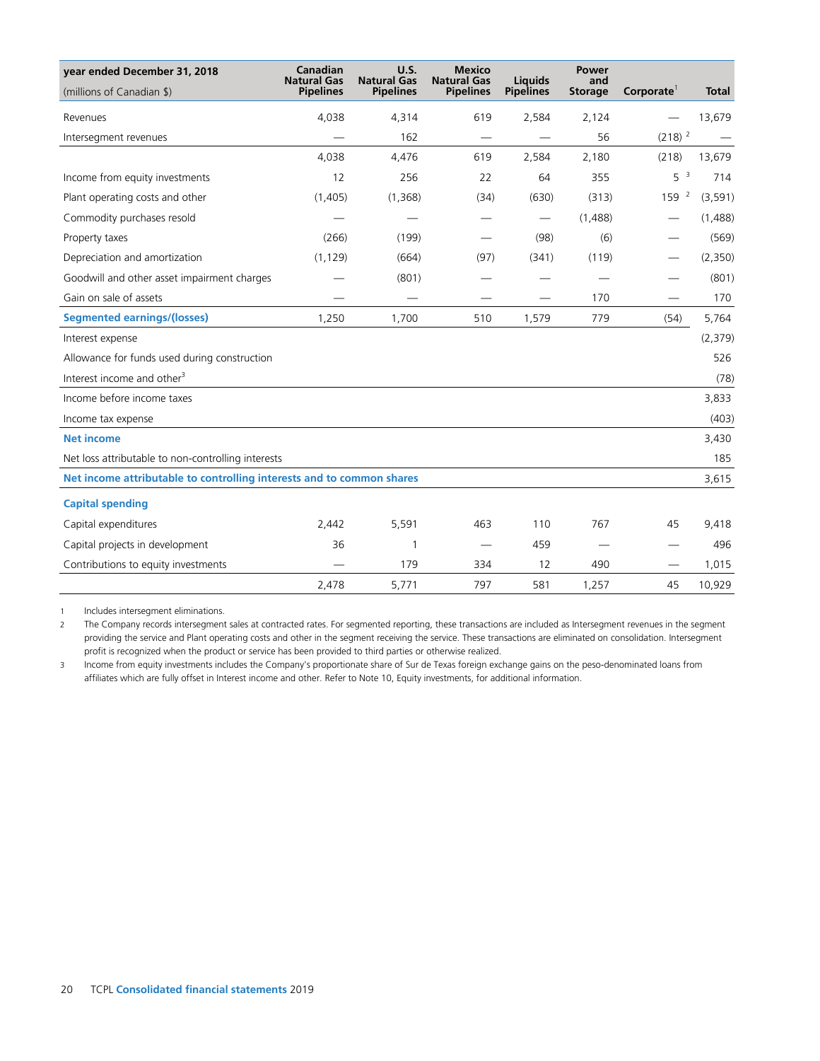| year ended December 31, 2018<br>(millions of Canadian $) | Canadian Natural Gas Pipelines | U.S. Natural Gas Pipelines | Mexico Natural Gas Pipelines | Liquids Pipelines | Power and Storage | Corporate[1] | Total |
|---|---|---|---|---|---|---|---|
| Revenues | 4,038 | 4,314 | 619 | 2,584 | 2,124 | — | 13,679 |
| Intersegment revenues | — | 162 | — | — | 56 | (218) [2] | — |
| | 4,038 | 4,476 | 619 | 2,584 | 2,180 | (218) | 13,679 |
| Income from equity investments | 12 | 256 | 22 | 64 | 355 | 5 [3] | 714 |
| Plant operating costs and other | (1,405) | (1,368) | (34) | (630) | (313) | 159 [2] | (3,591) |
| Commodity purchases resold | — | — | — | — | (1,488) | — | (1,488) |
| Property taxes | (266) | (199) | — | (98) | (6) | — | (569) |
| Depreciation and amortization | (1,129) | (664) | (97) | (341) | (119) | — | (2,350) |
| Goodwill and other asset impairment charges | — | (801) | — | — | — | — | (801) |
| Gain on sale of assets | — | — | — | — | 170 | — | 170 |
| **Segmented earnings/(losses)** | 1,250 | 1,700 | 510 | 1,579 | 779 | (54) | 5,764 |
| Interest expense | | | | | | | (2,379) |
| Allowance for funds used during construction | | | | | | | 526 |
| Interest income and other[3] | | | | | | | (78) |
| Income before income taxes | | | | | | | 3,833 |
| Income tax expense | | | | | | | (403) |
| **Net income** | | | | | | | 3,430 |
| Net loss attributable to non-controlling interests | | | | | | | 185 |
| **Net income attributable to controlling interests and to common shares** | | | | | | | 3,615 |
| **Capital spending** | | | | | | | |
| Capital expenditures | 2,442 | 5,591 | 463 | 110 | 767 | 45 | 9,418 |
| Capital projects in development | 36 | 1 | — | 459 | — | — | 496 |
| Contributions to equity investments | — | 179 | 334 | 12 | 490 | — | 1,015 |
| | 2,478 | 5,771 | 797 | 581 | 1,257 | 45 | 10,929 |

1 Includes intersegment eliminations.

2 The Company records intersegment sales at contracted rates. For segmented reporting, these transactions are included as Intersegment revenues in the segment providing the service and Plant operating costs and other in the segment receiving the service. These transactions are eliminated on consolidation. Intersegment profit is recognized when the product or service has been provided to third parties or otherwise realized.

3 Income from equity investments includes the Company's proportionate share of Sur de Texas foreign exchange gains on the peso-denominated loans from affiliates which are fully offset in Interest income and other. Refer to Note 10, Equity investments, for additional information.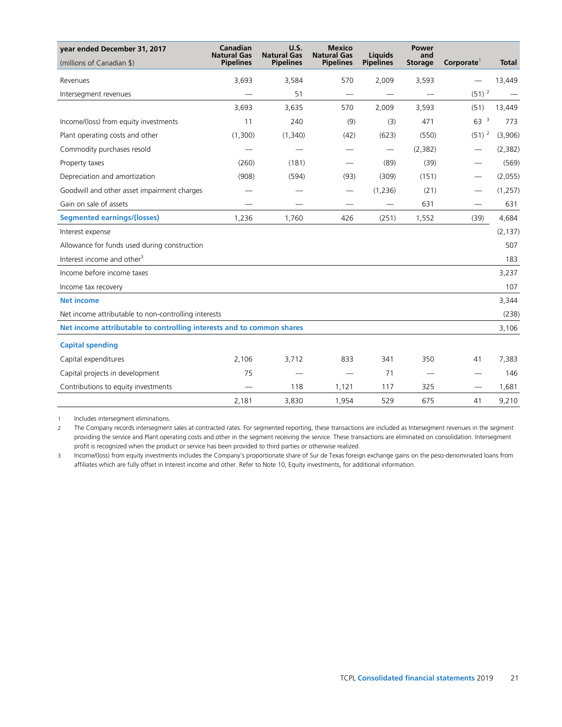| year ended December 31, 2017<br>(millions of Canadian $) | Canadian Natural Gas Pipelines | U.S. Natural Gas Pipelines | Mexico Natural Gas Pipelines | Liquids Pipelines | Power and Storage | Corporate[1] | Total |
|---|---|---|---|---|---|---|---|
| Revenues | 3,693 | 3,584 | 570 | 2,009 | 3,593 | — | 13,449 |
| Intersegment revenues | — | 51 | — | — | — | (51) [2] | — |
| | 3,693 | 3,635 | 570 | 2,009 | 3,593 | (51) | 13,449 |
| Income/(loss) from equity investments | 11 | 240 | (9) | (3) | 471 | 63 [3] | 773 |
| Plant operating costs and other | (1,300) | (1,340) | (42) | (623) | (550) | (51) [2] | (3,906) |
| Commodity purchases resold | — | — | — | — | (2,382) | — | (2,382) |
| Property taxes | (260) | (181) | — | (89) | (39) | — | (569) |
| Depreciation and amortization | (908) | (594) | (93) | (309) | (151) | — | (2,055) |
| Goodwill and other asset impairment charges | — | — | — | (1,236) | (21) | — | (1,257) |
| Gain on sale of assets | — | — | — | — | 631 | — | 631 |
| **Segmented earnings/(losses)** | 1,236 | 1,760 | 426 | (251) | 1,552 | (39) | 4,684 |
| Interest expense | | | | | | | (2,137) |
| Allowance for funds used during construction | | | | | | | 507 |
| Interest income and other[3] | | | | | | | 183 |
| Income before income taxes | | | | | | | 3,237 |
| Income tax recovery | | | | | | | 107 |
| **Net income** | | | | | | | 3,344 |
| Net income attributable to non-controlling interests | | | | | | | (238) |
| **Net income attributable to controlling interests and to common shares** | | | | | | | 3,106 |
| **Capital spending** | | | | | | | |
| Capital expenditures | 2,106 | 3,712 | 833 | 341 | 350 | 41 | 7,383 |
| Capital projects in development | 75 | — | — | 71 | — | — | 146 |
| Contributions to equity investments | — | 118 | 1,121 | 117 | 325 | — | 1,681 |
| | 2,181 | 3,830 | 1,954 | 529 | 675 | 41 | 9,210 |

1 Includes intersegment eliminations.

2 The Company records intersegment sales at contracted rates. For segmented reporting, these transactions are included as Intersegment revenues in the segment providing the service and Plant operating costs and other in the segment receiving the service. These transactions are eliminated on consolidation. Intersegment profit is recognized when the product or service has been provided to third parties or otherwise realized.

3 Income/(loss) from equity investments includes the Company's proportionate share of Sur de Texas foreign exchange gains on the peso-denominated loans from affiliates which are fully offset in Interest income and other. Refer to Note 10, Equity investments, for additional information.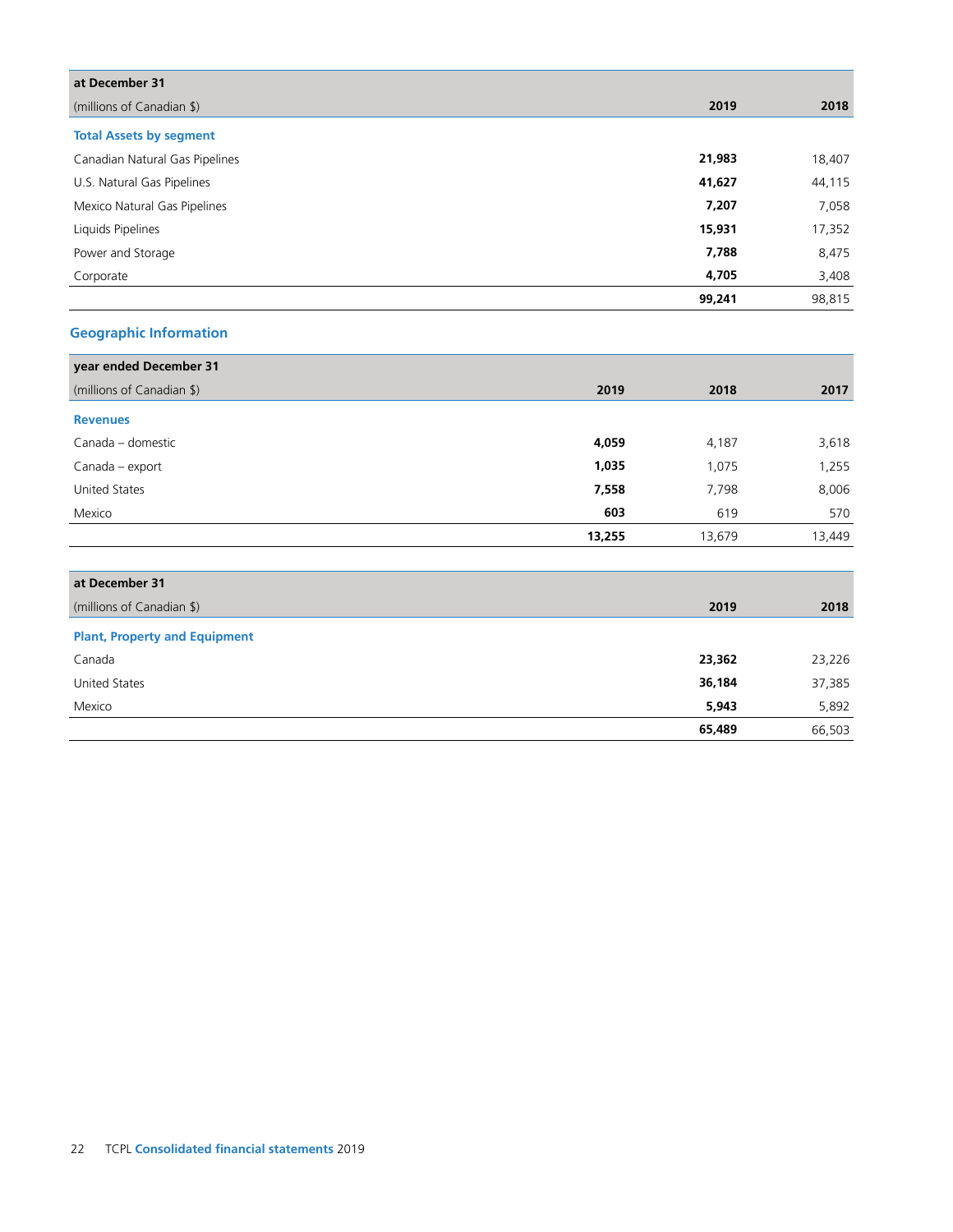| at December 31 | | |
|---|---|---|
| (millions of Canadian $) | **2019** | **2018** |
| **Total Assets by segment** | | |
| Canadian Natural Gas Pipelines | **21,983** | 18,407 |
| U.S. Natural Gas Pipelines | **41,627** | 44,115 |
| Mexico Natural Gas Pipelines | **7,207** | 7,058 |
| Liquids Pipelines | **15,931** | 17,352 |
| Power and Storage | **7,788** | 8,475 |
| Corporate | **4,705** | 3,408 |
| | **99,241** | 98,815 |

## Geographic Information

| year ended December 31 | | | |
|---|---|---|---|
| (millions of Canadian $) | **2019** | **2018** | **2017** |
| **Revenues** | | | |
| Canada – domestic | **4,059** | 4,187 | 3,618 |
| Canada – export | **1,035** | 1,075 | 1,255 |
| United States | **7,558** | 7,798 | 8,006 |
| Mexico | **603** | 619 | 570 |
| | **13,255** | 13,679 | 13,449 |

| at December 31 | | |
|---|---|---|
| (millions of Canadian $) | **2019** | **2018** |
| **Plant, Property and Equipment** | | |
| Canada | **23,362** | 23,226 |
| United States | **36,184** | 37,385 |
| Mexico | **5,943** | 5,892 |
| | **65,489** | 66,503 |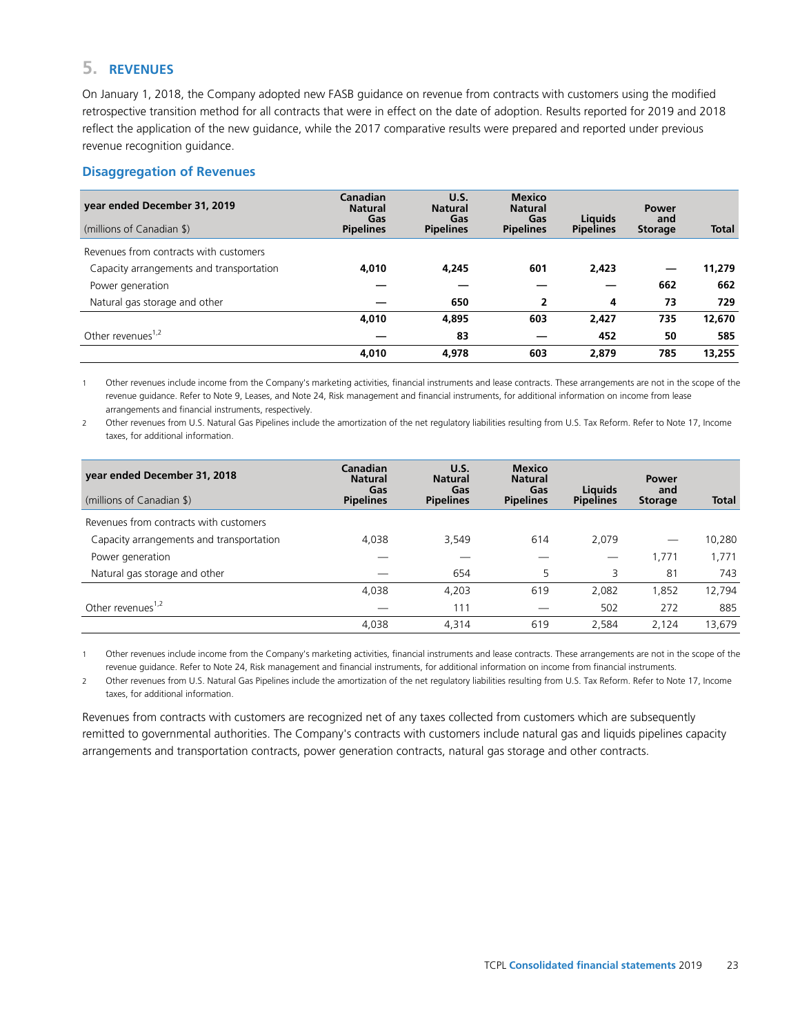## 5. REVENUES

On January 1, 2018, the Company adopted new FASB guidance on revenue from contracts with customers using the modified retrospective transition method for all contracts that were in effect on the date of adoption. Results reported for 2019 and 2018 reflect the application of the new guidance, while the 2017 comparative results were prepared and reported under previous revenue recognition guidance.

### Disaggregation of Revenues

| year ended December 31, 2019<br>(millions of Canadian $) | Canadian Natural Gas Pipelines | U.S. Natural Gas Pipelines | Mexico Natural Gas Pipelines | Liquids Pipelines | Power and Storage | Total |
|---|---|---|---|---|---|---|
| Revenues from contracts with customers | | | | | | |
| Capacity arrangements and transportation | **4,010** | **4,245** | **601** | **2,423** | **—** | **11,279** |
| Power generation | **—** | **—** | **—** | **—** | **662** | **662** |
| Natural gas storage and other | **—** | **650** | **2** | **4** | **73** | **729** |
| | **4,010** | **4,895** | **603** | **2,427** | **735** | **12,670** |
| Other revenues[1,2] | **—** | **83** | **—** | **452** | **50** | **585** |
| | **4,010** | **4,978** | **603** | **2,879** | **785** | **13,255** |

1 Other revenues include income from the Company's marketing activities, financial instruments and lease contracts. These arrangements are not in the scope of the revenue guidance. Refer to Note 9, Leases, and Note 24, Risk management and financial instruments, for additional information on income from lease arrangements and financial instruments, respectively.

2 Other revenues from U.S. Natural Gas Pipelines include the amortization of the net regulatory liabilities resulting from U.S. Tax Reform. Refer to Note 17, Income taxes, for additional information.

| year ended December 31, 2018<br>(millions of Canadian $) | Canadian Natural Gas Pipelines | U.S. Natural Gas Pipelines | Mexico Natural Gas Pipelines | Liquids Pipelines | Power and Storage | Total |
|---|---|---|---|---|---|---|
| Revenues from contracts with customers | | | | | | |
| Capacity arrangements and transportation | 4,038 | 3,549 | 614 | 2,079 | — | 10,280 |
| Power generation | — | — | — | — | 1,771 | 1,771 |
| Natural gas storage and other | — | 654 | 5 | 3 | 81 | 743 |
| | 4,038 | 4,203 | 619 | 2,082 | 1,852 | 12,794 |
| Other revenues[1,2] | — | 111 | — | 502 | 272 | 885 |
| | 4,038 | 4,314 | 619 | 2,584 | 2,124 | 13,679 |

1 Other revenues include income from the Company's marketing activities, financial instruments and lease contracts. These arrangements are not in the scope of the revenue guidance. Refer to Note 24, Risk management and financial instruments, for additional information on income from financial instruments.

2 Other revenues from U.S. Natural Gas Pipelines include the amortization of the net regulatory liabilities resulting from U.S. Tax Reform. Refer to Note 17, Income taxes, for additional information.

Revenues from contracts with customers are recognized net of any taxes collected from customers which are subsequently remitted to governmental authorities. The Company's contracts with customers include natural gas and liquids pipelines capacity arrangements and transportation contracts, power generation contracts, natural gas storage and other contracts.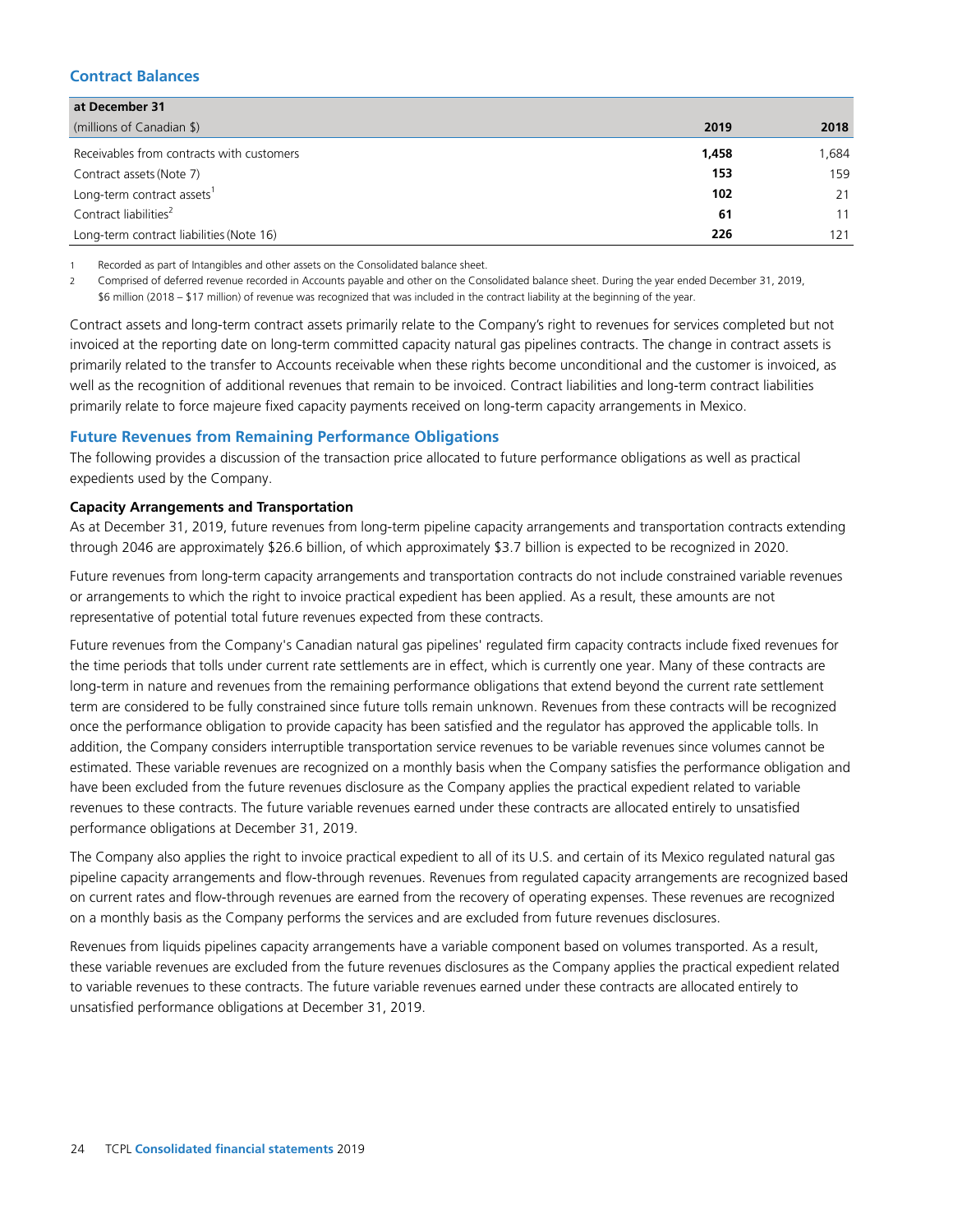## Contract Balances

| at December 31<br>(millions of Canadian $) | 2019 | 2018 |
|---|---|---|
| Receivables from contracts with customers | **1,458** | 1,684 |
| Contract assets (Note 7) | **153** | 159 |
| Long-term contract assets[1] | **102** | 21 |
| Contract liabilities[2] | **61** | 11 |
| Long-term contract liabilities (Note 16) | **226** | 121 |

1 Recorded as part of Intangibles and other assets on the Consolidated balance sheet.

2 Comprised of deferred revenue recorded in Accounts payable and other on the Consolidated balance sheet. During the year ended December 31, 2019, $6 million (2018 – $17 million) of revenue was recognized that was included in the contract liability at the beginning of the year.

Contract assets and long-term contract assets primarily relate to the Company's right to revenues for services completed but not invoiced at the reporting date on long-term committed capacity natural gas pipelines contracts. The change in contract assets is primarily related to the transfer to Accounts receivable when these rights become unconditional and the customer is invoiced, as well as the recognition of additional revenues that remain to be invoiced. Contract liabilities and long-term contract liabilities primarily relate to force majeure fixed capacity payments received on long-term capacity arrangements in Mexico.

## Future Revenues from Remaining Performance Obligations

The following provides a discussion of the transaction price allocated to future performance obligations as well as practical expedients used by the Company.

**Capacity Arrangements and Transportation**

As at December 31, 2019, future revenues from long-term pipeline capacity arrangements and transportation contracts extending through 2046 are approximately $26.6 billion, of which approximately $3.7 billion is expected to be recognized in 2020.

Future revenues from long-term capacity arrangements and transportation contracts do not include constrained variable revenues or arrangements to which the right to invoice practical expedient has been applied. As a result, these amounts are not representative of potential total future revenues expected from these contracts.

Future revenues from the Company's Canadian natural gas pipelines' regulated firm capacity contracts include fixed revenues for the time periods that tolls under current rate settlements are in effect, which is currently one year. Many of these contracts are long-term in nature and revenues from the remaining performance obligations that extend beyond the current rate settlement term are considered to be fully constrained since future tolls remain unknown. Revenues from these contracts will be recognized once the performance obligation to provide capacity has been satisfied and the regulator has approved the applicable tolls. In addition, the Company considers interruptible transportation service revenues to be variable revenues since volumes cannot be estimated. These variable revenues are recognized on a monthly basis when the Company satisfies the performance obligation and have been excluded from the future revenues disclosure as the Company applies the practical expedient related to variable revenues to these contracts. The future variable revenues earned under these contracts are allocated entirely to unsatisfied performance obligations at December 31, 2019.

The Company also applies the right to invoice practical expedient to all of its U.S. and certain of its Mexico regulated natural gas pipeline capacity arrangements and flow-through revenues. Revenues from regulated capacity arrangements are recognized based on current rates and flow-through revenues are earned from the recovery of operating expenses. These revenues are recognized on a monthly basis as the Company performs the services and are excluded from future revenues disclosures.

Revenues from liquids pipelines capacity arrangements have a variable component based on volumes transported. As a result, these variable revenues are excluded from the future revenues disclosures as the Company applies the practical expedient related to variable revenues to these contracts. The future variable revenues earned under these contracts are allocated entirely to unsatisfied performance obligations at December 31, 2019.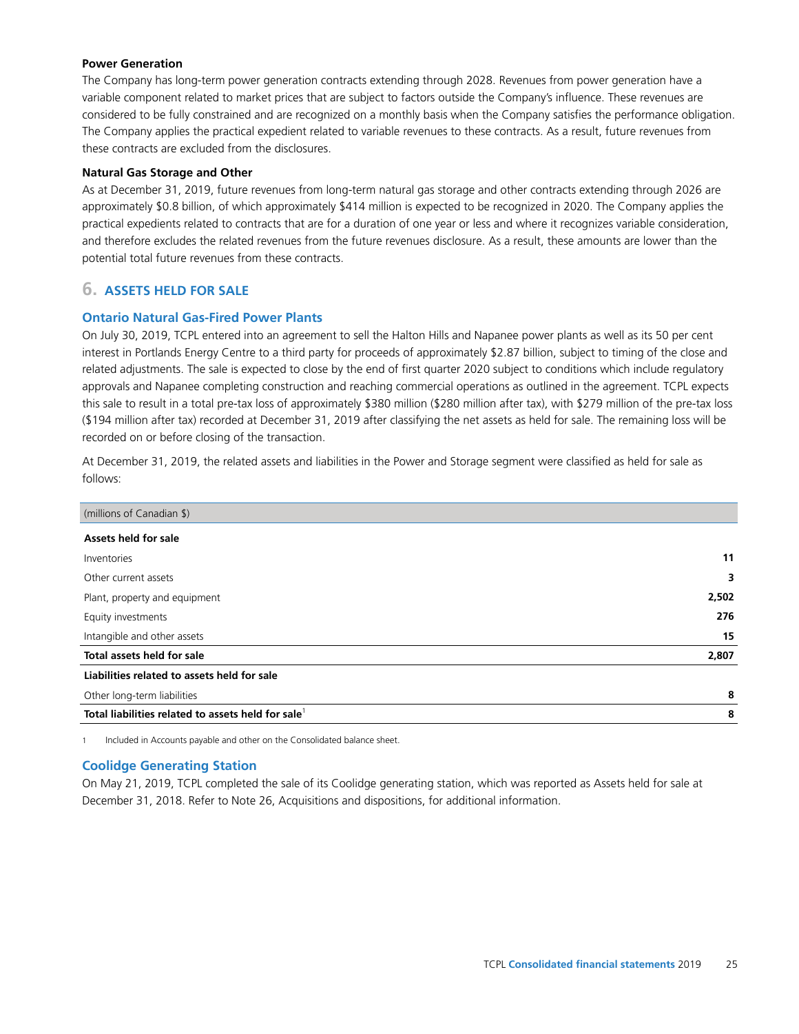**Power Generation**

The Company has long-term power generation contracts extending through 2028. Revenues from power generation have a variable component related to market prices that are subject to factors outside the Company's influence. These revenues are considered to be fully constrained and are recognized on a monthly basis when the Company satisfies the performance obligation. The Company applies the practical expedient related to variable revenues to these contracts. As a result, future revenues from these contracts are excluded from the disclosures.

**Natural Gas Storage and Other**

As at December 31, 2019, future revenues from long-term natural gas storage and other contracts extending through 2026 are approximately $0.8 billion, of which approximately $414 million is expected to be recognized in 2020. The Company applies the practical expedients related to contracts that are for a duration of one year or less and where it recognizes variable consideration, and therefore excludes the related revenues from the future revenues disclosure. As a result, these amounts are lower than the potential total future revenues from these contracts.

## 6. ASSETS HELD FOR SALE

### Ontario Natural Gas-Fired Power Plants

On July 30, 2019, TCPL entered into an agreement to sell the Halton Hills and Napanee power plants as well as its 50 per cent interest in Portlands Energy Centre to a third party for proceeds of approximately $2.87 billion, subject to timing of the close and related adjustments. The sale is expected to close by the end of first quarter 2020 subject to conditions which include regulatory approvals and Napanee completing construction and reaching commercial operations as outlined in the agreement. TCPL expects this sale to result in a total pre-tax loss of approximately $380 million ($280 million after tax), with $279 million of the pre-tax loss ($194 million after tax) recorded at December 31, 2019 after classifying the net assets as held for sale. The remaining loss will be recorded on or before closing of the transaction.

At December 31, 2019, the related assets and liabilities in the Power and Storage segment were classified as held for sale as follows:

| (millions of Canadian $) | |
|---|---|
| **Assets held for sale** | |
| Inventories | **11** |
| Other current assets | **3** |
| Plant, property and equipment | **2,502** |
| Equity investments | **276** |
| Intangible and other assets | **15** |
| **Total assets held for sale** | **2,807** |
| **Liabilities related to assets held for sale** | |
| Other long-term liabilities | **8** |
| **Total liabilities related to assets held for sale**[1] | **8** |

1 Included in Accounts payable and other on the Consolidated balance sheet.

### Coolidge Generating Station

On May 21, 2019, TCPL completed the sale of its Coolidge generating station, which was reported as Assets held for sale at December 31, 2018. Refer to Note 26, Acquisitions and dispositions, for additional information.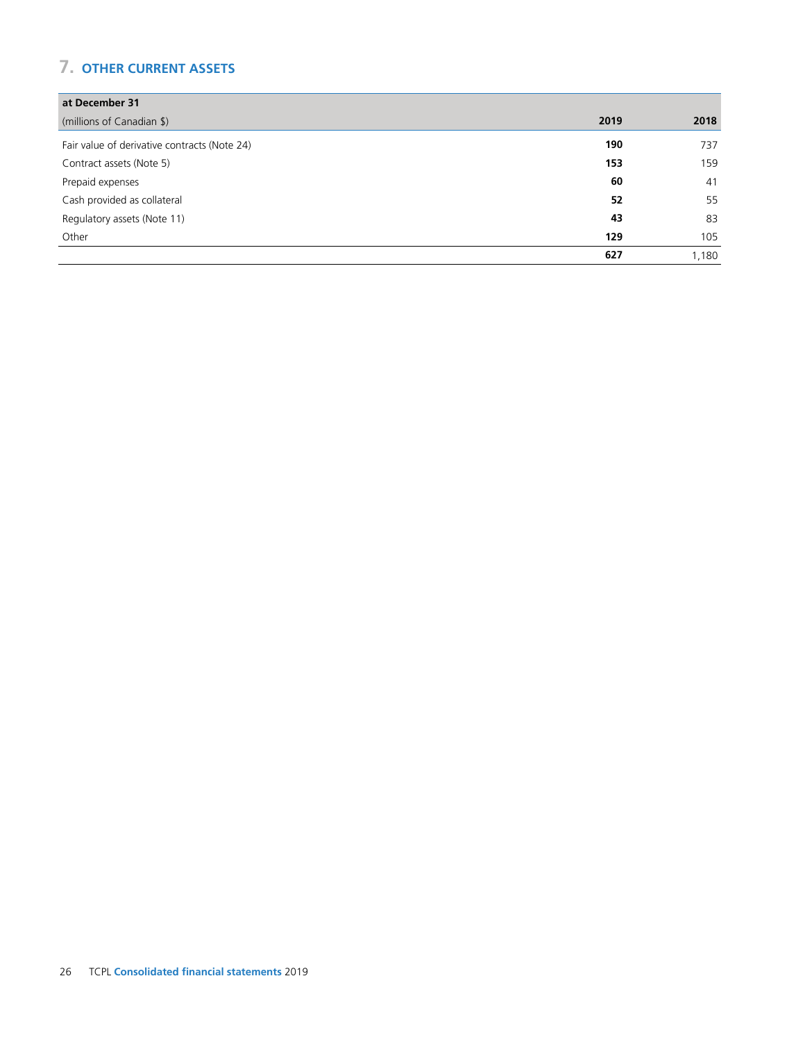## 7. OTHER CURRENT ASSETS

| at December 31<br>(millions of Canadian $) | 2019 | 2018 |
|---|---|---|
| Fair value of derivative contracts (Note 24) | **190** | 737 |
| Contract assets (Note 5) | **153** | 159 |
| Prepaid expenses | **60** | 41 |
| Cash provided as collateral | **52** | 55 |
| Regulatory assets (Note 11) | **43** | 83 |
| Other | **129** | 105 |
| | **627** | 1,180 |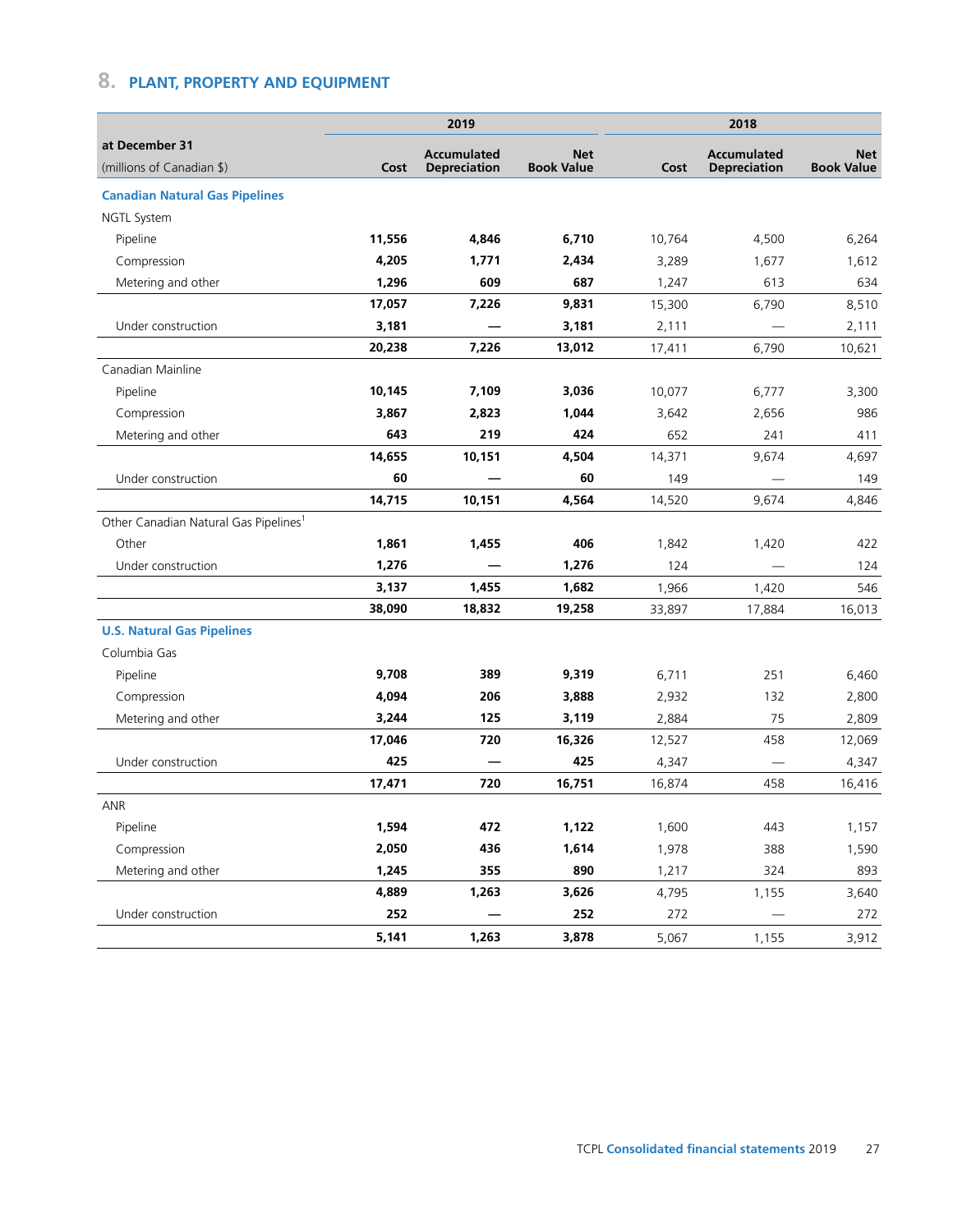## 8. PLANT, PROPERTY AND EQUIPMENT

| at December 31 (millions of Canadian $) | 2019 | | | 2018 | | |
|---|---|---|---|---|---|---|
| | Cost | Accumulated Depreciation | Net Book Value | Cost | Accumulated Depreciation | Net Book Value |
| **Canadian Natural Gas Pipelines** | | | | | | |
| NGTL System | | | | | | |
| Pipeline | **11,556** | **4,846** | **6,710** | 10,764 | 4,500 | 6,264 |
| Compression | **4,205** | **1,771** | **2,434** | 3,289 | 1,677 | 1,612 |
| Metering and other | **1,296** | **609** | **687** | 1,247 | 613 | 634 |
| | **17,057** | **7,226** | **9,831** | 15,300 | 6,790 | 8,510 |
| Under construction | **3,181** | **—** | **3,181** | 2,111 | — | 2,111 |
| | **20,238** | **7,226** | **13,012** | 17,411 | 6,790 | 10,621 |
| Canadian Mainline | | | | | | |
| Pipeline | **10,145** | **7,109** | **3,036** | 10,077 | 6,777 | 3,300 |
| Compression | **3,867** | **2,823** | **1,044** | 3,642 | 2,656 | 986 |
| Metering and other | **643** | **219** | **424** | 652 | 241 | 411 |
| | **14,655** | **10,151** | **4,504** | 14,371 | 9,674 | 4,697 |
| Under construction | **60** | **—** | **60** | 149 | — | 149 |
| | **14,715** | **10,151** | **4,564** | 14,520 | 9,674 | 4,846 |
| Other Canadian Natural Gas Pipelines[1] | | | | | | |
| Other | **1,861** | **1,455** | **406** | 1,842 | 1,420 | 422 |
| Under construction | **1,276** | **—** | **1,276** | 124 | — | 124 |
| | **3,137** | **1,455** | **1,682** | 1,966 | 1,420 | 546 |
| | **38,090** | **18,832** | **19,258** | 33,897 | 17,884 | 16,013 |
| **U.S. Natural Gas Pipelines** | | | | | | |
| Columbia Gas | | | | | | |
| Pipeline | **9,708** | **389** | **9,319** | 6,711 | 251 | 6,460 |
| Compression | **4,094** | **206** | **3,888** | 2,932 | 132 | 2,800 |
| Metering and other | **3,244** | **125** | **3,119** | 2,884 | 75 | 2,809 |
| | **17,046** | **720** | **16,326** | 12,527 | 458 | 12,069 |
| Under construction | **425** | **—** | **425** | 4,347 | — | 4,347 |
| | **17,471** | **720** | **16,751** | 16,874 | 458 | 16,416 |
| ANR | | | | | | |
| Pipeline | **1,594** | **472** | **1,122** | 1,600 | 443 | 1,157 |
| Compression | **2,050** | **436** | **1,614** | 1,978 | 388 | 1,590 |
| Metering and other | **1,245** | **355** | **890** | 1,217 | 324 | 893 |
| | **4,889** | **1,263** | **3,626** | 4,795 | 1,155 | 3,640 |
| Under construction | **252** | **—** | **252** | 272 | — | 272 |
| | **5,141** | **1,263** | **3,878** | 5,067 | 1,155 | 3,912 |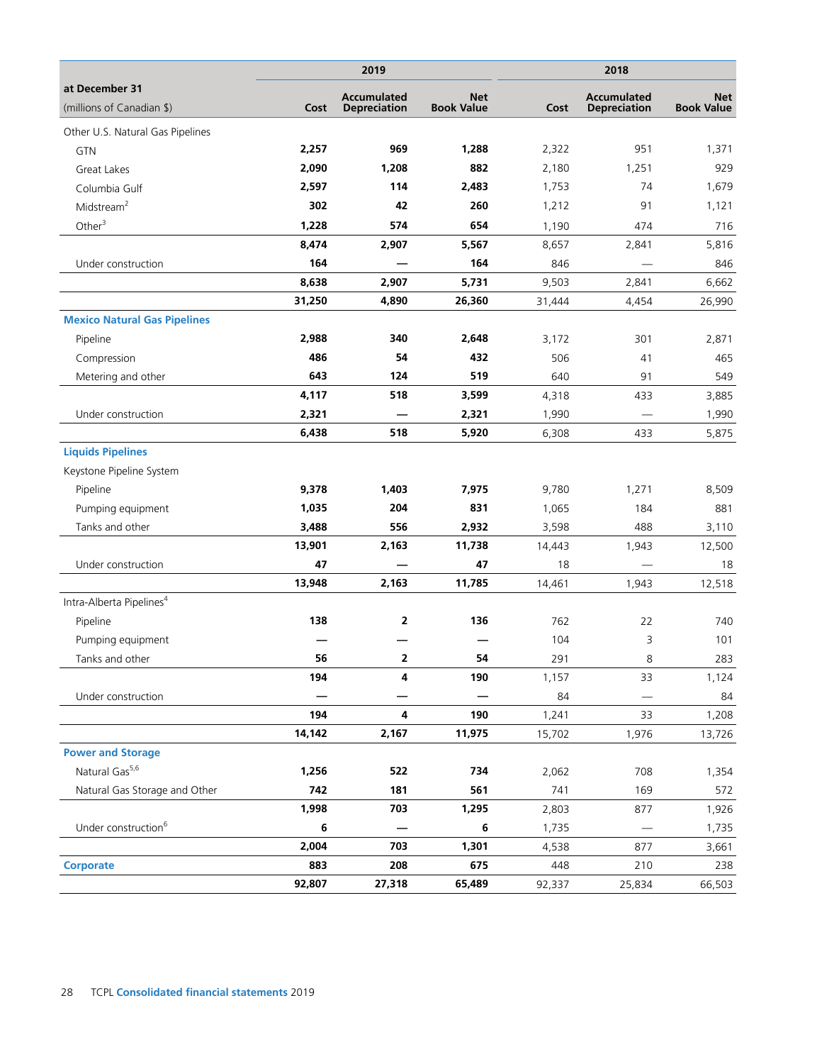| at December 31<br>(millions of Canadian $) | 2019 Cost | 2019 Accumulated Depreciation | 2019 Net Book Value | 2018 Cost | 2018 Accumulated Depreciation | 2018 Net Book Value |
|---|---|---|---|---|---|---|
| Other U.S. Natural Gas Pipelines | | | | | | |
| GTN | **2,257** | **969** | **1,288** | 2,322 | 951 | 1,371 |
| Great Lakes | **2,090** | **1,208** | **882** | 2,180 | 1,251 | 929 |
| Columbia Gulf | **2,597** | **114** | **2,483** | 1,753 | 74 | 1,679 |
| Midstream[2] | **302** | **42** | **260** | 1,212 | 91 | 1,121 |
| Other[3] | **1,228** | **574** | **654** | 1,190 | 474 | 716 |
| | **8,474** | **2,907** | **5,567** | 8,657 | 2,841 | 5,816 |
| Under construction | **164** | **—** | **164** | 846 | — | 846 |
| | **8,638** | **2,907** | **5,731** | 9,503 | 2,841 | 6,662 |
| | **31,250** | **4,890** | **26,360** | 31,444 | 4,454 | 26,990 |
| **Mexico Natural Gas Pipelines** | | | | | | |
| Pipeline | **2,988** | **340** | **2,648** | 3,172 | 301 | 2,871 |
| Compression | **486** | **54** | **432** | 506 | 41 | 465 |
| Metering and other | **643** | **124** | **519** | 640 | 91 | 549 |
| | **4,117** | **518** | **3,599** | 4,318 | 433 | 3,885 |
| Under construction | **2,321** | **—** | **2,321** | 1,990 | — | 1,990 |
| | **6,438** | **518** | **5,920** | 6,308 | 433 | 5,875 |
| **Liquids Pipelines** | | | | | | |
| Keystone Pipeline System | | | | | | |
| Pipeline | **9,378** | **1,403** | **7,975** | 9,780 | 1,271 | 8,509 |
| Pumping equipment | **1,035** | **204** | **831** | 1,065 | 184 | 881 |
| Tanks and other | **3,488** | **556** | **2,932** | 3,598 | 488 | 3,110 |
| | **13,901** | **2,163** | **11,738** | 14,443 | 1,943 | 12,500 |
| Under construction | **47** | **—** | **47** | 18 | — | 18 |
| | **13,948** | **2,163** | **11,785** | 14,461 | 1,943 | 12,518 |
| Intra-Alberta Pipelines[4] | | | | | | |
| Pipeline | **138** | **2** | **136** | 762 | 22 | 740 |
| Pumping equipment | **—** | **—** | **—** | 104 | 3 | 101 |
| Tanks and other | **56** | **2** | **54** | 291 | 8 | 283 |
| | **194** | **4** | **190** | 1,157 | 33 | 1,124 |
| Under construction | **—** | **—** | **—** | 84 | — | 84 |
| | **194** | **4** | **190** | 1,241 | 33 | 1,208 |
| | **14,142** | **2,167** | **11,975** | 15,702 | 1,976 | 13,726 |
| **Power and Storage** | | | | | | |
| Natural Gas[5,6] | **1,256** | **522** | **734** | 2,062 | 708 | 1,354 |
| Natural Gas Storage and Other | **742** | **181** | **561** | 741 | 169 | 572 |
| | **1,998** | **703** | **1,295** | 2,803 | 877 | 1,926 |
| Under construction[6] | **6** | **—** | **6** | 1,735 | — | 1,735 |
| | **2,004** | **703** | **1,301** | 4,538 | 877 | 3,661 |
| **Corporate** | **883** | **208** | **675** | 448 | 210 | 238 |
| | **92,807** | **27,318** | **65,489** | 92,337 | 25,834 | 66,503 |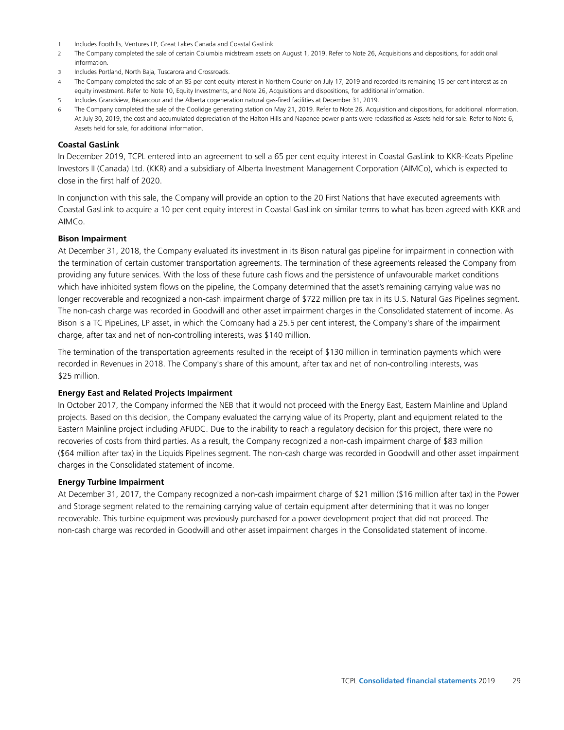1 Includes Foothills, Ventures LP, Great Lakes Canada and Coastal GasLink.

2 The Company completed the sale of certain Columbia midstream assets on August 1, 2019. Refer to Note 26, Acquisitions and dispositions, for additional information.

3 Includes Portland, North Baja, Tuscarora and Crossroads.

4 The Company completed the sale of an 85 per cent equity interest in Northern Courier on July 17, 2019 and recorded its remaining 15 per cent interest as an equity investment. Refer to Note 10, Equity Investments, and Note 26, Acquisitions and dispositions, for additional information.

5 Includes Grandview, Bécancour and the Alberta cogeneration natural gas-fired facilities at December 31, 2019.

6 The Company completed the sale of the Coolidge generating station on May 21, 2019. Refer to Note 26, Acquisition and dispositions, for additional information. At July 30, 2019, the cost and accumulated depreciation of the Halton Hills and Napanee power plants were reclassified as Assets held for sale. Refer to Note 6, Assets held for sale, for additional information.

**Coastal GasLink**

In December 2019, TCPL entered into an agreement to sell a 65 per cent equity interest in Coastal GasLink to KKR-Keats Pipeline Investors II (Canada) Ltd. (KKR) and a subsidiary of Alberta Investment Management Corporation (AIMCo), which is expected to close in the first half of 2020.

In conjunction with this sale, the Company will provide an option to the 20 First Nations that have executed agreements with Coastal GasLink to acquire a 10 per cent equity interest in Coastal GasLink on similar terms to what has been agreed with KKR and AIMCo.

**Bison Impairment**

At December 31, 2018, the Company evaluated its investment in its Bison natural gas pipeline for impairment in connection with the termination of certain customer transportation agreements. The termination of these agreements released the Company from providing any future services. With the loss of these future cash flows and the persistence of unfavourable market conditions which have inhibited system flows on the pipeline, the Company determined that the asset's remaining carrying value was no longer recoverable and recognized a non-cash impairment charge of $722 million pre tax in its U.S. Natural Gas Pipelines segment. The non-cash charge was recorded in Goodwill and other asset impairment charges in the Consolidated statement of income. As Bison is a TC PipeLines, LP asset, in which the Company had a 25.5 per cent interest, the Company's share of the impairment charge, after tax and net of non-controlling interests, was $140 million.

The termination of the transportation agreements resulted in the receipt of $130 million in termination payments which were recorded in Revenues in 2018. The Company's share of this amount, after tax and net of non-controlling interests, was $25 million.

**Energy East and Related Projects Impairment**

In October 2017, the Company informed the NEB that it would not proceed with the Energy East, Eastern Mainline and Upland projects. Based on this decision, the Company evaluated the carrying value of its Property, plant and equipment related to the Eastern Mainline project including AFUDC. Due to the inability to reach a regulatory decision for this project, there were no recoveries of costs from third parties. As a result, the Company recognized a non-cash impairment charge of $83 million ($64 million after tax) in the Liquids Pipelines segment. The non-cash charge was recorded in Goodwill and other asset impairment charges in the Consolidated statement of income.

**Energy Turbine Impairment**

At December 31, 2017, the Company recognized a non-cash impairment charge of $21 million ($16 million after tax) in the Power and Storage segment related to the remaining carrying value of certain equipment after determining that it was no longer recoverable. This turbine equipment was previously purchased for a power development project that did not proceed. The non-cash charge was recorded in Goodwill and other asset impairment charges in the Consolidated statement of income.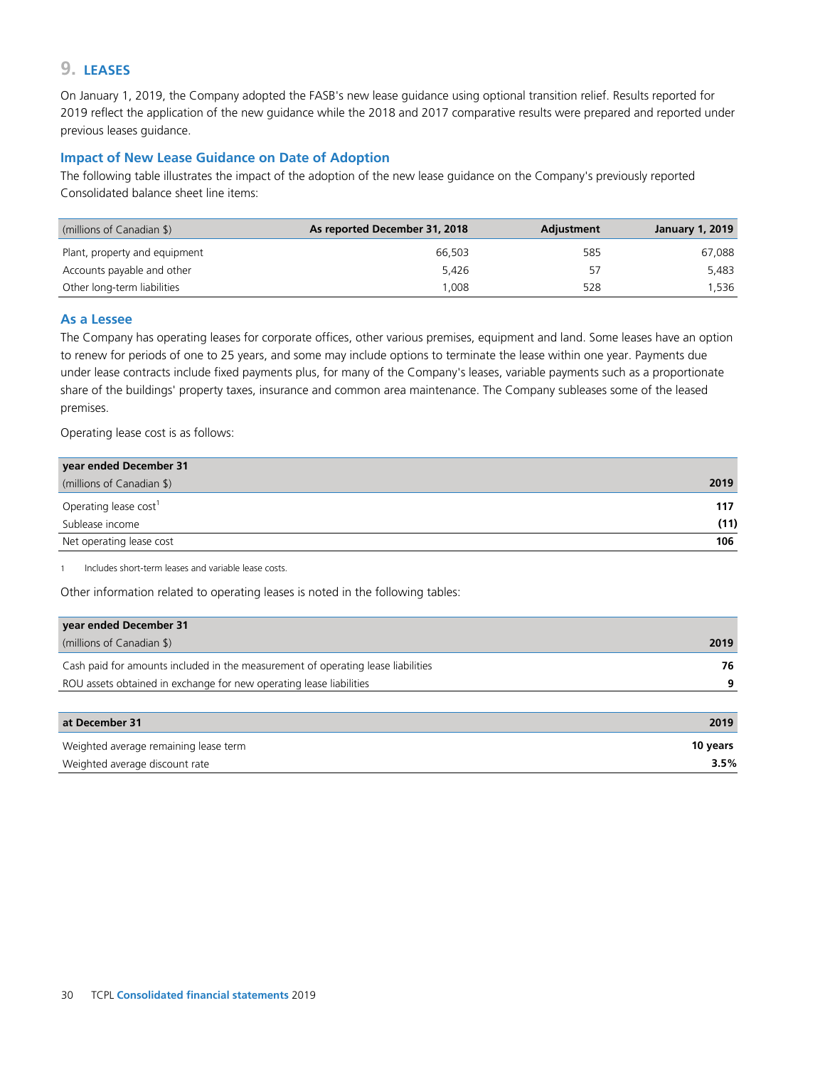## 9. LEASES

On January 1, 2019, the Company adopted the FASB's new lease guidance using optional transition relief. Results reported for 2019 reflect the application of the new guidance while the 2018 and 2017 comparative results were prepared and reported under previous leases guidance.

### Impact of New Lease Guidance on Date of Adoption

The following table illustrates the impact of the adoption of the new lease guidance on the Company's previously reported Consolidated balance sheet line items:

| (millions of Canadian $) | As reported December 31, 2018 | Adjustment | January 1, 2019 |
|---|---|---|---|
| Plant, property and equipment | 66,503 | 585 | 67,088 |
| Accounts payable and other | 5,426 | 57 | 5,483 |
| Other long-term liabilities | 1,008 | 528 | 1,536 |

### As a Lessee

The Company has operating leases for corporate offices, other various premises, equipment and land. Some leases have an option to renew for periods of one to 25 years, and some may include options to terminate the lease within one year. Payments due under lease contracts include fixed payments plus, for many of the Company's leases, variable payments such as a proportionate share of the buildings' property taxes, insurance and common area maintenance. The Company subleases some of the leased premises.

Operating lease cost is as follows:

| year ended December 31<br>(millions of Canadian $) | 2019 |
|---|---|
| Operating lease cost[1] | 117 |
| Sublease income | (11) |
| Net operating lease cost | 106 |

1 Includes short-term leases and variable lease costs.

Other information related to operating leases is noted in the following tables:

| year ended December 31<br>(millions of Canadian $) | 2019 |
|---|---|
| Cash paid for amounts included in the measurement of operating lease liabilities | 76 |
| ROU assets obtained in exchange for new operating lease liabilities | 9 |

| at December 31 | 2019 |
|---|---|
| Weighted average remaining lease term | 10 years |
| Weighted average discount rate | 3.5% |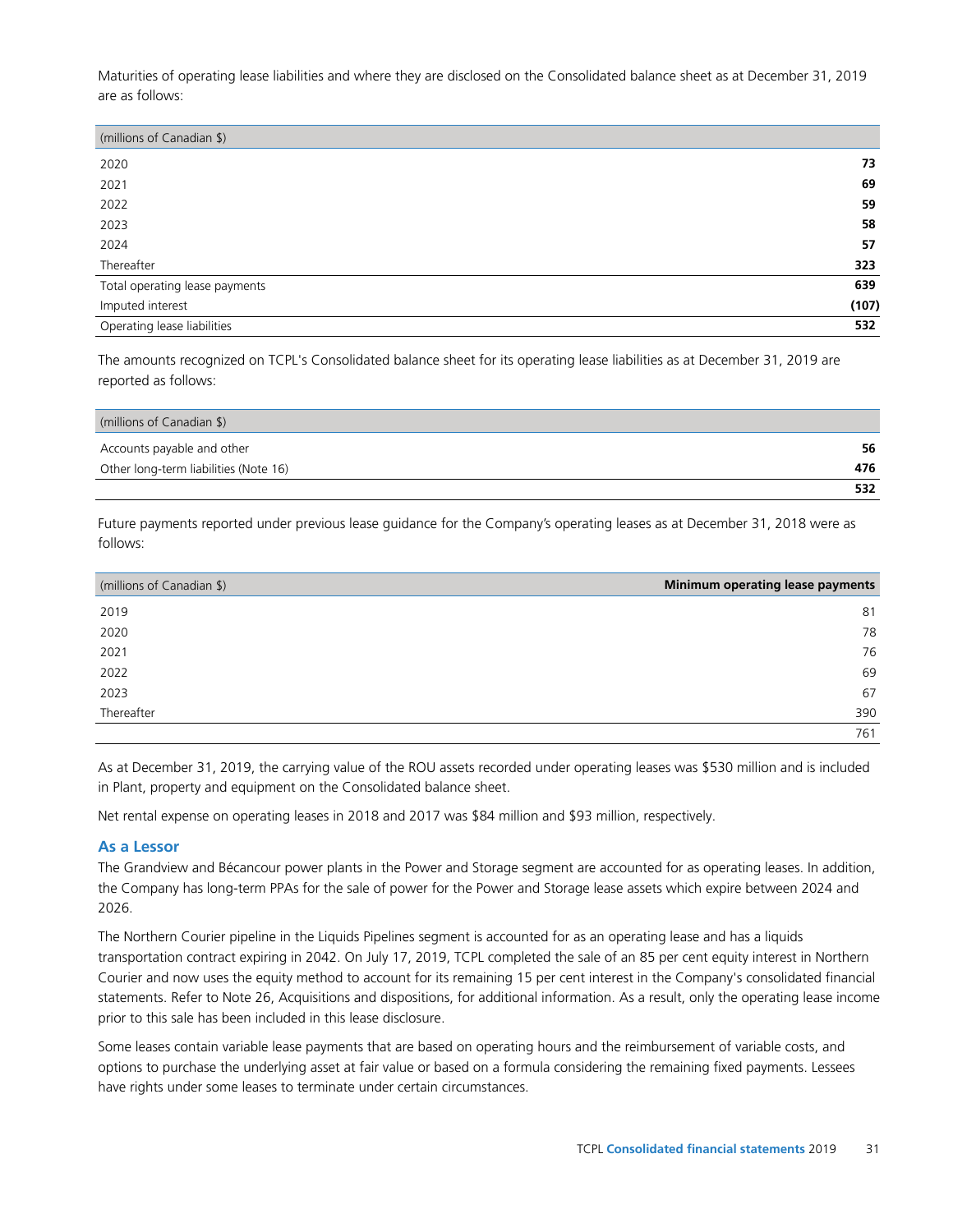Maturities of operating lease liabilities and where they are disclosed on the Consolidated balance sheet as at December 31, 2019 are as follows:

| (millions of Canadian $) | |
|---|---|
| 2020 | **73** |
| 2021 | **69** |
| 2022 | **59** |
| 2023 | **58** |
| 2024 | **57** |
| Thereafter | **323** |
| Total operating lease payments | **639** |
| Imputed interest | **(107)** |
| Operating lease liabilities | **532** |

The amounts recognized on TCPL's Consolidated balance sheet for its operating lease liabilities as at December 31, 2019 are reported as follows:

| (millions of Canadian $) | |
|---|---|
| Accounts payable and other | **56** |
| Other long-term liabilities (Note 16) | **476** |
| | **532** |

Future payments reported under previous lease guidance for the Company's operating leases as at December 31, 2018 were as follows:

| (millions of Canadian $) | Minimum operating lease payments |
|---|---|
| 2019 | 81 |
| 2020 | 78 |
| 2021 | 76 |
| 2022 | 69 |
| 2023 | 67 |
| Thereafter | 390 |
| | 761 |

As at December 31, 2019, the carrying value of the ROU assets recorded under operating leases was $530 million and is included in Plant, property and equipment on the Consolidated balance sheet.

Net rental expense on operating leases in 2018 and 2017 was $84 million and $93 million, respectively.

### As a Lessor

The Grandview and Bécancour power plants in the Power and Storage segment are accounted for as operating leases. In addition, the Company has long-term PPAs for the sale of power for the Power and Storage lease assets which expire between 2024 and 2026.

The Northern Courier pipeline in the Liquids Pipelines segment is accounted for as an operating lease and has a liquids transportation contract expiring in 2042. On July 17, 2019, TCPL completed the sale of an 85 per cent equity interest in Northern Courier and now uses the equity method to account for its remaining 15 per cent interest in the Company's consolidated financial statements. Refer to Note 26, Acquisitions and dispositions, for additional information. As a result, only the operating lease income prior to this sale has been included in this lease disclosure.

Some leases contain variable lease payments that are based on operating hours and the reimbursement of variable costs, and options to purchase the underlying asset at fair value or based on a formula considering the remaining fixed payments. Lessees have rights under some leases to terminate under certain circumstances.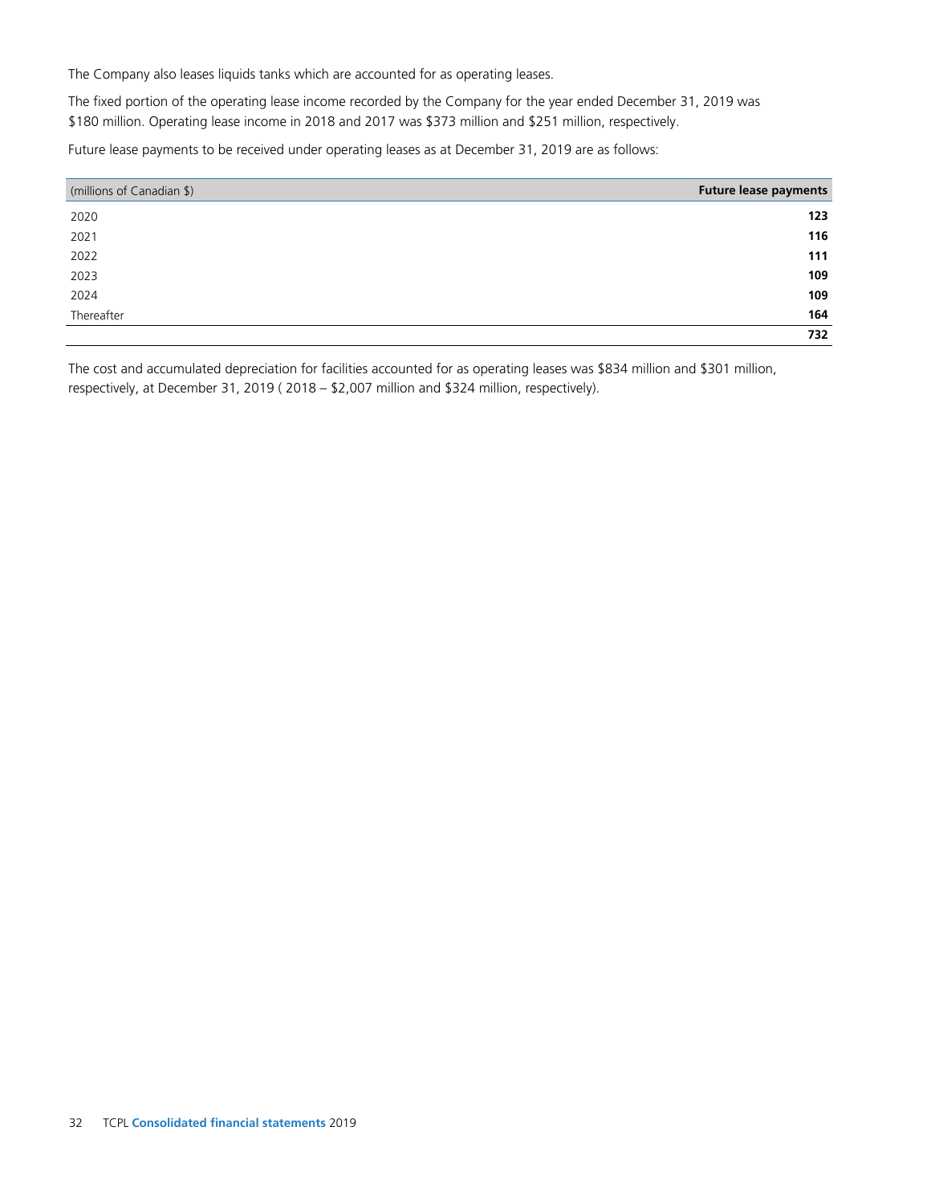The Company also leases liquids tanks which are accounted for as operating leases.

The fixed portion of the operating lease income recorded by the Company for the year ended December 31, 2019 was $180 million. Operating lease income in 2018 and 2017 was $373 million and $251 million, respectively.

Future lease payments to be received under operating leases as at December 31, 2019 are as follows:

| (millions of Canadian $) | **Future lease payments** |
|---|---|
| 2020 | **123** |
| 2021 | **116** |
| 2022 | **111** |
| 2023 | **109** |
| 2024 | **109** |
| Thereafter | **164** |
| | **732** |

The cost and accumulated depreciation for facilities accounted for as operating leases was $834 million and $301 million, respectively, at December 31, 2019 ( 2018 – $2,007 million and $324 million, respectively).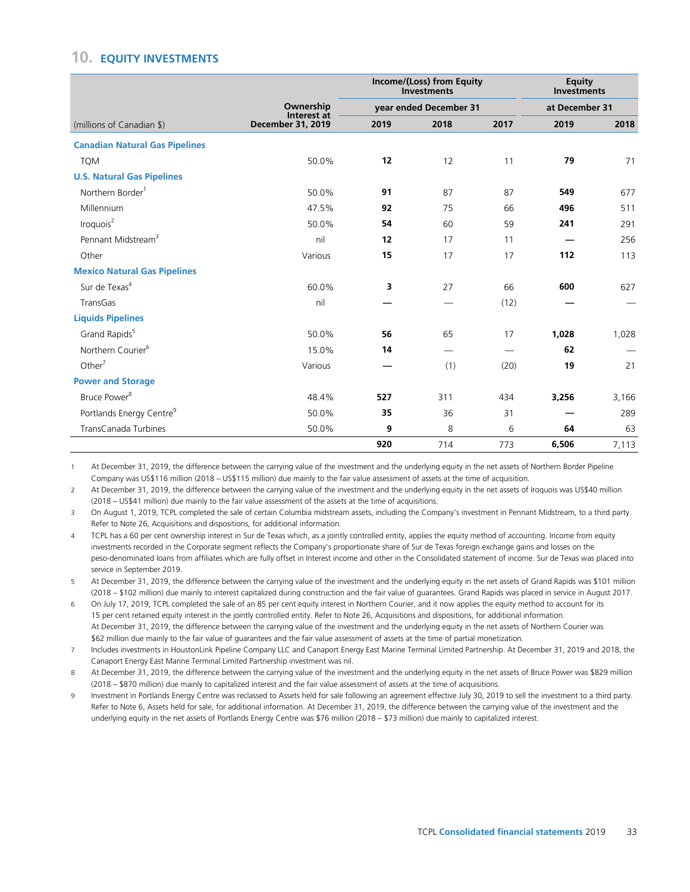## 10. EQUITY INVESTMENTS

| (millions of Canadian $) | Ownership Interest at December 31, 2019 | Income/(Loss) from Equity Investments | | | Equity Investments | |
|---|---|---|---|---|---|---|
| | | year ended December 31 | | | at December 31 | |
| | | **2019** | 2018 | 2017 | **2019** | 2018 |
| **Canadian Natural Gas Pipelines** | | | | | | |
| TQM | 50.0% | **12** | 12 | 11 | **79** | 71 |
| **U.S. Natural Gas Pipelines** | | | | | | |
| Northern Border[1] | 50.0% | **91** | 87 | 87 | **549** | 677 |
| Millennium | 47.5% | **92** | 75 | 66 | **496** | 511 |
| Iroquois[2] | 50.0% | **54** | 60 | 59 | **241** | 291 |
| Pennant Midstream[3] | nil | **12** | 17 | 11 | **—** | 256 |
| Other | Various | **15** | 17 | 17 | **112** | 113 |
| **Mexico Natural Gas Pipelines** | | | | | | |
| Sur de Texas[4] | 60.0% | **3** | 27 | 66 | **600** | 627 |
| TransGas | nil | **—** | — | (12) | **—** | — |
| **Liquids Pipelines** | | | | | | |
| Grand Rapids[5] | 50.0% | **56** | 65 | 17 | **1,028** | 1,028 |
| Northern Courier[6] | 15.0% | **14** | — | — | **62** | — |
| Other[7] | Various | **—** | (1) | (20) | **19** | 21 |
| **Power and Storage** | | | | | | |
| Bruce Power[8] | 48.4% | **527** | 311 | 434 | **3,256** | 3,166 |
| Portlands Energy Centre[9] | 50.0% | **35** | 36 | 31 | **—** | 289 |
| TransCanada Turbines | 50.0% | **9** | 8 | 6 | **64** | 63 |
| | | **920** | 714 | 773 | **6,506** | 7,113 |

1. At December 31, 2019, the difference between the carrying value of the investment and the underlying equity in the net assets of Northern Border Pipeline Company was US$116 million (2018 – US$115 million) due mainly to the fair value assessment of assets at the time of acquisition.
2. At December 31, 2019, the difference between the carrying value of the investment and the underlying equity in the net assets of Iroquois was US$40 million (2018 – US$41 million) due mainly to the fair value assessment of the assets at the time of acquisitions.
3. On August 1, 2019, TCPL completed the sale of certain Columbia midstream assets, including the Company's investment in Pennant Midstream, to a third party. Refer to Note 26, Acquisitions and dispositions, for additional information.
4. TCPL has a 60 per cent ownership interest in Sur de Texas which, as a jointly controlled entity, applies the equity method of accounting. Income from equity investments recorded in the Corporate segment reflects the Company's proportionate share of Sur de Texas foreign exchange gains and losses on the peso-denominated loans from affiliates which are fully offset in Interest income and other in the Consolidated statement of income. Sur de Texas was placed into service in September 2019.
5. At December 31, 2019, the difference between the carrying value of the investment and the underlying equity in the net assets of Grand Rapids was $101 million (2018 – $102 million) due mainly to interest capitalized during construction and the fair value of guarantees. Grand Rapids was placed in service in August 2017.
6. On July 17, 2019, TCPL completed the sale of an 85 per cent equity interest in Northern Courier, and it now applies the equity method to account for its 15 per cent retained equity interest in the jointly controlled entity. Refer to Note 26, Acquisitions and dispositions, for additional information. At December 31, 2019, the difference between the carrying value of the investment and the underlying equity in the net assets of Northern Courier was $62 million due mainly to the fair value of guarantees and the fair value assessment of assets at the time of partial monetization.
7. Includes investments in HoustonLink Pipeline Company LLC and Canaport Energy East Marine Terminal Limited Partnership. At December 31, 2019 and 2018, the Canaport Energy East Marine Terminal Limited Partnership investment was nil.
8. At December 31, 2019, the difference between the carrying value of the investment and the underlying equity in the net assets of Bruce Power was $829 million (2018 – $870 million) due mainly to capitalized interest and the fair value assessment of assets at the time of acquisitions.
9. Investment in Portlands Energy Centre was reclassed to Assets held for sale following an agreement effective July 30, 2019 to sell the investment to a third party. Refer to Note 6, Assets held for sale, for additional information. At December 31, 2019, the difference between the carrying value of the investment and the underlying equity in the net assets of Portlands Energy Centre was $76 million (2018 – $73 million) due mainly to capitalized interest.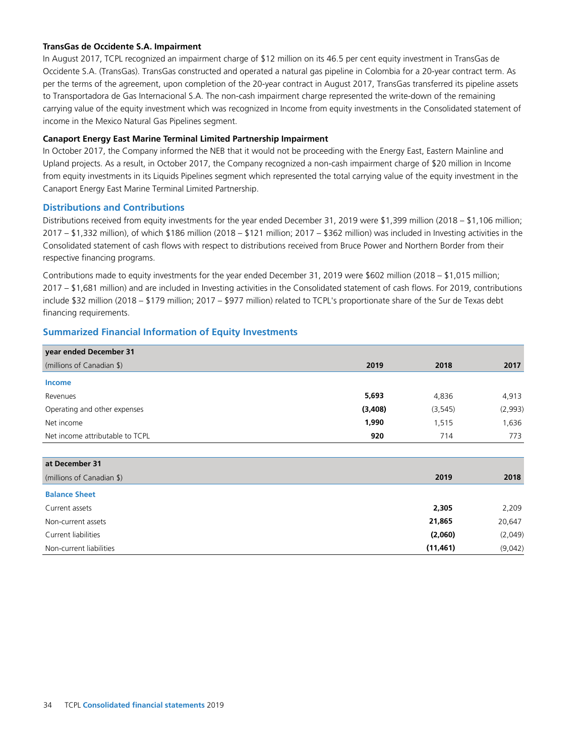#### TransGas de Occidente S.A. Impairment

In August 2017, TCPL recognized an impairment charge of $12 million on its 46.5 per cent equity investment in TransGas de Occidente S.A. (TransGas). TransGas constructed and operated a natural gas pipeline in Colombia for a 20-year contract term. As per the terms of the agreement, upon completion of the 20-year contract in August 2017, TransGas transferred its pipeline assets to Transportadora de Gas Internacional S.A. The non-cash impairment charge represented the write-down of the remaining carrying value of the equity investment which was recognized in Income from equity investments in the Consolidated statement of income in the Mexico Natural Gas Pipelines segment.

#### Canaport Energy East Marine Terminal Limited Partnership Impairment

In October 2017, the Company informed the NEB that it would not be proceeding with the Energy East, Eastern Mainline and Upland projects. As a result, in October 2017, the Company recognized a non-cash impairment charge of $20 million in Income from equity investments in its Liquids Pipelines segment which represented the total carrying value of the equity investment in the Canaport Energy East Marine Terminal Limited Partnership.

### Distributions and Contributions

Distributions received from equity investments for the year ended December 31, 2019 were $1,399 million (2018 – $1,106 million; 2017 – $1,332 million), of which $186 million (2018 – $121 million; 2017 – $362 million) was included in Investing activities in the Consolidated statement of cash flows with respect to distributions received from Bruce Power and Northern Border from their respective financing programs.

Contributions made to equity investments for the year ended December 31, 2019 were $602 million (2018 – $1,015 million; 2017 – $1,681 million) and are included in Investing activities in the Consolidated statement of cash flows. For 2019, contributions include $32 million (2018 – $179 million; 2017 – $977 million) related to TCPL's proportionate share of the Sur de Texas debt financing requirements.

### Summarized Financial Information of Equity Investments

| year ended December 31<br>(millions of Canadian $) | 2019 | 2018 | 2017 |
|---|---|---|---|
| **Income** | | | |
| Revenues | **5,693** | 4,836 | 4,913 |
| Operating and other expenses | **(3,408)** | (3,545) | (2,993) |
| Net income | **1,990** | 1,515 | 1,636 |
| Net income attributable to TCPL | **920** | 714 | 773 |

| at December 31<br>(millions of Canadian $) | 2019 | 2018 |
|---|---|---|
| **Balance Sheet** | | |
| Current assets | **2,305** | 2,209 |
| Non-current assets | **21,865** | 20,647 |
| Current liabilities | **(2,060)** | (2,049) |
| Non-current liabilities | **(11,461)** | (9,042) |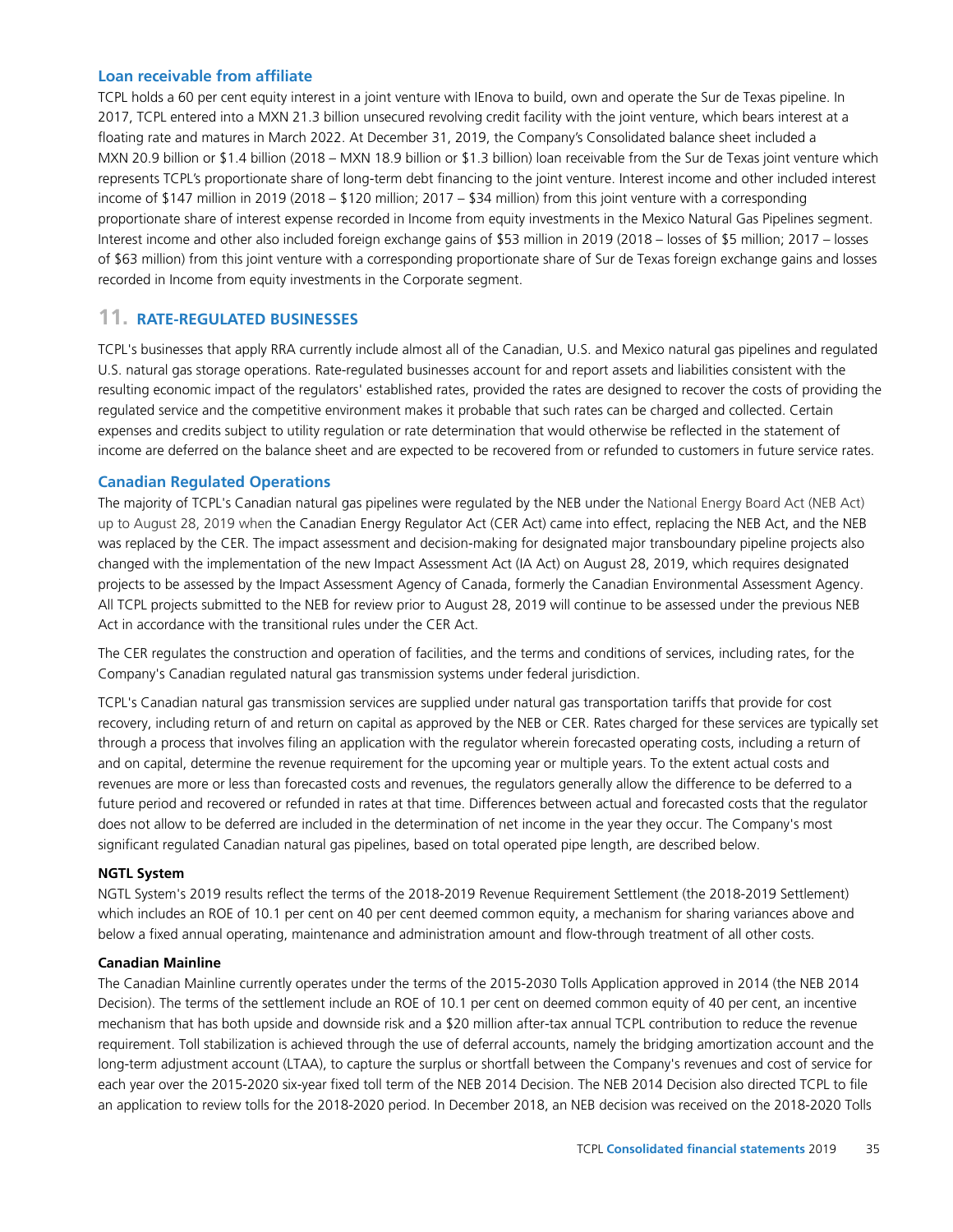### Loan receivable from affiliate

TCPL holds a 60 per cent equity interest in a joint venture with IEnova to build, own and operate the Sur de Texas pipeline. In 2017, TCPL entered into a MXN 21.3 billion unsecured revolving credit facility with the joint venture, which bears interest at a floating rate and matures in March 2022. At December 31, 2019, the Company's Consolidated balance sheet included a MXN 20.9 billion or $1.4 billion (2018 – MXN 18.9 billion or $1.3 billion) loan receivable from the Sur de Texas joint venture which represents TCPL's proportionate share of long-term debt financing to the joint venture. Interest income and other included interest income of $147 million in 2019 (2018 – $120 million; 2017 – $34 million) from this joint venture with a corresponding proportionate share of interest expense recorded in Income from equity investments in the Mexico Natural Gas Pipelines segment. Interest income and other also included foreign exchange gains of $53 million in 2019 (2018 – losses of $5 million; 2017 – losses of $63 million) from this joint venture with a corresponding proportionate share of Sur de Texas foreign exchange gains and losses recorded in Income from equity investments in the Corporate segment.

## 11. RATE-REGULATED BUSINESSES

TCPL's businesses that apply RRA currently include almost all of the Canadian, U.S. and Mexico natural gas pipelines and regulated U.S. natural gas storage operations. Rate-regulated businesses account for and report assets and liabilities consistent with the resulting economic impact of the regulators' established rates, provided the rates are designed to recover the costs of providing the regulated service and the competitive environment makes it probable that such rates can be charged and collected. Certain expenses and credits subject to utility regulation or rate determination that would otherwise be reflected in the statement of income are deferred on the balance sheet and are expected to be recovered from or refunded to customers in future service rates.

### Canadian Regulated Operations

The majority of TCPL's Canadian natural gas pipelines were regulated by the NEB under the National Energy Board Act (NEB Act) up to August 28, 2019 when the Canadian Energy Regulator Act (CER Act) came into effect, replacing the NEB Act, and the NEB was replaced by the CER. The impact assessment and decision-making for designated major transboundary pipeline projects also changed with the implementation of the new Impact Assessment Act (IA Act) on August 28, 2019, which requires designated projects to be assessed by the Impact Assessment Agency of Canada, formerly the Canadian Environmental Assessment Agency. All TCPL projects submitted to the NEB for review prior to August 28, 2019 will continue to be assessed under the previous NEB Act in accordance with the transitional rules under the CER Act.

The CER regulates the construction and operation of facilities, and the terms and conditions of services, including rates, for the Company's Canadian regulated natural gas transmission systems under federal jurisdiction.

TCPL's Canadian natural gas transmission services are supplied under natural gas transportation tariffs that provide for cost recovery, including return of and return on capital as approved by the NEB or CER. Rates charged for these services are typically set through a process that involves filing an application with the regulator wherein forecasted operating costs, including a return of and on capital, determine the revenue requirement for the upcoming year or multiple years. To the extent actual costs and revenues are more or less than forecasted costs and revenues, the regulators generally allow the difference to be deferred to a future period and recovered or refunded in rates at that time. Differences between actual and forecasted costs that the regulator does not allow to be deferred are included in the determination of net income in the year they occur. The Company's most significant regulated Canadian natural gas pipelines, based on total operated pipe length, are described below.

**NGTL System**

NGTL System's 2019 results reflect the terms of the 2018-2019 Revenue Requirement Settlement (the 2018-2019 Settlement) which includes an ROE of 10.1 per cent on 40 per cent deemed common equity, a mechanism for sharing variances above and below a fixed annual operating, maintenance and administration amount and flow-through treatment of all other costs.

**Canadian Mainline**

The Canadian Mainline currently operates under the terms of the 2015-2030 Tolls Application approved in 2014 (the NEB 2014 Decision). The terms of the settlement include an ROE of 10.1 per cent on deemed common equity of 40 per cent, an incentive mechanism that has both upside and downside risk and a $20 million after-tax annual TCPL contribution to reduce the revenue requirement. Toll stabilization is achieved through the use of deferral accounts, namely the bridging amortization account and the long-term adjustment account (LTAA), to capture the surplus or shortfall between the Company's revenues and cost of service for each year over the 2015-2020 six-year fixed toll term of the NEB 2014 Decision. The NEB 2014 Decision also directed TCPL to file an application to review tolls for the 2018-2020 period. In December 2018, an NEB decision was received on the 2018-2020 Tolls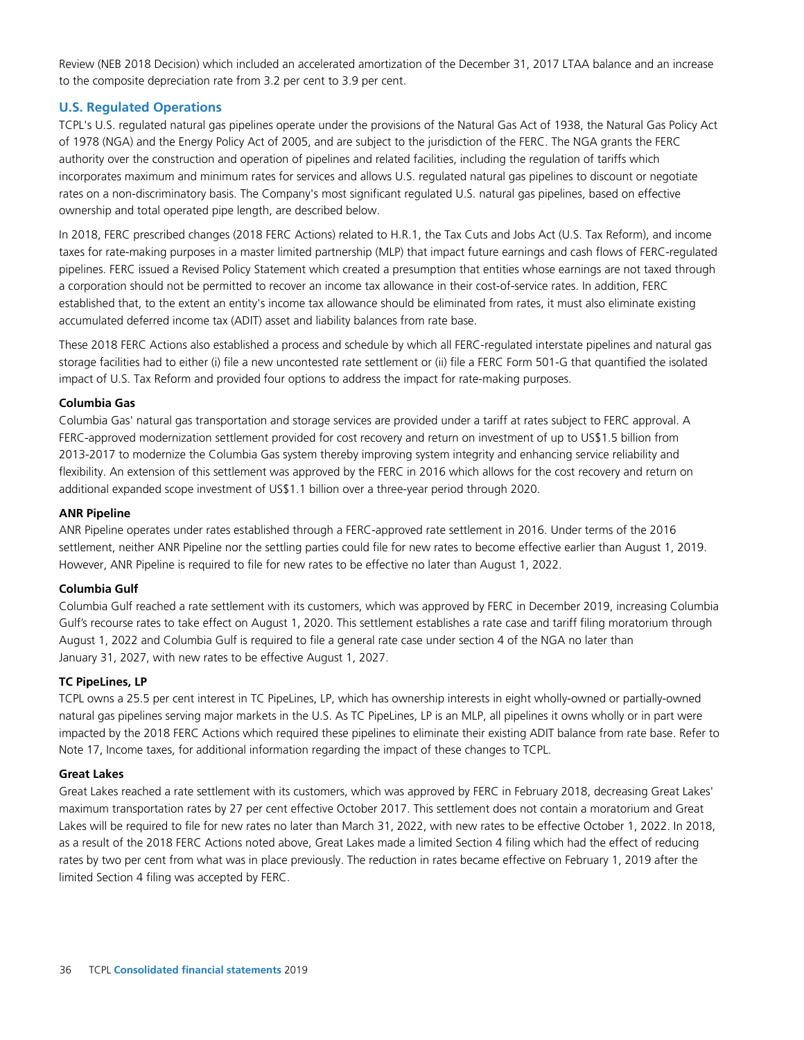Review (NEB 2018 Decision) which included an accelerated amortization of the December 31, 2017 LTAA balance and an increase to the composite depreciation rate from 3.2 per cent to 3.9 per cent.

## U.S. Regulated Operations

TCPL's U.S. regulated natural gas pipelines operate under the provisions of the Natural Gas Act of 1938, the Natural Gas Policy Act of 1978 (NGA) and the Energy Policy Act of 2005, and are subject to the jurisdiction of the FERC. The NGA grants the FERC authority over the construction and operation of pipelines and related facilities, including the regulation of tariffs which incorporates maximum and minimum rates for services and allows U.S. regulated natural gas pipelines to discount or negotiate rates on a non-discriminatory basis. The Company's most significant regulated U.S. natural gas pipelines, based on effective ownership and total operated pipe length, are described below.

In 2018, FERC prescribed changes (2018 FERC Actions) related to H.R.1, the Tax Cuts and Jobs Act (U.S. Tax Reform), and income taxes for rate-making purposes in a master limited partnership (MLP) that impact future earnings and cash flows of FERC-regulated pipelines. FERC issued a Revised Policy Statement which created a presumption that entities whose earnings are not taxed through a corporation should not be permitted to recover an income tax allowance in their cost-of-service rates. In addition, FERC established that, to the extent an entity's income tax allowance should be eliminated from rates, it must also eliminate existing accumulated deferred income tax (ADIT) asset and liability balances from rate base.

These 2018 FERC Actions also established a process and schedule by which all FERC-regulated interstate pipelines and natural gas storage facilities had to either (i) file a new uncontested rate settlement or (ii) file a FERC Form 501-G that quantified the isolated impact of U.S. Tax Reform and provided four options to address the impact for rate-making purposes.

**Columbia Gas**

Columbia Gas' natural gas transportation and storage services are provided under a tariff at rates subject to FERC approval. A FERC-approved modernization settlement provided for cost recovery and return on investment of up to US$1.5 billion from 2013-2017 to modernize the Columbia Gas system thereby improving system integrity and enhancing service reliability and flexibility. An extension of this settlement was approved by the FERC in 2016 which allows for the cost recovery and return on additional expanded scope investment of US$1.1 billion over a three-year period through 2020.

**ANR Pipeline**

ANR Pipeline operates under rates established through a FERC-approved rate settlement in 2016. Under terms of the 2016 settlement, neither ANR Pipeline nor the settling parties could file for new rates to become effective earlier than August 1, 2019. However, ANR Pipeline is required to file for new rates to be effective no later than August 1, 2022.

**Columbia Gulf**

Columbia Gulf reached a rate settlement with its customers, which was approved by FERC in December 2019, increasing Columbia Gulf's recourse rates to take effect on August 1, 2020. This settlement establishes a rate case and tariff filing moratorium through August 1, 2022 and Columbia Gulf is required to file a general rate case under section 4 of the NGA no later than January 31, 2027, with new rates to be effective August 1, 2027.

**TC PipeLines, LP**

TCPL owns a 25.5 per cent interest in TC PipeLines, LP, which has ownership interests in eight wholly-owned or partially-owned natural gas pipelines serving major markets in the U.S. As TC PipeLines, LP is an MLP, all pipelines it owns wholly or in part were impacted by the 2018 FERC Actions which required these pipelines to eliminate their existing ADIT balance from rate base. Refer to Note 17, Income taxes, for additional information regarding the impact of these changes to TCPL.

**Great Lakes**

Great Lakes reached a rate settlement with its customers, which was approved by FERC in February 2018, decreasing Great Lakes' maximum transportation rates by 27 per cent effective October 2017. This settlement does not contain a moratorium and Great Lakes will be required to file for new rates no later than March 31, 2022, with new rates to be effective October 1, 2022. In 2018, as a result of the 2018 FERC Actions noted above, Great Lakes made a limited Section 4 filing which had the effect of reducing rates by two per cent from what was in place previously. The reduction in rates became effective on February 1, 2019 after the limited Section 4 filing was accepted by FERC.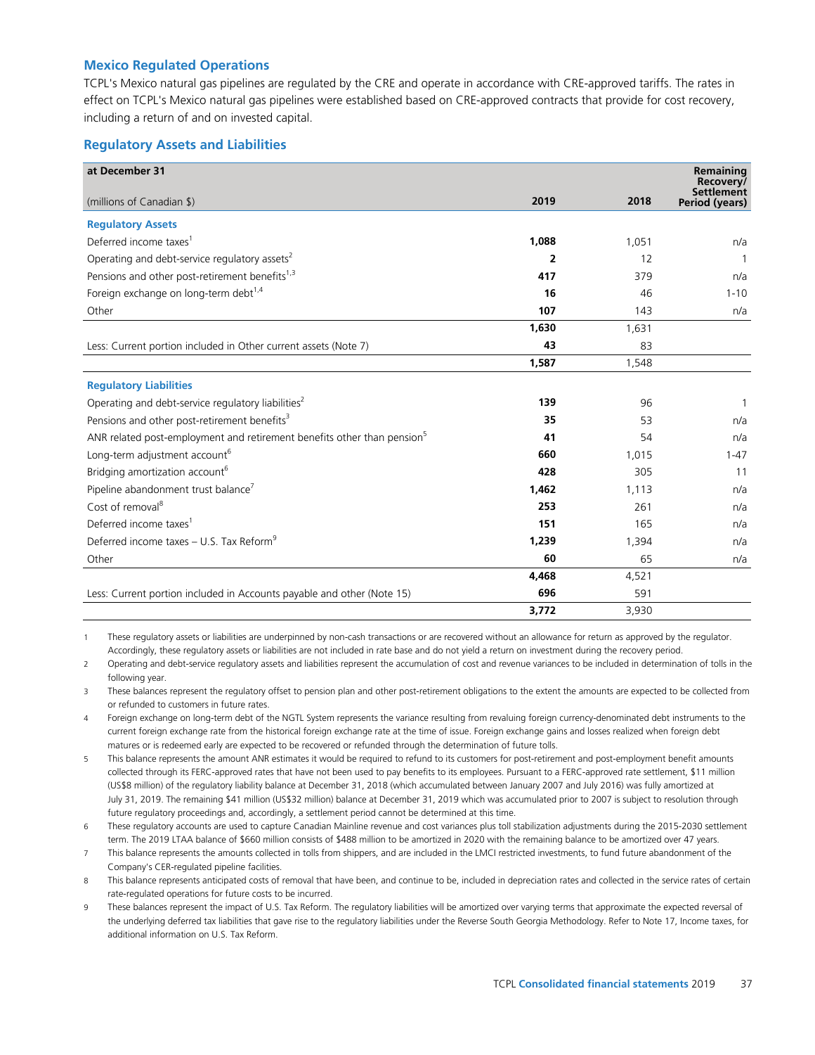## Mexico Regulated Operations

TCPL's Mexico natural gas pipelines are regulated by the CRE and operate in accordance with CRE-approved tariffs. The rates in effect on TCPL's Mexico natural gas pipelines were established based on CRE-approved contracts that provide for cost recovery, including a return of and on invested capital.

## Regulatory Assets and Liabilities

| at December 31<br>(millions of Canadian $) | 2019 | 2018 | Remaining Recovery/ Settlement Period (years) |
|---|---|---|---|
| **Regulatory Assets** | | | |
| Deferred income taxes[1] | **1,088** | 1,051 | n/a |
| Operating and debt-service regulatory assets[2] | **2** | 12 | 1 |
| Pensions and other post-retirement benefits[1,3] | **417** | 379 | n/a |
| Foreign exchange on long-term debt[1,4] | **16** | 46 | 1-10 |
| Other | **107** | 143 | n/a |
| | **1,630** | 1,631 | |
| Less: Current portion included in Other current assets (Note 7) | **43** | 83 | |
| | **1,587** | 1,548 | |
| **Regulatory Liabilities** | | | |
| Operating and debt-service regulatory liabilities[2] | **139** | 96 | 1 |
| Pensions and other post-retirement benefits[3] | **35** | 53 | n/a |
| ANR related post-employment and retirement benefits other than pension[5] | **41** | 54 | n/a |
| Long-term adjustment account[6] | **660** | 1,015 | 1-47 |
| Bridging amortization account[6] | **428** | 305 | 11 |
| Pipeline abandonment trust balance[7] | **1,462** | 1,113 | n/a |
| Cost of removal[8] | **253** | 261 | n/a |
| Deferred income taxes[1] | **151** | 165 | n/a |
| Deferred income taxes – U.S. Tax Reform[9] | **1,239** | 1,394 | n/a |
| Other | **60** | 65 | n/a |
| | **4,468** | 4,521 | |
| Less: Current portion included in Accounts payable and other (Note 15) | **696** | 591 | |
| | **3,772** | 3,930 | |

1 These regulatory assets or liabilities are underpinned by non-cash transactions or are recovered without an allowance for return as approved by the regulator. Accordingly, these regulatory assets or liabilities are not included in rate base and do not yield a return on investment during the recovery period.

2 Operating and debt-service regulatory assets and liabilities represent the accumulation of cost and revenue variances to be included in determination of tolls in the following year.

3 These balances represent the regulatory offset to pension plan and other post-retirement obligations to the extent the amounts are expected to be collected from or refunded to customers in future rates.

4 Foreign exchange on long-term debt of the NGTL System represents the variance resulting from revaluing foreign currency-denominated debt instruments to the current foreign exchange rate from the historical foreign exchange rate at the time of issue. Foreign exchange gains and losses realized when foreign debt matures or is redeemed early are expected to be recovered or refunded through the determination of future tolls.

5 This balance represents the amount ANR estimates it would be required to refund to its customers for post-retirement and post-employment benefit amounts collected through its FERC-approved rates that have not been used to pay benefits to its employees. Pursuant to a FERC-approved rate settlement, $11 million (US$8 million) of the regulatory liability balance at December 31, 2018 (which accumulated between January 2007 and July 2016) was fully amortized at July 31, 2019. The remaining $41 million (US$32 million) balance at December 31, 2019 which was accumulated prior to 2007 is subject to resolution through future regulatory proceedings and, accordingly, a settlement period cannot be determined at this time.

6 These regulatory accounts are used to capture Canadian Mainline revenue and cost variances plus toll stabilization adjustments during the 2015-2030 settlement term. The 2019 LTAA balance of $660 million consists of $488 million to be amortized in 2020 with the remaining balance to be amortized over 47 years.

7 This balance represents the amounts collected in tolls from shippers, and are included in the LMCI restricted investments, to fund future abandonment of the Company's CER-regulated pipeline facilities.

8 This balance represents anticipated costs of removal that have been, and continue to be, included in depreciation rates and collected in the service rates of certain rate-regulated operations for future costs to be incurred.

9 These balances represent the impact of U.S. Tax Reform. The regulatory liabilities will be amortized over varying terms that approximate the expected reversal of the underlying deferred tax liabilities that gave rise to the regulatory liabilities under the Reverse South Georgia Methodology. Refer to Note 17, Income taxes, for additional information on U.S. Tax Reform.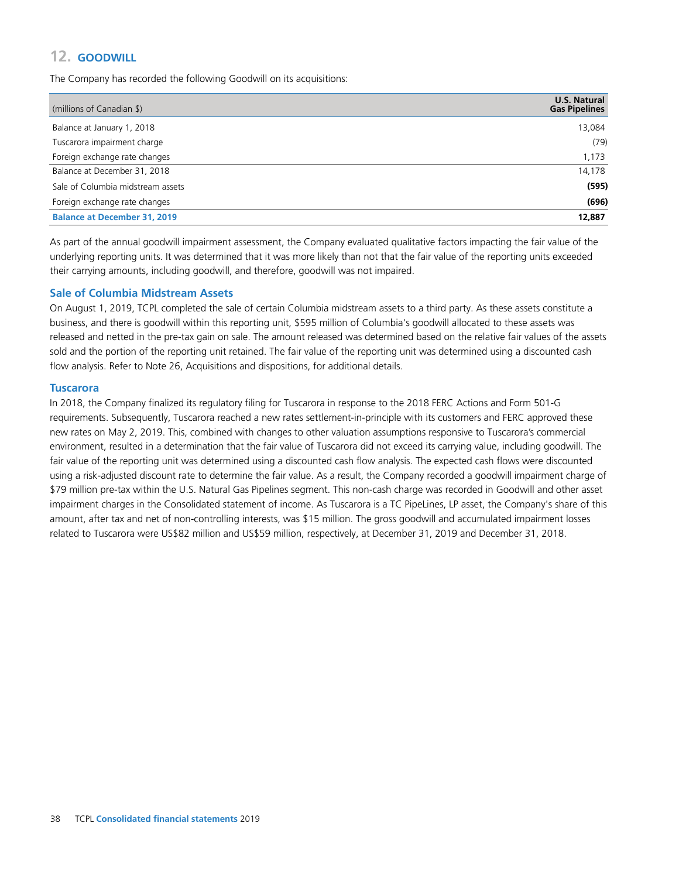## 12. GOODWILL

The Company has recorded the following Goodwill on its acquisitions:

| (millions of Canadian $) | U.S. Natural Gas Pipelines |
|---|---|
| Balance at January 1, 2018 | 13,084 |
| Tuscarora impairment charge | (79) |
| Foreign exchange rate changes | 1,173 |
| Balance at December 31, 2018 | 14,178 |
| Sale of Columbia midstream assets | **(595)** |
| Foreign exchange rate changes | **(696)** |
| **Balance at December 31, 2019** | **12,887** |

As part of the annual goodwill impairment assessment, the Company evaluated qualitative factors impacting the fair value of the underlying reporting units. It was determined that it was more likely than not that the fair value of the reporting units exceeded their carrying amounts, including goodwill, and therefore, goodwill was not impaired.

### Sale of Columbia Midstream Assets

On August 1, 2019, TCPL completed the sale of certain Columbia midstream assets to a third party. As these assets constitute a business, and there is goodwill within this reporting unit, $595 million of Columbia's goodwill allocated to these assets was released and netted in the pre-tax gain on sale. The amount released was determined based on the relative fair values of the assets sold and the portion of the reporting unit retained. The fair value of the reporting unit was determined using a discounted cash flow analysis. Refer to Note 26, Acquisitions and dispositions, for additional details.

### Tuscarora

In 2018, the Company finalized its regulatory filing for Tuscarora in response to the 2018 FERC Actions and Form 501-G requirements. Subsequently, Tuscarora reached a new rates settlement-in-principle with its customers and FERC approved these new rates on May 2, 2019. This, combined with changes to other valuation assumptions responsive to Tuscarora's commercial environment, resulted in a determination that the fair value of Tuscarora did not exceed its carrying value, including goodwill. The fair value of the reporting unit was determined using a discounted cash flow analysis. The expected cash flows were discounted using a risk-adjusted discount rate to determine the fair value. As a result, the Company recorded a goodwill impairment charge of $79 million pre-tax within the U.S. Natural Gas Pipelines segment. This non-cash charge was recorded in Goodwill and other asset impairment charges in the Consolidated statement of income. As Tuscarora is a TC PipeLines, LP asset, the Company's share of this amount, after tax and net of non-controlling interests, was $15 million. The gross goodwill and accumulated impairment losses related to Tuscarora were US$82 million and US$59 million, respectively, at December 31, 2019 and December 31, 2018.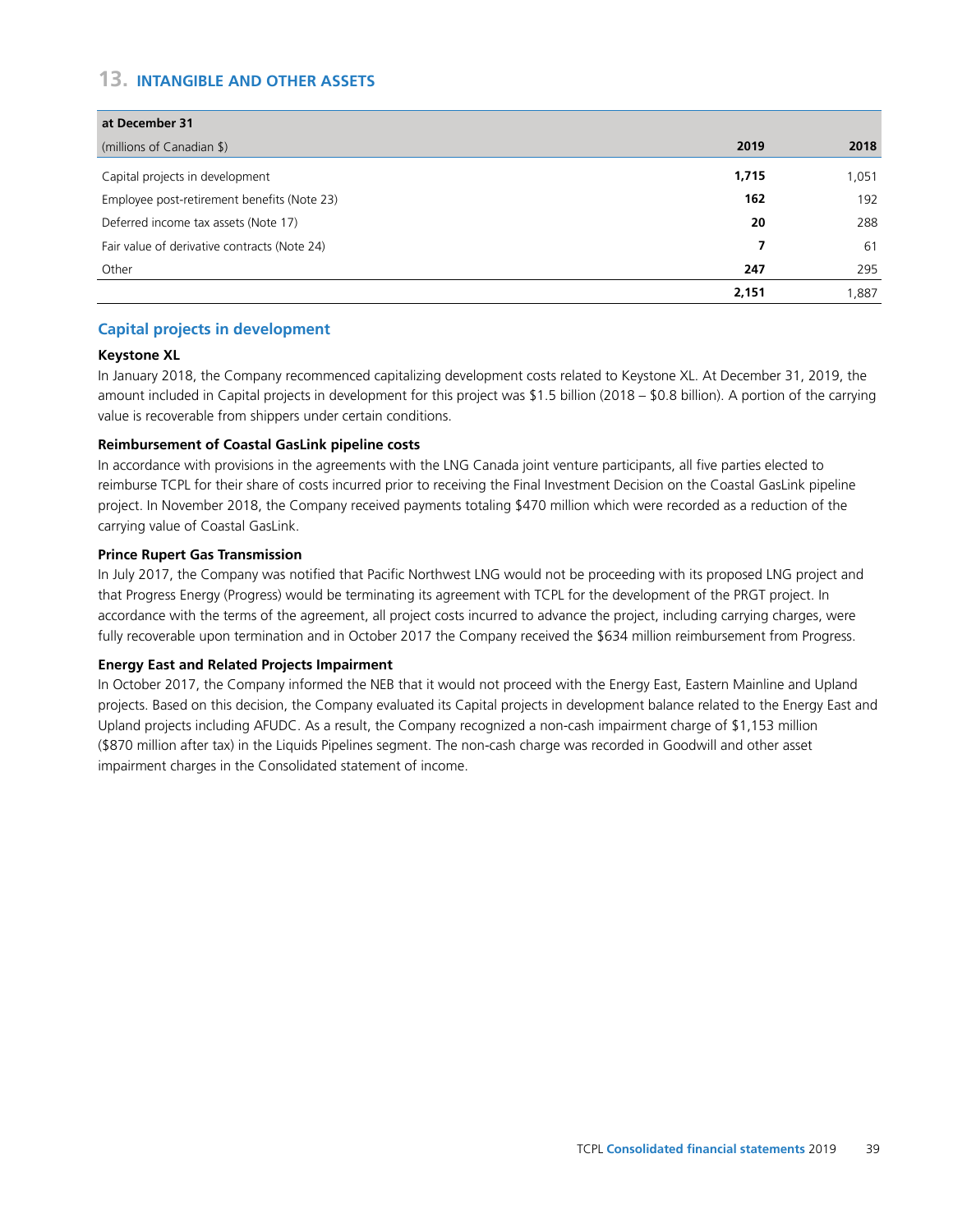## 13. INTANGIBLE AND OTHER ASSETS

| at December 31 | | |
|---|---|---|
| (millions of Canadian $) | **2019** | **2018** |
| Capital projects in development | **1,715** | 1,051 |
| Employee post-retirement benefits (Note 23) | **162** | 192 |
| Deferred income tax assets (Note 17) | **20** | 288 |
| Fair value of derivative contracts (Note 24) | **7** | 61 |
| Other | **247** | 295 |
| | **2,151** | 1,887 |

### Capital projects in development

**Keystone XL**

In January 2018, the Company recommenced capitalizing development costs related to Keystone XL. At December 31, 2019, the amount included in Capital projects in development for this project was $1.5 billion (2018 – $0.8 billion). A portion of the carrying value is recoverable from shippers under certain conditions.

**Reimbursement of Coastal GasLink pipeline costs**

In accordance with provisions in the agreements with the LNG Canada joint venture participants, all five parties elected to reimburse TCPL for their share of costs incurred prior to receiving the Final Investment Decision on the Coastal GasLink pipeline project. In November 2018, the Company received payments totaling $470 million which were recorded as a reduction of the carrying value of Coastal GasLink.

**Prince Rupert Gas Transmission**

In July 2017, the Company was notified that Pacific Northwest LNG would not be proceeding with its proposed LNG project and that Progress Energy (Progress) would be terminating its agreement with TCPL for the development of the PRGT project. In accordance with the terms of the agreement, all project costs incurred to advance the project, including carrying charges, were fully recoverable upon termination and in October 2017 the Company received the $634 million reimbursement from Progress.

**Energy East and Related Projects Impairment**

In October 2017, the Company informed the NEB that it would not proceed with the Energy East, Eastern Mainline and Upland projects. Based on this decision, the Company evaluated its Capital projects in development balance related to the Energy East and Upland projects including AFUDC. As a result, the Company recognized a non-cash impairment charge of $1,153 million ($870 million after tax) in the Liquids Pipelines segment. The non-cash charge was recorded in Goodwill and other asset impairment charges in the Consolidated statement of income.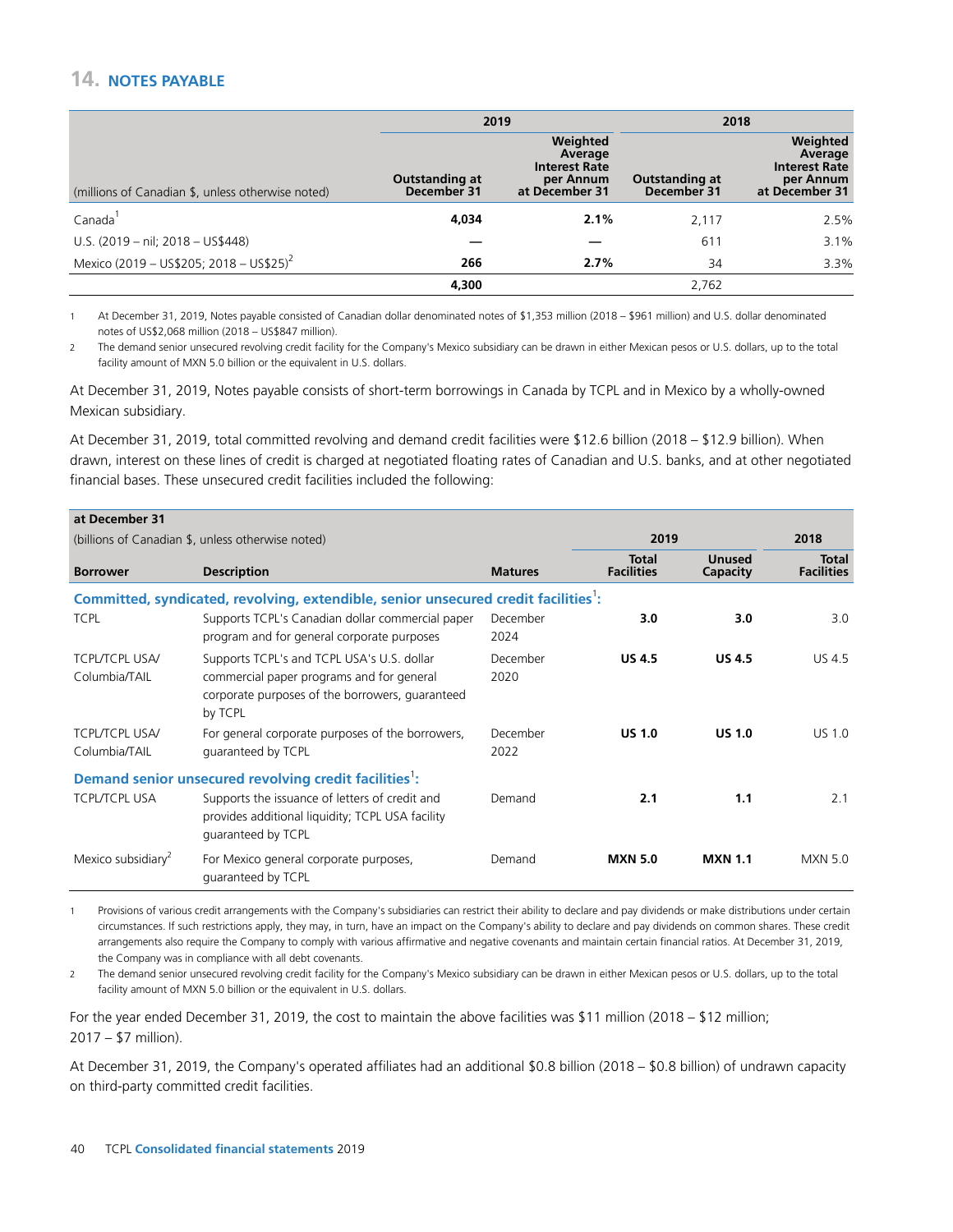## 14. NOTES PAYABLE

| (millions of Canadian $, unless otherwise noted) | 2019 | | 2018 | |
|---|---|---|---|---|
| | Outstanding at December 31 | Weighted Average Interest Rate per Annum at December 31 | Outstanding at December 31 | Weighted Average Interest Rate per Annum at December 31 |
| Canada[1] | **4,034** | **2.1%** | 2,117 | 2.5% |
| U.S. (2019 – nil; 2018 – US$448) | **—** | **—** | 611 | 3.1% |
| Mexico (2019 – US$205; 2018 – US$25)[2] | **266** | **2.7%** | 34 | 3.3% |
| | **4,300** | | 2,762 | |

1 At December 31, 2019, Notes payable consisted of Canadian dollar denominated notes of $1,353 million (2018 – $961 million) and U.S. dollar denominated notes of US$2,068 million (2018 – US$847 million).

2 The demand senior unsecured revolving credit facility for the Company's Mexico subsidiary can be drawn in either Mexican pesos or U.S. dollars, up to the total facility amount of MXN 5.0 billion or the equivalent in U.S. dollars.

At December 31, 2019, Notes payable consists of short-term borrowings in Canada by TCPL and in Mexico by a wholly-owned Mexican subsidiary.

At December 31, 2019, total committed revolving and demand credit facilities were $12.6 billion (2018 – $12.9 billion). When drawn, interest on these lines of credit is charged at negotiated floating rates of Canadian and U.S. banks, and at other negotiated financial bases. These unsecured credit facilities included the following:

| at December 31<br>(billions of Canadian $, unless otherwise noted) | | | 2019 | | 2018 |
|---|---|---|---|---|---|
| Borrower | Description | Matures | Total Facilities | Unused Capacity | Total Facilities |
| **Committed, syndicated, revolving, extendible, senior unsecured credit facilities[1]:** | | | | | |
| TCPL | Supports TCPL's Canadian dollar commercial paper program and for general corporate purposes | December 2024 | **3.0** | **3.0** | 3.0 |
| TCPL/TCPL USA/ Columbia/TAIL | Supports TCPL's and TCPL USA's U.S. dollar commercial paper programs and for general corporate purposes of the borrowers, guaranteed by TCPL | December 2020 | **US 4.5** | **US 4.5** | US 4.5 |
| TCPL/TCPL USA/ Columbia/TAIL | For general corporate purposes of the borrowers, guaranteed by TCPL | December 2022 | **US 1.0** | **US 1.0** | US 1.0 |
| **Demand senior unsecured revolving credit facilities[1]:** | | | | | |
| TCPL/TCPL USA | Supports the issuance of letters of credit and provides additional liquidity; TCPL USA facility guaranteed by TCPL | Demand | **2.1** | **1.1** | 2.1 |
| Mexico subsidiary[2] | For Mexico general corporate purposes, guaranteed by TCPL | Demand | **MXN 5.0** | **MXN 1.1** | MXN 5.0 |

1 Provisions of various credit arrangements with the Company's subsidiaries can restrict their ability to declare and pay dividends or make distributions under certain circumstances. If such restrictions apply, they may, in turn, have an impact on the Company's ability to declare and pay dividends on common shares. These credit arrangements also require the Company to comply with various affirmative and negative covenants and maintain certain financial ratios. At December 31, 2019, the Company was in compliance with all debt covenants.

2 The demand senior unsecured revolving credit facility for the Company's Mexico subsidiary can be drawn in either Mexican pesos or U.S. dollars, up to the total facility amount of MXN 5.0 billion or the equivalent in U.S. dollars.

For the year ended December 31, 2019, the cost to maintain the above facilities was $11 million (2018 – $12 million; 2017 – $7 million).

At December 31, 2019, the Company's operated affiliates had an additional $0.8 billion (2018 – $0.8 billion) of undrawn capacity on third-party committed credit facilities.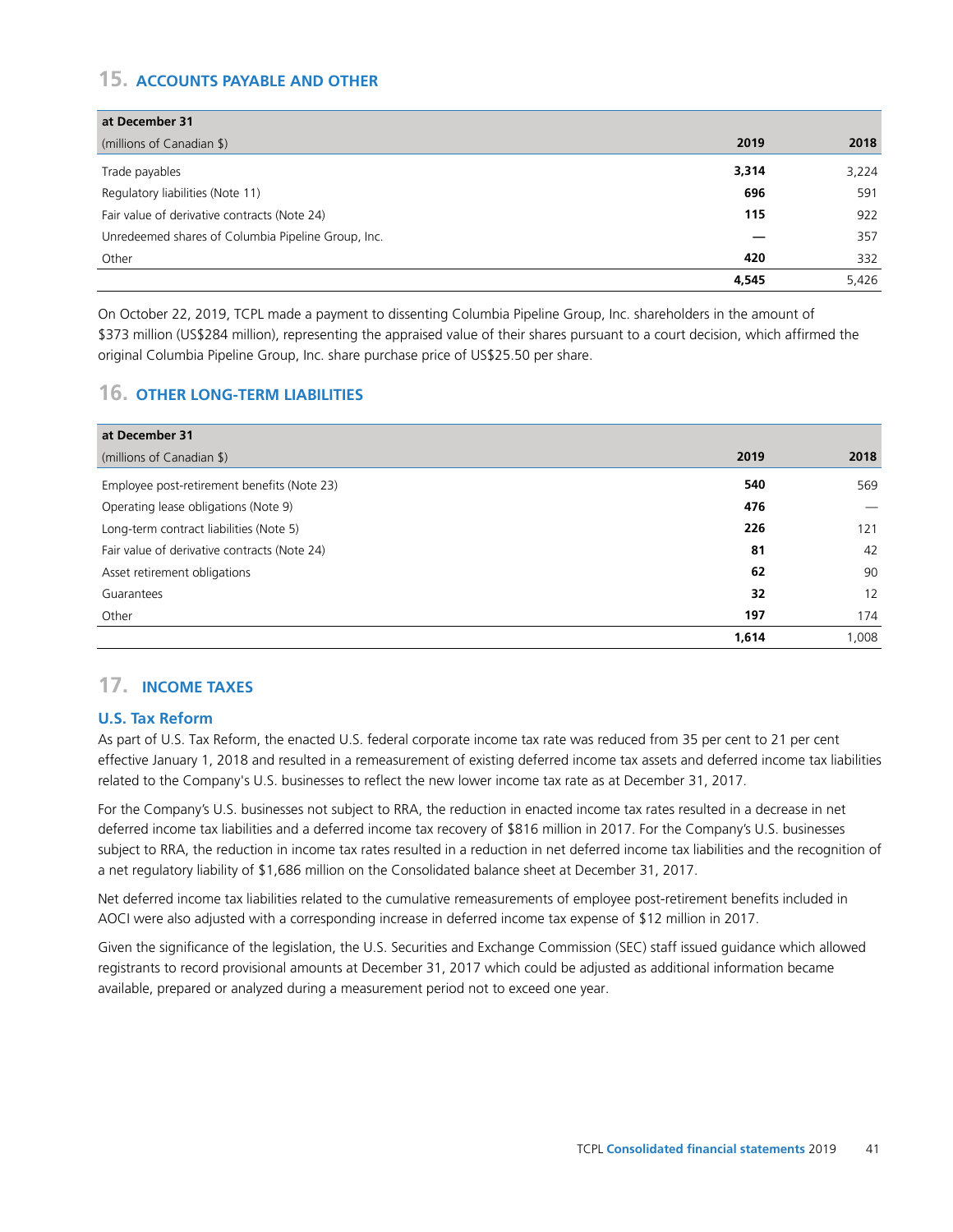## 15. ACCOUNTS PAYABLE AND OTHER

| at December 31<br>(millions of Canadian $) | 2019 | 2018 |
|---|---|---|
| Trade payables | **3,314** | 3,224 |
| Regulatory liabilities (Note 11) | **696** | 591 |
| Fair value of derivative contracts (Note 24) | **115** | 922 |
| Unredeemed shares of Columbia Pipeline Group, Inc. | **—** | 357 |
| Other | **420** | 332 |
| | **4,545** | 5,426 |

On October 22, 2019, TCPL made a payment to dissenting Columbia Pipeline Group, Inc. shareholders in the amount of $373 million (US$284 million), representing the appraised value of their shares pursuant to a court decision, which affirmed the original Columbia Pipeline Group, Inc. share purchase price of US$25.50 per share.

## 16. OTHER LONG-TERM LIABILITIES

| at December 31<br>(millions of Canadian $) | 2019 | 2018 |
|---|---|---|
| Employee post-retirement benefits (Note 23) | **540** | 569 |
| Operating lease obligations (Note 9) | **476** | — |
| Long-term contract liabilities (Note 5) | **226** | 121 |
| Fair value of derivative contracts (Note 24) | **81** | 42 |
| Asset retirement obligations | **62** | 90 |
| Guarantees | **32** | 12 |
| Other | **197** | 174 |
| | **1,614** | 1,008 |

## 17. INCOME TAXES

### U.S. Tax Reform

As part of U.S. Tax Reform, the enacted U.S. federal corporate income tax rate was reduced from 35 per cent to 21 per cent effective January 1, 2018 and resulted in a remeasurement of existing deferred income tax assets and deferred income tax liabilities related to the Company's U.S. businesses to reflect the new lower income tax rate as at December 31, 2017.

For the Company's U.S. businesses not subject to RRA, the reduction in enacted income tax rates resulted in a decrease in net deferred income tax liabilities and a deferred income tax recovery of $816 million in 2017. For the Company's U.S. businesses subject to RRA, the reduction in income tax rates resulted in a reduction in net deferred income tax liabilities and the recognition of a net regulatory liability of $1,686 million on the Consolidated balance sheet at December 31, 2017.

Net deferred income tax liabilities related to the cumulative remeasurements of employee post-retirement benefits included in AOCI were also adjusted with a corresponding increase in deferred income tax expense of $12 million in 2017.

Given the significance of the legislation, the U.S. Securities and Exchange Commission (SEC) staff issued guidance which allowed registrants to record provisional amounts at December 31, 2017 which could be adjusted as additional information became available, prepared or analyzed during a measurement period not to exceed one year.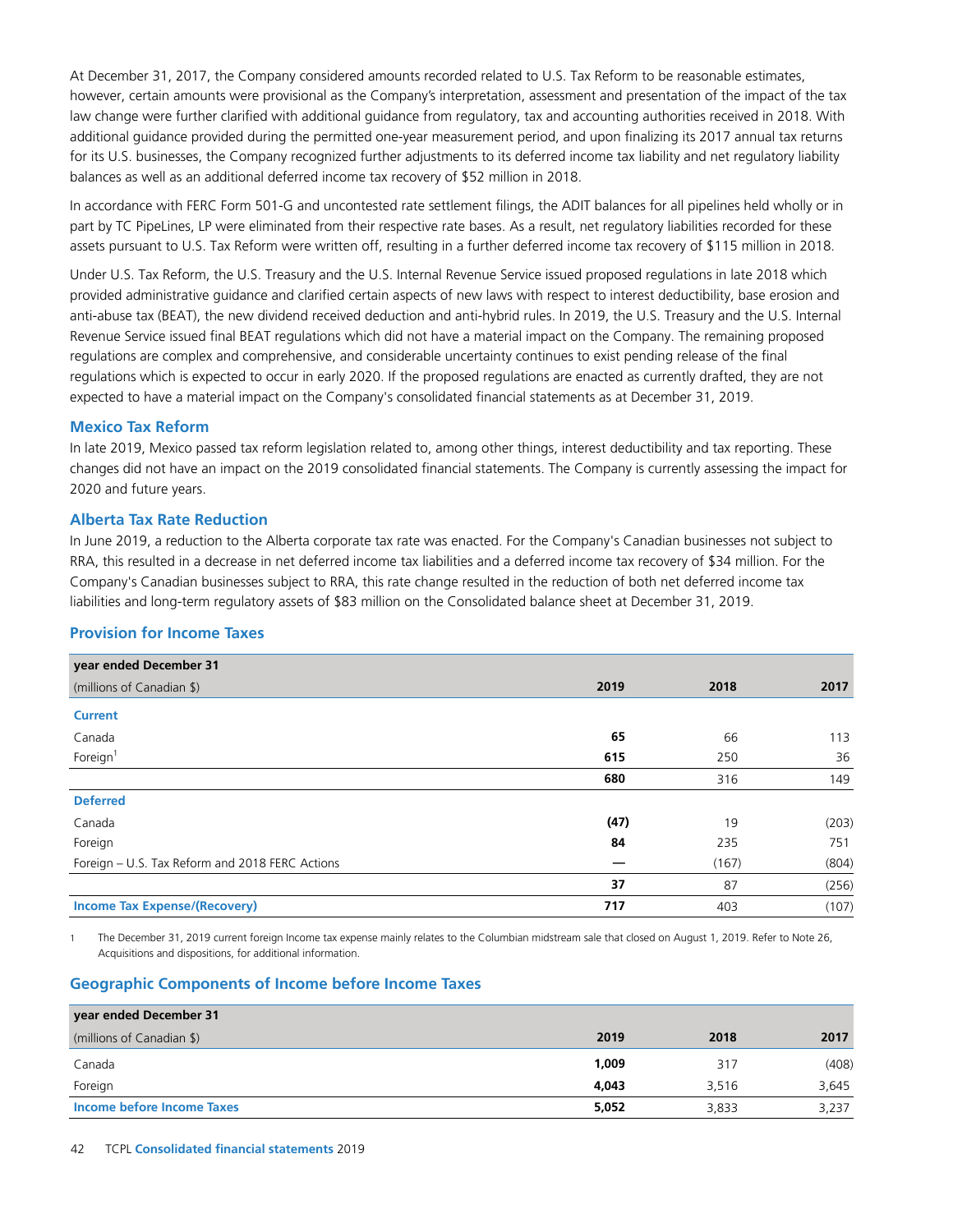At December 31, 2017, the Company considered amounts recorded related to U.S. Tax Reform to be reasonable estimates, however, certain amounts were provisional as the Company's interpretation, assessment and presentation of the impact of the tax law change were further clarified with additional guidance from regulatory, tax and accounting authorities received in 2018. With additional guidance provided during the permitted one-year measurement period, and upon finalizing its 2017 annual tax returns for its U.S. businesses, the Company recognized further adjustments to its deferred income tax liability and net regulatory liability balances as well as an additional deferred income tax recovery of $52 million in 2018.

In accordance with FERC Form 501-G and uncontested rate settlement filings, the ADIT balances for all pipelines held wholly or in part by TC PipeLines, LP were eliminated from their respective rate bases. As a result, net regulatory liabilities recorded for these assets pursuant to U.S. Tax Reform were written off, resulting in a further deferred income tax recovery of $115 million in 2018.

Under U.S. Tax Reform, the U.S. Treasury and the U.S. Internal Revenue Service issued proposed regulations in late 2018 which provided administrative guidance and clarified certain aspects of new laws with respect to interest deductibility, base erosion and anti-abuse tax (BEAT), the new dividend received deduction and anti-hybrid rules. In 2019, the U.S. Treasury and the U.S. Internal Revenue Service issued final BEAT regulations which did not have a material impact on the Company. The remaining proposed regulations are complex and comprehensive, and considerable uncertainty continues to exist pending release of the final regulations which is expected to occur in early 2020. If the proposed regulations are enacted as currently drafted, they are not expected to have a material impact on the Company's consolidated financial statements as at December 31, 2019.

### Mexico Tax Reform

In late 2019, Mexico passed tax reform legislation related to, among other things, interest deductibility and tax reporting. These changes did not have an impact on the 2019 consolidated financial statements. The Company is currently assessing the impact for 2020 and future years.

### Alberta Tax Rate Reduction

In June 2019, a reduction to the Alberta corporate tax rate was enacted. For the Company's Canadian businesses not subject to RRA, this resulted in a decrease in net deferred income tax liabilities and a deferred income tax recovery of $34 million. For the Company's Canadian businesses subject to RRA, this rate change resulted in the reduction of both net deferred income tax liabilities and long-term regulatory assets of $83 million on the Consolidated balance sheet at December 31, 2019.

### Provision for Income Taxes

| year ended December 31<br>(millions of Canadian $) | 2019 | 2018 | 2017 |
|---|---|---|---|
| **Current** | | | |
| Canada | **65** | 66 | 113 |
| Foreign[1] | **615** | 250 | 36 |
| | **680** | 316 | 149 |
| **Deferred** | | | |
| Canada | **(47)** | 19 | (203) |
| Foreign | **84** | 235 | 751 |
| Foreign – U.S. Tax Reform and 2018 FERC Actions | **—** | (167) | (804) |
| | **37** | 87 | (256) |
| **Income Tax Expense/(Recovery)** | **717** | 403 | (107) |

1 The December 31, 2019 current foreign Income tax expense mainly relates to the Columbian midstream sale that closed on August 1, 2019. Refer to Note 26, Acquisitions and dispositions, for additional information.

### Geographic Components of Income before Income Taxes

| year ended December 31<br>(millions of Canadian $) | 2019 | 2018 | 2017 |
|---|---|---|---|
| Canada | **1,009** | 317 | (408) |
| Foreign | **4,043** | 3,516 | 3,645 |
| **Income before Income Taxes** | **5,052** | 3,833 | 3,237 |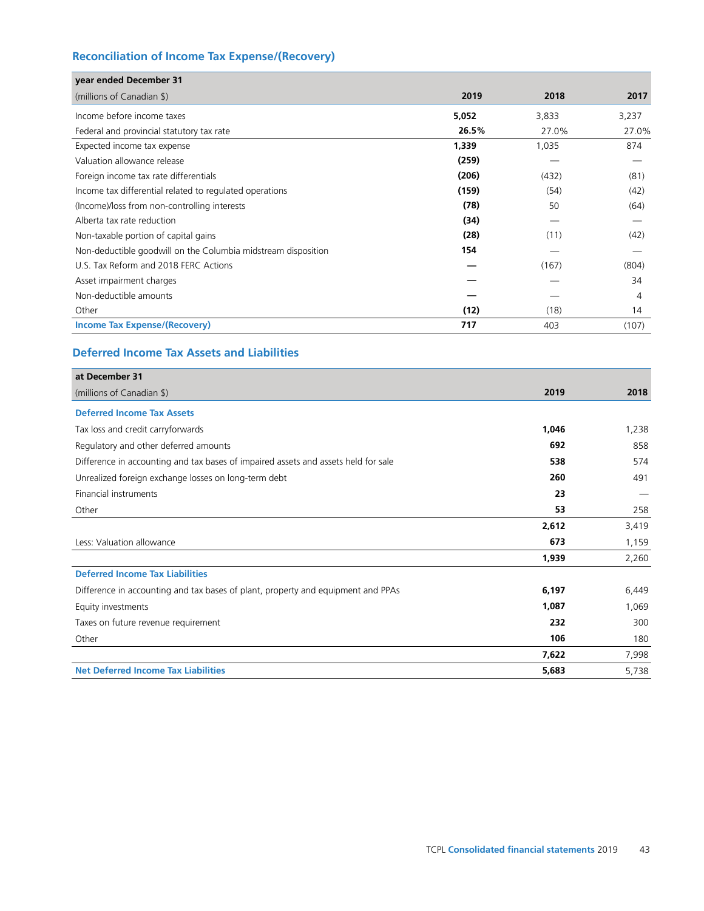## Reconciliation of Income Tax Expense/(Recovery)

| year ended December 31<br>(millions of Canadian $) | 2019 | 2018 | 2017 |
|---|---|---|---|
| Income before income taxes | **5,052** | 3,833 | 3,237 |
| Federal and provincial statutory tax rate | **26.5%** | 27.0% | 27.0% |
| Expected income tax expense | **1,339** | 1,035 | 874 |
| Valuation allowance release | **(259)** | — | — |
| Foreign income tax rate differentials | **(206)** | (432) | (81) |
| Income tax differential related to regulated operations | **(159)** | (54) | (42) |
| (Income)/loss from non-controlling interests | **(78)** | 50 | (64) |
| Alberta tax rate reduction | **(34)** | — | — |
| Non-taxable portion of capital gains | **(28)** | (11) | (42) |
| Non-deductible goodwill on the Columbia midstream disposition | **154** | — | — |
| U.S. Tax Reform and 2018 FERC Actions | **—** | (167) | (804) |
| Asset impairment charges | **—** | — | 34 |
| Non-deductible amounts | **—** | — | 4 |
| Other | **(12)** | (18) | 14 |
| **Income Tax Expense/(Recovery)** | **717** | 403 | (107) |

## Deferred Income Tax Assets and Liabilities

| at December 31<br>(millions of Canadian $) | 2019 | 2018 |
|---|---|---|
| **Deferred Income Tax Assets** | | |
| Tax loss and credit carryforwards | **1,046** | 1,238 |
| Regulatory and other deferred amounts | **692** | 858 |
| Difference in accounting and tax bases of impaired assets and assets held for sale | **538** | 574 |
| Unrealized foreign exchange losses on long-term debt | **260** | 491 |
| Financial instruments | **23** | — |
| Other | **53** | 258 |
| | **2,612** | 3,419 |
| Less: Valuation allowance | **673** | 1,159 |
| | **1,939** | 2,260 |
| **Deferred Income Tax Liabilities** | | |
| Difference in accounting and tax bases of plant, property and equipment and PPAs | **6,197** | 6,449 |
| Equity investments | **1,087** | 1,069 |
| Taxes on future revenue requirement | **232** | 300 |
| Other | **106** | 180 |
| | **7,622** | 7,998 |
| **Net Deferred Income Tax Liabilities** | **5,683** | 5,738 |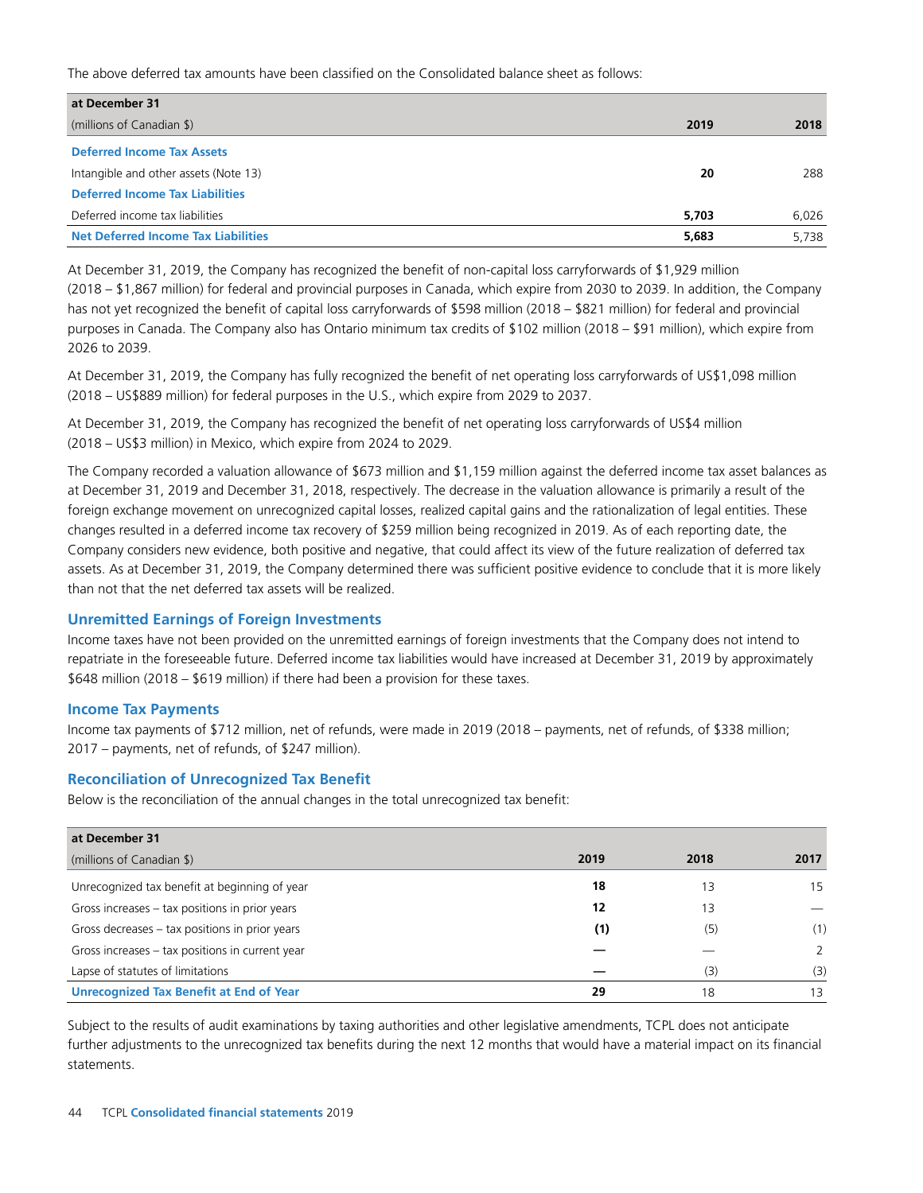The above deferred tax amounts have been classified on the Consolidated balance sheet as follows:

| at December 31 | | |
|---|---|---|
| (millions of Canadian $) | **2019** | **2018** |
| **Deferred Income Tax Assets** | | |
| Intangible and other assets (Note 13) | **20** | 288 |
| **Deferred Income Tax Liabilities** | | |
| Deferred income tax liabilities | **5,703** | 6,026 |
| **Net Deferred Income Tax Liabilities** | **5,683** | 5,738 |

At December 31, 2019, the Company has recognized the benefit of non-capital loss carryforwards of $1,929 million (2018 – $1,867 million) for federal and provincial purposes in Canada, which expire from 2030 to 2039. In addition, the Company has not yet recognized the benefit of capital loss carryforwards of $598 million (2018 – $821 million) for federal and provincial purposes in Canada. The Company also has Ontario minimum tax credits of $102 million (2018 – $91 million), which expire from 2026 to 2039.

At December 31, 2019, the Company has fully recognized the benefit of net operating loss carryforwards of US$1,098 million (2018 – US$889 million) for federal purposes in the U.S., which expire from 2029 to 2037.

At December 31, 2019, the Company has recognized the benefit of net operating loss carryforwards of US$4 million (2018 – US$3 million) in Mexico, which expire from 2024 to 2029.

The Company recorded a valuation allowance of $673 million and $1,159 million against the deferred income tax asset balances as at December 31, 2019 and December 31, 2018, respectively. The decrease in the valuation allowance is primarily a result of the foreign exchange movement on unrecognized capital losses, realized capital gains and the rationalization of legal entities. These changes resulted in a deferred income tax recovery of $259 million being recognized in 2019. As of each reporting date, the Company considers new evidence, both positive and negative, that could affect its view of the future realization of deferred tax assets. As at December 31, 2019, the Company determined there was sufficient positive evidence to conclude that it is more likely than not that the net deferred tax assets will be realized.

## Unremitted Earnings of Foreign Investments

Income taxes have not been provided on the unremitted earnings of foreign investments that the Company does not intend to repatriate in the foreseeable future. Deferred income tax liabilities would have increased at December 31, 2019 by approximately $648 million (2018 – $619 million) if there had been a provision for these taxes.

## Income Tax Payments

Income tax payments of $712 million, net of refunds, were made in 2019 (2018 – payments, net of refunds, of $338 million; 2017 – payments, net of refunds, of $247 million).

## Reconciliation of Unrecognized Tax Benefit

Below is the reconciliation of the annual changes in the total unrecognized tax benefit:

| at December 31 | | | |
|---|---|---|---|
| (millions of Canadian $) | **2019** | **2018** | **2017** |
| Unrecognized tax benefit at beginning of year | **18** | 13 | 15 |
| Gross increases – tax positions in prior years | **12** | 13 | — |
| Gross decreases – tax positions in prior years | **(1)** | (5) | (1) |
| Gross increases – tax positions in current year | **—** | — | 2 |
| Lapse of statutes of limitations | **—** | (3) | (3) |
| **Unrecognized Tax Benefit at End of Year** | **29** | 18 | 13 |

Subject to the results of audit examinations by taxing authorities and other legislative amendments, TCPL does not anticipate further adjustments to the unrecognized tax benefits during the next 12 months that would have a material impact on its financial statements.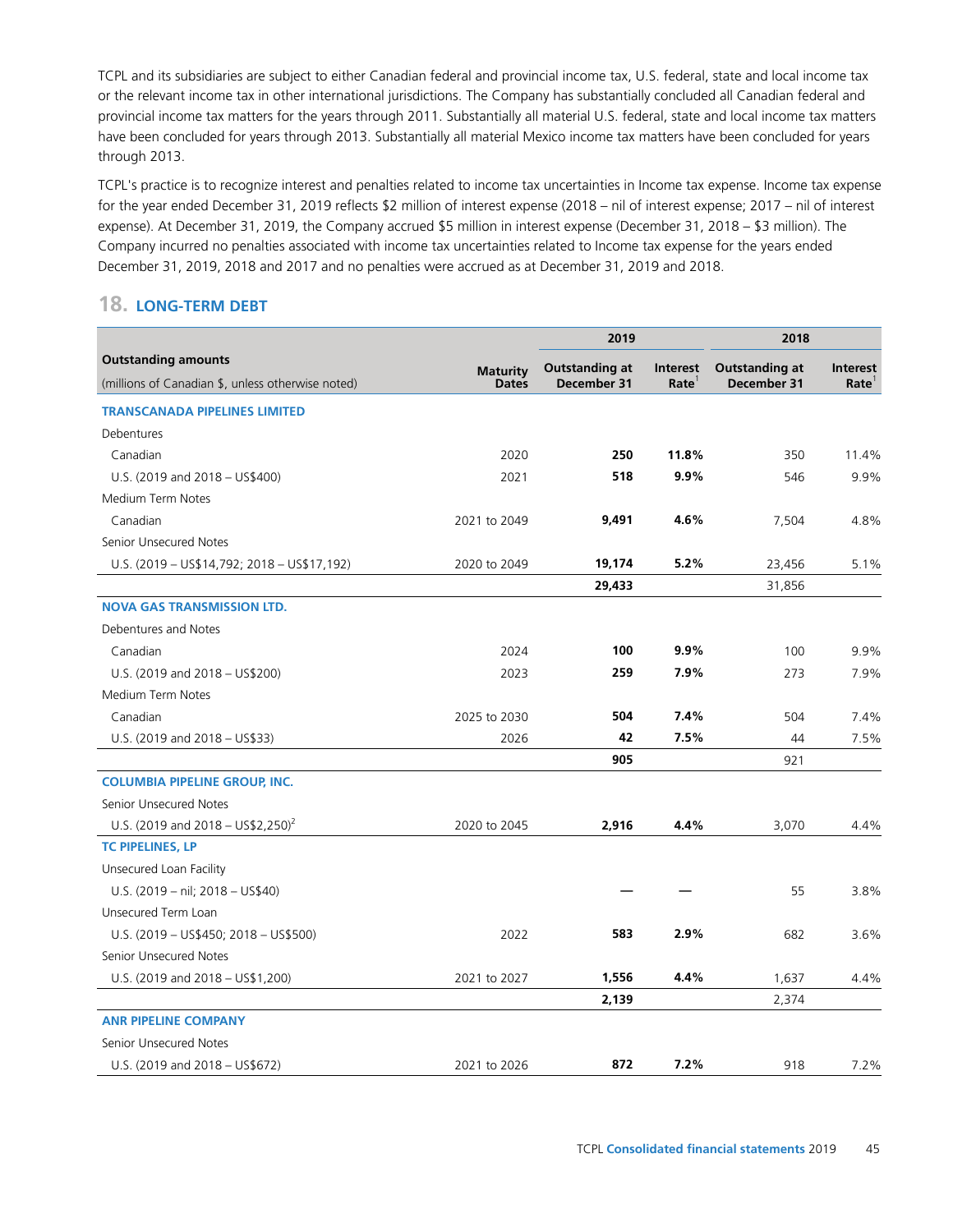TCPL and its subsidiaries are subject to either Canadian federal and provincial income tax, U.S. federal, state and local income tax or the relevant income tax in other international jurisdictions. The Company has substantially concluded all Canadian federal and provincial income tax matters for the years through 2011. Substantially all material U.S. federal, state and local income tax matters have been concluded for years through 2013. Substantially all material Mexico income tax matters have been concluded for years through 2013.

TCPL's practice is to recognize interest and penalties related to income tax uncertainties in Income tax expense. Income tax expense for the year ended December 31, 2019 reflects $2 million of interest expense (2018 – nil of interest expense; 2017 – nil of interest expense). At December 31, 2019, the Company accrued $5 million in interest expense (December 31, 2018 – $3 million). The Company incurred no penalties associated with income tax uncertainties related to Income tax expense for the years ended December 31, 2019, 2018 and 2017 and no penalties were accrued as at December 31, 2019 and 2018.

## 18. LONG-TERM DEBT

| | | 2019 | | 2018 | |
|---|---|---|---|---|---|
| **Outstanding amounts**<br>(millions of Canadian $, unless otherwise noted) | **Maturity Dates** | **Outstanding at December 31** | **Interest Rate**[1] | **Outstanding at December 31** | **Interest Rate**[1] |
| **TRANSCANADA PIPELINES LIMITED** | | | | | |
| Debentures | | | | | |
| Canadian | 2020 | **250** | **11.8%** | 350 | 11.4% |
| U.S. (2019 and 2018 – US$400) | 2021 | **518** | **9.9%** | 546 | 9.9% |
| Medium Term Notes | | | | | |
| Canadian | 2021 to 2049 | **9,491** | **4.6%** | 7,504 | 4.8% |
| Senior Unsecured Notes | | | | | |
| U.S. (2019 – US$14,792; 2018 – US$17,192) | 2020 to 2049 | **19,174** | **5.2%** | 23,456 | 5.1% |
| | | **29,433** | | 31,856 | |
| **NOVA GAS TRANSMISSION LTD.** | | | | | |
| Debentures and Notes | | | | | |
| Canadian | 2024 | **100** | **9.9%** | 100 | 9.9% |
| U.S. (2019 and 2018 – US$200) | 2023 | **259** | **7.9%** | 273 | 7.9% |
| Medium Term Notes | | | | | |
| Canadian | 2025 to 2030 | **504** | **7.4%** | 504 | 7.4% |
| U.S. (2019 and 2018 – US$33) | 2026 | **42** | **7.5%** | 44 | 7.5% |
| | | **905** | | 921 | |
| **COLUMBIA PIPELINE GROUP, INC.** | | | | | |
| Senior Unsecured Notes | | | | | |
| U.S. (2019 and 2018 – US$2,250)[2] | 2020 to 2045 | **2,916** | **4.4%** | 3,070 | 4.4% |
| **TC PIPELINES, LP** | | | | | |
| Unsecured Loan Facility | | | | | |
| U.S. (2019 – nil; 2018 – US$40) | | **—** | **—** | 55 | 3.8% |
| Unsecured Term Loan | | | | | |
| U.S. (2019 – US$450; 2018 – US$500) | 2022 | **583** | **2.9%** | 682 | 3.6% |
| Senior Unsecured Notes | | | | | |
| U.S. (2019 and 2018 – US$1,200) | 2021 to 2027 | **1,556** | **4.4%** | 1,637 | 4.4% |
| | | **2,139** | | 2,374 | |
| **ANR PIPELINE COMPANY** | | | | | |
| Senior Unsecured Notes | | | | | |
| U.S. (2019 and 2018 – US$672) | 2021 to 2026 | **872** | **7.2%** | 918 | 7.2% |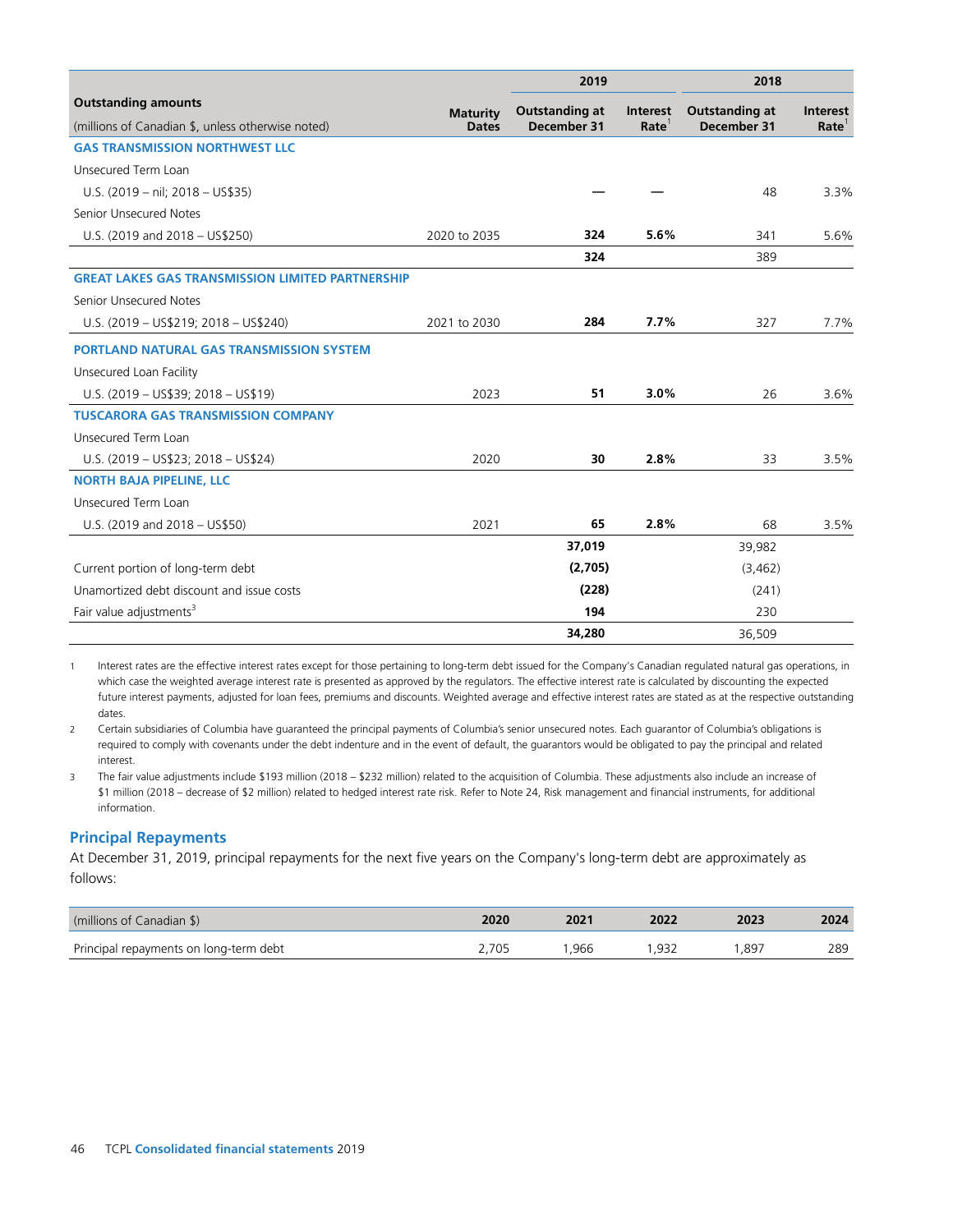| Outstanding amounts (millions of Canadian $, unless otherwise noted) | Maturity Dates | 2019 Outstanding at December 31 | 2019 Interest Rate[1] | 2018 Outstanding at December 31 | 2018 Interest Rate[1] |
|---|---|---|---|---|---|
| **GAS TRANSMISSION NORTHWEST LLC** | | | | | |
| Unsecured Term Loan | | | | | |
| U.S. (2019 – nil; 2018 – US$35) | | **—** | **—** | 48 | 3.3% |
| Senior Unsecured Notes | | | | | |
| U.S. (2019 and 2018 – US$250) | 2020 to 2035 | **324** | **5.6%** | 341 | 5.6% |
| | | **324** | | 389 | |
| **GREAT LAKES GAS TRANSMISSION LIMITED PARTNERSHIP** | | | | | |
| Senior Unsecured Notes | | | | | |
| U.S. (2019 – US$219; 2018 – US$240) | 2021 to 2030 | **284** | **7.7%** | 327 | 7.7% |
| **PORTLAND NATURAL GAS TRANSMISSION SYSTEM** | | | | | |
| Unsecured Loan Facility | | | | | |
| U.S. (2019 – US$39; 2018 – US$19) | 2023 | **51** | **3.0%** | 26 | 3.6% |
| **TUSCARORA GAS TRANSMISSION COMPANY** | | | | | |
| Unsecured Term Loan | | | | | |
| U.S. (2019 – US$23; 2018 – US$24) | 2020 | **30** | **2.8%** | 33 | 3.5% |
| **NORTH BAJA PIPELINE, LLC** | | | | | |
| Unsecured Term Loan | | | | | |
| U.S. (2019 and 2018 – US$50) | 2021 | **65** | **2.8%** | 68 | 3.5% |
| | | **37,019** | | 39,982 | |
| Current portion of long-term debt | | **(2,705)** | | (3,462) | |
| Unamortized debt discount and issue costs | | **(228)** | | (241) | |
| Fair value adjustments[3] | | **194** | | 230 | |
| | | **34,280** | | 36,509 | |

1 Interest rates are the effective interest rates except for those pertaining to long-term debt issued for the Company's Canadian regulated natural gas operations, in which case the weighted average interest rate is presented as approved by the regulators. The effective interest rate is calculated by discounting the expected future interest payments, adjusted for loan fees, premiums and discounts. Weighted average and effective interest rates are stated as at the respective outstanding dates.

2 Certain subsidiaries of Columbia have guaranteed the principal payments of Columbia's senior unsecured notes. Each guarantor of Columbia's obligations is required to comply with covenants under the debt indenture and in the event of default, the guarantors would be obligated to pay the principal and related interest.

3 The fair value adjustments include $193 million (2018 – $232 million) related to the acquisition of Columbia. These adjustments also include an increase of $1 million (2018 – decrease of $2 million) related to hedged interest rate risk. Refer to Note 24, Risk management and financial instruments, for additional information.

## Principal Repayments

At December 31, 2019, principal repayments for the next five years on the Company's long-term debt are approximately as follows:

| (millions of Canadian $) | 2020 | 2021 | 2022 | 2023 | 2024 |
|---|---|---|---|---|---|
| Principal repayments on long-term debt | 2,705 | 1,966 | 1,932 | 1,897 | 289 |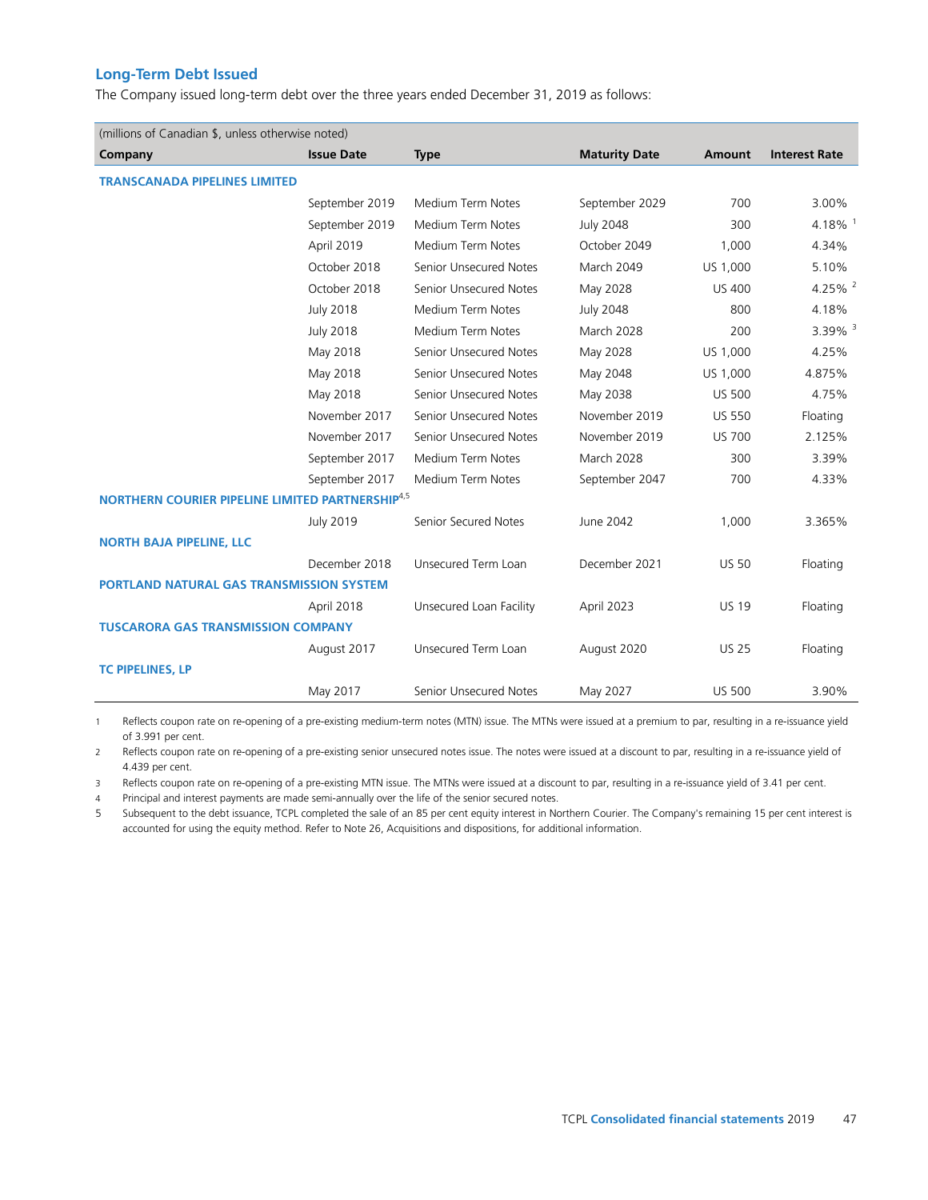## Long-Term Debt Issued

The Company issued long-term debt over the three years ended December 31, 2019 as follows:

| (millions of Canadian $, unless otherwise noted) | | | | | |
|---|---|---|---|---|---|
| **Company** | **Issue Date** | **Type** | **Maturity Date** | **Amount** | **Interest Rate** |
| **TRANSCANADA PIPELINES LIMITED** | | | | | |
| | September 2019 | Medium Term Notes | September 2029 | 700 | 3.00% |
| | September 2019 | Medium Term Notes | July 2048 | 300 | 4.18% [1] |
| | April 2019 | Medium Term Notes | October 2049 | 1,000 | 4.34% |
| | October 2018 | Senior Unsecured Notes | March 2049 | US 1,000 | 5.10% |
| | October 2018 | Senior Unsecured Notes | May 2028 | US 400 | 4.25% [2] |
| | July 2018 | Medium Term Notes | July 2048 | 800 | 4.18% |
| | July 2018 | Medium Term Notes | March 2028 | 200 | 3.39% [3] |
| | May 2018 | Senior Unsecured Notes | May 2028 | US 1,000 | 4.25% |
| | May 2018 | Senior Unsecured Notes | May 2048 | US 1,000 | 4.875% |
| | May 2018 | Senior Unsecured Notes | May 2038 | US 500 | 4.75% |
| | November 2017 | Senior Unsecured Notes | November 2019 | US 550 | Floating |
| | November 2017 | Senior Unsecured Notes | November 2019 | US 700 | 2.125% |
| | September 2017 | Medium Term Notes | March 2028 | 300 | 3.39% |
| | September 2017 | Medium Term Notes | September 2047 | 700 | 4.33% |
| **NORTHERN COURIER PIPELINE LIMITED PARTNERSHIP** [4,5] | | | | | |
| | July 2019 | Senior Secured Notes | June 2042 | 1,000 | 3.365% |
| **NORTH BAJA PIPELINE, LLC** | | | | | |
| | December 2018 | Unsecured Term Loan | December 2021 | US 50 | Floating |
| **PORTLAND NATURAL GAS TRANSMISSION SYSTEM** | | | | | |
| | April 2018 | Unsecured Loan Facility | April 2023 | US 19 | Floating |
| **TUSCARORA GAS TRANSMISSION COMPANY** | | | | | |
| | August 2017 | Unsecured Term Loan | August 2020 | US 25 | Floating |
| **TC PIPELINES, LP** | | | | | |
| | May 2017 | Senior Unsecured Notes | May 2027 | US 500 | 3.90% |

1. Reflects coupon rate on re-opening of a pre-existing medium-term notes (MTN) issue. The MTNs were issued at a premium to par, resulting in a re-issuance yield of 3.991 per cent.
2. Reflects coupon rate on re-opening of a pre-existing senior unsecured notes issue. The notes were issued at a discount to par, resulting in a re-issuance yield of 4.439 per cent.
3. Reflects coupon rate on re-opening of a pre-existing MTN issue. The MTNs were issued at a discount to par, resulting in a re-issuance yield of 3.41 per cent.
4. Principal and interest payments are made semi-annually over the life of the senior secured notes.
5. Subsequent to the debt issuance, TCPL completed the sale of an 85 per cent equity interest in Northern Courier. The Company's remaining 15 per cent interest is accounted for using the equity method. Refer to Note 26, Acquisitions and dispositions, for additional information.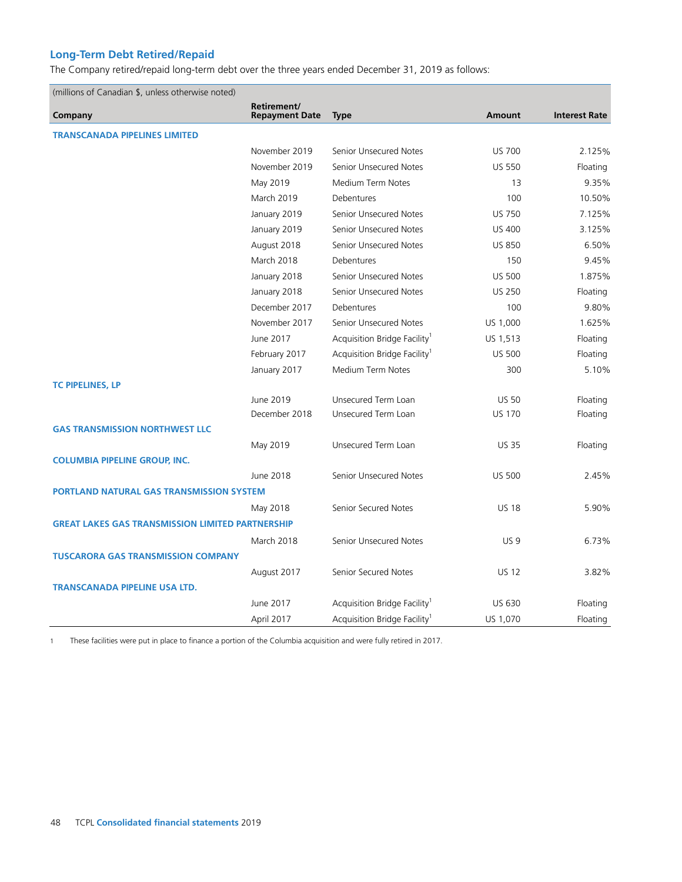## Long-Term Debt Retired/Repaid

The Company retired/repaid long-term debt over the three years ended December 31, 2019 as follows:

| (millions of Canadian $, unless otherwise noted) | | | | |
|---|---|---|---|---|
| **Company** | **Retirement/ Repayment Date** | **Type** | **Amount** | **Interest Rate** |
| **TRANSCANADA PIPELINES LIMITED** | | | | |
| | November 2019 | Senior Unsecured Notes | US 700 | 2.125% |
| | November 2019 | Senior Unsecured Notes | US 550 | Floating |
| | May 2019 | Medium Term Notes | 13 | 9.35% |
| | March 2019 | Debentures | 100 | 10.50% |
| | January 2019 | Senior Unsecured Notes | US 750 | 7.125% |
| | January 2019 | Senior Unsecured Notes | US 400 | 3.125% |
| | August 2018 | Senior Unsecured Notes | US 850 | 6.50% |
| | March 2018 | Debentures | 150 | 9.45% |
| | January 2018 | Senior Unsecured Notes | US 500 | 1.875% |
| | January 2018 | Senior Unsecured Notes | US 250 | Floating |
| | December 2017 | Debentures | 100 | 9.80% |
| | November 2017 | Senior Unsecured Notes | US 1,000 | 1.625% |
| | June 2017 | Acquisition Bridge Facility[1] | US 1,513 | Floating |
| | February 2017 | Acquisition Bridge Facility[1] | US 500 | Floating |
| | January 2017 | Medium Term Notes | 300 | 5.10% |
| **TC PIPELINES, LP** | | | | |
| | June 2019 | Unsecured Term Loan | US 50 | Floating |
| | December 2018 | Unsecured Term Loan | US 170 | Floating |
| **GAS TRANSMISSION NORTHWEST LLC** | | | | |
| | May 2019 | Unsecured Term Loan | US 35 | Floating |
| **COLUMBIA PIPELINE GROUP, INC.** | | | | |
| | June 2018 | Senior Unsecured Notes | US 500 | 2.45% |
| **PORTLAND NATURAL GAS TRANSMISSION SYSTEM** | | | | |
| | May 2018 | Senior Secured Notes | US 18 | 5.90% |
| **GREAT LAKES GAS TRANSMISSION LIMITED PARTNERSHIP** | | | | |
| | March 2018 | Senior Unsecured Notes | US 9 | 6.73% |
| **TUSCARORA GAS TRANSMISSION COMPANY** | | | | |
| | August 2017 | Senior Secured Notes | US 12 | 3.82% |
| **TRANSCANADA PIPELINE USA LTD.** | | | | |
| | June 2017 | Acquisition Bridge Facility[1] | US 630 | Floating |
| | April 2017 | Acquisition Bridge Facility[1] | US 1,070 | Floating |

1 These facilities were put in place to finance a portion of the Columbia acquisition and were fully retired in 2017.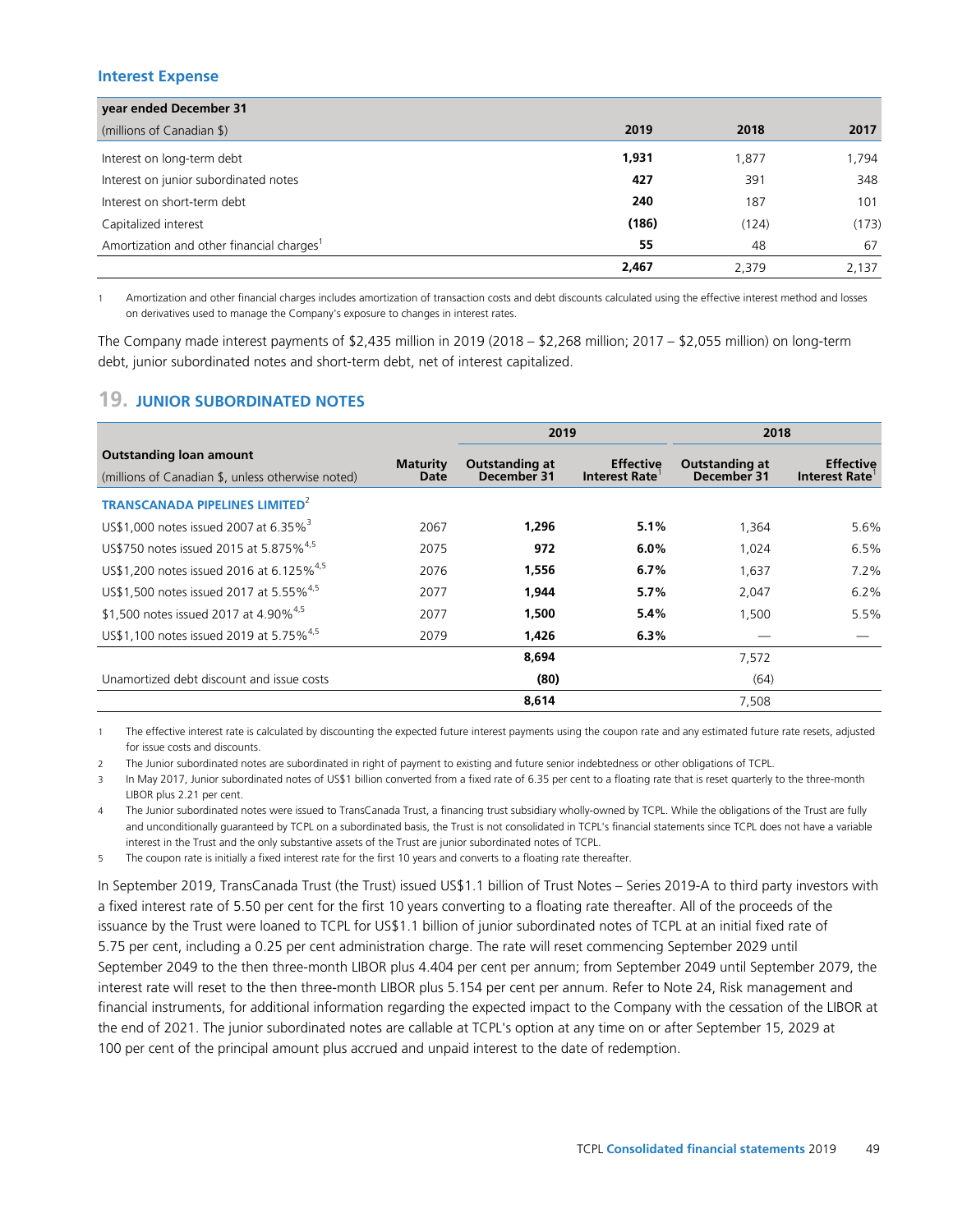### Interest Expense

| year ended December 31 | | | |
|---|---|---|---|
| (millions of Canadian $) | **2019** | 2018 | 2017 |
| Interest on long-term debt | **1,931** | 1,877 | 1,794 |
| Interest on junior subordinated notes | **427** | 391 | 348 |
| Interest on short-term debt | **240** | 187 | 101 |
| Capitalized interest | **(186)** | (124) | (173) |
| Amortization and other financial charges[1] | **55** | 48 | 67 |
| | **2,467** | 2,379 | 2,137 |

1 Amortization and other financial charges includes amortization of transaction costs and debt discounts calculated using the effective interest method and losses on derivatives used to manage the Company's exposure to changes in interest rates.

The Company made interest payments of $2,435 million in 2019 (2018 – $2,268 million; 2017 – $2,055 million) on long-term debt, junior subordinated notes and short-term debt, net of interest capitalized.

## 19. JUNIOR SUBORDINATED NOTES

| Outstanding loan amount (millions of Canadian $, unless otherwise noted) | Maturity Date | 2019 Outstanding at December 31 | 2019 Effective Interest Rate[1] | 2018 Outstanding at December 31 | 2018 Effective Interest Rate[1] |
|---|---|---|---|---|---|
| **TRANSCANADA PIPELINES LIMITED**[2] | | | | | |
| US$1,000 notes issued 2007 at 6.35%[3] | 2067 | **1,296** | **5.1%** | 1,364 | 5.6% |
| US$750 notes issued 2015 at 5.875%[4,5] | 2075 | **972** | **6.0%** | 1,024 | 6.5% |
| US$1,200 notes issued 2016 at 6.125%[4,5] | 2076 | **1,556** | **6.7%** | 1,637 | 7.2% |
| US$1,500 notes issued 2017 at 5.55%[4,5] | 2077 | **1,944** | **5.7%** | 2,047 | 6.2% |
| $1,500 notes issued 2017 at 4.90%[4,5] | 2077 | **1,500** | **5.4%** | 1,500 | 5.5% |
| US$1,100 notes issued 2019 at 5.75%[4,5] | 2079 | **1,426** | **6.3%** | — | — |
| | | **8,694** | | 7,572 | |
| Unamortized debt discount and issue costs | | **(80)** | | (64) | |
| | | **8,614** | | 7,508 | |

1 The effective interest rate is calculated by discounting the expected future interest payments using the coupon rate and any estimated future rate resets, adjusted for issue costs and discounts.

2 The Junior subordinated notes are subordinated in right of payment to existing and future senior indebtedness or other obligations of TCPL.

3 In May 2017, Junior subordinated notes of US$1 billion converted from a fixed rate of 6.35 per cent to a floating rate that is reset quarterly to the three-month LIBOR plus 2.21 per cent.

4 The Junior subordinated notes were issued to TransCanada Trust, a financing trust subsidiary wholly-owned by TCPL. While the obligations of the Trust are fully and unconditionally guaranteed by TCPL on a subordinated basis, the Trust is not consolidated in TCPL's financial statements since TCPL does not have a variable interest in the Trust and the only substantive assets of the Trust are junior subordinated notes of TCPL.

5 The coupon rate is initially a fixed interest rate for the first 10 years and converts to a floating rate thereafter.

In September 2019, TransCanada Trust (the Trust) issued US$1.1 billion of Trust Notes – Series 2019-A to third party investors with a fixed interest rate of 5.50 per cent for the first 10 years converting to a floating rate thereafter. All of the proceeds of the issuance by the Trust were loaned to TCPL for US$1.1 billion of junior subordinated notes of TCPL at an initial fixed rate of 5.75 per cent, including a 0.25 per cent administration charge. The rate will reset commencing September 2029 until September 2049 to the then three-month LIBOR plus 4.404 per cent per annum; from September 2049 until September 2079, the interest rate will reset to the then three-month LIBOR plus 5.154 per cent per annum. Refer to Note 24, Risk management and financial instruments, for additional information regarding the expected impact to the Company with the cessation of the LIBOR at the end of 2021. The junior subordinated notes are callable at TCPL's option at any time on or after September 15, 2029 at 100 per cent of the principal amount plus accrued and unpaid interest to the date of redemption.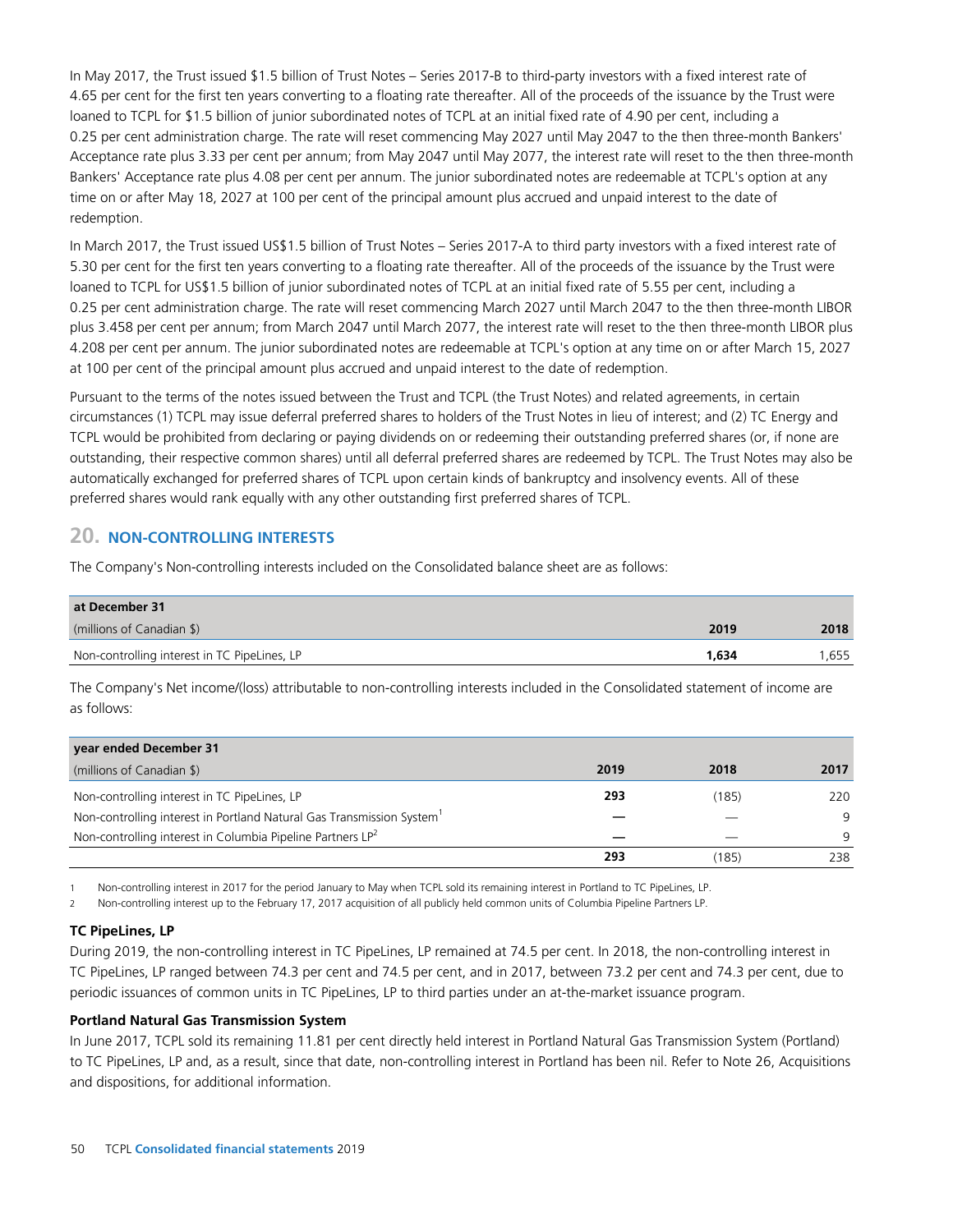In May 2017, the Trust issued $1.5 billion of Trust Notes – Series 2017-B to third-party investors with a fixed interest rate of 4.65 per cent for the first ten years converting to a floating rate thereafter. All of the proceeds of the issuance by the Trust were loaned to TCPL for $1.5 billion of junior subordinated notes of TCPL at an initial fixed rate of 4.90 per cent, including a 0.25 per cent administration charge. The rate will reset commencing May 2027 until May 2047 to the then three-month Bankers' Acceptance rate plus 3.33 per cent per annum; from May 2047 until May 2077, the interest rate will reset to the then three-month Bankers' Acceptance rate plus 4.08 per cent per annum. The junior subordinated notes are redeemable at TCPL's option at any time on or after May 18, 2027 at 100 per cent of the principal amount plus accrued and unpaid interest to the date of redemption.

In March 2017, the Trust issued US$1.5 billion of Trust Notes – Series 2017-A to third party investors with a fixed interest rate of 5.30 per cent for the first ten years converting to a floating rate thereafter. All of the proceeds of the issuance by the Trust were loaned to TCPL for US$1.5 billion of junior subordinated notes of TCPL at an initial fixed rate of 5.55 per cent, including a 0.25 per cent administration charge. The rate will reset commencing March 2027 until March 2047 to the then three-month LIBOR plus 3.458 per cent per annum; from March 2047 until March 2077, the interest rate will reset to the then three-month LIBOR plus 4.208 per cent per annum. The junior subordinated notes are redeemable at TCPL's option at any time on or after March 15, 2027 at 100 per cent of the principal amount plus accrued and unpaid interest to the date of redemption.

Pursuant to the terms of the notes issued between the Trust and TCPL (the Trust Notes) and related agreements, in certain circumstances (1) TCPL may issue deferral preferred shares to holders of the Trust Notes in lieu of interest; and (2) TC Energy and TCPL would be prohibited from declaring or paying dividends on or redeeming their outstanding preferred shares (or, if none are outstanding, their respective common shares) until all deferral preferred shares are redeemed by TCPL. The Trust Notes may also be automatically exchanged for preferred shares of TCPL upon certain kinds of bankruptcy and insolvency events. All of these preferred shares would rank equally with any other outstanding first preferred shares of TCPL.

## 20. NON-CONTROLLING INTERESTS

The Company's Non-controlling interests included on the Consolidated balance sheet are as follows:

| at December 31 (millions of Canadian $) | 2019 | 2018 |
|---|---|---|
| Non-controlling interest in TC PipeLines, LP | **1,634** | 1,655 |

The Company's Net income/(loss) attributable to non-controlling interests included in the Consolidated statement of income are as follows:

| year ended December 31 (millions of Canadian $) | 2019 | 2018 | 2017 |
|---|---|---|---|
| Non-controlling interest in TC PipeLines, LP | **293** | (185) | 220 |
| Non-controlling interest in Portland Natural Gas Transmission System[1] | **—** | — | 9 |
| Non-controlling interest in Columbia Pipeline Partners LP[2] | **—** | — | 9 |
| | **293** | (185) | 238 |

1 Non-controlling interest in 2017 for the period January to May when TCPL sold its remaining interest in Portland to TC PipeLines, LP.

2 Non-controlling interest up to the February 17, 2017 acquisition of all publicly held common units of Columbia Pipeline Partners LP.

**TC PipeLines, LP**

During 2019, the non-controlling interest in TC PipeLines, LP remained at 74.5 per cent. In 2018, the non-controlling interest in TC PipeLines, LP ranged between 74.3 per cent and 74.5 per cent, and in 2017, between 73.2 per cent and 74.3 per cent, due to periodic issuances of common units in TC PipeLines, LP to third parties under an at-the-market issuance program.

**Portland Natural Gas Transmission System**

In June 2017, TCPL sold its remaining 11.81 per cent directly held interest in Portland Natural Gas Transmission System (Portland) to TC PipeLines, LP and, as a result, since that date, non-controlling interest in Portland has been nil. Refer to Note 26, Acquisitions and dispositions, for additional information.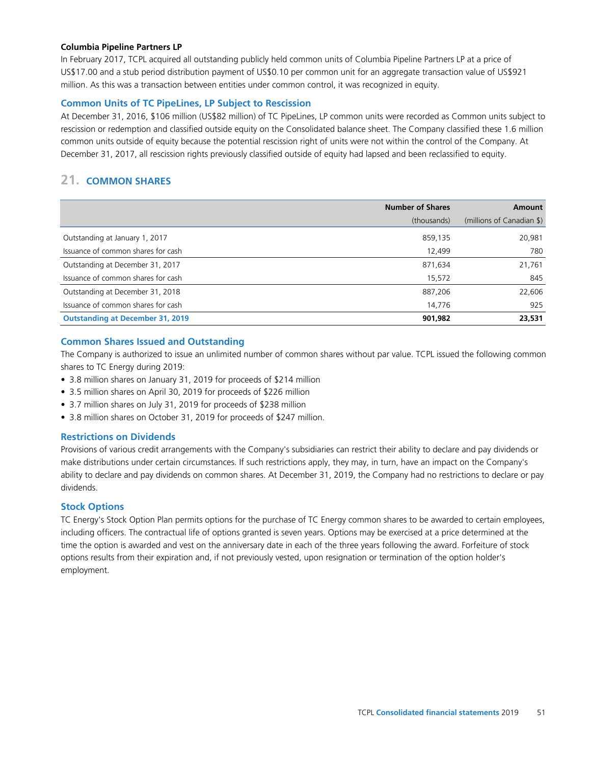**Columbia Pipeline Partners LP**

In February 2017, TCPL acquired all outstanding publicly held common units of Columbia Pipeline Partners LP at a price of US$17.00 and a stub period distribution payment of US$0.10 per common unit for an aggregate transaction value of US$921 million. As this was a transaction between entities under common control, it was recognized in equity.

### Common Units of TC PipeLines, LP Subject to Rescission

At December 31, 2016, $106 million (US$82 million) of TC PipeLines, LP common units were recorded as Common units subject to rescission or redemption and classified outside equity on the Consolidated balance sheet. The Company classified these 1.6 million common units outside of equity because the potential rescission right of units were not within the control of the Company. At December 31, 2017, all rescission rights previously classified outside of equity had lapsed and been reclassified to equity.

## 21. COMMON SHARES

| | Number of Shares (thousands) | Amount (millions of Canadian $) |
|---|---|---|
| Outstanding at January 1, 2017 | 859,135 | 20,981 |
| Issuance of common shares for cash | 12,499 | 780 |
| Outstanding at December 31, 2017 | 871,634 | 21,761 |
| Issuance of common shares for cash | 15,572 | 845 |
| Outstanding at December 31, 2018 | 887,206 | 22,606 |
| Issuance of common shares for cash | 14,776 | 925 |
| **Outstanding at December 31, 2019** | **901,982** | **23,531** |

### Common Shares Issued and Outstanding

The Company is authorized to issue an unlimited number of common shares without par value. TCPL issued the following common shares to TC Energy during 2019:

- 3.8 million shares on January 31, 2019 for proceeds of $214 million
- 3.5 million shares on April 30, 2019 for proceeds of $226 million
- 3.7 million shares on July 31, 2019 for proceeds of $238 million
- 3.8 million shares on October 31, 2019 for proceeds of $247 million.

### Restrictions on Dividends

Provisions of various credit arrangements with the Company's subsidiaries can restrict their ability to declare and pay dividends or make distributions under certain circumstances. If such restrictions apply, they may, in turn, have an impact on the Company's ability to declare and pay dividends on common shares. At December 31, 2019, the Company had no restrictions to declare or pay dividends.

### Stock Options

TC Energy's Stock Option Plan permits options for the purchase of TC Energy common shares to be awarded to certain employees, including officers. The contractual life of options granted is seven years. Options may be exercised at a price determined at the time the option is awarded and vest on the anniversary date in each of the three years following the award. Forfeiture of stock options results from their expiration and, if not previously vested, upon resignation or termination of the option holder's employment.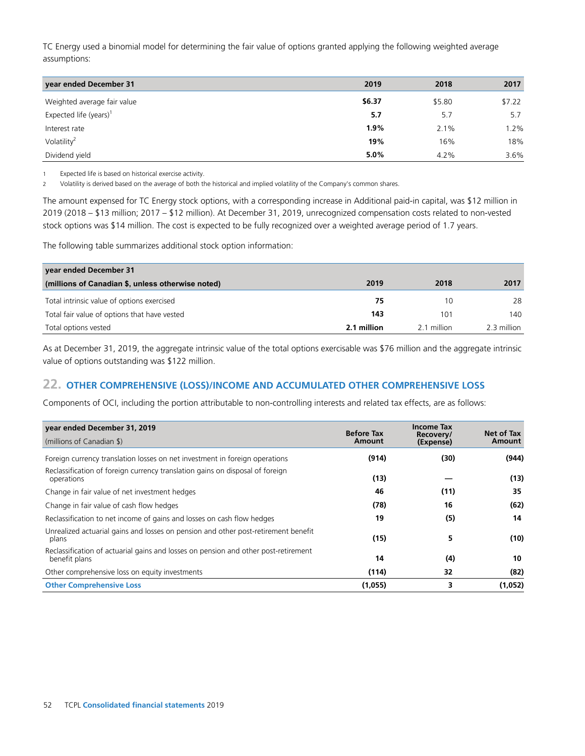TC Energy used a binomial model for determining the fair value of options granted applying the following weighted average assumptions:

| year ended December 31 | 2019 | 2018 | 2017 |
|---|---|---|---|
| Weighted average fair value | **$6.37** | $5.80 | $7.22 |
| Expected life (years)[1] | **5.7** | 5.7 | 5.7 |
| Interest rate | **1.9%** | 2.1% | 1.2% |
| Volatility[2] | **19%** | 16% | 18% |
| Dividend yield | **5.0%** | 4.2% | 3.6% |

1 Expected life is based on historical exercise activity.

2 Volatility is derived based on the average of both the historical and implied volatility of the Company's common shares.

The amount expensed for TC Energy stock options, with a corresponding increase in Additional paid-in capital, was $12 million in 2019 (2018 – $13 million; 2017 – $12 million). At December 31, 2019, unrecognized compensation costs related to non-vested stock options was $14 million. The cost is expected to be fully recognized over a weighted average period of 1.7 years.

The following table summarizes additional stock option information:

| year ended December 31<br>(millions of Canadian $, unless otherwise noted) | 2019 | 2018 | 2017 |
|---|---|---|---|
| Total intrinsic value of options exercised | **75** | 10 | 28 |
| Total fair value of options that have vested | **143** | 101 | 140 |
| Total options vested | **2.1 million** | 2.1 million | 2.3 million |

As at December 31, 2019, the aggregate intrinsic value of the total options exercisable was $76 million and the aggregate intrinsic value of options outstanding was $122 million.

## 22. OTHER COMPREHENSIVE (LOSS)/INCOME AND ACCUMULATED OTHER COMPREHENSIVE LOSS

Components of OCI, including the portion attributable to non-controlling interests and related tax effects, are as follows:

| year ended December 31, 2019<br>(millions of Canadian $) | Before Tax Amount | Income Tax Recovery/ (Expense) | Net of Tax Amount |
|---|---|---|---|
| Foreign currency translation losses on net investment in foreign operations | **(914)** | **(30)** | **(944)** |
| Reclassification of foreign currency translation gains on disposal of foreign operations | **(13)** | **—** | **(13)** |
| Change in fair value of net investment hedges | **46** | **(11)** | **35** |
| Change in fair value of cash flow hedges | **(78)** | **16** | **(62)** |
| Reclassification to net income of gains and losses on cash flow hedges | **19** | **(5)** | **14** |
| Unrealized actuarial gains and losses on pension and other post-retirement benefit plans | **(15)** | **5** | **(10)** |
| Reclassification of actuarial gains and losses on pension and other post-retirement benefit plans | **14** | **(4)** | **10** |
| Other comprehensive loss on equity investments | **(114)** | **32** | **(82)** |
| **Other Comprehensive Loss** | **(1,055)** | **3** | **(1,052)** |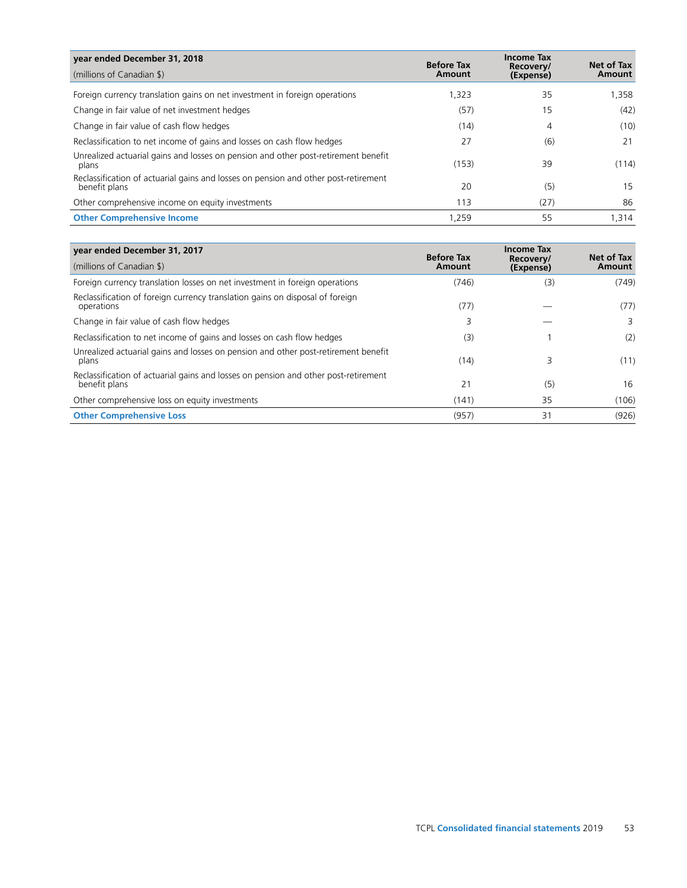| year ended December 31, 2018<br>(millions of Canadian $) | Before Tax Amount | Income Tax Recovery/ (Expense) | Net of Tax Amount |
|---|---|---|---|
| Foreign currency translation gains on net investment in foreign operations | 1,323 | 35 | 1,358 |
| Change in fair value of net investment hedges | (57) | 15 | (42) |
| Change in fair value of cash flow hedges | (14) | 4 | (10) |
| Reclassification to net income of gains and losses on cash flow hedges | 27 | (6) | 21 |
| Unrealized actuarial gains and losses on pension and other post-retirement benefit plans | (153) | 39 | (114) |
| Reclassification of actuarial gains and losses on pension and other post-retirement benefit plans | 20 | (5) | 15 |
| Other comprehensive income on equity investments | 113 | (27) | 86 |
| **Other Comprehensive Income** | 1,259 | 55 | 1,314 |

| year ended December 31, 2017<br>(millions of Canadian $) | Before Tax Amount | Income Tax Recovery/ (Expense) | Net of Tax Amount |
|---|---|---|---|
| Foreign currency translation losses on net investment in foreign operations | (746) | (3) | (749) |
| Reclassification of foreign currency translation gains on disposal of foreign operations | (77) | — | (77) |
| Change in fair value of cash flow hedges | 3 | — | 3 |
| Reclassification to net income of gains and losses on cash flow hedges | (3) | 1 | (2) |
| Unrealized actuarial gains and losses on pension and other post-retirement benefit plans | (14) | 3 | (11) |
| Reclassification of actuarial gains and losses on pension and other post-retirement benefit plans | 21 | (5) | 16 |
| Other comprehensive loss on equity investments | (141) | 35 | (106) |
| **Other Comprehensive Loss** | (957) | 31 | (926) |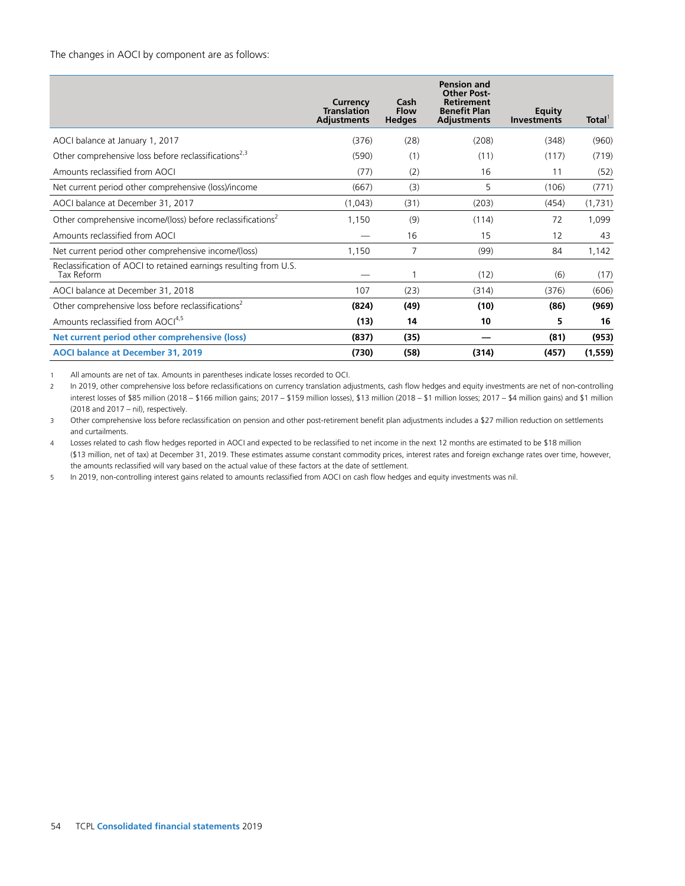The changes in AOCI by component are as follows:

| | Currency Translation Adjustments | Cash Flow Hedges | Pension and Other Post-Retirement Benefit Plan Adjustments | Equity Investments | Total[1] |
|---|---|---|---|---|---|
| AOCI balance at January 1, 2017 | (376) | (28) | (208) | (348) | (960) |
| Other comprehensive loss before reclassifications[2,3] | (590) | (1) | (11) | (117) | (719) |
| Amounts reclassified from AOCI | (77) | (2) | 16 | 11 | (52) |
| Net current period other comprehensive (loss)/income | (667) | (3) | 5 | (106) | (771) |
| AOCI balance at December 31, 2017 | (1,043) | (31) | (203) | (454) | (1,731) |
| Other comprehensive income/(loss) before reclassifications[2] | 1,150 | (9) | (114) | 72 | 1,099 |
| Amounts reclassified from AOCI | — | 16 | 15 | 12 | 43 |
| Net current period other comprehensive income/(loss) | 1,150 | 7 | (99) | 84 | 1,142 |
| Reclassification of AOCI to retained earnings resulting from U.S. Tax Reform | — | 1 | (12) | (6) | (17) |
| AOCI balance at December 31, 2018 | 107 | (23) | (314) | (376) | (606) |
| Other comprehensive loss before reclassifications[2] | **(824)** | **(49)** | **(10)** | **(86)** | **(969)** |
| Amounts reclassified from AOCI[4,5] | **(13)** | **14** | **10** | **5** | **16** |
| **Net current period other comprehensive (loss)** | **(837)** | **(35)** | **—** | **(81)** | **(953)** |
| **AOCI balance at December 31, 2019** | **(730)** | **(58)** | **(314)** | **(457)** | **(1,559)** |

1 All amounts are net of tax. Amounts in parentheses indicate losses recorded to OCI.

2 In 2019, other comprehensive loss before reclassifications on currency translation adjustments, cash flow hedges and equity investments are net of non-controlling interest losses of $85 million (2018 – $166 million gains; 2017 – $159 million losses), $13 million (2018 – $1 million losses; 2017 – $4 million gains) and $1 million (2018 and 2017 – nil), respectively.

3 Other comprehensive loss before reclassification on pension and other post-retirement benefit plan adjustments includes a $27 million reduction on settlements and curtailments.

4 Losses related to cash flow hedges reported in AOCI and expected to be reclassified to net income in the next 12 months are estimated to be $18 million ($13 million, net of tax) at December 31, 2019. These estimates assume constant commodity prices, interest rates and foreign exchange rates over time, however, the amounts reclassified will vary based on the actual value of these factors at the date of settlement.

5 In 2019, non-controlling interest gains related to amounts reclassified from AOCI on cash flow hedges and equity investments was nil.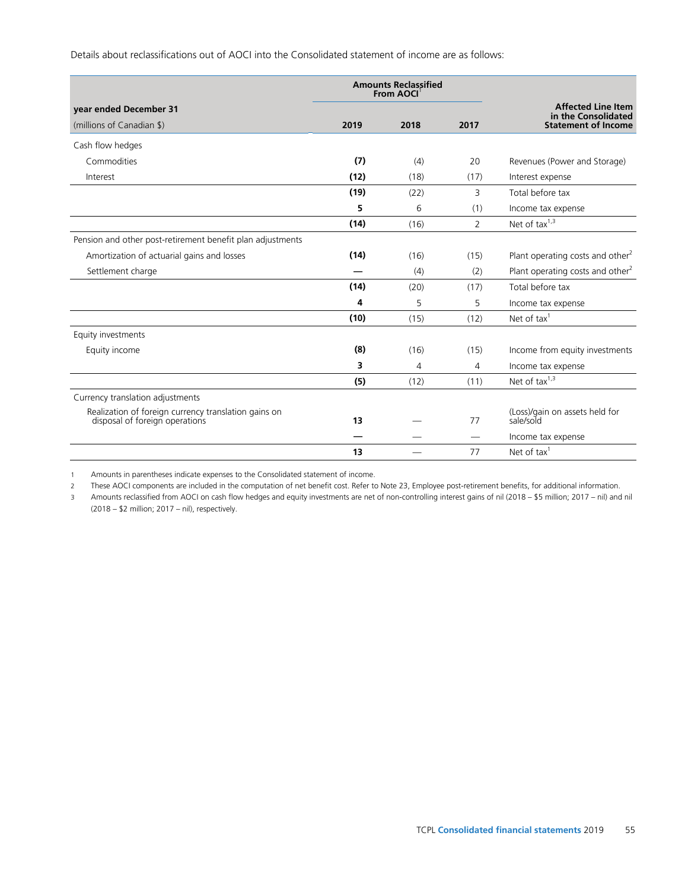Details about reclassifications out of AOCI into the Consolidated statement of income are as follows:

| year ended December 31 | Amounts Reclassified From AOCI[1] | | | Affected Line Item in the Consolidated Statement of Income |
|---|---|---|---|---|
| (millions of Canadian $) | **2019** | 2018 | 2017 | |
| Cash flow hedges | | | | |
| Commodities | **(7)** | (4) | 20 | Revenues (Power and Storage) |
| Interest | **(12)** | (18) | (17) | Interest expense |
| | **(19)** | (22) | 3 | Total before tax |
| | **5** | 6 | (1) | Income tax expense |
| | **(14)** | (16) | 2 | Net of tax[1,3] |
| Pension and other post-retirement benefit plan adjustments | | | | |
| Amortization of actuarial gains and losses | **(14)** | (16) | (15) | Plant operating costs and other[2] |
| Settlement charge | **—** | (4) | (2) | Plant operating costs and other[2] |
| | **(14)** | (20) | (17) | Total before tax |
| | **4** | 5 | 5 | Income tax expense |
| | **(10)** | (15) | (12) | Net of tax[1] |
| Equity investments | | | | |
| Equity income | **(8)** | (16) | (15) | Income from equity investments |
| | **3** | 4 | 4 | Income tax expense |
| | **(5)** | (12) | (11) | Net of tax[1,3] |
| Currency translation adjustments | | | | |
| Realization of foreign currency translation gains on disposal of foreign operations | **13** | — | 77 | (Loss)/gain on assets held for sale/sold |
| | **—** | — | — | Income tax expense |
| | **13** | — | 77 | Net of tax[1] |

1 Amounts in parentheses indicate expenses to the Consolidated statement of income.

2 These AOCI components are included in the computation of net benefit cost. Refer to Note 23, Employee post-retirement benefits, for additional information.

3 Amounts reclassified from AOCI on cash flow hedges and equity investments are net of non-controlling interest gains of nil (2018 – $5 million; 2017 – nil) and nil (2018 – $2 million; 2017 – nil), respectively.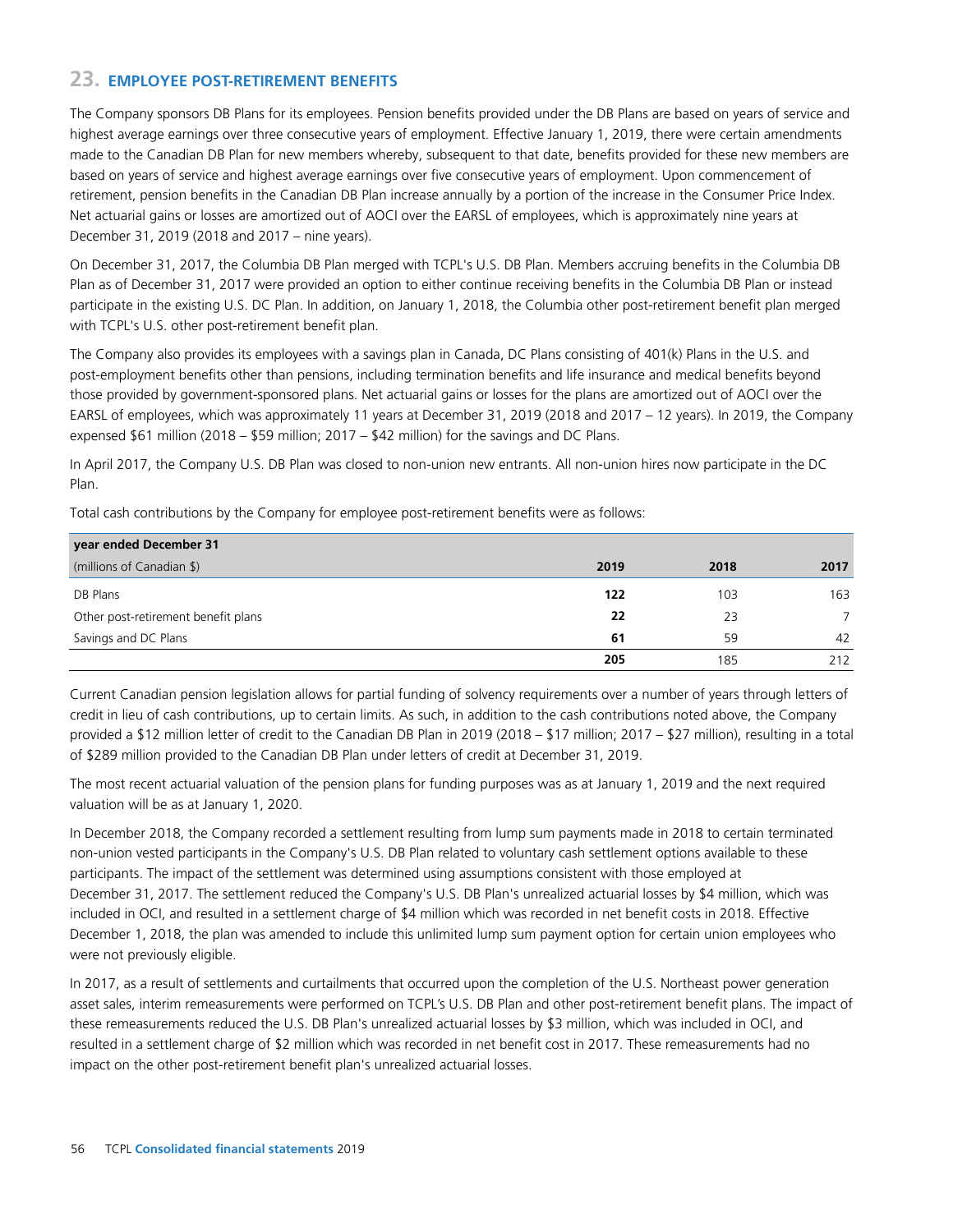## 23. EMPLOYEE POST-RETIREMENT BENEFITS

The Company sponsors DB Plans for its employees. Pension benefits provided under the DB Plans are based on years of service and highest average earnings over three consecutive years of employment. Effective January 1, 2019, there were certain amendments made to the Canadian DB Plan for new members whereby, subsequent to that date, benefits provided for these new members are based on years of service and highest average earnings over five consecutive years of employment. Upon commencement of retirement, pension benefits in the Canadian DB Plan increase annually by a portion of the increase in the Consumer Price Index. Net actuarial gains or losses are amortized out of AOCI over the EARSL of employees, which is approximately nine years at December 31, 2019 (2018 and 2017 – nine years).

On December 31, 2017, the Columbia DB Plan merged with TCPL's U.S. DB Plan. Members accruing benefits in the Columbia DB Plan as of December 31, 2017 were provided an option to either continue receiving benefits in the Columbia DB Plan or instead participate in the existing U.S. DC Plan. In addition, on January 1, 2018, the Columbia other post-retirement benefit plan merged with TCPL's U.S. other post-retirement benefit plan.

The Company also provides its employees with a savings plan in Canada, DC Plans consisting of 401(k) Plans in the U.S. and post-employment benefits other than pensions, including termination benefits and life insurance and medical benefits beyond those provided by government-sponsored plans. Net actuarial gains or losses for the plans are amortized out of AOCI over the EARSL of employees, which was approximately 11 years at December 31, 2019 (2018 and 2017 – 12 years). In 2019, the Company expensed $61 million (2018 – $59 million; 2017 – $42 million) for the savings and DC Plans.

In April 2017, the Company U.S. DB Plan was closed to non-union new entrants. All non-union hires now participate in the DC Plan.

Total cash contributions by the Company for employee post-retirement benefits were as follows:

| year ended December 31<br>(millions of Canadian $) | 2019 | 2018 | 2017 |
|---|---|---|---|
| DB Plans | **122** | 103 | 163 |
| Other post-retirement benefit plans | **22** | 23 | 7 |
| Savings and DC Plans | **61** | 59 | 42 |
| | **205** | 185 | 212 |

Current Canadian pension legislation allows for partial funding of solvency requirements over a number of years through letters of credit in lieu of cash contributions, up to certain limits. As such, in addition to the cash contributions noted above, the Company provided a $12 million letter of credit to the Canadian DB Plan in 2019 (2018 – $17 million; 2017 – $27 million), resulting in a total of $289 million provided to the Canadian DB Plan under letters of credit at December 31, 2019.

The most recent actuarial valuation of the pension plans for funding purposes was as at January 1, 2019 and the next required valuation will be as at January 1, 2020.

In December 2018, the Company recorded a settlement resulting from lump sum payments made in 2018 to certain terminated non-union vested participants in the Company's U.S. DB Plan related to voluntary cash settlement options available to these participants. The impact of the settlement was determined using assumptions consistent with those employed at December 31, 2017. The settlement reduced the Company's U.S. DB Plan's unrealized actuarial losses by $4 million, which was included in OCI, and resulted in a settlement charge of $4 million which was recorded in net benefit costs in 2018. Effective December 1, 2018, the plan was amended to include this unlimited lump sum payment option for certain union employees who were not previously eligible.

In 2017, as a result of settlements and curtailments that occurred upon the completion of the U.S. Northeast power generation asset sales, interim remeasurements were performed on TCPL's U.S. DB Plan and other post-retirement benefit plans. The impact of these remeasurements reduced the U.S. DB Plan's unrealized actuarial losses by $3 million, which was included in OCI, and resulted in a settlement charge of $2 million which was recorded in net benefit cost in 2017. These remeasurements had no impact on the other post-retirement benefit plan's unrealized actuarial losses.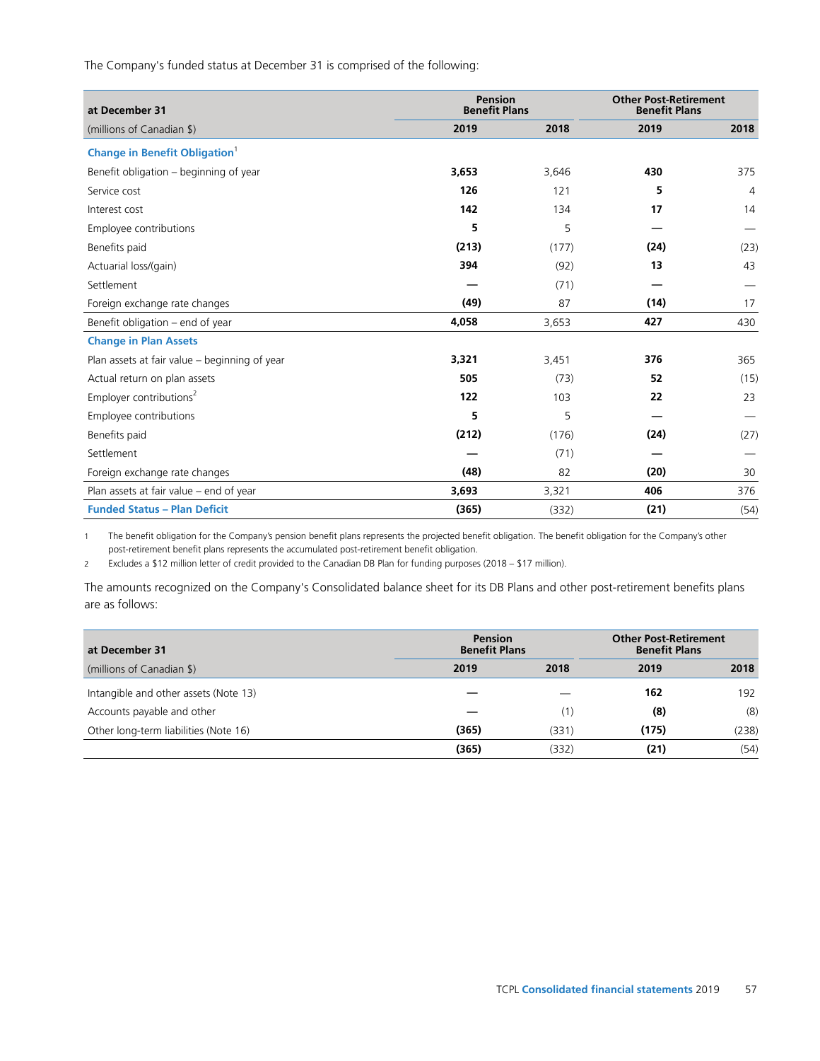The Company's funded status at December 31 is comprised of the following:

| at December 31 | Pension Benefit Plans | | Other Post-Retirement Benefit Plans | |
|---|---|---|---|---|
| (millions of Canadian $) | 2019 | 2018 | 2019 | 2018 |
| **Change in Benefit Obligation**[1] | | | | |
| Benefit obligation – beginning of year | **3,653** | 3,646 | **430** | 375 |
| Service cost | **126** | 121 | **5** | 4 |
| Interest cost | **142** | 134 | **17** | 14 |
| Employee contributions | **5** | 5 | **—** | — |
| Benefits paid | **(213)** | (177) | **(24)** | (23) |
| Actuarial loss/(gain) | **394** | (92) | **13** | 43 |
| Settlement | **—** | (71) | **—** | — |
| Foreign exchange rate changes | **(49)** | 87 | **(14)** | 17 |
| Benefit obligation – end of year | **4,058** | 3,653 | **427** | 430 |
| **Change in Plan Assets** | | | | |
| Plan assets at fair value – beginning of year | **3,321** | 3,451 | **376** | 365 |
| Actual return on plan assets | **505** | (73) | **52** | (15) |
| Employer contributions[2] | **122** | 103 | **22** | 23 |
| Employee contributions | **5** | 5 | **—** | — |
| Benefits paid | **(212)** | (176) | **(24)** | (27) |
| Settlement | **—** | (71) | **—** | — |
| Foreign exchange rate changes | **(48)** | 82 | **(20)** | 30 |
| Plan assets at fair value – end of year | **3,693** | 3,321 | **406** | 376 |
| **Funded Status – Plan Deficit** | **(365)** | (332) | **(21)** | (54) |

1 The benefit obligation for the Company's pension benefit plans represents the projected benefit obligation. The benefit obligation for the Company's other post-retirement benefit plans represents the accumulated post-retirement benefit obligation.

2 Excludes a $12 million letter of credit provided to the Canadian DB Plan for funding purposes (2018 – $17 million).

The amounts recognized on the Company's Consolidated balance sheet for its DB Plans and other post-retirement benefits plans are as follows:

| at December 31 | Pension Benefit Plans | | Other Post-Retirement Benefit Plans | |
|---|---|---|---|---|
| (millions of Canadian $) | 2019 | 2018 | 2019 | 2018 |
| Intangible and other assets (Note 13) | **—** | — | **162** | 192 |
| Accounts payable and other | **—** | (1) | **(8)** | (8) |
| Other long-term liabilities (Note 16) | **(365)** | (331) | **(175)** | (238) |
| | **(365)** | (332) | **(21)** | (54) |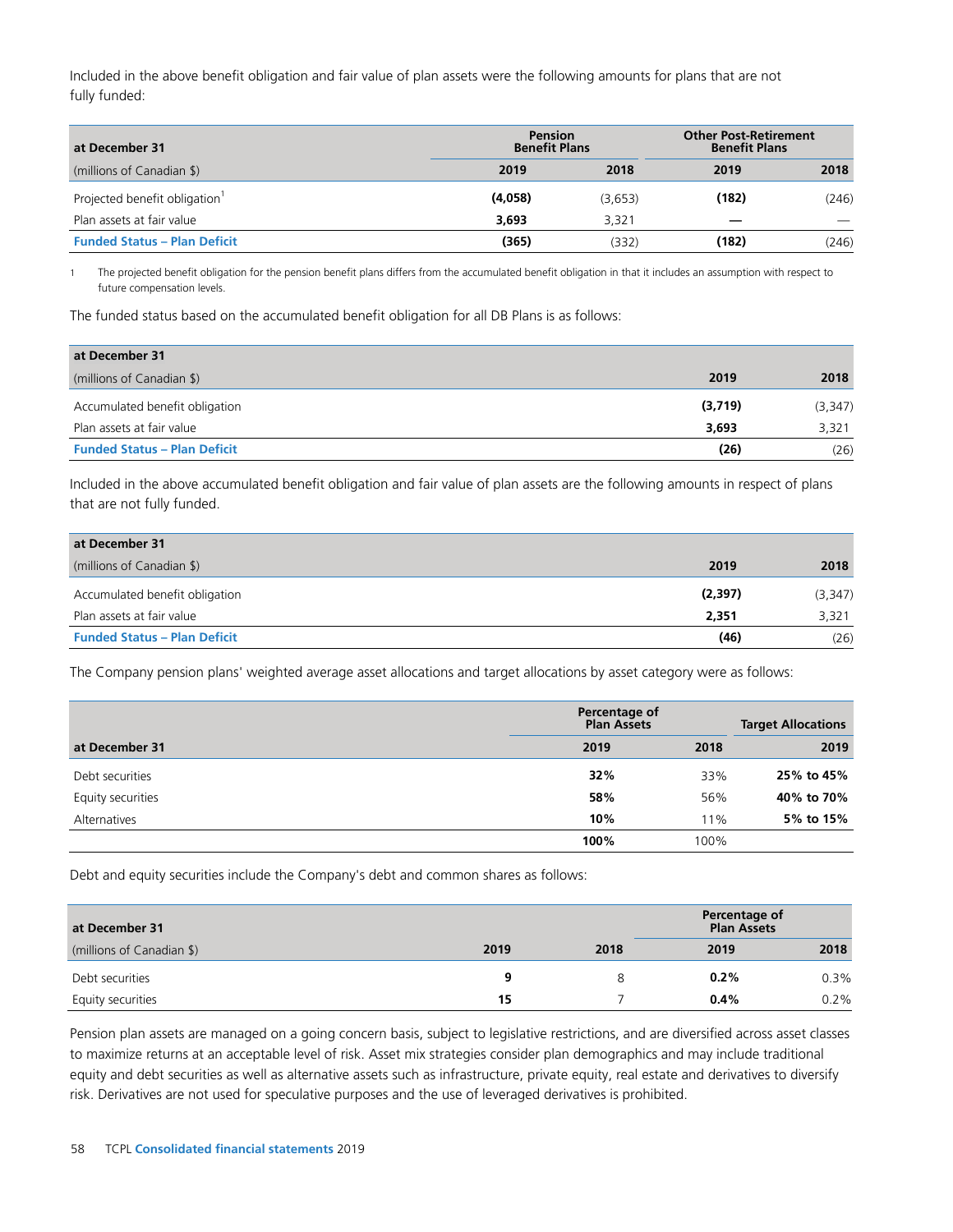Included in the above benefit obligation and fair value of plan assets were the following amounts for plans that are not fully funded:

| at December 31 | Pension Benefit Plans | | Other Post-Retirement Benefit Plans | |
|---|---|---|---|---|
| (millions of Canadian $) | **2019** | 2018 | **2019** | 2018 |
| Projected benefit obligation[1] | **(4,058)** | (3,653) | **(182)** | (246) |
| Plan assets at fair value | **3,693** | 3,321 | **—** | — |
| **Funded Status – Plan Deficit** | **(365)** | (332) | **(182)** | (246) |

1 The projected benefit obligation for the pension benefit plans differs from the accumulated benefit obligation in that it includes an assumption with respect to future compensation levels.

The funded status based on the accumulated benefit obligation for all DB Plans is as follows:

| at December 31 | | |
|---|---|---|
| (millions of Canadian $) | **2019** | 2018 |
| Accumulated benefit obligation | **(3,719)** | (3,347) |
| Plan assets at fair value | **3,693** | 3,321 |
| **Funded Status – Plan Deficit** | **(26)** | (26) |

Included in the above accumulated benefit obligation and fair value of plan assets are the following amounts in respect of plans that are not fully funded.

| at December 31 | | |
|---|---|---|
| (millions of Canadian $) | **2019** | 2018 |
| Accumulated benefit obligation | **(2,397)** | (3,347) |
| Plan assets at fair value | **2,351** | 3,321 |
| **Funded Status – Plan Deficit** | **(46)** | (26) |

The Company pension plans' weighted average asset allocations and target allocations by asset category were as follows:

| | Percentage of Plan Assets | | Target Allocations |
|---|---|---|---|
| at December 31 | **2019** | 2018 | **2019** |
| Debt securities | **32%** | 33% | **25% to 45%** |
| Equity securities | **58%** | 56% | **40% to 70%** |
| Alternatives | **10%** | 11% | **5% to 15%** |
| | **100%** | 100% | |

Debt and equity securities include the Company's debt and common shares as follows:

| at December 31 | | | Percentage of Plan Assets | |
|---|---|---|---|---|
| (millions of Canadian $) | **2019** | 2018 | **2019** | 2018 |
| Debt securities | **9** | 8 | **0.2%** | 0.3% |
| Equity securities | **15** | 7 | **0.4%** | 0.2% |

Pension plan assets are managed on a going concern basis, subject to legislative restrictions, and are diversified across asset classes to maximize returns at an acceptable level of risk. Asset mix strategies consider plan demographics and may include traditional equity and debt securities as well as alternative assets such as infrastructure, private equity, real estate and derivatives to diversify risk. Derivatives are not used for speculative purposes and the use of leveraged derivatives is prohibited.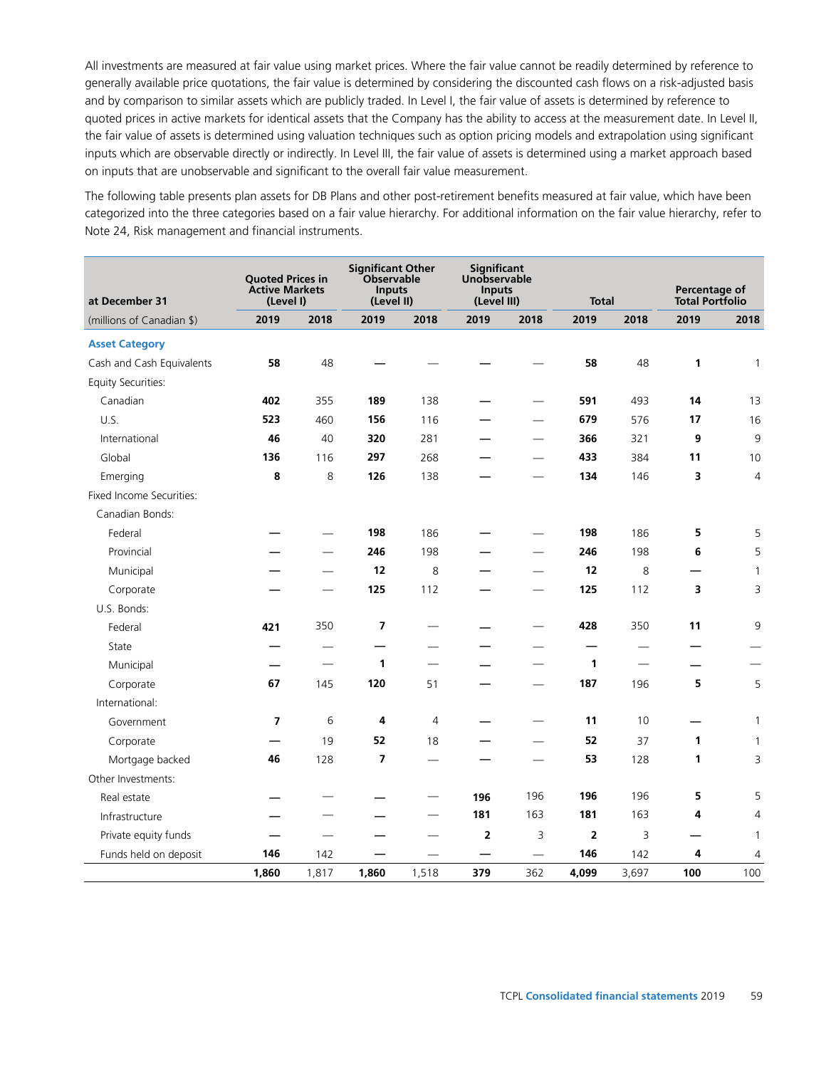All investments are measured at fair value using market prices. Where the fair value cannot be readily determined by reference to generally available price quotations, the fair value is determined by considering the discounted cash flows on a risk-adjusted basis and by comparison to similar assets which are publicly traded. In Level I, the fair value of assets is determined by reference to quoted prices in active markets for identical assets that the Company has the ability to access at the measurement date. In Level II, the fair value of assets is determined using valuation techniques such as option pricing models and extrapolation using significant inputs which are observable directly or indirectly. In Level III, the fair value of assets is determined using a market approach based on inputs that are unobservable and significant to the overall fair value measurement.

The following table presents plan assets for DB Plans and other post-retirement benefits measured at fair value, which have been categorized into the three categories based on a fair value hierarchy. For additional information on the fair value hierarchy, refer to Note 24, Risk management and financial instruments.

| at December 31 | Quoted Prices in Active Markets (Level I) | | Significant Other Observable Inputs (Level II) | | Significant Unobservable Inputs (Level III) | | Total | | Percentage of Total Portfolio | |
|---|---|---|---|---|---|---|---|---|---|---|
| (millions of Canadian $) | **2019** | 2018 | **2019** | 2018 | **2019** | 2018 | **2019** | 2018 | **2019** | 2018 |
| **Asset Category** | | | | | | | | | | |
| Cash and Cash Equivalents | **58** | 48 | **—** | — | **—** | — | **58** | 48 | **1** | 1 |
| Equity Securities: | | | | | | | | | | |
| Canadian | **402** | 355 | **189** | 138 | **—** | — | **591** | 493 | **14** | 13 |
| U.S. | **523** | 460 | **156** | 116 | **—** | — | **679** | 576 | **17** | 16 |
| International | **46** | 40 | **320** | 281 | **—** | — | **366** | 321 | **9** | 9 |
| Global | **136** | 116 | **297** | 268 | **—** | — | **433** | 384 | **11** | 10 |
| Emerging | **8** | 8 | **126** | 138 | **—** | — | **134** | 146 | **3** | 4 |
| Fixed Income Securities: | | | | | | | | | | |
| Canadian Bonds: | | | | | | | | | | |
| Federal | **—** | — | **198** | 186 | **—** | — | **198** | 186 | **5** | 5 |
| Provincial | **—** | — | **246** | 198 | **—** | — | **246** | 198 | **6** | 5 |
| Municipal | **—** | — | **12** | 8 | **—** | — | **12** | 8 | **—** | 1 |
| Corporate | **—** | — | **125** | 112 | **—** | — | **125** | 112 | **3** | 3 |
| U.S. Bonds: | | | | | | | | | | |
| Federal | **421** | 350 | **7** | — | **—** | — | **428** | 350 | **11** | 9 |
| State | **—** | — | **—** | — | **—** | — | **—** | — | **—** | — |
| Municipal | **—** | — | **1** | — | **—** | — | **1** | — | **—** | — |
| Corporate | **67** | 145 | **120** | 51 | **—** | — | **187** | 196 | **5** | 5 |
| International: | | | | | | | | | | |
| Government | **7** | 6 | **4** | 4 | **—** | — | **11** | 10 | **—** | 1 |
| Corporate | **—** | 19 | **52** | 18 | **—** | — | **52** | 37 | **1** | 1 |
| Mortgage backed | **46** | 128 | **7** | — | **—** | — | **53** | 128 | **1** | 3 |
| Other Investments: | | | | | | | | | | |
| Real estate | **—** | — | **—** | — | **196** | 196 | **196** | 196 | **5** | 5 |
| Infrastructure | **—** | — | **—** | — | **181** | 163 | **181** | 163 | **4** | 4 |
| Private equity funds | **—** | — | **—** | — | **2** | 3 | **2** | 3 | **—** | 1 |
| Funds held on deposit | **146** | 142 | **—** | — | **—** | — | **146** | 142 | **4** | 4 |
| | **1,860** | 1,817 | **1,860** | 1,518 | **379** | 362 | **4,099** | 3,697 | **100** | 100 |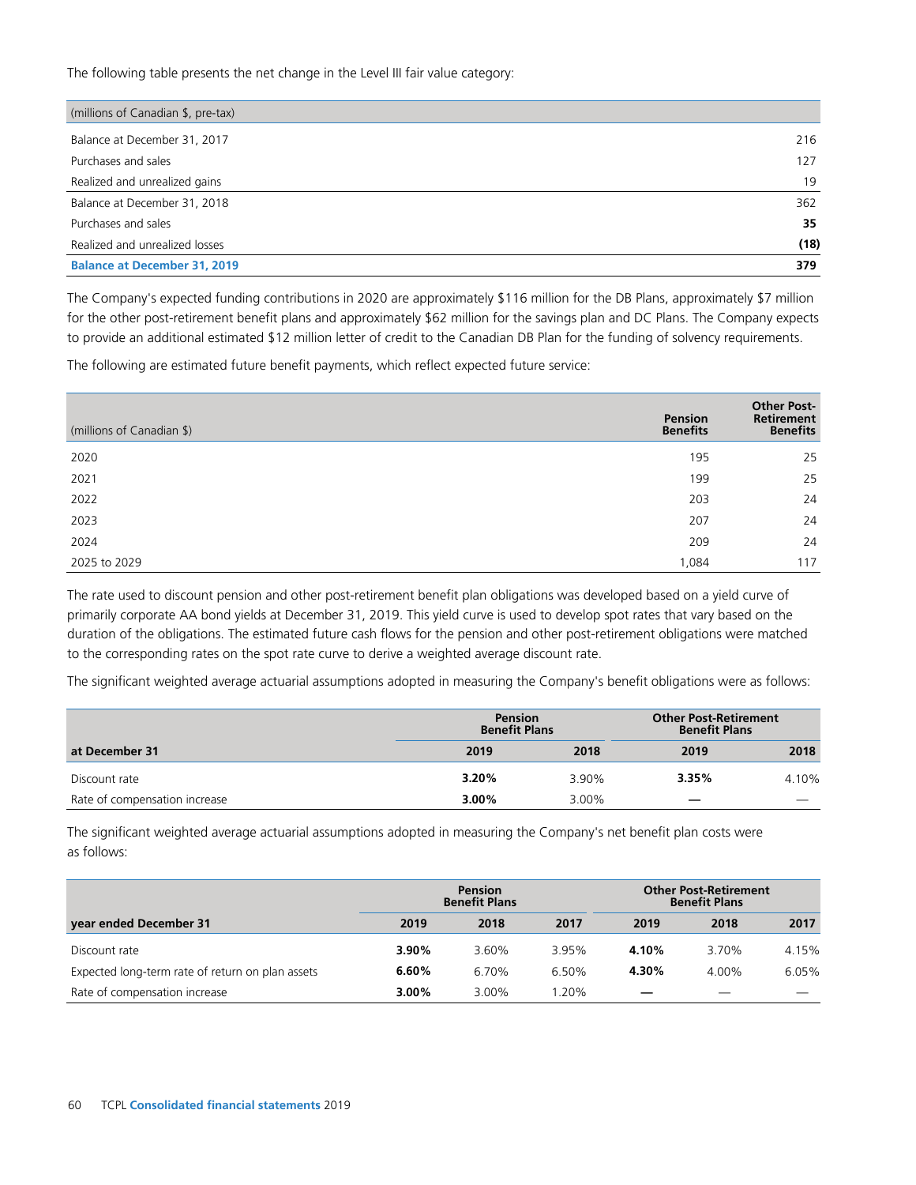The following table presents the net change in the Level III fair value category:

| (millions of Canadian $, pre-tax) | |
|---|---|
| Balance at December 31, 2017 | 216 |
| Purchases and sales | 127 |
| Realized and unrealized gains | 19 |
| Balance at December 31, 2018 | 362 |
| Purchases and sales | **35** |
| Realized and unrealized losses | **(18)** |
| **Balance at December 31, 2019** | **379** |

The Company's expected funding contributions in 2020 are approximately $116 million for the DB Plans, approximately $7 million for the other post-retirement benefit plans and approximately $62 million for the savings plan and DC Plans. The Company expects to provide an additional estimated $12 million letter of credit to the Canadian DB Plan for the funding of solvency requirements.

The following are estimated future benefit payments, which reflect expected future service:

| (millions of Canadian $) | Pension Benefits | Other Post-Retirement Benefits |
|---|---|---|
| 2020 | 195 | 25 |
| 2021 | 199 | 25 |
| 2022 | 203 | 24 |
| 2023 | 207 | 24 |
| 2024 | 209 | 24 |
| 2025 to 2029 | 1,084 | 117 |

The rate used to discount pension and other post-retirement benefit plan obligations was developed based on a yield curve of primarily corporate AA bond yields at December 31, 2019. This yield curve is used to develop spot rates that vary based on the duration of the obligations. The estimated future cash flows for the pension and other post-retirement obligations were matched to the corresponding rates on the spot rate curve to derive a weighted average discount rate.

The significant weighted average actuarial assumptions adopted in measuring the Company's benefit obligations were as follows:

| | Pension Benefit Plans | | Other Post-Retirement Benefit Plans | |
|---|---|---|---|---|
| **at December 31** | **2019** | **2018** | **2019** | **2018** |
| Discount rate | **3.20%** | 3.90% | **3.35%** | 4.10% |
| Rate of compensation increase | **3.00%** | 3.00% | **—** | — |

The significant weighted average actuarial assumptions adopted in measuring the Company's net benefit plan costs were as follows:

| | Pension Benefit Plans | | | Other Post-Retirement Benefit Plans | | |
|---|---|---|---|---|---|---|
| **year ended December 31** | **2019** | **2018** | **2017** | **2019** | **2018** | **2017** |
| Discount rate | **3.90%** | 3.60% | 3.95% | **4.10%** | 3.70% | 4.15% |
| Expected long-term rate of return on plan assets | **6.60%** | 6.70% | 6.50% | **4.30%** | 4.00% | 6.05% |
| Rate of compensation increase | **3.00%** | 3.00% | 1.20% | **—** | — | — |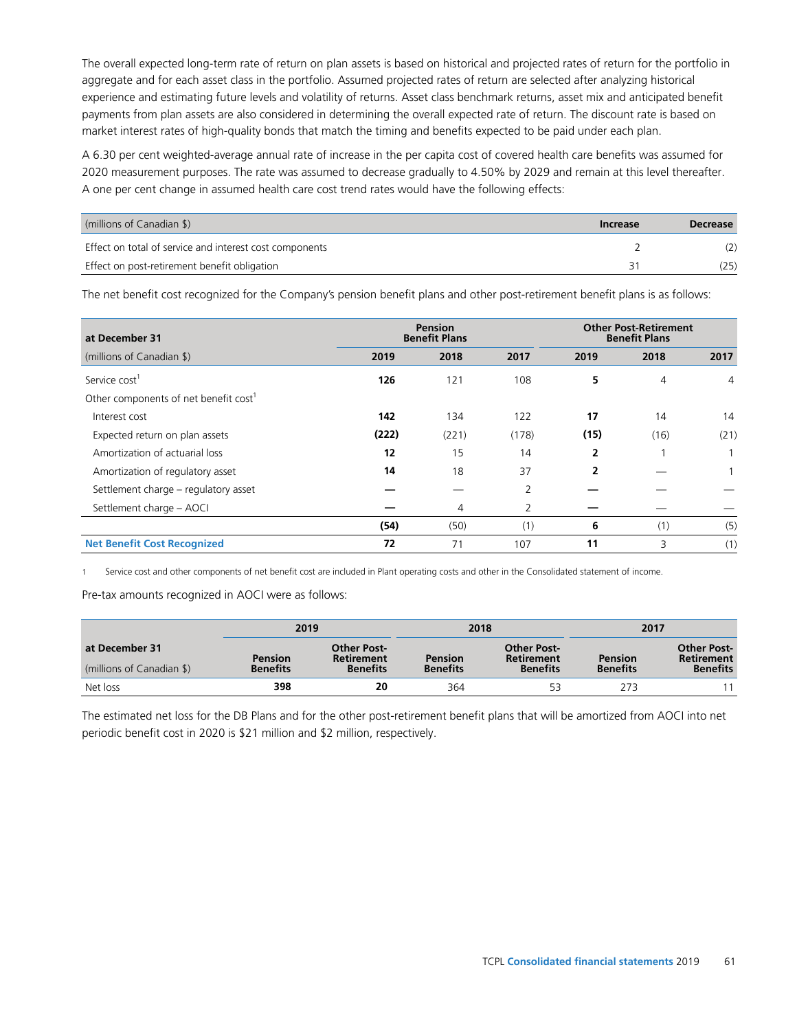The overall expected long-term rate of return on plan assets is based on historical and projected rates of return for the portfolio in aggregate and for each asset class in the portfolio. Assumed projected rates of return are selected after analyzing historical experience and estimating future levels and volatility of returns. Asset class benchmark returns, asset mix and anticipated benefit payments from plan assets are also considered in determining the overall expected rate of return. The discount rate is based on market interest rates of high-quality bonds that match the timing and benefits expected to be paid under each plan.

A 6.30 per cent weighted-average annual rate of increase in the per capita cost of covered health care benefits was assumed for 2020 measurement purposes. The rate was assumed to decrease gradually to 4.50% by 2029 and remain at this level thereafter. A one per cent change in assumed health care cost trend rates would have the following effects:

| (millions of Canadian $) | Increase | Decrease |
|---|---|---|
| Effect on total of service and interest cost components | 2 | (2) |
| Effect on post-retirement benefit obligation | 31 | (25) |

The net benefit cost recognized for the Company's pension benefit plans and other post-retirement benefit plans is as follows:

| at December 31 | Pension Benefit Plans | | | Other Post-Retirement Benefit Plans | | |
|---|---|---|---|---|---|---|
| (millions of Canadian $) | **2019** | 2018 | 2017 | **2019** | 2018 | 2017 |
| Service cost[1] | **126** | 121 | 108 | **5** | 4 | 4 |
| Other components of net benefit cost[1] | | | | | | |
| Interest cost | **142** | 134 | 122 | **17** | 14 | 14 |
| Expected return on plan assets | **(222)** | (221) | (178) | **(15)** | (16) | (21) |
| Amortization of actuarial loss | **12** | 15 | 14 | **2** | 1 | 1 |
| Amortization of regulatory asset | **14** | 18 | 37 | **2** | — | 1 |
| Settlement charge – regulatory asset | **—** | — | 2 | **—** | — | — |
| Settlement charge – AOCI | **—** | 4 | 2 | **—** | — | — |
| | **(54)** | (50) | (1) | **6** | (1) | (5) |
| **Net Benefit Cost Recognized** | **72** | 71 | 107 | **11** | 3 | (1) |

1 Service cost and other components of net benefit cost are included in Plant operating costs and other in the Consolidated statement of income.

Pre-tax amounts recognized in AOCI were as follows:

| at December 31 | 2019 | | 2018 | | 2017 | |
|---|---|---|---|---|---|---|
| (millions of Canadian $) | Pension Benefits | Other Post-Retirement Benefits | Pension Benefits | Other Post-Retirement Benefits | Pension Benefits | Other Post-Retirement Benefits |
| Net loss | **398** | **20** | 364 | 53 | 273 | 11 |

The estimated net loss for the DB Plans and for the other post-retirement benefit plans that will be amortized from AOCI into net periodic benefit cost in 2020 is $21 million and $2 million, respectively.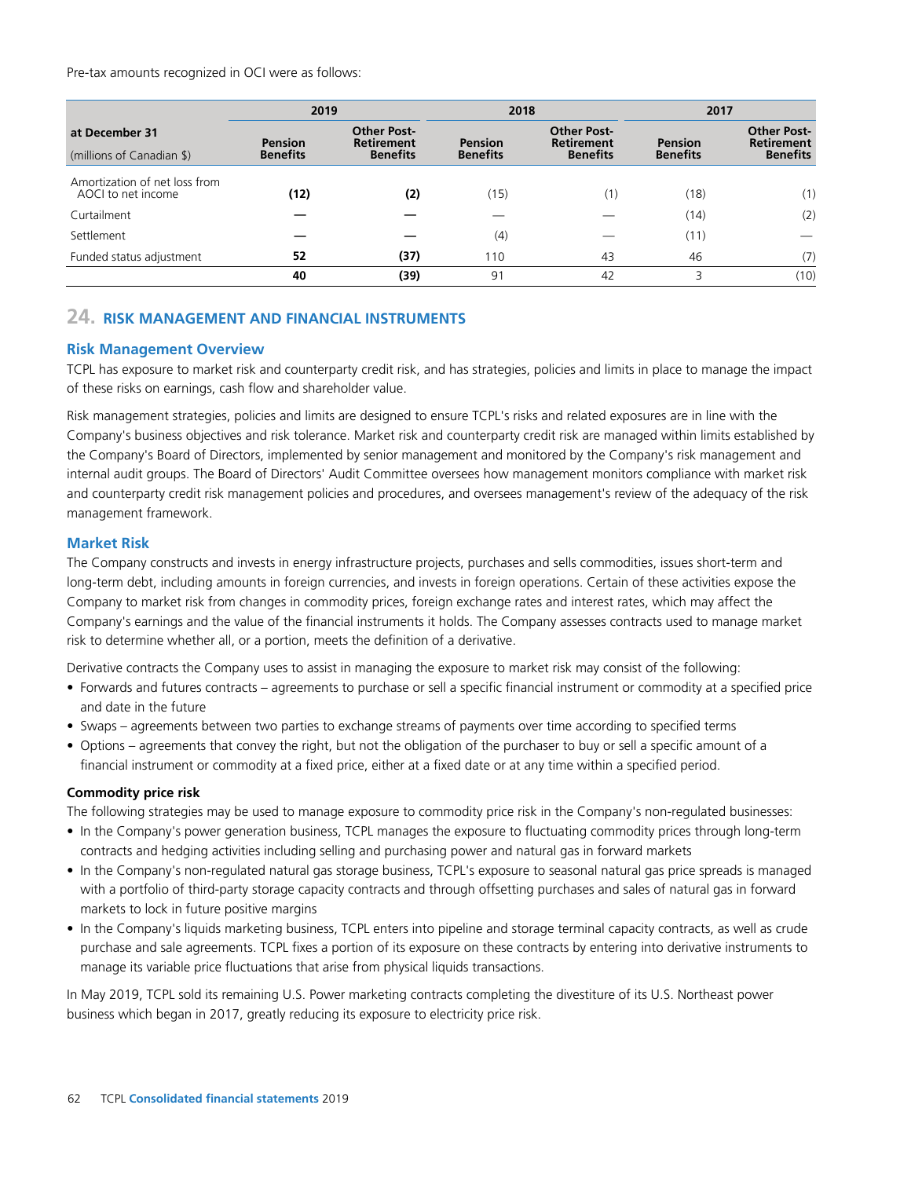Pre-tax amounts recognized in OCI were as follows:

| at December 31 (millions of Canadian $) | 2019 | | 2018 | | 2017 | |
|---|---|---|---|---|---|---|
| | **Pension Benefits** | **Other Post-Retirement Benefits** | **Pension Benefits** | **Other Post-Retirement Benefits** | **Pension Benefits** | **Other Post-Retirement Benefits** |
| Amortization of net loss from AOCI to net income | **(12)** | **(2)** | (15) | (1) | (18) | (1) |
| Curtailment | **—** | **—** | — | — | (14) | (2) |
| Settlement | **—** | **—** | (4) | — | (11) | — |
| Funded status adjustment | **52** | **(37)** | 110 | 43 | 46 | (7) |
| | **40** | **(39)** | 91 | 42 | 3 | (10) |

## 24. RISK MANAGEMENT AND FINANCIAL INSTRUMENTS

### Risk Management Overview

TCPL has exposure to market risk and counterparty credit risk, and has strategies, policies and limits in place to manage the impact of these risks on earnings, cash flow and shareholder value.

Risk management strategies, policies and limits are designed to ensure TCPL's risks and related exposures are in line with the Company's business objectives and risk tolerance. Market risk and counterparty credit risk are managed within limits established by the Company's Board of Directors, implemented by senior management and monitored by the Company's risk management and internal audit groups. The Board of Directors' Audit Committee oversees how management monitors compliance with market risk and counterparty credit risk management policies and procedures, and oversees management's review of the adequacy of the risk management framework.

### Market Risk

The Company constructs and invests in energy infrastructure projects, purchases and sells commodities, issues short-term and long-term debt, including amounts in foreign currencies, and invests in foreign operations. Certain of these activities expose the Company to market risk from changes in commodity prices, foreign exchange rates and interest rates, which may affect the Company's earnings and the value of the financial instruments it holds. The Company assesses contracts used to manage market risk to determine whether all, or a portion, meets the definition of a derivative.

Derivative contracts the Company uses to assist in managing the exposure to market risk may consist of the following:

- Forwards and futures contracts – agreements to purchase or sell a specific financial instrument or commodity at a specified price and date in the future
- Swaps – agreements between two parties to exchange streams of payments over time according to specified terms
- Options – agreements that convey the right, but not the obligation of the purchaser to buy or sell a specific amount of a financial instrument or commodity at a fixed price, either at a fixed date or at any time within a specified period.

**Commodity price risk**

The following strategies may be used to manage exposure to commodity price risk in the Company's non-regulated businesses:

- In the Company's power generation business, TCPL manages the exposure to fluctuating commodity prices through long-term contracts and hedging activities including selling and purchasing power and natural gas in forward markets
- In the Company's non-regulated natural gas storage business, TCPL's exposure to seasonal natural gas price spreads is managed with a portfolio of third-party storage capacity contracts and through offsetting purchases and sales of natural gas in forward markets to lock in future positive margins
- In the Company's liquids marketing business, TCPL enters into pipeline and storage terminal capacity contracts, as well as crude purchase and sale agreements. TCPL fixes a portion of its exposure on these contracts by entering into derivative instruments to manage its variable price fluctuations that arise from physical liquids transactions.

In May 2019, TCPL sold its remaining U.S. Power marketing contracts completing the divestiture of its U.S. Northeast power business which began in 2017, greatly reducing its exposure to electricity price risk.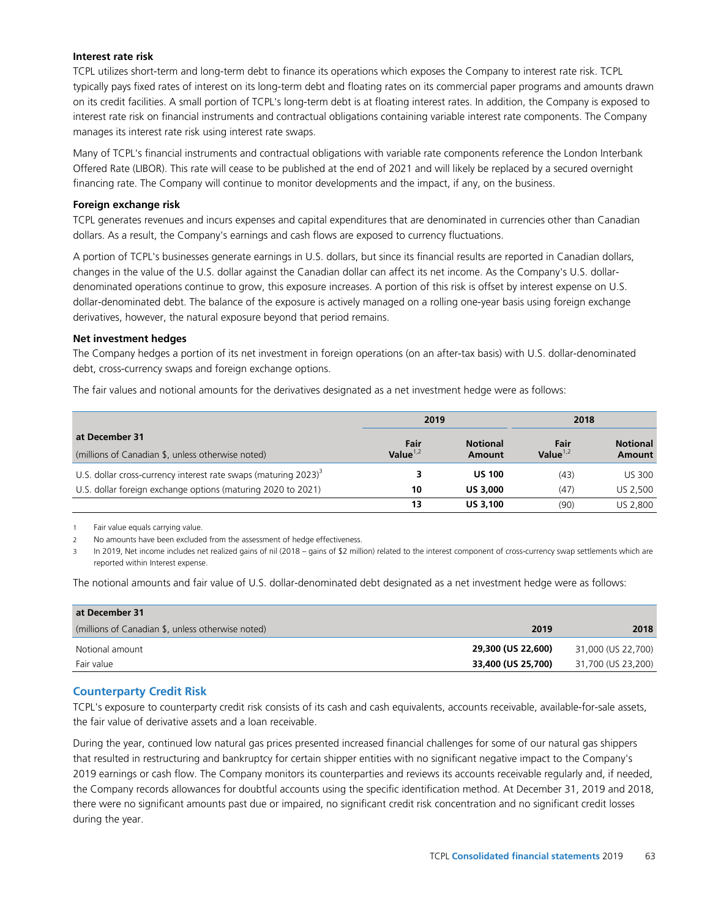**Interest rate risk**

TCPL utilizes short-term and long-term debt to finance its operations which exposes the Company to interest rate risk. TCPL typically pays fixed rates of interest on its long-term debt and floating rates on its commercial paper programs and amounts drawn on its credit facilities. A small portion of TCPL's long-term debt is at floating interest rates. In addition, the Company is exposed to interest rate risk on financial instruments and contractual obligations containing variable interest rate components. The Company manages its interest rate risk using interest rate swaps.

Many of TCPL's financial instruments and contractual obligations with variable rate components reference the London Interbank Offered Rate (LIBOR). This rate will cease to be published at the end of 2021 and will likely be replaced by a secured overnight financing rate. The Company will continue to monitor developments and the impact, if any, on the business.

**Foreign exchange risk**

TCPL generates revenues and incurs expenses and capital expenditures that are denominated in currencies other than Canadian dollars. As a result, the Company's earnings and cash flows are exposed to currency fluctuations.

A portion of TCPL's businesses generate earnings in U.S. dollars, but since its financial results are reported in Canadian dollars, changes in the value of the U.S. dollar against the Canadian dollar can affect its net income. As the Company's U.S. dollar-denominated operations continue to grow, this exposure increases. A portion of this risk is offset by interest expense on U.S. dollar-denominated debt. The balance of the exposure is actively managed on a rolling one-year basis using foreign exchange derivatives, however, the natural exposure beyond that period remains.

**Net investment hedges**

The Company hedges a portion of its net investment in foreign operations (on an after-tax basis) with U.S. dollar-denominated debt, cross-currency swaps and foreign exchange options.

The fair values and notional amounts for the derivatives designated as a net investment hedge were as follows:

| at December 31 | 2019 | | 2018 | |
|---|---|---|---|---|
| (millions of Canadian $, unless otherwise noted) | Fair Value[1,2] | Notional Amount | Fair Value[1,2] | Notional Amount |
| U.S. dollar cross-currency interest rate swaps (maturing 2023)[3] | **3** | **US 100** | (43) | US 300 |
| U.S. dollar foreign exchange options (maturing 2020 to 2021) | **10** | **US 3,000** | (47) | US 2,500 |
| | **13** | **US 3,100** | (90) | US 2,800 |

1 Fair value equals carrying value.

2 No amounts have been excluded from the assessment of hedge effectiveness.

3 In 2019, Net income includes net realized gains of nil (2018 – gains of $2 million) related to the interest component of cross-currency swap settlements which are reported within Interest expense.

The notional amounts and fair value of U.S. dollar-denominated debt designated as a net investment hedge were as follows:

| at December 31<br>(millions of Canadian $, unless otherwise noted) | 2019 | 2018 |
|---|---|---|
| Notional amount | **29,300 (US 22,600)** | 31,000 (US 22,700) |
| Fair value | **33,400 (US 25,700)** | 31,700 (US 23,200) |

## Counterparty Credit Risk

TCPL's exposure to counterparty credit risk consists of its cash and cash equivalents, accounts receivable, available-for-sale assets, the fair value of derivative assets and a loan receivable.

During the year, continued low natural gas prices presented increased financial challenges for some of our natural gas shippers that resulted in restructuring and bankruptcy for certain shipper entities with no significant negative impact to the Company's 2019 earnings or cash flow. The Company monitors its counterparties and reviews its accounts receivable regularly and, if needed, the Company records allowances for doubtful accounts using the specific identification method. At December 31, 2019 and 2018, there were no significant amounts past due or impaired, no significant credit risk concentration and no significant credit losses during the year.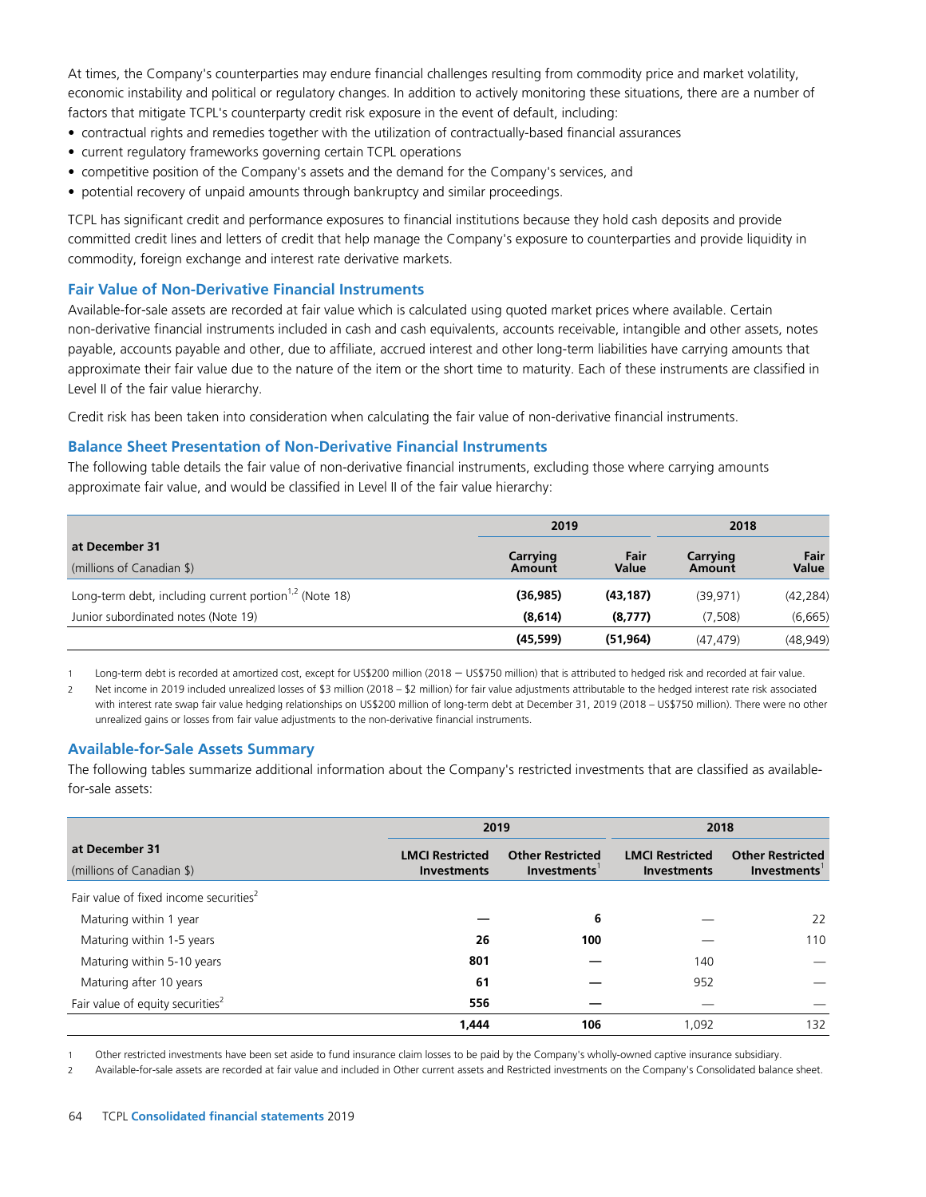At times, the Company's counterparties may endure financial challenges resulting from commodity price and market volatility, economic instability and political or regulatory changes. In addition to actively monitoring these situations, there are a number of factors that mitigate TCPL's counterparty credit risk exposure in the event of default, including:

- contractual rights and remedies together with the utilization of contractually-based financial assurances
- current regulatory frameworks governing certain TCPL operations
- competitive position of the Company's assets and the demand for the Company's services, and
- potential recovery of unpaid amounts through bankruptcy and similar proceedings.

TCPL has significant credit and performance exposures to financial institutions because they hold cash deposits and provide committed credit lines and letters of credit that help manage the Company's exposure to counterparties and provide liquidity in commodity, foreign exchange and interest rate derivative markets.

### Fair Value of Non-Derivative Financial Instruments

Available-for-sale assets are recorded at fair value which is calculated using quoted market prices where available. Certain non-derivative financial instruments included in cash and cash equivalents, accounts receivable, intangible and other assets, notes payable, accounts payable and other, due to affiliate, accrued interest and other long-term liabilities have carrying amounts that approximate their fair value due to the nature of the item or the short time to maturity. Each of these instruments are classified in Level II of the fair value hierarchy.

Credit risk has been taken into consideration when calculating the fair value of non-derivative financial instruments.

### Balance Sheet Presentation of Non-Derivative Financial Instruments

The following table details the fair value of non-derivative financial instruments, excluding those where carrying amounts approximate fair value, and would be classified in Level II of the fair value hierarchy:

| at December 31 (millions of Canadian $) | 2019 | | 2018 | |
|---|---|---|---|---|
| | Carrying Amount | Fair Value | Carrying Amount | Fair Value |
| Long-term debt, including current portion[1,2] (Note 18) | **(36,985)** | **(43,187)** | (39,971) | (42,284) |
| Junior subordinated notes (Note 19) | **(8,614)** | **(8,777)** | (7,508) | (6,665) |
| | **(45,599)** | **(51,964)** | (47,479) | (48,949) |

1 Long-term debt is recorded at amortized cost, except for US$200 million (2018 – US$750 million) that is attributed to hedged risk and recorded at fair value.

2 Net income in 2019 included unrealized losses of $3 million (2018 – $2 million) for fair value adjustments attributable to the hedged interest rate risk associated with interest rate swap fair value hedging relationships on US$200 million of long-term debt at December 31, 2019 (2018 – US$750 million). There were no other unrealized gains or losses from fair value adjustments to the non-derivative financial instruments.

### Available-for-Sale Assets Summary

The following tables summarize additional information about the Company's restricted investments that are classified as available-for-sale assets:

| at December 31 (millions of Canadian $) | 2019 | | 2018 | |
|---|---|---|---|---|
| | LMCI Restricted Investments | Other Restricted Investments[1] | LMCI Restricted Investments | Other Restricted Investments[1] |
| Fair value of fixed income securities[2] | | | | |
| Maturing within 1 year | **—** | **6** | — | 22 |
| Maturing within 1-5 years | **26** | **100** | — | 110 |
| Maturing within 5-10 years | **801** | **—** | 140 | — |
| Maturing after 10 years | **61** | **—** | 952 | — |
| Fair value of equity securities[2] | **556** | **—** | — | — |
| | **1,444** | **106** | 1,092 | 132 |

1 Other restricted investments have been set aside to fund insurance claim losses to be paid by the Company's wholly-owned captive insurance subsidiary.

2 Available-for-sale assets are recorded at fair value and included in Other current assets and Restricted investments on the Company's Consolidated balance sheet.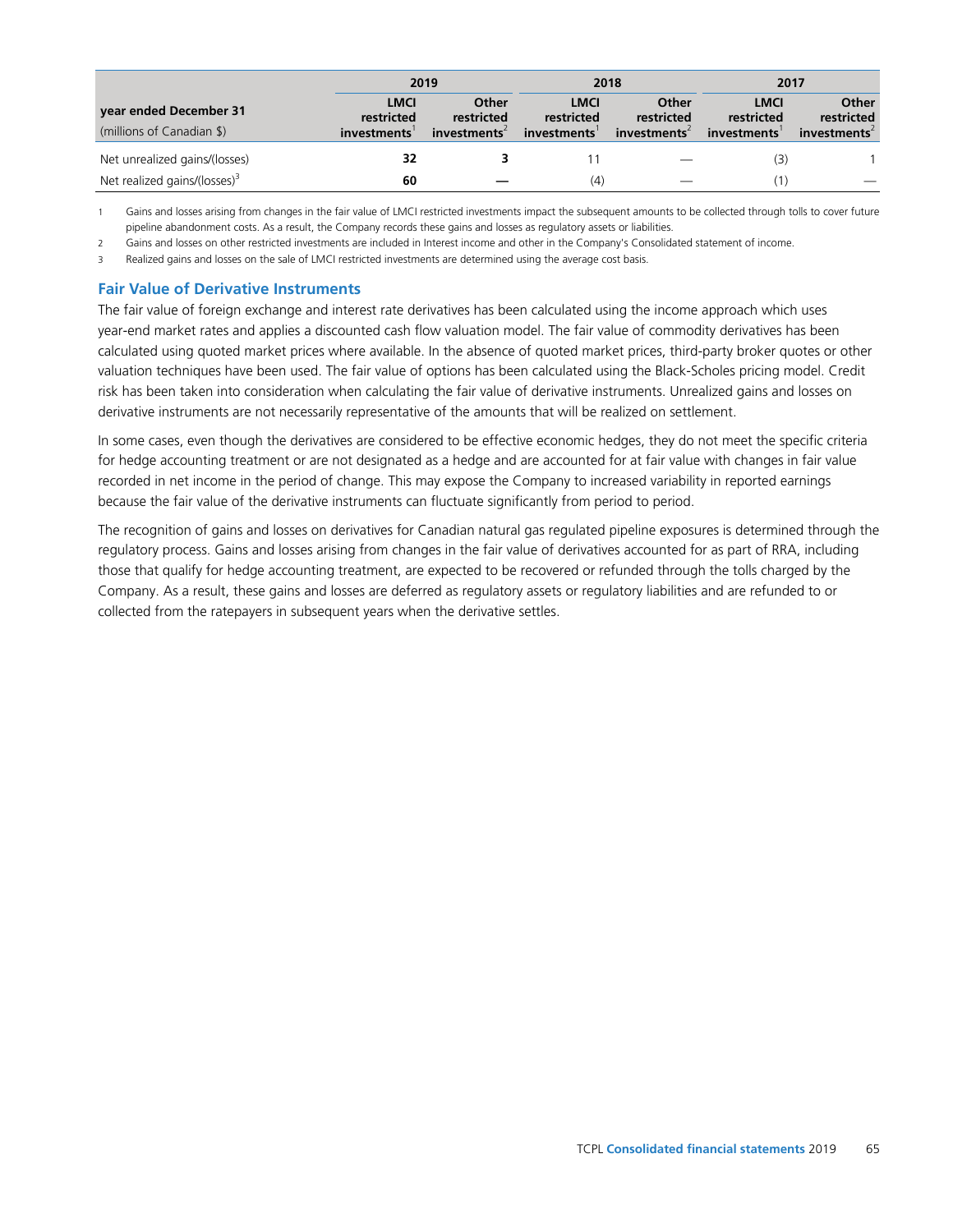| year ended December 31 (millions of Canadian $) | 2019 | | 2018 | | 2017 | |
|---|---|---|---|---|---|---|
| | LMCI restricted investments[1] | Other restricted investments[2] | LMCI restricted investments[1] | Other restricted investments[2] | LMCI restricted investments[1] | Other restricted investments[2] |
| Net unrealized gains/(losses) | **32** | **3** | 11 | — | (3) | 1 |
| Net realized gains/(losses)[3] | **60** | **—** | (4) | — | (1) | — |

1 Gains and losses arising from changes in the fair value of LMCI restricted investments impact the subsequent amounts to be collected through tolls to cover future pipeline abandonment costs. As a result, the Company records these gains and losses as regulatory assets or liabilities.

2 Gains and losses on other restricted investments are included in Interest income and other in the Company's Consolidated statement of income.

3 Realized gains and losses on the sale of LMCI restricted investments are determined using the average cost basis.

### Fair Value of Derivative Instruments

The fair value of foreign exchange and interest rate derivatives has been calculated using the income approach which uses year-end market rates and applies a discounted cash flow valuation model. The fair value of commodity derivatives has been calculated using quoted market prices where available. In the absence of quoted market prices, third-party broker quotes or other valuation techniques have been used. The fair value of options has been calculated using the Black-Scholes pricing model. Credit risk has been taken into consideration when calculating the fair value of derivative instruments. Unrealized gains and losses on derivative instruments are not necessarily representative of the amounts that will be realized on settlement.

In some cases, even though the derivatives are considered to be effective economic hedges, they do not meet the specific criteria for hedge accounting treatment or are not designated as a hedge and are accounted for at fair value with changes in fair value recorded in net income in the period of change. This may expose the Company to increased variability in reported earnings because the fair value of the derivative instruments can fluctuate significantly from period to period.

The recognition of gains and losses on derivatives for Canadian natural gas regulated pipeline exposures is determined through the regulatory process. Gains and losses arising from changes in the fair value of derivatives accounted for as part of RRA, including those that qualify for hedge accounting treatment, are expected to be recovered or refunded through the tolls charged by the Company. As a result, these gains and losses are deferred as regulatory assets or regulatory liabilities and are refunded to or collected from the ratepayers in subsequent years when the derivative settles.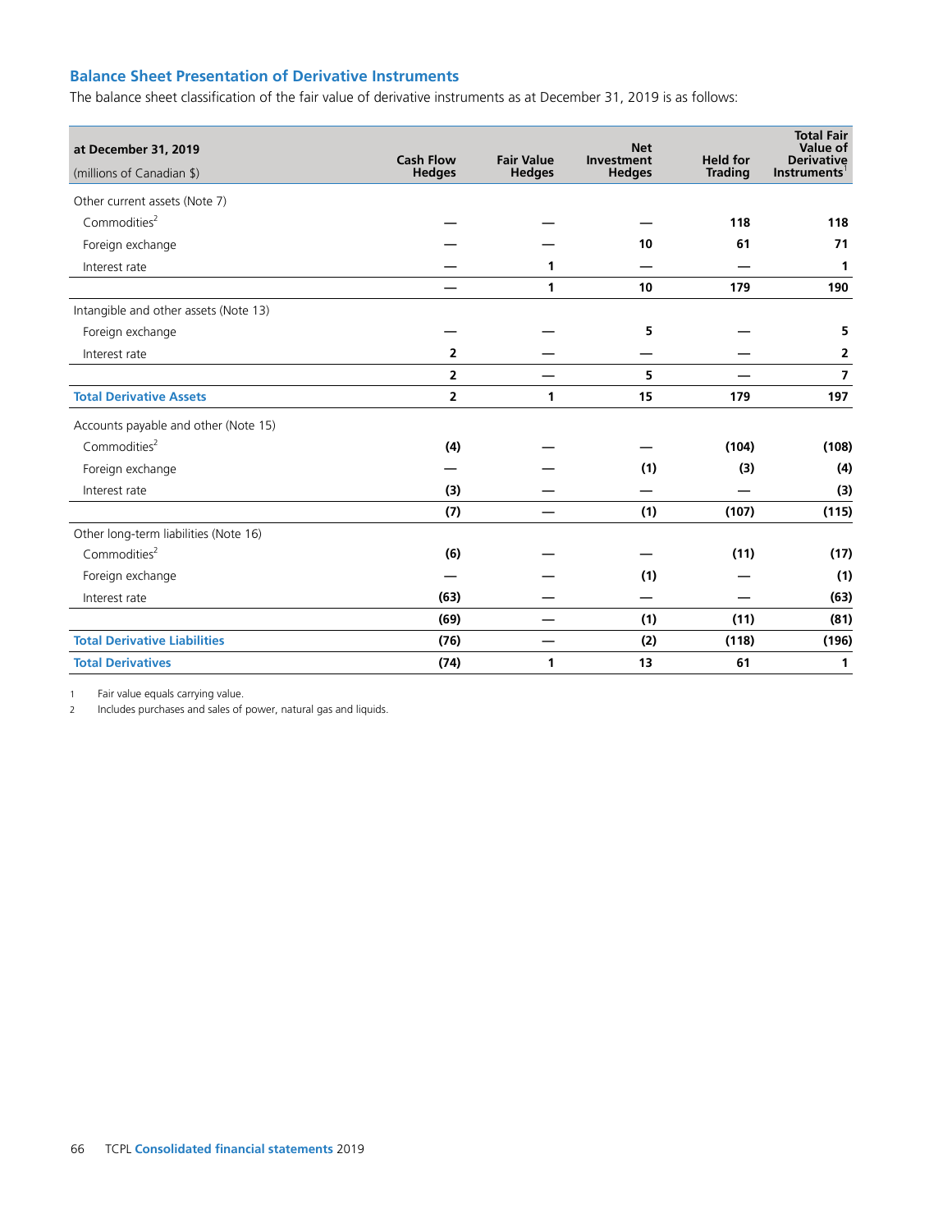## Balance Sheet Presentation of Derivative Instruments

The balance sheet classification of the fair value of derivative instruments as at December 31, 2019 is as follows:

| at December 31, 2019<br>(millions of Canadian $) | Cash Flow Hedges | Fair Value Hedges | Net Investment Hedges | Held for Trading | Total Fair Value of Derivative Instruments[1] |
|---|---|---|---|---|---|
| Other current assets (Note 7) | | | | | |
| Commodities[2] | — | — | — | 118 | 118 |
| Foreign exchange | — | — | 10 | 61 | 71 |
| Interest rate | — | 1 | — | — | 1 |
| | — | 1 | 10 | 179 | 190 |
| Intangible and other assets (Note 13) | | | | | |
| Foreign exchange | — | — | 5 | — | 5 |
| Interest rate | 2 | — | — | — | 2 |
| | 2 | — | 5 | — | 7 |
| **Total Derivative Assets** | 2 | 1 | 15 | 179 | 197 |
| Accounts payable and other (Note 15) | | | | | |
| Commodities[2] | (4) | — | — | (104) | (108) |
| Foreign exchange | — | — | (1) | (3) | (4) |
| Interest rate | (3) | — | — | — | (3) |
| | (7) | — | (1) | (107) | (115) |
| Other long-term liabilities (Note 16) | | | | | |
| Commodities[2] | (6) | — | — | (11) | (17) |
| Foreign exchange | — | — | (1) | — | (1) |
| Interest rate | (63) | — | — | — | (63) |
| | (69) | — | (1) | (11) | (81) |
| **Total Derivative Liabilities** | (76) | — | (2) | (118) | (196) |
| **Total Derivatives** | (74) | 1 | 13 | 61 | 1 |

1 Fair value equals carrying value.

2 Includes purchases and sales of power, natural gas and liquids.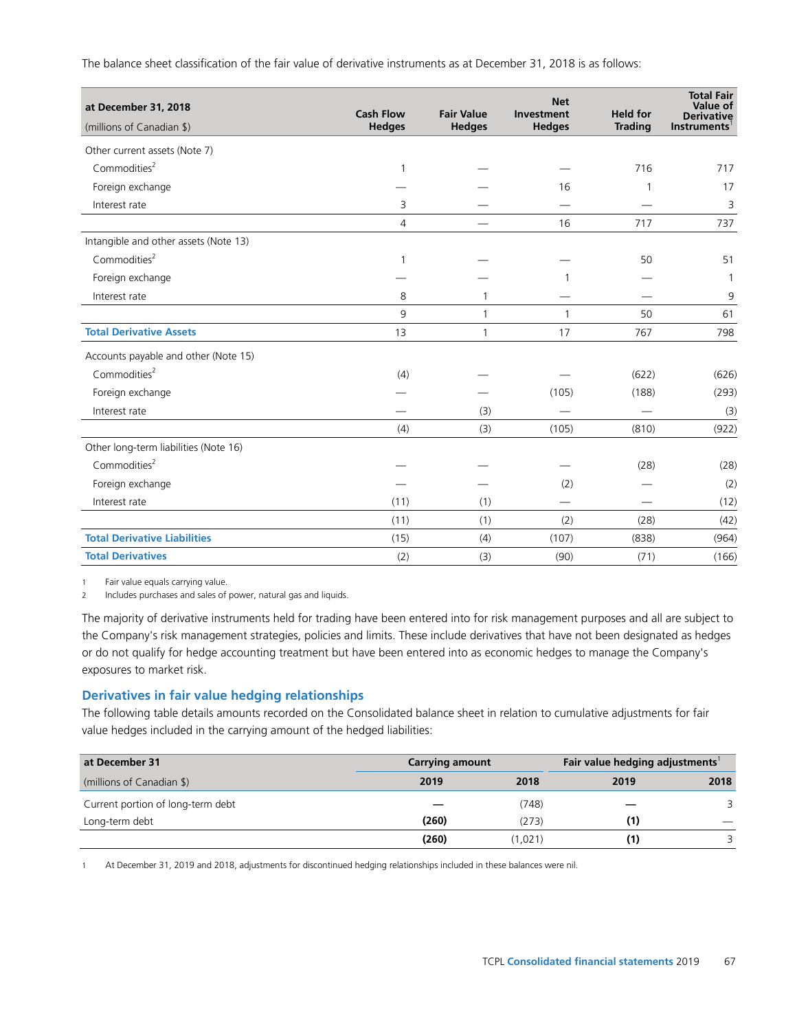The balance sheet classification of the fair value of derivative instruments as at December 31, 2018 is as follows:

| at December 31, 2018<br>(millions of Canadian $) | Cash Flow Hedges | Fair Value Hedges | Net Investment Hedges | Held for Trading | Total Fair Value of Derivative Instruments[1] |
|---|---|---|---|---|---|
| Other current assets (Note 7) | | | | | |
| Commodities[2] | 1 | — | — | 716 | 717 |
| Foreign exchange | — | — | 16 | 1 | 17 |
| Interest rate | 3 | — | — | — | 3 |
| | 4 | — | 16 | 717 | 737 |
| Intangible and other assets (Note 13) | | | | | |
| Commodities[2] | 1 | — | — | 50 | 51 |
| Foreign exchange | — | — | 1 | — | 1 |
| Interest rate | 8 | 1 | — | — | 9 |
| | 9 | 1 | 1 | 50 | 61 |
| **Total Derivative Assets** | 13 | 1 | 17 | 767 | 798 |
| Accounts payable and other (Note 15) | | | | | |
| Commodities[2] | (4) | — | — | (622) | (626) |
| Foreign exchange | — | — | (105) | (188) | (293) |
| Interest rate | — | (3) | — | — | (3) |
| | (4) | (3) | (105) | (810) | (922) |
| Other long-term liabilities (Note 16) | | | | | |
| Commodities[2] | — | — | — | (28) | (28) |
| Foreign exchange | — | — | (2) | — | (2) |
| Interest rate | (11) | (1) | — | — | (12) |
| | (11) | (1) | (2) | (28) | (42) |
| **Total Derivative Liabilities** | (15) | (4) | (107) | (838) | (964) |
| **Total Derivatives** | (2) | (3) | (90) | (71) | (166) |

1 Fair value equals carrying value.
2 Includes purchases and sales of power, natural gas and liquids.

The majority of derivative instruments held for trading have been entered into for risk management purposes and all are subject to the Company's risk management strategies, policies and limits. These include derivatives that have not been designated as hedges or do not qualify for hedge accounting treatment but have been entered into as economic hedges to manage the Company's exposures to market risk.

## Derivatives in fair value hedging relationships

The following table details amounts recorded on the Consolidated balance sheet in relation to cumulative adjustments for fair value hedges included in the carrying amount of the hedged liabilities:

| at December 31 | Carrying amount | | Fair value hedging adjustments[1] | |
|---|---|---|---|---|
| (millions of Canadian $) | **2019** | 2018 | **2019** | 2018 |
| Current portion of long-term debt | **—** | (748) | **—** | 3 |
| Long-term debt | **(260)** | (273) | **(1)** | — |
| | **(260)** | (1,021) | **(1)** | 3 |

1 At December 31, 2019 and 2018, adjustments for discontinued hedging relationships included in these balances were nil.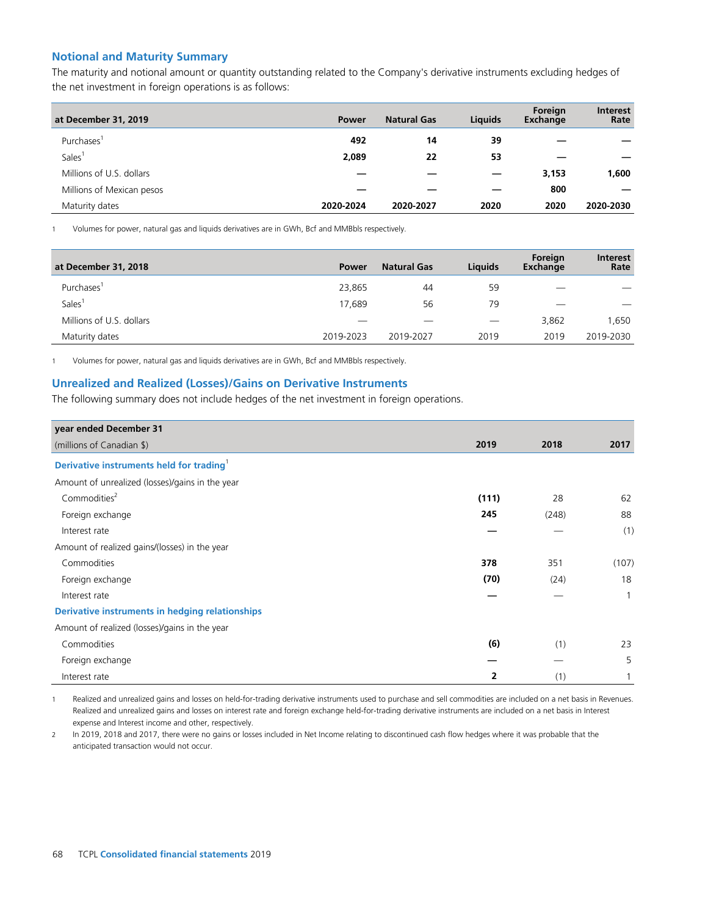## Notional and Maturity Summary

The maturity and notional amount or quantity outstanding related to the Company's derivative instruments excluding hedges of the net investment in foreign operations is as follows:

| at December 31, 2019 | Power | Natural Gas | Liquids | Foreign Exchange | Interest Rate |
|---|---|---|---|---|---|
| Purchases[1] | **492** | **14** | **39** | **—** | **—** |
| Sales[1] | **2,089** | **22** | **53** | **—** | **—** |
| Millions of U.S. dollars | **—** | **—** | **—** | **3,153** | **1,600** |
| Millions of Mexican pesos | **—** | **—** | **—** | **800** | **—** |
| Maturity dates | **2020-2024** | **2020-2027** | **2020** | **2020** | **2020-2030** |

1 Volumes for power, natural gas and liquids derivatives are in GWh, Bcf and MMBbls respectively.

| at December 31, 2018 | Power | Natural Gas | Liquids | Foreign Exchange | Interest Rate |
|---|---|---|---|---|---|
| Purchases[1] | 23,865 | 44 | 59 | — | — |
| Sales[1] | 17,689 | 56 | 79 | — | — |
| Millions of U.S. dollars | — | — | — | 3,862 | 1,650 |
| Maturity dates | 2019-2023 | 2019-2027 | 2019 | 2019 | 2019-2030 |

1 Volumes for power, natural gas and liquids derivatives are in GWh, Bcf and MMBbls respectively.

## Unrealized and Realized (Losses)/Gains on Derivative Instruments

The following summary does not include hedges of the net investment in foreign operations.

| year ended December 31<br>(millions of Canadian $) | 2019 | 2018 | 2017 |
|---|---|---|---|
| **Derivative instruments held for trading[1]** | | | |
| Amount of unrealized (losses)/gains in the year | | | |
| Commodities[2] | **(111)** | 28 | 62 |
| Foreign exchange | **245** | (248) | 88 |
| Interest rate | **—** | — | (1) |
| Amount of realized gains/(losses) in the year | | | |
| Commodities | **378** | 351 | (107) |
| Foreign exchange | **(70)** | (24) | 18 |
| Interest rate | **—** | — | 1 |
| **Derivative instruments in hedging relationships** | | | |
| Amount of realized (losses)/gains in the year | | | |
| Commodities | **(6)** | (1) | 23 |
| Foreign exchange | **—** | — | 5 |
| Interest rate | **2** | (1) | 1 |

1 Realized and unrealized gains and losses on held-for-trading derivative instruments used to purchase and sell commodities are included on a net basis in Revenues. Realized and unrealized gains and losses on interest rate and foreign exchange held-for-trading derivative instruments are included on a net basis in Interest expense and Interest income and other, respectively.

2 In 2019, 2018 and 2017, there were no gains or losses included in Net Income relating to discontinued cash flow hedges where it was probable that the anticipated transaction would not occur.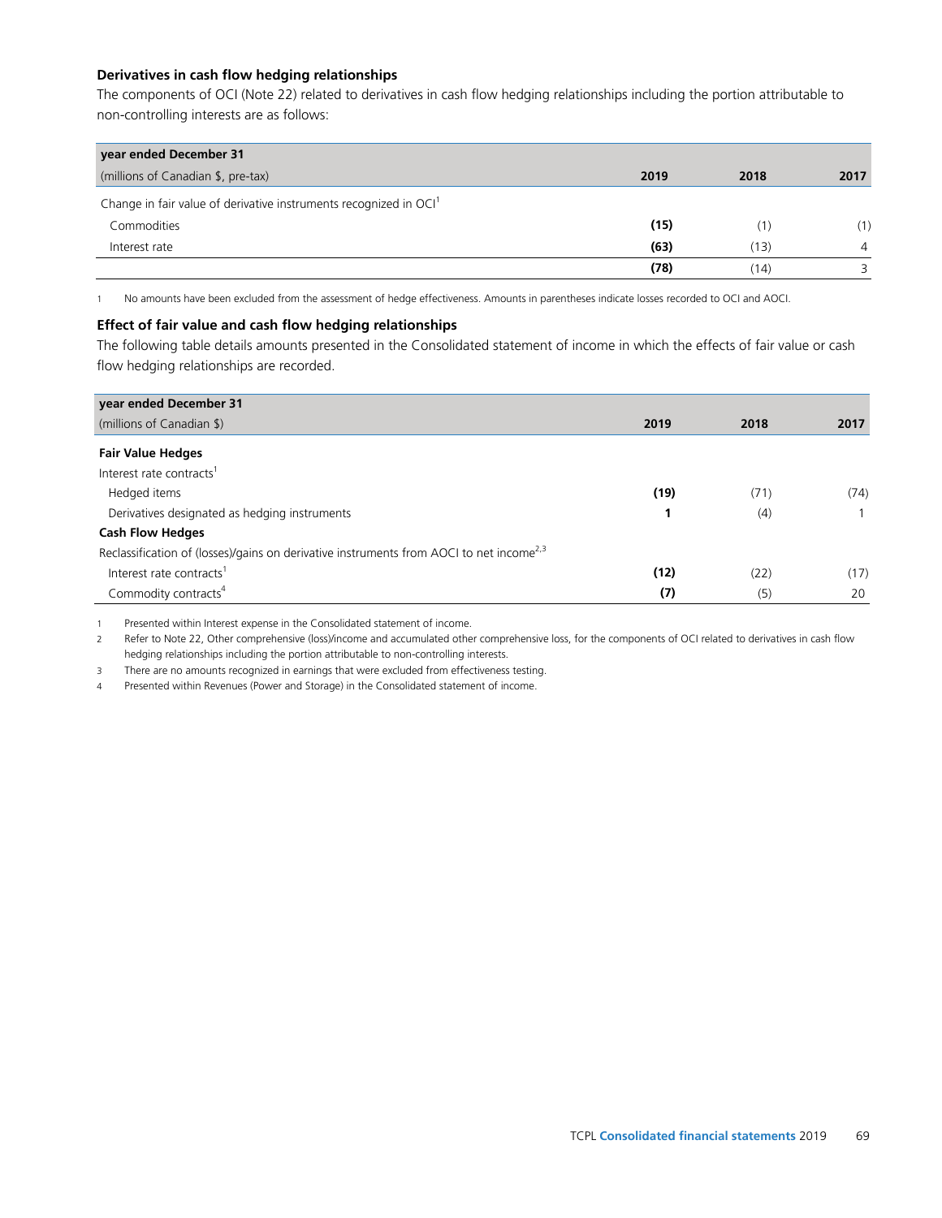**Derivatives in cash flow hedging relationships**

The components of OCI (Note 22) related to derivatives in cash flow hedging relationships including the portion attributable to non-controlling interests are as follows:

| year ended December 31<br>(millions of Canadian $, pre-tax) | 2019 | 2018 | 2017 |
|---|---|---|---|
| Change in fair value of derivative instruments recognized in OCI[1] | | | |
| Commodities | **(15)** | (1) | (1) |
| Interest rate | **(63)** | (13) | 4 |
| | **(78)** | (14) | 3 |

1 No amounts have been excluded from the assessment of hedge effectiveness. Amounts in parentheses indicate losses recorded to OCI and AOCI.

**Effect of fair value and cash flow hedging relationships**

The following table details amounts presented in the Consolidated statement of income in which the effects of fair value or cash flow hedging relationships are recorded.

| year ended December 31<br>(millions of Canadian $) | 2019 | 2018 | 2017 |
|---|---|---|---|
| **Fair Value Hedges** | | | |
| Interest rate contracts[1] | | | |
| Hedged items | **(19)** | (71) | (74) |
| Derivatives designated as hedging instruments | **1** | (4) | 1 |
| **Cash Flow Hedges** | | | |
| Reclassification of (losses)/gains on derivative instruments from AOCI to net income[2,3] | | | |
| Interest rate contracts[1] | **(12)** | (22) | (17) |
| Commodity contracts[4] | **(7)** | (5) | 20 |

1 Presented within Interest expense in the Consolidated statement of income.

2 Refer to Note 22, Other comprehensive (loss)/income and accumulated other comprehensive loss, for the components of OCI related to derivatives in cash flow hedging relationships including the portion attributable to non-controlling interests.

3 There are no amounts recognized in earnings that were excluded from effectiveness testing.

4 Presented within Revenues (Power and Storage) in the Consolidated statement of income.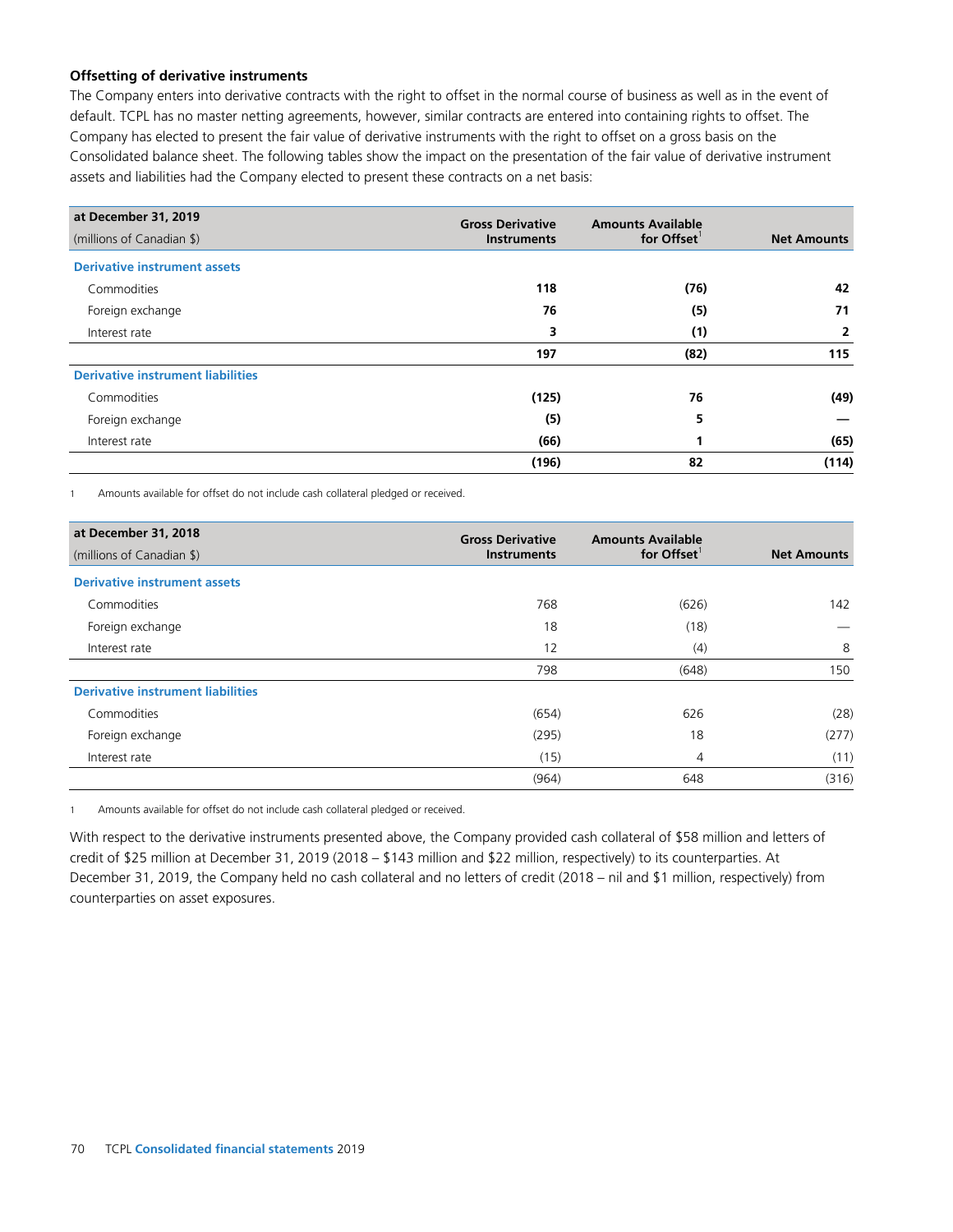### Offsetting of derivative instruments

The Company enters into derivative contracts with the right to offset in the normal course of business as well as in the event of default. TCPL has no master netting agreements, however, similar contracts are entered into containing rights to offset. The Company has elected to present the fair value of derivative instruments with the right to offset on a gross basis on the Consolidated balance sheet. The following tables show the impact on the presentation of the fair value of derivative instrument assets and liabilities had the Company elected to present these contracts on a net basis:

| at December 31, 2019 (millions of Canadian $) | Gross Derivative Instruments | Amounts Available for Offset[1] | Net Amounts |
|---|---|---|---|
| **Derivative instrument assets** | | | |
| Commodities | **118** | **(76)** | **42** |
| Foreign exchange | **76** | **(5)** | **71** |
| Interest rate | **3** | **(1)** | **2** |
| | **197** | **(82)** | **115** |
| **Derivative instrument liabilities** | | | |
| Commodities | **(125)** | **76** | **(49)** |
| Foreign exchange | **(5)** | **5** | **—** |
| Interest rate | **(66)** | **1** | **(65)** |
| | **(196)** | **82** | **(114)** |

1 Amounts available for offset do not include cash collateral pledged or received.

| at December 31, 2018 (millions of Canadian $) | Gross Derivative Instruments | Amounts Available for Offset[1] | Net Amounts |
|---|---|---|---|
| **Derivative instrument assets** | | | |
| Commodities | 768 | (626) | 142 |
| Foreign exchange | 18 | (18) | — |
| Interest rate | 12 | (4) | 8 |
| | 798 | (648) | 150 |
| **Derivative instrument liabilities** | | | |
| Commodities | (654) | 626 | (28) |
| Foreign exchange | (295) | 18 | (277) |
| Interest rate | (15) | 4 | (11) |
| | (964) | 648 | (316) |

1 Amounts available for offset do not include cash collateral pledged or received.

With respect to the derivative instruments presented above, the Company provided cash collateral of $58 million and letters of credit of $25 million at December 31, 2019 (2018 – $143 million and $22 million, respectively) to its counterparties. At December 31, 2019, the Company held no cash collateral and no letters of credit (2018 – nil and $1 million, respectively) from counterparties on asset exposures.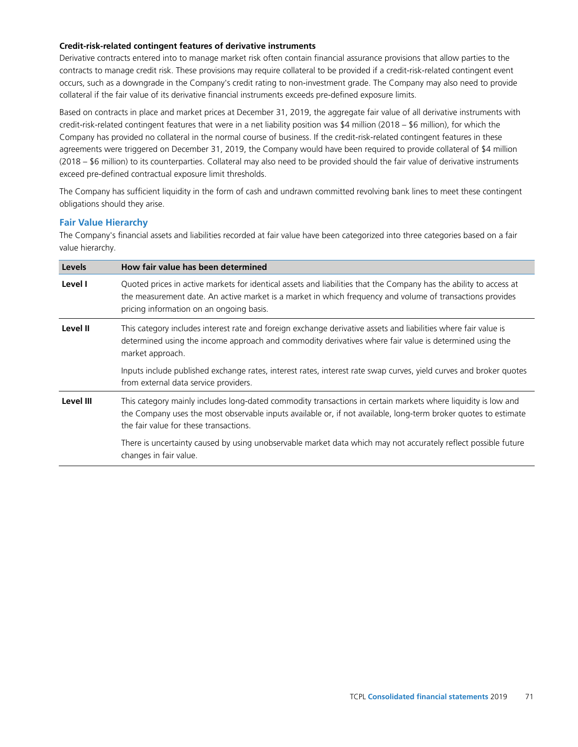**Credit-risk-related contingent features of derivative instruments**

Derivative contracts entered into to manage market risk often contain financial assurance provisions that allow parties to the contracts to manage credit risk. These provisions may require collateral to be provided if a credit-risk-related contingent event occurs, such as a downgrade in the Company's credit rating to non-investment grade. The Company may also need to provide collateral if the fair value of its derivative financial instruments exceeds pre-defined exposure limits.

Based on contracts in place and market prices at December 31, 2019, the aggregate fair value of all derivative instruments with credit-risk-related contingent features that were in a net liability position was $4 million (2018 – $6 million), for which the Company has provided no collateral in the normal course of business. If the credit-risk-related contingent features in these agreements were triggered on December 31, 2019, the Company would have been required to provide collateral of $4 million (2018 – $6 million) to its counterparties. Collateral may also need to be provided should the fair value of derivative instruments exceed pre-defined contractual exposure limit thresholds.

The Company has sufficient liquidity in the form of cash and undrawn committed revolving bank lines to meet these contingent obligations should they arise.

## Fair Value Hierarchy

The Company's financial assets and liabilities recorded at fair value have been categorized into three categories based on a fair value hierarchy.

| Levels | How fair value has been determined |
|---|---|
| **Level I** | Quoted prices in active markets for identical assets and liabilities that the Company has the ability to access at the measurement date. An active market is a market in which frequency and volume of transactions provides pricing information on an ongoing basis. |
| **Level II** | This category includes interest rate and foreign exchange derivative assets and liabilities where fair value is determined using the income approach and commodity derivatives where fair value is determined using the market approach.<br><br>Inputs include published exchange rates, interest rates, interest rate swap curves, yield curves and broker quotes from external data service providers. |
| **Level III** | This category mainly includes long-dated commodity transactions in certain markets where liquidity is low and the Company uses the most observable inputs available or, if not available, long-term broker quotes to estimate the fair value for these transactions.<br><br>There is uncertainty caused by using unobservable market data which may not accurately reflect possible future changes in fair value. |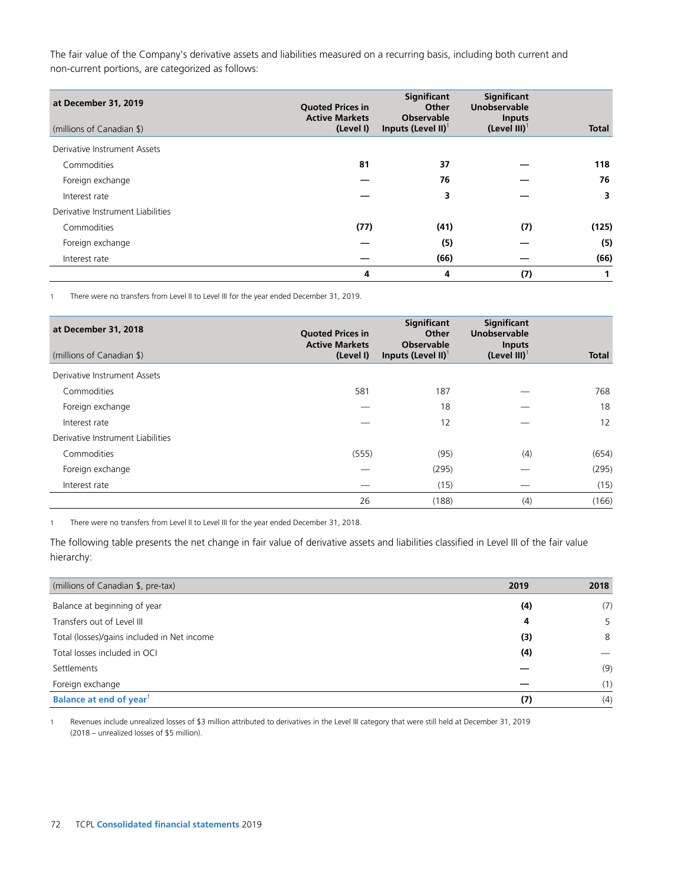The fair value of the Company's derivative assets and liabilities measured on a recurring basis, including both current and non-current portions, are categorized as follows:

| at December 31, 2019<br>(millions of Canadian $) | Quoted Prices in Active Markets (Level I) | Significant Other Observable Inputs (Level II)[1] | Significant Unobservable Inputs (Level III)[1] | Total |
|---|---|---|---|---|
| Derivative Instrument Assets | | | | |
| Commodities | **81** | **37** | **—** | **118** |
| Foreign exchange | **—** | **76** | **—** | **76** |
| Interest rate | **—** | **3** | **—** | **3** |
| Derivative Instrument Liabilities | | | | |
| Commodities | **(77)** | **(41)** | **(7)** | **(125)** |
| Foreign exchange | **—** | **(5)** | **—** | **(5)** |
| Interest rate | **—** | **(66)** | **—** | **(66)** |
| | **4** | **4** | **(7)** | **1** |

1 There were no transfers from Level II to Level III for the year ended December 31, 2019.

| at December 31, 2018<br>(millions of Canadian $) | Quoted Prices in Active Markets (Level I) | Significant Other Observable Inputs (Level II)[1] | Significant Unobservable Inputs (Level III)[1] | Total |
|---|---|---|---|---|
| Derivative Instrument Assets | | | | |
| Commodities | 581 | 187 | — | 768 |
| Foreign exchange | — | 18 | — | 18 |
| Interest rate | — | 12 | — | 12 |
| Derivative Instrument Liabilities | | | | |
| Commodities | (555) | (95) | (4) | (654) |
| Foreign exchange | — | (295) | — | (295) |
| Interest rate | — | (15) | — | (15) |
| | 26 | (188) | (4) | (166) |

1 There were no transfers from Level II to Level III for the year ended December 31, 2018.

The following table presents the net change in fair value of derivative assets and liabilities classified in Level III of the fair value hierarchy:

| (millions of Canadian $, pre-tax) | 2019 | 2018 |
|---|---|---|
| Balance at beginning of year | **(4)** | (7) |
| Transfers out of Level III | **4** | 5 |
| Total (losses)/gains included in Net income | **(3)** | 8 |
| Total losses included in OCI | **(4)** | — |
| Settlements | **—** | (9) |
| Foreign exchange | **—** | (1) |
| **Balance at end of year**[1] | **(7)** | (4) |

1 Revenues include unrealized losses of $3 million attributed to derivatives in the Level III category that were still held at December 31, 2019 (2018 – unrealized losses of $5 million).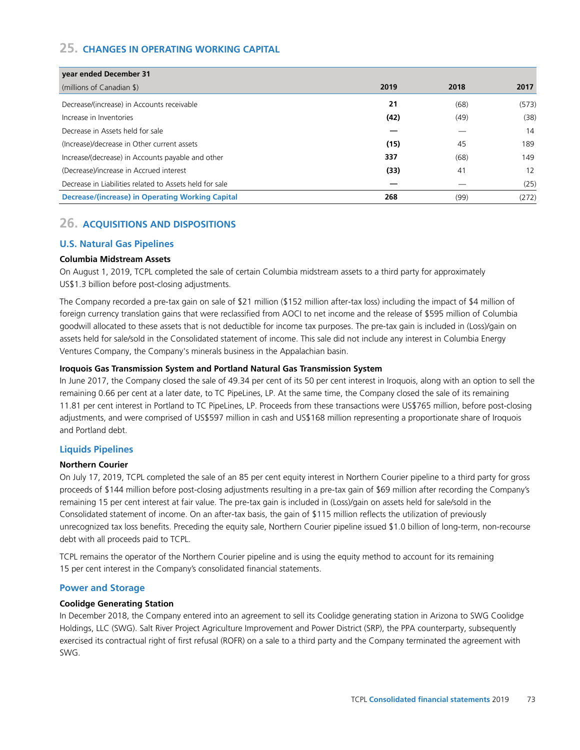## 25. CHANGES IN OPERATING WORKING CAPITAL

| year ended December 31<br>(millions of Canadian $) | 2019 | 2018 | 2017 |
|---|---|---|---|
| Decrease/(increase) in Accounts receivable | **21** | (68) | (573) |
| Increase in Inventories | **(42)** | (49) | (38) |
| Decrease in Assets held for sale | **—** | — | 14 |
| (Increase)/decrease in Other current assets | **(15)** | 45 | 189 |
| Increase/(decrease) in Accounts payable and other | **337** | (68) | 149 |
| (Decrease)/increase in Accrued interest | **(33)** | 41 | 12 |
| Decrease in Liabilities related to Assets held for sale | **—** | — | (25) |
| **Decrease/(increase) in Operating Working Capital** | **268** | (99) | (272) |

## 26. ACQUISITIONS AND DISPOSITIONS

### U.S. Natural Gas Pipelines

**Columbia Midstream Assets**

On August 1, 2019, TCPL completed the sale of certain Columbia midstream assets to a third party for approximately US$1.3 billion before post-closing adjustments.

The Company recorded a pre-tax gain on sale of $21 million ($152 million after-tax loss) including the impact of $4 million of foreign currency translation gains that were reclassified from AOCI to net income and the release of $595 million of Columbia goodwill allocated to these assets that is not deductible for income tax purposes. The pre-tax gain is included in (Loss)/gain on assets held for sale/sold in the Consolidated statement of income. This sale did not include any interest in Columbia Energy Ventures Company, the Company's minerals business in the Appalachian basin.

**Iroquois Gas Transmission System and Portland Natural Gas Transmission System**

In June 2017, the Company closed the sale of 49.34 per cent of its 50 per cent interest in Iroquois, along with an option to sell the remaining 0.66 per cent at a later date, to TC PipeLines, LP. At the same time, the Company closed the sale of its remaining 11.81 per cent interest in Portland to TC PipeLines, LP. Proceeds from these transactions were US$765 million, before post-closing adjustments, and were comprised of US$597 million in cash and US$168 million representing a proportionate share of Iroquois and Portland debt.

### Liquids Pipelines

**Northern Courier**

On July 17, 2019, TCPL completed the sale of an 85 per cent equity interest in Northern Courier pipeline to a third party for gross proceeds of $144 million before post-closing adjustments resulting in a pre-tax gain of $69 million after recording the Company's remaining 15 per cent interest at fair value. The pre-tax gain is included in (Loss)/gain on assets held for sale/sold in the Consolidated statement of income. On an after-tax basis, the gain of $115 million reflects the utilization of previously unrecognized tax loss benefits. Preceding the equity sale, Northern Courier pipeline issued $1.0 billion of long-term, non-recourse debt with all proceeds paid to TCPL.

TCPL remains the operator of the Northern Courier pipeline and is using the equity method to account for its remaining 15 per cent interest in the Company's consolidated financial statements.

### Power and Storage

**Coolidge Generating Station**

In December 2018, the Company entered into an agreement to sell its Coolidge generating station in Arizona to SWG Coolidge Holdings, LLC (SWG). Salt River Project Agriculture Improvement and Power District (SRP), the PPA counterparty, subsequently exercised its contractual right of first refusal (ROFR) on a sale to a third party and the Company terminated the agreement with SWG.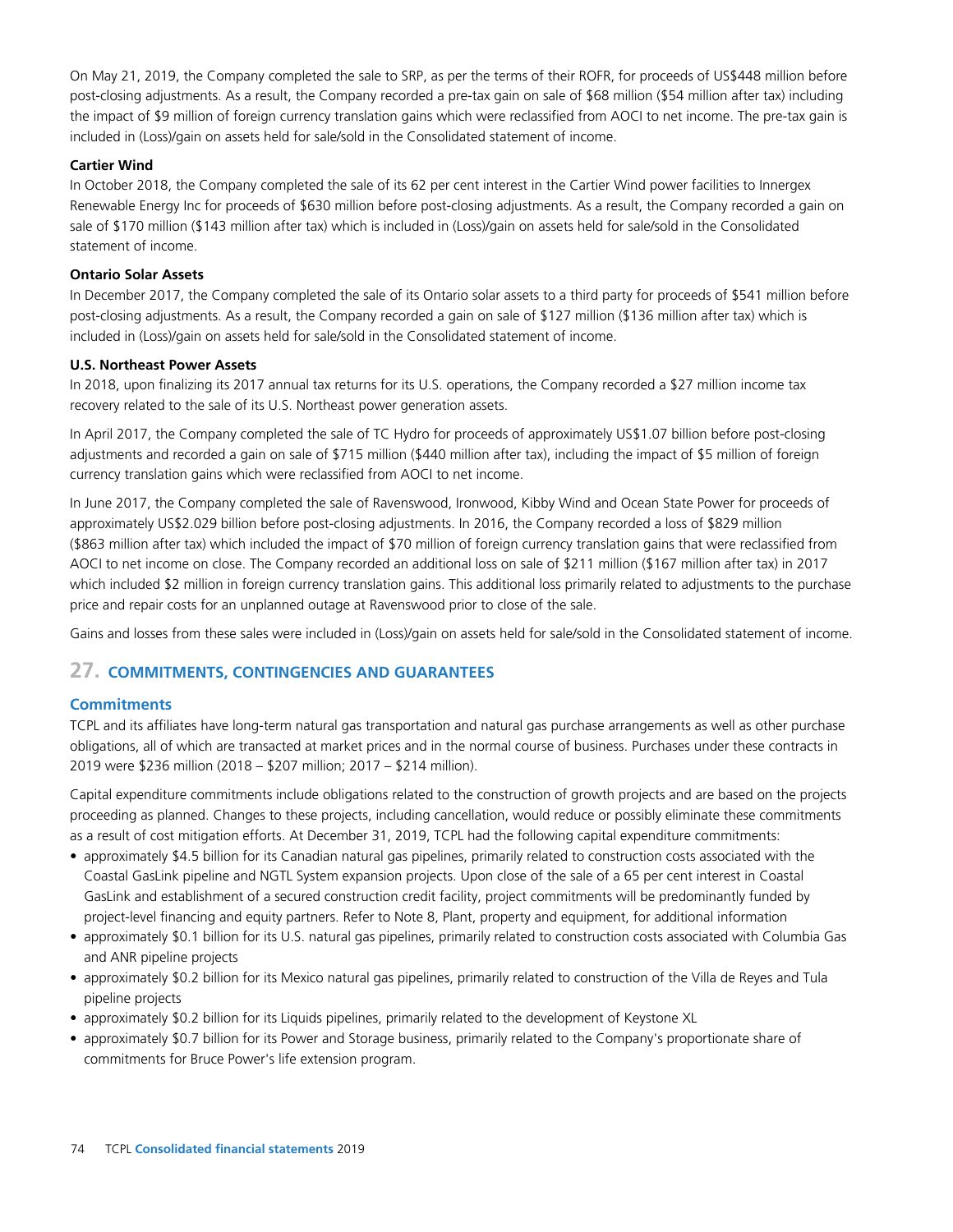On May 21, 2019, the Company completed the sale to SRP, as per the terms of their ROFR, for proceeds of US$448 million before post-closing adjustments. As a result, the Company recorded a pre-tax gain on sale of $68 million ($54 million after tax) including the impact of $9 million of foreign currency translation gains which were reclassified from AOCI to net income. The pre-tax gain is included in (Loss)/gain on assets held for sale/sold in the Consolidated statement of income.

**Cartier Wind**

In October 2018, the Company completed the sale of its 62 per cent interest in the Cartier Wind power facilities to Innergex Renewable Energy Inc for proceeds of $630 million before post-closing adjustments. As a result, the Company recorded a gain on sale of $170 million ($143 million after tax) which is included in (Loss)/gain on assets held for sale/sold in the Consolidated statement of income.

**Ontario Solar Assets**

In December 2017, the Company completed the sale of its Ontario solar assets to a third party for proceeds of $541 million before post-closing adjustments. As a result, the Company recorded a gain on sale of $127 million ($136 million after tax) which is included in (Loss)/gain on assets held for sale/sold in the Consolidated statement of income.

**U.S. Northeast Power Assets**

In 2018, upon finalizing its 2017 annual tax returns for its U.S. operations, the Company recorded a $27 million income tax recovery related to the sale of its U.S. Northeast power generation assets.

In April 2017, the Company completed the sale of TC Hydro for proceeds of approximately US$1.07 billion before post-closing adjustments and recorded a gain on sale of $715 million ($440 million after tax), including the impact of $5 million of foreign currency translation gains which were reclassified from AOCI to net income.

In June 2017, the Company completed the sale of Ravenswood, Ironwood, Kibby Wind and Ocean State Power for proceeds of approximately US$2.029 billion before post-closing adjustments. In 2016, the Company recorded a loss of $829 million ($863 million after tax) which included the impact of $70 million of foreign currency translation gains that were reclassified from AOCI to net income on close. The Company recorded an additional loss on sale of $211 million ($167 million after tax) in 2017 which included $2 million in foreign currency translation gains. This additional loss primarily related to adjustments to the purchase price and repair costs for an unplanned outage at Ravenswood prior to close of the sale.

Gains and losses from these sales were included in (Loss)/gain on assets held for sale/sold in the Consolidated statement of income.

## 27. COMMITMENTS, CONTINGENCIES AND GUARANTEES

### Commitments

TCPL and its affiliates have long-term natural gas transportation and natural gas purchase arrangements as well as other purchase obligations, all of which are transacted at market prices and in the normal course of business. Purchases under these contracts in 2019 were $236 million (2018 – $207 million; 2017 – $214 million).

Capital expenditure commitments include obligations related to the construction of growth projects and are based on the projects proceeding as planned. Changes to these projects, including cancellation, would reduce or possibly eliminate these commitments as a result of cost mitigation efforts. At December 31, 2019, TCPL had the following capital expenditure commitments:

- approximately $4.5 billion for its Canadian natural gas pipelines, primarily related to construction costs associated with the Coastal GasLink pipeline and NGTL System expansion projects. Upon close of the sale of a 65 per cent interest in Coastal GasLink and establishment of a secured construction credit facility, project commitments will be predominantly funded by project-level financing and equity partners. Refer to Note 8, Plant, property and equipment, for additional information
- approximately $0.1 billion for its U.S. natural gas pipelines, primarily related to construction costs associated with Columbia Gas and ANR pipeline projects
- approximately $0.2 billion for its Mexico natural gas pipelines, primarily related to construction of the Villa de Reyes and Tula pipeline projects
- approximately $0.2 billion for its Liquids pipelines, primarily related to the development of Keystone XL
- approximately $0.7 billion for its Power and Storage business, primarily related to the Company's proportionate share of commitments for Bruce Power's life extension program.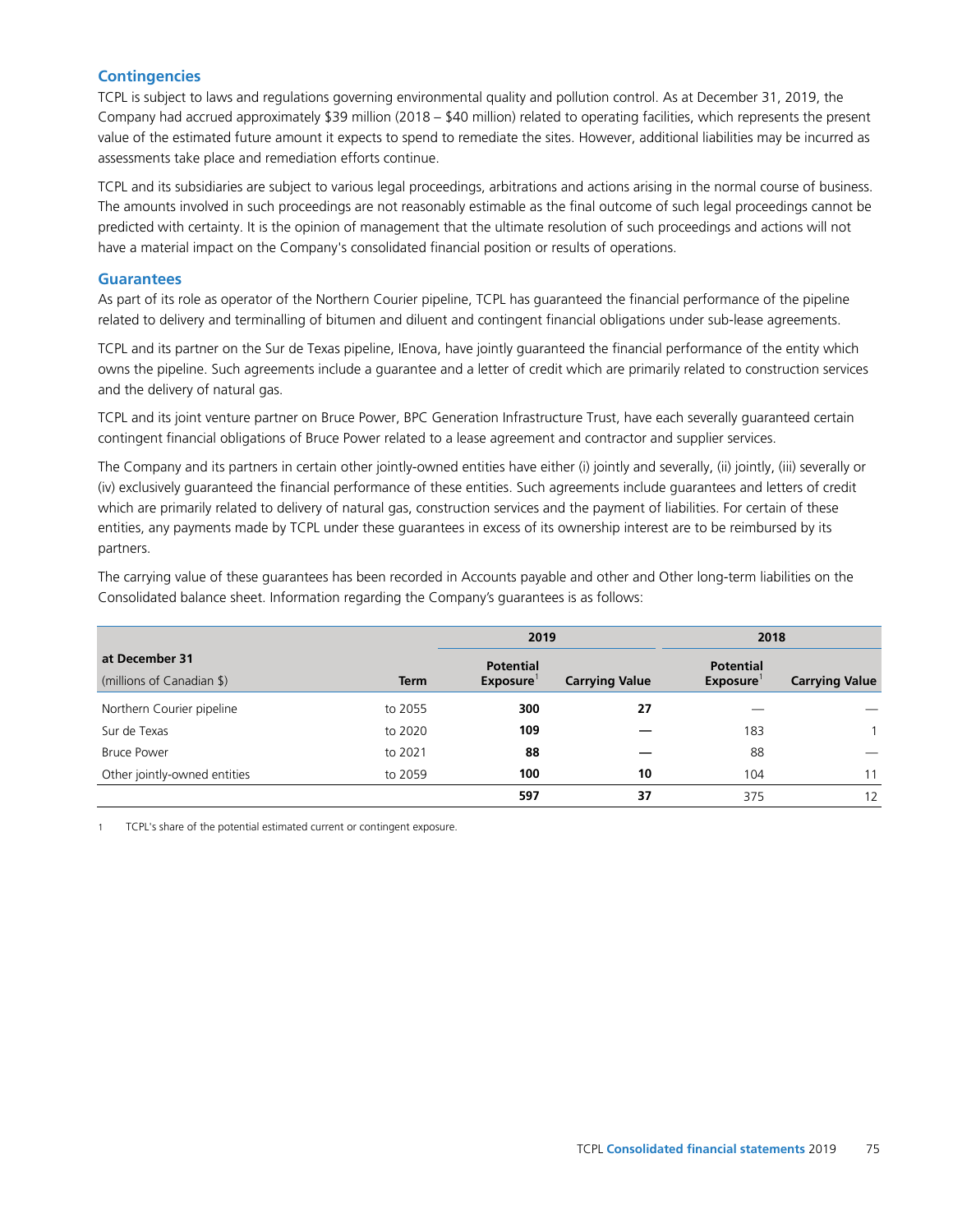## Contingencies

TCPL is subject to laws and regulations governing environmental quality and pollution control. As at December 31, 2019, the Company had accrued approximately $39 million (2018 – $40 million) related to operating facilities, which represents the present value of the estimated future amount it expects to spend to remediate the sites. However, additional liabilities may be incurred as assessments take place and remediation efforts continue.

TCPL and its subsidiaries are subject to various legal proceedings, arbitrations and actions arising in the normal course of business. The amounts involved in such proceedings are not reasonably estimable as the final outcome of such legal proceedings cannot be predicted with certainty. It is the opinion of management that the ultimate resolution of such proceedings and actions will not have a material impact on the Company's consolidated financial position or results of operations.

## Guarantees

As part of its role as operator of the Northern Courier pipeline, TCPL has guaranteed the financial performance of the pipeline related to delivery and terminalling of bitumen and diluent and contingent financial obligations under sub-lease agreements.

TCPL and its partner on the Sur de Texas pipeline, IEnova, have jointly guaranteed the financial performance of the entity which owns the pipeline. Such agreements include a guarantee and a letter of credit which are primarily related to construction services and the delivery of natural gas.

TCPL and its joint venture partner on Bruce Power, BPC Generation Infrastructure Trust, have each severally guaranteed certain contingent financial obligations of Bruce Power related to a lease agreement and contractor and supplier services.

The Company and its partners in certain other jointly-owned entities have either (i) jointly and severally, (ii) jointly, (iii) severally or (iv) exclusively guaranteed the financial performance of these entities. Such agreements include guarantees and letters of credit which are primarily related to delivery of natural gas, construction services and the payment of liabilities. For certain of these entities, any payments made by TCPL under these guarantees in excess of its ownership interest are to be reimbursed by its partners.

The carrying value of these guarantees has been recorded in Accounts payable and other and Other long-term liabilities on the Consolidated balance sheet. Information regarding the Company's guarantees is as follows:

| at December 31 | | 2019 | | 2018 | |
|---|---|---|---|---|---|
| (millions of Canadian $) | Term | Potential Exposure[1] | Carrying Value | Potential Exposure[1] | Carrying Value |
| Northern Courier pipeline | to 2055 | **300** | **27** | — | — |
| Sur de Texas | to 2020 | **109** | **—** | 183 | 1 |
| Bruce Power | to 2021 | **88** | **—** | 88 | — |
| Other jointly-owned entities | to 2059 | **100** | **10** | 104 | 11 |
| | | **597** | **37** | 375 | 12 |

1 TCPL's share of the potential estimated current or contingent exposure.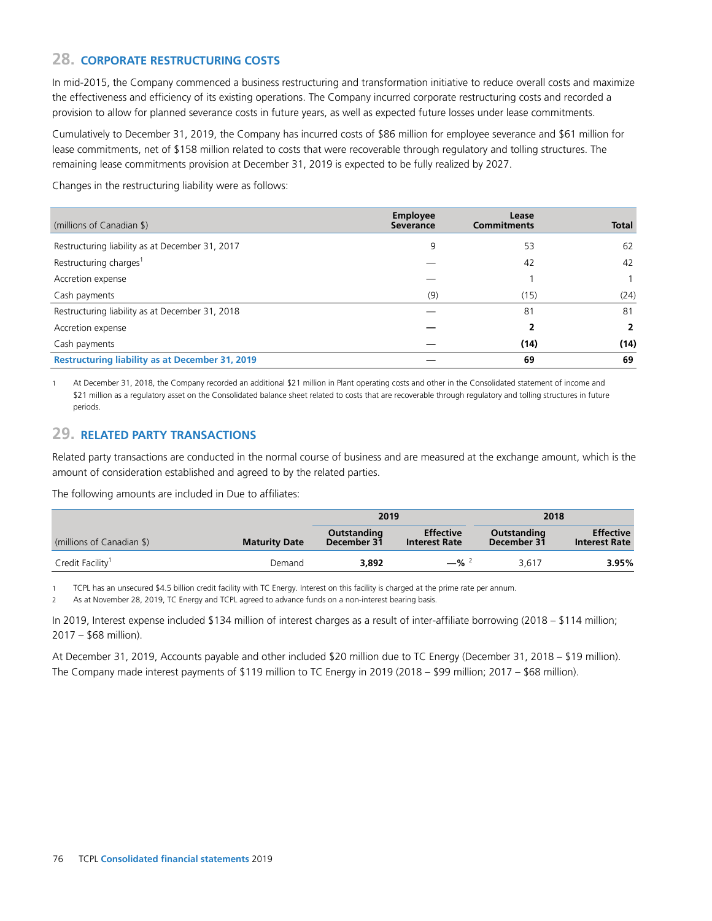## 28. CORPORATE RESTRUCTURING COSTS

In mid-2015, the Company commenced a business restructuring and transformation initiative to reduce overall costs and maximize the effectiveness and efficiency of its existing operations. The Company incurred corporate restructuring costs and recorded a provision to allow for planned severance costs in future years, as well as expected future losses under lease commitments.

Cumulatively to December 31, 2019, the Company has incurred costs of $86 million for employee severance and $61 million for lease commitments, net of $158 million related to costs that were recoverable through regulatory and tolling structures. The remaining lease commitments provision at December 31, 2019 is expected to be fully realized by 2027.

Changes in the restructuring liability were as follows:

| (millions of Canadian $) | Employee Severance | Lease Commitments | Total |
|---|---|---|---|
| Restructuring liability as at December 31, 2017 | 9 | 53 | 62 |
| Restructuring charges[1] | — | 42 | 42 |
| Accretion expense | — | 1 | 1 |
| Cash payments | (9) | (15) | (24) |
| Restructuring liability as at December 31, 2018 | — | 81 | 81 |
| Accretion expense | — | **2** | **2** |
| Cash payments | — | **(14)** | **(14)** |
| **Restructuring liability as at December 31, 2019** | — | **69** | **69** |

1 At December 31, 2018, the Company recorded an additional $21 million in Plant operating costs and other in the Consolidated statement of income and $21 million as a regulatory asset on the Consolidated balance sheet related to costs that are recoverable through regulatory and tolling structures in future periods.

## 29. RELATED PARTY TRANSACTIONS

Related party transactions are conducted in the normal course of business and are measured at the exchange amount, which is the amount of consideration established and agreed to by the related parties.

The following amounts are included in Due to affiliates:

| | | 2019 | | 2018 | |
|---|---|---|---|---|---|
| (millions of Canadian $) | Maturity Date | Outstanding December 31 | Effective Interest Rate | Outstanding December 31 | Effective Interest Rate |
| Credit Facility[1] | Demand | **3,892** | **—%** [2] | 3,617 | **3.95%** |

1 TCPL has an unsecured $4.5 billion credit facility with TC Energy. Interest on this facility is charged at the prime rate per annum.

2 As at November 28, 2019, TC Energy and TCPL agreed to advance funds on a non-interest bearing basis.

In 2019, Interest expense included $134 million of interest charges as a result of inter-affiliate borrowing (2018 – $114 million; 2017 – $68 million).

At December 31, 2019, Accounts payable and other included $20 million due to TC Energy (December 31, 2018 – $19 million). The Company made interest payments of $119 million to TC Energy in 2019 (2018 – $99 million; 2017 – $68 million).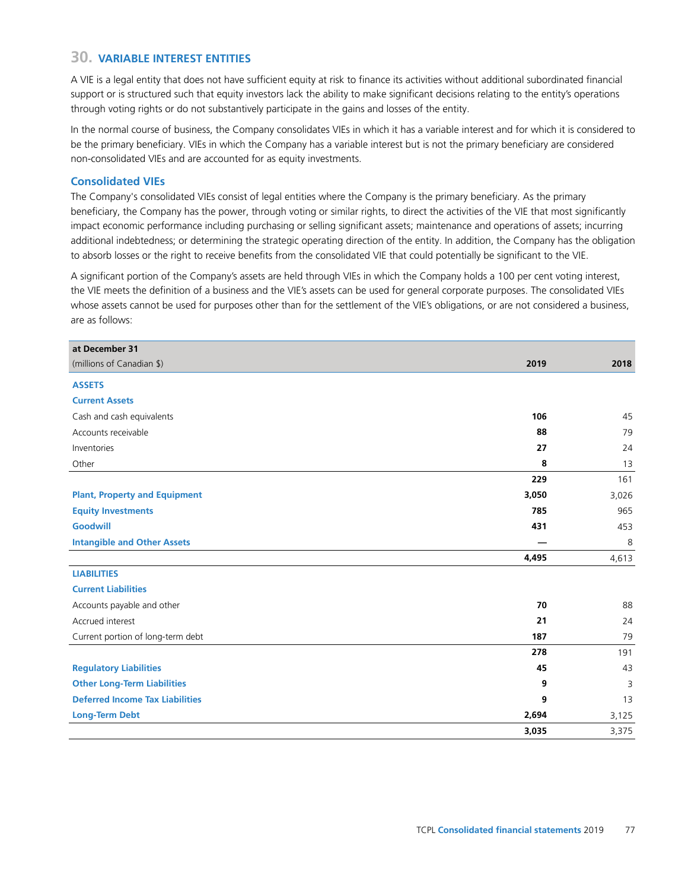## 30. VARIABLE INTEREST ENTITIES

A VIE is a legal entity that does not have sufficient equity at risk to finance its activities without additional subordinated financial support or is structured such that equity investors lack the ability to make significant decisions relating to the entity's operations through voting rights or do not substantively participate in the gains and losses of the entity.

In the normal course of business, the Company consolidates VIEs in which it has a variable interest and for which it is considered to be the primary beneficiary. VIEs in which the Company has a variable interest but is not the primary beneficiary are considered non-consolidated VIEs and are accounted for as equity investments.

### Consolidated VIEs

The Company's consolidated VIEs consist of legal entities where the Company is the primary beneficiary. As the primary beneficiary, the Company has the power, through voting or similar rights, to direct the activities of the VIE that most significantly impact economic performance including purchasing or selling significant assets; maintenance and operations of assets; incurring additional indebtedness; or determining the strategic operating direction of the entity. In addition, the Company has the obligation to absorb losses or the right to receive benefits from the consolidated VIE that could potentially be significant to the VIE.

A significant portion of the Company's assets are held through VIEs in which the Company holds a 100 per cent voting interest, the VIE meets the definition of a business and the VIE's assets can be used for general corporate purposes. The consolidated VIEs whose assets cannot be used for purposes other than for the settlement of the VIE's obligations, or are not considered a business, are as follows:

| at December 31<br>(millions of Canadian $) | 2019 | 2018 |
|---|---|---|
| **ASSETS** | | |
| **Current Assets** | | |
| Cash and cash equivalents | **106** | 45 |
| Accounts receivable | **88** | 79 |
| Inventories | **27** | 24 |
| Other | **8** | 13 |
| | **229** | 161 |
| **Plant, Property and Equipment** | **3,050** | 3,026 |
| **Equity Investments** | **785** | 965 |
| **Goodwill** | **431** | 453 |
| **Intangible and Other Assets** | **—** | 8 |
| | **4,495** | 4,613 |
| **LIABILITIES** | | |
| **Current Liabilities** | | |
| Accounts payable and other | **70** | 88 |
| Accrued interest | **21** | 24 |
| Current portion of long-term debt | **187** | 79 |
| | **278** | 191 |
| **Regulatory Liabilities** | **45** | 43 |
| **Other Long-Term Liabilities** | **9** | 3 |
| **Deferred Income Tax Liabilities** | **9** | 13 |
| **Long-Term Debt** | **2,694** | 3,125 |
| | **3,035** | 3,375 |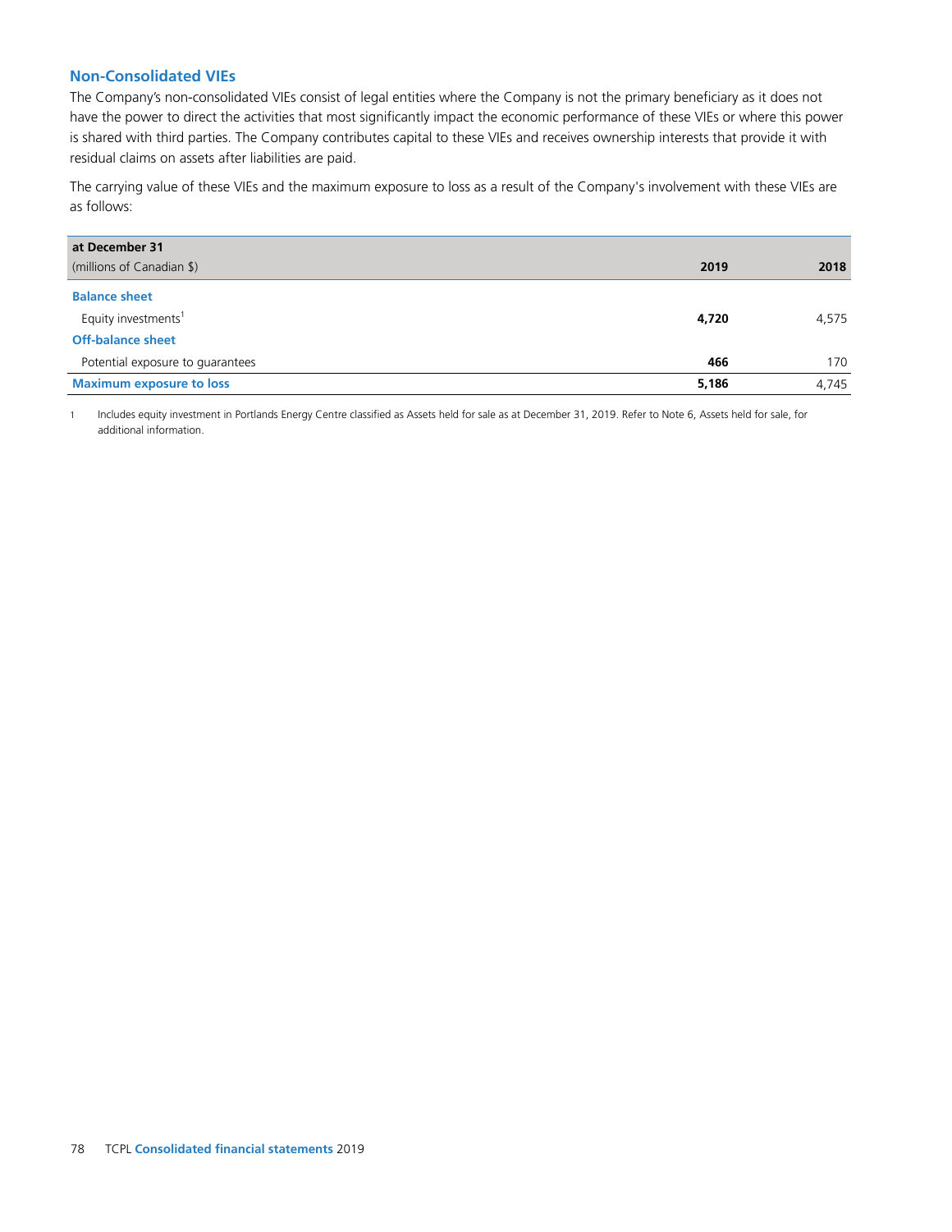## Non-Consolidated VIEs

The Company's non-consolidated VIEs consist of legal entities where the Company is not the primary beneficiary as it does not have the power to direct the activities that most significantly impact the economic performance of these VIEs or where this power is shared with third parties. The Company contributes capital to these VIEs and receives ownership interests that provide it with residual claims on assets after liabilities are paid.

The carrying value of these VIEs and the maximum exposure to loss as a result of the Company's involvement with these VIEs are as follows:

| at December 31<br>(millions of Canadian $) | 2019 | 2018 |
|---|---|---|
| **Balance sheet** | | |
| Equity investments[1] | **4,720** | 4,575 |
| **Off-balance sheet** | | |
| Potential exposure to guarantees | **466** | 170 |
| **Maximum exposure to loss** | **5,186** | 4,745 |

1 Includes equity investment in Portlands Energy Centre classified as Assets held for sale as at December 31, 2019. Refer to Note 6, Assets held for sale, for additional information.